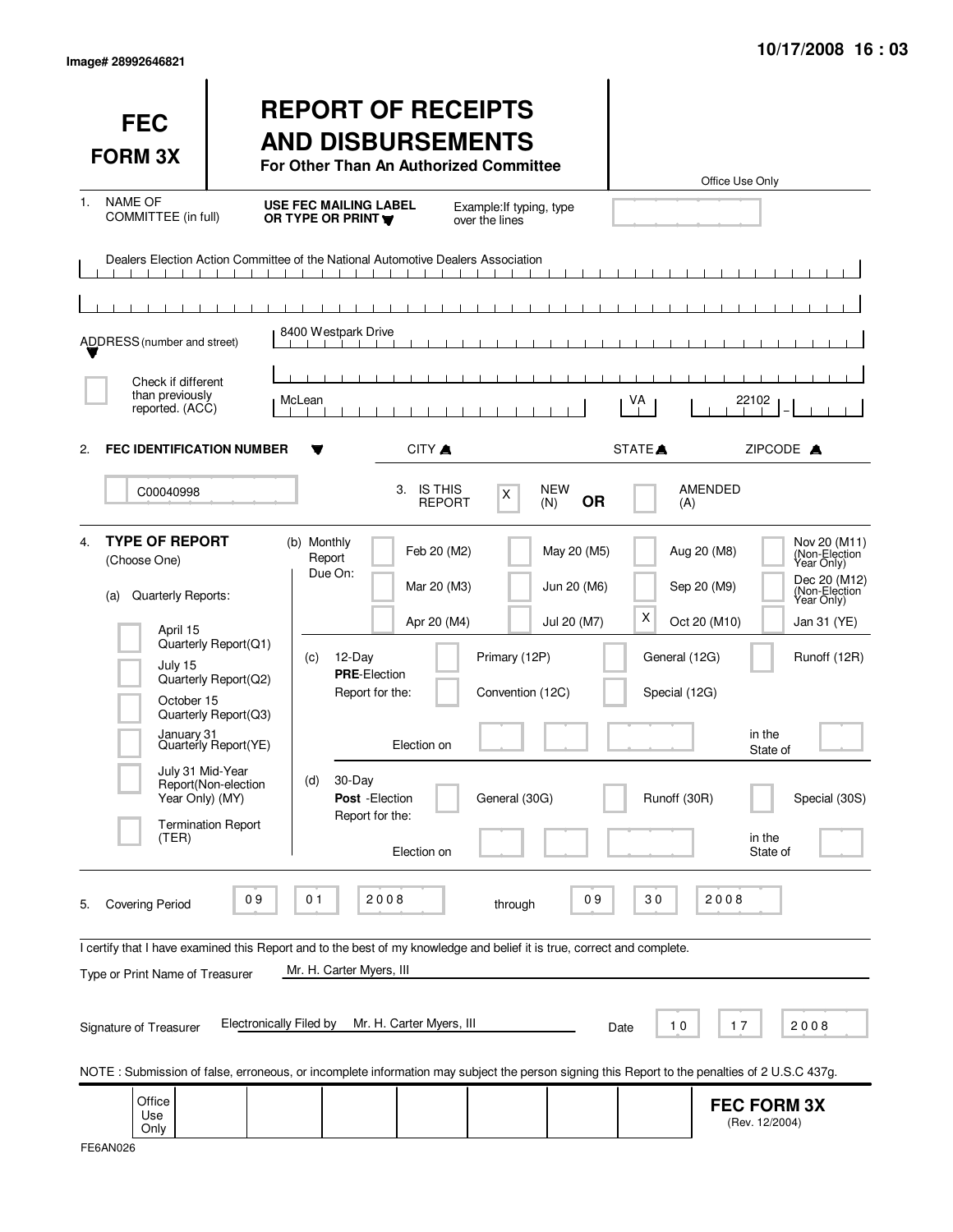Image# 28992646821

10/17/2008 16 : 03

# FEC FORM 3X

# REPORT OF RECEIPTS AND DISBURSEMENTS

**For Other Than An Authorized Committee**

Office Use Only

1. NAME OF COMMITTEE (in full) — **USE FEC MAILING LABEL OR TYPE OR PRINT** — Example: If typing, type over the lines

Dealers Election Action Committee of the National Automotive Dealers Association

ADDRESS (number and street): 8400 Westpark Drive

☐ Check if different than previously reported. (ACC)

CITY: McLean — STATE: VA — ZIPCODE: 22102

2. **FEC IDENTIFICATION NUMBER**: C00040998

3. IS THIS REPORT: [X] NEW (N) **OR** [ ] AMENDED (A)

4. **TYPE OF REPORT** (Choose One)

(a) Quarterly Reports:

- [ ] April 15 Quarterly Report (Q1)
- [ ] July 15 Quarterly Report (Q2)
- [ ] October 15 Quarterly Report (Q3)
- [ ] January 31 Quarterly Report (YE)
- [ ] July 31 Mid-Year Report (Non-election Year Only) (MY)
- [ ] Termination Report (TER)

(b) Monthly Report Due On:

- [ ] Feb 20 (M2)
- [ ] Mar 20 (M3)
- [ ] Apr 20 (M4)
- [ ] May 20 (M5)
- [ ] Jun 20 (M6)
- [ ] Jul 20 (M7)
- [ ] Aug 20 (M8)
- [ ] Sep 20 (M9)
- [X] Oct 20 (M10)
- [ ] Nov 20 (M11) (Non-Election Year Only)
- [ ] Dec 20 (M12) (Non-Election Year Only)
- [ ] Jan 31 (YE)

(c) 12-Day **PRE**-Election Report for the:

- [ ] Primary (12P)
- [ ] General (12G)
- [ ] Runoff (12R)
- [ ] Convention (12C)
- [ ] Special (12G)

Election on ______ in the State of ______

(d) 30-Day **Post**-Election Report for the:

- [ ] General (30G)
- [ ] Runoff (30R)
- [ ] Special (30S)

Election on ______ in the State of ______

5. Covering Period 09 01 2008 through 09 30 2008

I certify that I have examined this Report and to the best of my knowledge and belief it is true, correct and complete.

Type or Print Name of Treasurer: Mr. H. Carter Myers, III

Signature of Treasurer: Electronically Filed by Mr. H. Carter Myers, III — Date 10 17 2008

NOTE : Submission of false, erroneous, or incomplete information may subject the person signing this Report to the penalties of 2 U.S.C 437g.

Office Use Only

**FEC FORM 3X** (Rev. 12/2004)

FE6AN026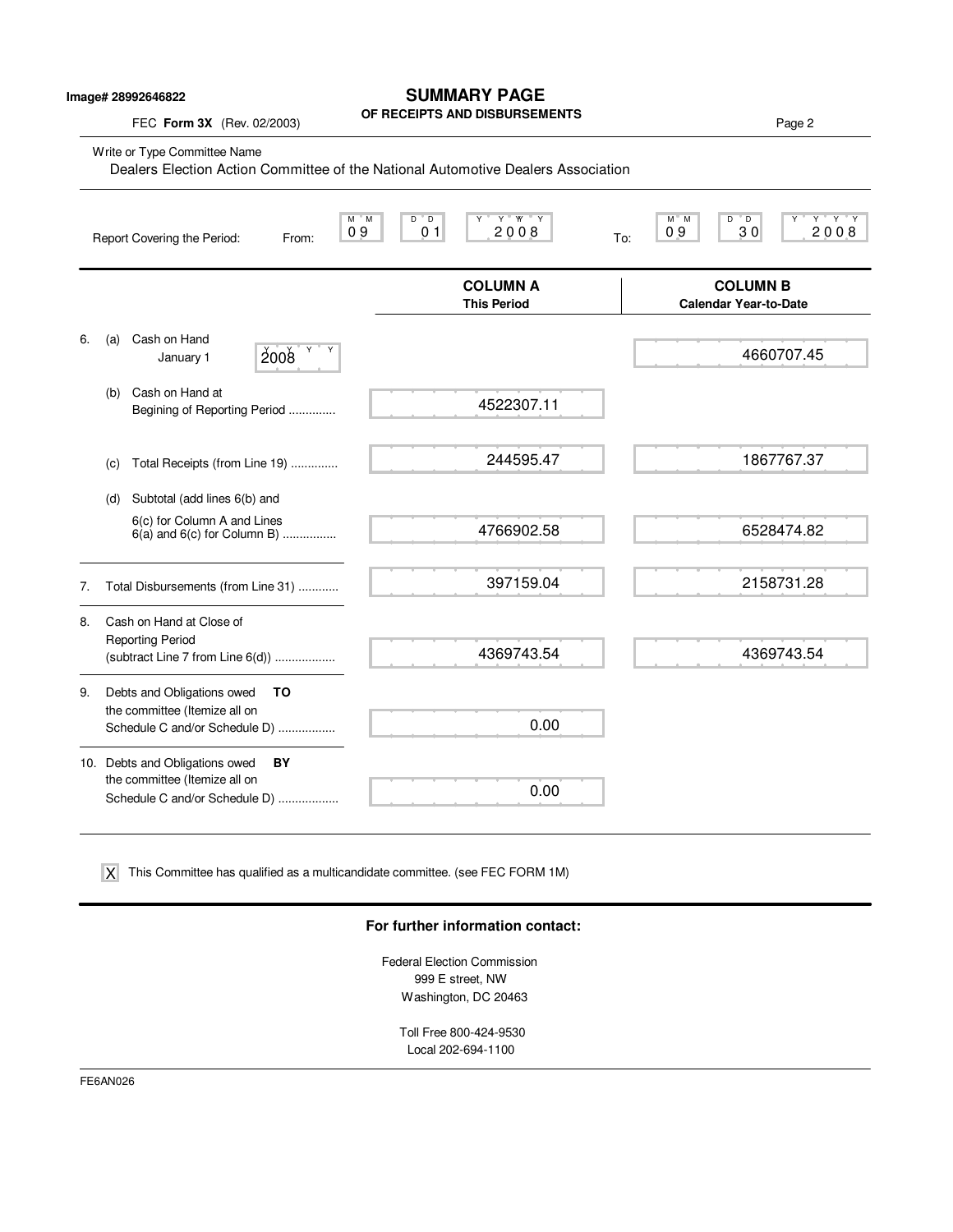Image# 28992646822

# SUMMARY PAGE
## OF RECEIPTS AND DISBURSEMENTS

FEC **Form 3X** (Rev. 02/2003)

Page 2

Write or Type Committee Name

Dealers Election Action Committee of the National Automotive Dealers Association

Report Covering the Period: From: 09 01 2008 To: 09 30 2008

| | COLUMN A This Period | COLUMN B Calendar Year-to-Date |
|---|---|---|
| 6. (a) Cash on Hand January 1 2008 | | 4660707.45 |
| (b) Cash on Hand at Begining of Reporting Period .............. | 4522307.11 | |
| (c) Total Receipts (from Line 19) .............. | 244595.47 | 1867767.37 |
| (d) Subtotal (add lines 6(b) and 6(c) for Column A and Lines 6(a) and 6(c) for Column B) ................ | 4766902.58 | 6528474.82 |
| 7. Total Disbursements (from Line 31) ............ | 397159.04 | 2158731.28 |
| 8. Cash on Hand at Close of Reporting Period (subtract Line 7 from Line 6(d)) .................. | 4369743.54 | 4369743.54 |
| 9. Debts and Obligations owed **TO** the committee (Itemize all on Schedule C and/or Schedule D) ................. | 0.00 | |
| 10. Debts and Obligations owed **BY** the committee (Itemize all on Schedule C and/or Schedule D) .................. | 0.00 | |

[X] This Committee has qualified as a multicandidate committee. (see FEC FORM 1M)

**For further information contact:**

Federal Election Commission
999 E street, NW
Washington, DC 20463

Toll Free 800-424-9530
Local 202-694-1100

FE6AN026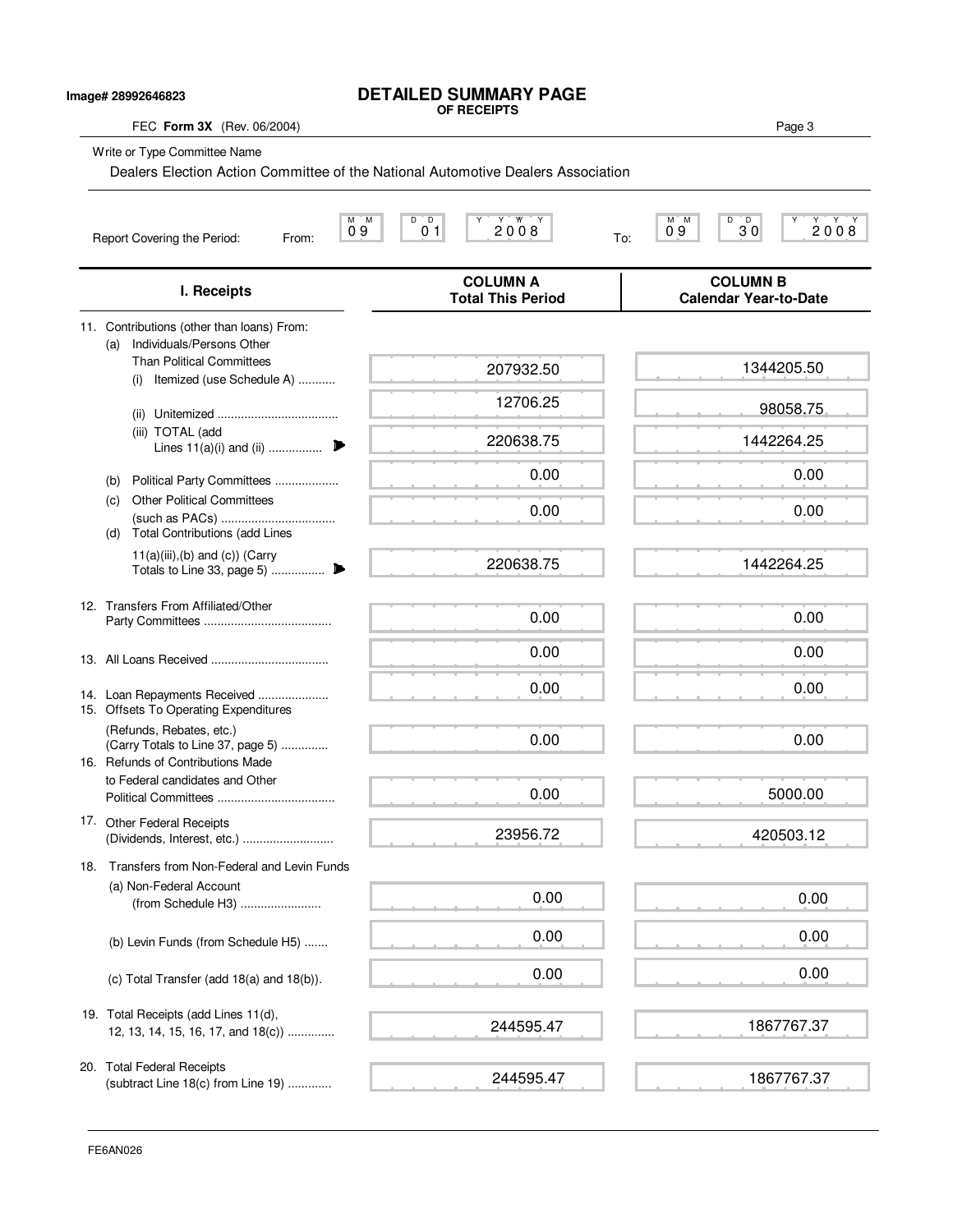Image# 28992646823

# DETAILED SUMMARY PAGE
**OF RECEIPTS**

FEC **Form 3X** (Rev. 06/2004)

Write or Type Committee Name

Dealers Election Action Committee of the National Automotive Dealers Association

Report Covering the Period: From: 09 01 2008 To: 09 30 2008

| I. Receipts | COLUMN A Total This Period | COLUMN B Calendar Year-to-Date |
|---|---|---|
| 11. Contributions (other than loans) From: | | |
| (a) Individuals/Persons Other Than Political Committees | | |
| (i) Itemized (use Schedule A) | 207932.50 | 1344205.50 |
| (ii) Unitemized | 12706.25 | 98058.75 |
| (iii) TOTAL (add Lines 11(a)(i) and (ii) | 220638.75 | 1442264.25 |
| (b) Political Party Committees | 0.00 | 0.00 |
| (c) Other Political Committees (such as PACs) | 0.00 | 0.00 |
| (d) Total Contributions (add Lines 11(a)(iii),(b) and (c)) (Carry Totals to Line 33, page 5) | 220638.75 | 1442264.25 |
| 12. Transfers From Affiliated/Other Party Committees | 0.00 | 0.00 |
| 13. All Loans Received | 0.00 | 0.00 |
| 14. Loan Repayments Received | 0.00 | 0.00 |
| 15. Offsets To Operating Expenditures (Refunds, Rebates, etc.) (Carry Totals to Line 37, page 5) | 0.00 | 0.00 |
| 16. Refunds of Contributions Made to Federal candidates and Other Political Committees | 0.00 | 5000.00 |
| 17. Other Federal Receipts (Dividends, Interest, etc.) | 23956.72 | 420503.12 |
| 18. Transfers from Non-Federal and Levin Funds | | |
| (a) Non-Federal Account (from Schedule H3) | 0.00 | 0.00 |
| (b) Levin Funds (from Schedule H5) | 0.00 | 0.00 |
| (c) Total Transfer (add 18(a) and 18(b)). | 0.00 | 0.00 |
| 19. Total Receipts (add Lines 11(d), 12, 13, 14, 15, 16, 17, and 18(c)) | 244595.47 | 1867767.37 |
| 20. Total Federal Receipts (subtract Line 18(c) from Line 19) | 244595.47 | 1867767.37 |

FE6AN026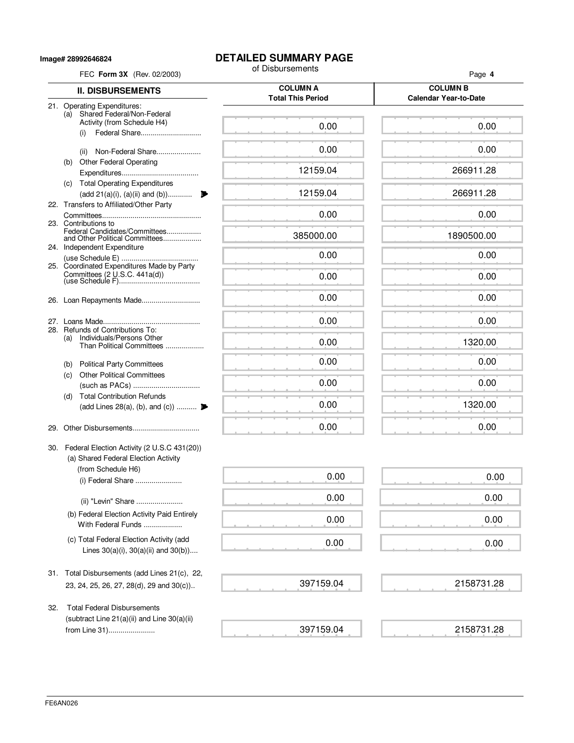Image# 28992646824

# DETAILED SUMMARY PAGE

of Disbursements

FEC **Form 3X** (Rev. 02/2003)

| II. DISBURSEMENTS | COLUMN A Total This Period | COLUMN B Calendar Year-to-Date |
|---|---|---|
| 21. Operating Expenditures: (a) Shared Federal/Non-Federal Activity (from Schedule H4) (i) Federal Share | 0.00 | 0.00 |
| (ii) Non-Federal Share | 0.00 | 0.00 |
| (b) Other Federal Operating Expenditures | 12159.04 | 266911.28 |
| (c) Total Operating Expenditures (add 21(a)(i), (a)(ii) and (b)) | 12159.04 | 266911.28 |
| 22. Transfers to Affiliated/Other Party Committees | 0.00 | 0.00 |
| 23. Contributions to Federal Candidates/Committees and Other Political Committees | 385000.00 | 1890500.00 |
| 24. Independent Expenditure (use Schedule E) | 0.00 | 0.00 |
| 25. Coordinated Expenditures Made by Party Committees (2 U.S.C. 441a(d)) (use Schedule F) | 0.00 | 0.00 |
| 26. Loan Repayments Made | 0.00 | 0.00 |
| 27. Loans Made | 0.00 | 0.00 |
| 28. Refunds of Contributions To: (a) Individuals/Persons Other Than Political Committees | 0.00 | 1320.00 |
| (b) Political Party Committees | 0.00 | 0.00 |
| (c) Other Political Committees (such as PACs) | 0.00 | 0.00 |
| (d) Total Contribution Refunds (add Lines 28(a), (b), and (c)) | 0.00 | 1320.00 |
| 29. Other Disbursements | 0.00 | 0.00 |
| 30. Federal Election Activity (2 U.S.C 431(20)) (a) Shared Federal Election Activity (from Schedule H6) (i) Federal Share | 0.00 | 0.00 |
| (ii) "Levin" Share | 0.00 | 0.00 |
| (b) Federal Election Activity Paid Entirely With Federal Funds | 0.00 | 0.00 |
| (c) Total Federal Election Activity (add Lines 30(a)(i), 30(a)(ii) and 30(b)) | 0.00 | 0.00 |
| 31. Total Disbursements (add Lines 21(c), 22, 23, 24, 25, 26, 27, 28(d), 29 and 30(c)) | 397159.04 | 2158731.28 |
| 32. Total Federal Disbursements (subtract Line 21(a)(ii) and Line 30(a)(ii) from Line 31) | 397159.04 | 2158731.28 |

FE6AN026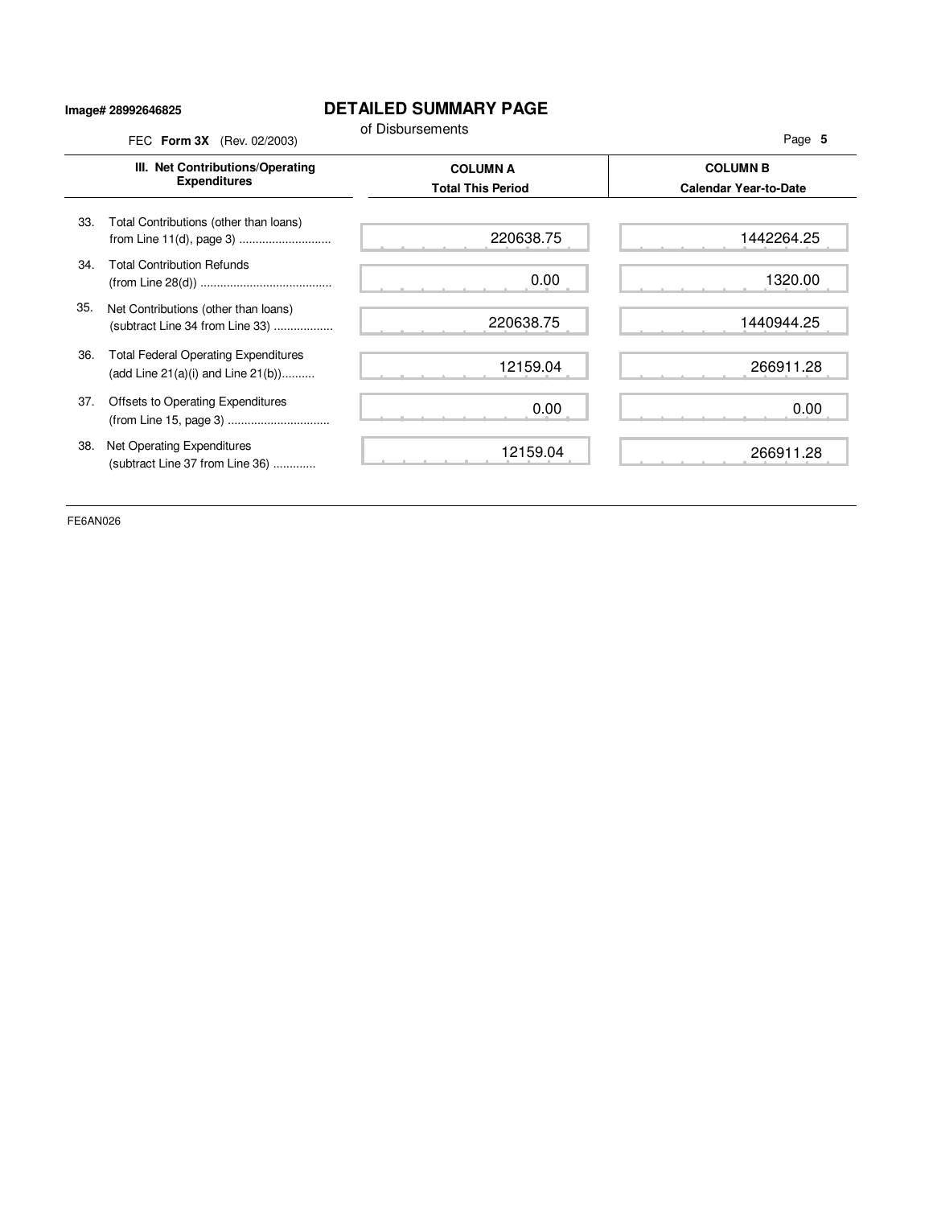Image# 28992646825

# DETAILED SUMMARY PAGE

of Disbursements

FEC **Form 3X** (Rev. 02/2003)

| III. Net Contributions/Operating Expenditures | COLUMN A Total This Period | COLUMN B Calendar Year-to-Date |
|---|---|---|
| 33. Total Contributions (other than loans) from Line 11(d), page 3) | 220638.75 | 1442264.25 |
| 34. Total Contribution Refunds (from Line 28(d)) | 0.00 | 1320.00 |
| 35. Net Contributions (other than loans) (subtract Line 34 from Line 33) | 220638.75 | 1440944.25 |
| 36. Total Federal Operating Expenditures (add Line 21(a)(i) and Line 21(b)) | 12159.04 | 266911.28 |
| 37. Offsets to Operating Expenditures (from Line 15, page 3) | 0.00 | 0.00 |
| 38. Net Operating Expenditures (subtract Line 37 from Line 36) | 12159.04 | 266911.28 |

FE6AN026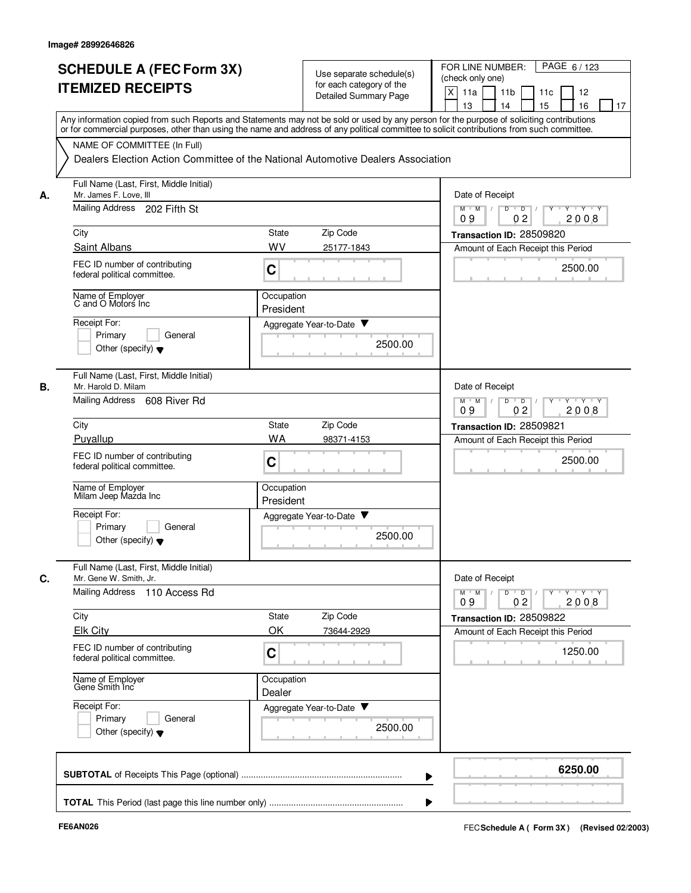Image# 28992646826

# SCHEDULE A (FEC Form 3X) ITEMIZED RECEIPTS

Use separate schedule(s) for each category of the Detailed Summary Page

FOR LINE NUMBER: (check only one)

[X] 11a [ ] 11b [ ] 11c [ ] 12 [ ] 13 [ ] 14 [ ] 15 [ ] 16 [ ] 17

PAGE 6 / 123

Any information copied from such Reports and Statements may not be sold or used by any person for the purpose of soliciting contributions or for commercial purposes, other than using the name and address of any political committee to solicit contributions from such committee.

NAME OF COMMITTEE (In Full)

Dealers Election Action Committee of the National Automotive Dealers Association

---

**A.**

Full Name (Last, First, Middle Initial): Mr. James F. Love, III

Mailing Address: 202 Fifth St

City: Saint Albans | State: WV | Zip Code: 25177-1843

FEC ID number of contributing federal political committee: C

Name of Employer: C and O Motors Inc

Occupation: President

Receipt For: Primary / General / Other (specify)

Aggregate Year-to-Date: 2500.00

Date of Receipt: 09 02 2008

Transaction ID: 28509820

Amount of Each Receipt this Period: 2500.00

---

**B.**

Full Name (Last, First, Middle Initial): Mr. Harold D. Milam

Mailing Address: 608 River Rd

City: Puyallup | State: WA | Zip Code: 98371-4153

FEC ID number of contributing federal political committee: C

Name of Employer: Milam Jeep Mazda Inc

Occupation: President

Receipt For: Primary / General / Other (specify)

Aggregate Year-to-Date: 2500.00

Date of Receipt: 09 02 2008

Transaction ID: 28509821

Amount of Each Receipt this Period: 2500.00

---

**C.**

Full Name (Last, First, Middle Initial): Mr. Gene W. Smith, Jr.

Mailing Address: 110 Access Rd

City: Elk City | State: OK | Zip Code: 73644-2929

FEC ID number of contributing federal political committee: C

Name of Employer: Gene Smith Inc

Occupation: Dealer

Receipt For: Primary / General / Other (specify)

Aggregate Year-to-Date: 2500.00

Date of Receipt: 09 02 2008

Transaction ID: 28509822

Amount of Each Receipt this Period: 1250.00

---

**SUBTOTAL** of Receipts This Page (optional): 6250.00

**TOTAL** This Period (last page this line number only):

FE6AN026

FEC Schedule A ( Form 3X ) (Revised 02/2003)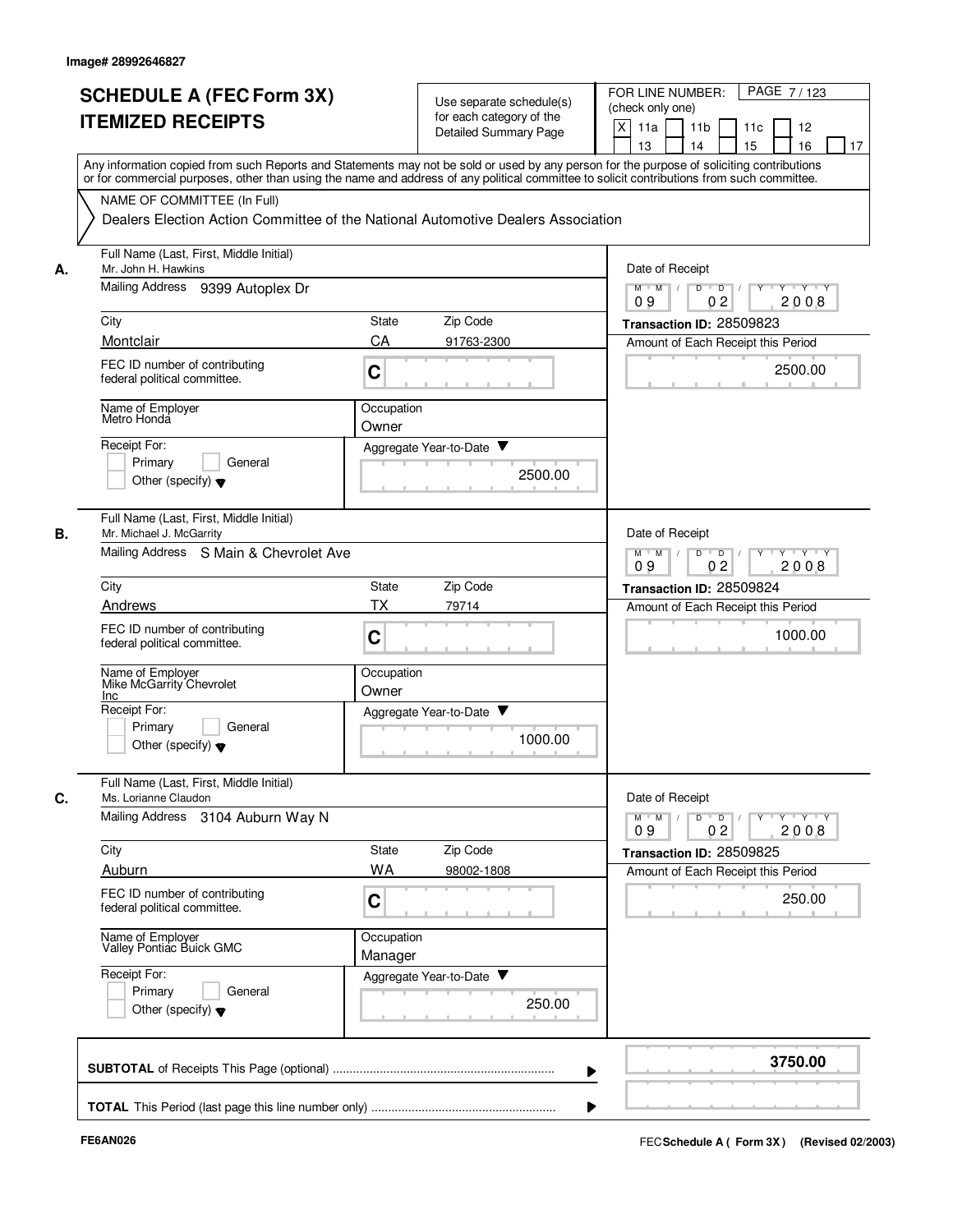Image# 28992646827

# SCHEDULE A (FEC Form 3X) ITEMIZED RECEIPTS

Use separate schedule(s) for each category of the Detailed Summary Page

FOR LINE NUMBER: (check only one)

[X] 11a [ ] 11b [ ] 11c [ ] 12 [ ] 13 [ ] 14 [ ] 15 [ ] 16 [ ] 17

PAGE 7 / 123

Any information copied from such Reports and Statements may not be sold or used by any person for the purpose of soliciting contributions or for commercial purposes, other than using the name and address of any political committee to solicit contributions from such committee.

NAME OF COMMITTEE (In Full)

Dealers Election Action Committee of the National Automotive Dealers Association

---

**A.**

Full Name (Last, First, Middle Initial): Mr. John H. Hawkins

Mailing Address: 9399 Autoplex Dr

City: Montclair | State: CA | Zip Code: 91763-2300

FEC ID number of contributing federal political committee: C

Name of Employer: Metro Honda

Occupation: Owner

Receipt For: [ ] Primary [ ] General [ ] Other (specify)

Aggregate Year-to-Date: 2500.00

Date of Receipt: 09 02 2008

Transaction ID: 28509823

Amount of Each Receipt this Period: 2500.00

---

**B.**

Full Name (Last, First, Middle Initial): Mr. Michael J. McGarrity

Mailing Address: S Main & Chevrolet Ave

City: Andrews | State: TX | Zip Code: 79714

FEC ID number of contributing federal political committee: C

Name of Employer: Mike McGarrity Chevrolet Inc

Occupation: Owner

Receipt For: [ ] Primary [ ] General [ ] Other (specify)

Aggregate Year-to-Date: 1000.00

Date of Receipt: 09 02 2008

Transaction ID: 28509824

Amount of Each Receipt this Period: 1000.00

---

**C.**

Full Name (Last, First, Middle Initial): Ms. Lorianne Claudon

Mailing Address: 3104 Auburn Way N

City: Auburn | State: WA | Zip Code: 98002-1808

FEC ID number of contributing federal political committee: C

Name of Employer: Valley Pontiac Buick GMC

Occupation: Manager

Receipt For: [ ] Primary [ ] General [ ] Other (specify)

Aggregate Year-to-Date: 250.00

Date of Receipt: 09 02 2008

Transaction ID: 28509825

Amount of Each Receipt this Period: 250.00

---

**SUBTOTAL** of Receipts This Page (optional): **3750.00**

**TOTAL** This Period (last page this line number only):

FE6AN026

FEC Schedule A ( Form 3X ) (Revised 02/2003)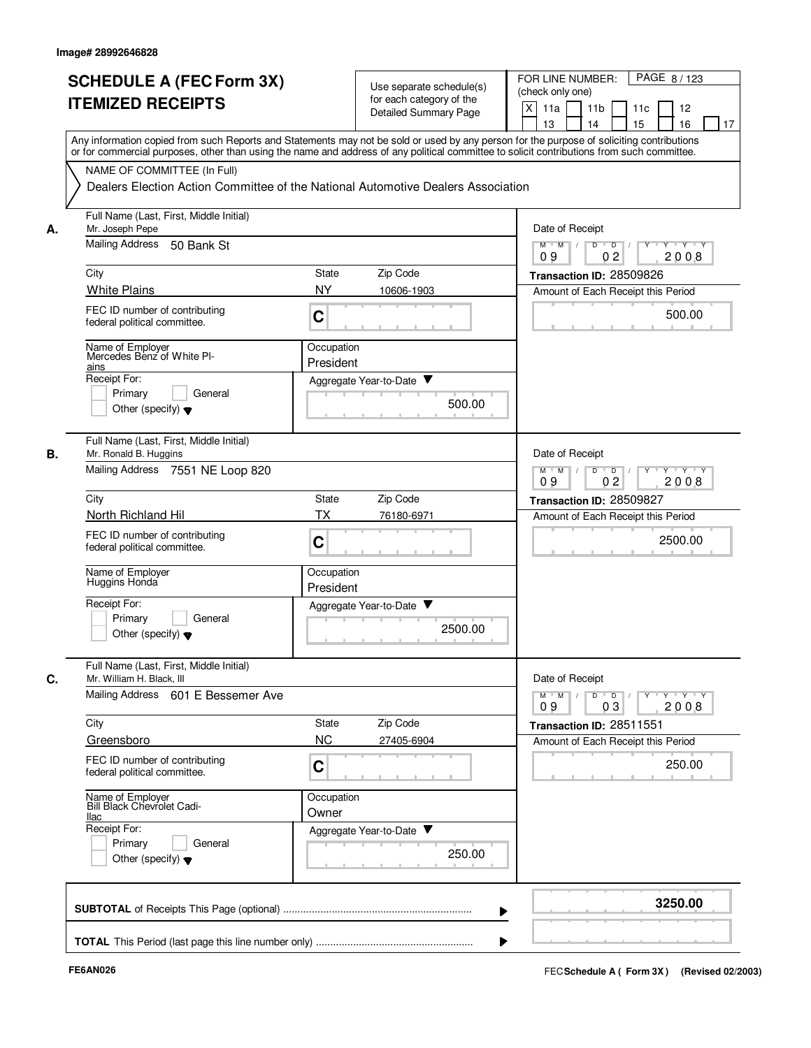Image# 28992646828

# SCHEDULE A (FEC Form 3X) ITEMIZED RECEIPTS

Use separate schedule(s) for each category of the Detailed Summary Page

FOR LINE NUMBER: (check only one)

- [X] 11a
- [ ] 11b
- [ ] 11c
- [ ] 12
- [ ] 13
- [ ] 14
- [ ] 15
- [ ] 16
- [ ] 17

Any information copied from such Reports and Statements may not be sold or used by any person for the purpose of soliciting contributions or for commercial purposes, other than using the name and address of any political committee to solicit contributions from such committee.

NAME OF COMMITTEE (In Full)

Dealers Election Action Committee of the National Automotive Dealers Association

---

**A.** Full Name (Last, First, Middle Initial): Mr. Joseph Pepe

Mailing Address: 50 Bank St

City: White Plains | State: NY | Zip Code: 10606-1903

FEC ID number of contributing federal political committee: C

Name of Employer: Mercedes Benz of White Plains

Occupation: President

Receipt For: Primary / General / Other (specify)

Aggregate Year-to-Date: 500.00

Date of Receipt: 09/02/2008

Transaction ID: 28509826

Amount of Each Receipt this Period: 500.00

---

**B.** Full Name (Last, First, Middle Initial): Mr. Ronald B. Huggins

Mailing Address: 7551 NE Loop 820

City: North Richland Hil | State: TX | Zip Code: 76180-6971

FEC ID number of contributing federal political committee: C

Name of Employer: Huggins Honda

Occupation: President

Receipt For: Primary / General / Other (specify)

Aggregate Year-to-Date: 2500.00

Date of Receipt: 09/02/2008

Transaction ID: 28509827

Amount of Each Receipt this Period: 2500.00

---

**C.** Full Name (Last, First, Middle Initial): Mr. William H. Black, III

Mailing Address: 601 E Bessemer Ave

City: Greensboro | State: NC | Zip Code: 27405-6904

FEC ID number of contributing federal political committee: C

Name of Employer: Bill Black Chevrolet Cadillac

Occupation: Owner

Receipt For: Primary / General / Other (specify)

Aggregate Year-to-Date: 250.00

Date of Receipt: 09/03/2008

Transaction ID: 28511551

Amount of Each Receipt this Period: 250.00

---

**SUBTOTAL** of Receipts This Page (optional): **3250.00**

**TOTAL** This Period (last page this line number only):

FE6AN026

FEC **Schedule A ( Form 3X)** (Revised 02/2003)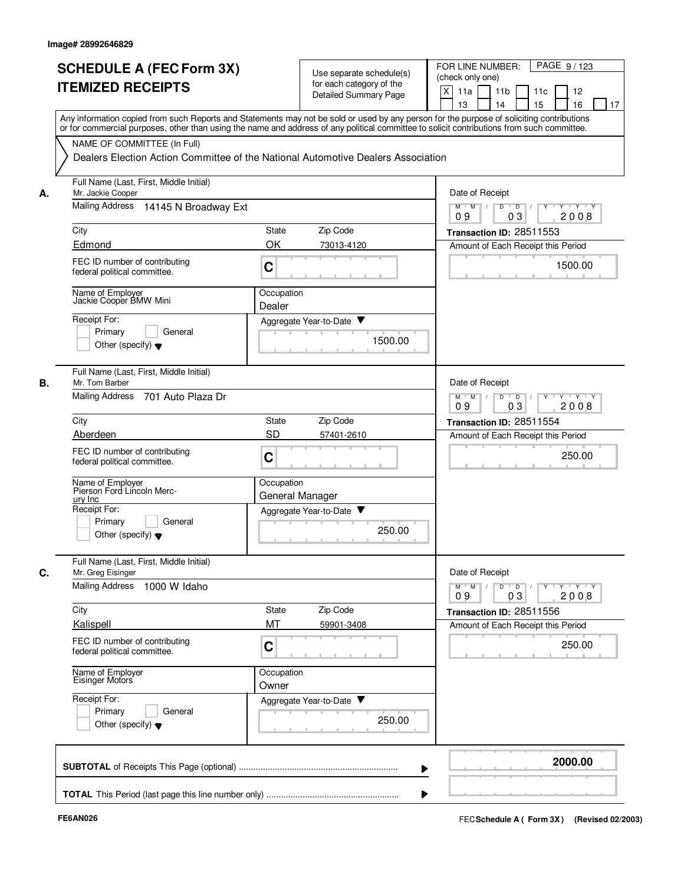Image# 28992646829

# SCHEDULE A (FEC Form 3X)
# ITEMIZED RECEIPTS

Use separate schedule(s) for each category of the Detailed Summary Page

FOR LINE NUMBER: (check only one)

[X] 11a [ ] 11b [ ] 11c [ ] 12 [ ] 13 [ ] 14 [ ] 15 [ ] 16 [ ] 17

PAGE 9 / 123

Any information copied from such Reports and Statements may not be sold or used by any person for the purpose of soliciting contributions or for commercial purposes, other than using the name and address of any political committee to solicit contributions from such committee.

NAME OF COMMITTEE (In Full)

Dealers Election Action Committee of the National Automotive Dealers Association

---

**A.**

Full Name (Last, First, Middle Initial): Mr. Jackie Cooper

Mailing Address: 14145 N Broadway Ext

City: Edmond | State: OK | Zip Code: 73013-4120

FEC ID number of contributing federal political committee: C

Name of Employer: Jackie Cooper BMW Mini

Occupation: Dealer

Receipt For: [ ] Primary [ ] General [ ] Other (specify)

Aggregate Year-to-Date: 1500.00

Date of Receipt: 09 / 03 / 2008

Transaction ID: 28511553

Amount of Each Receipt this Period: 1500.00

---

**B.**

Full Name (Last, First, Middle Initial): Mr. Tom Barber

Mailing Address: 701 Auto Plaza Dr

City: Aberdeen | State: SD | Zip Code: 57401-2610

FEC ID number of contributing federal political committee: C

Name of Employer: Pierson Ford Lincoln Mercury Inc

Occupation: General Manager

Receipt For: [ ] Primary [ ] General [ ] Other (specify)

Aggregate Year-to-Date: 250.00

Date of Receipt: 09 / 03 / 2008

Transaction ID: 28511554

Amount of Each Receipt this Period: 250.00

---

**C.**

Full Name (Last, First, Middle Initial): Mr. Greg Eisinger

Mailing Address: 1000 W Idaho

City: Kalispell | State: MT | Zip Code: 59901-3408

FEC ID number of contributing federal political committee: C

Name of Employer: Eisinger Motors

Occupation: Owner

Receipt For: [ ] Primary [ ] General [ ] Other (specify)

Aggregate Year-to-Date: 250.00

Date of Receipt: 09 / 03 / 2008

Transaction ID: 28511556

Amount of Each Receipt this Period: 250.00

---

**SUBTOTAL** of Receipts This Page (optional): **2000.00**

**TOTAL** This Period (last page this line number only):

FE6AN026

FEC Schedule A ( Form 3X ) (Revised 02/2003)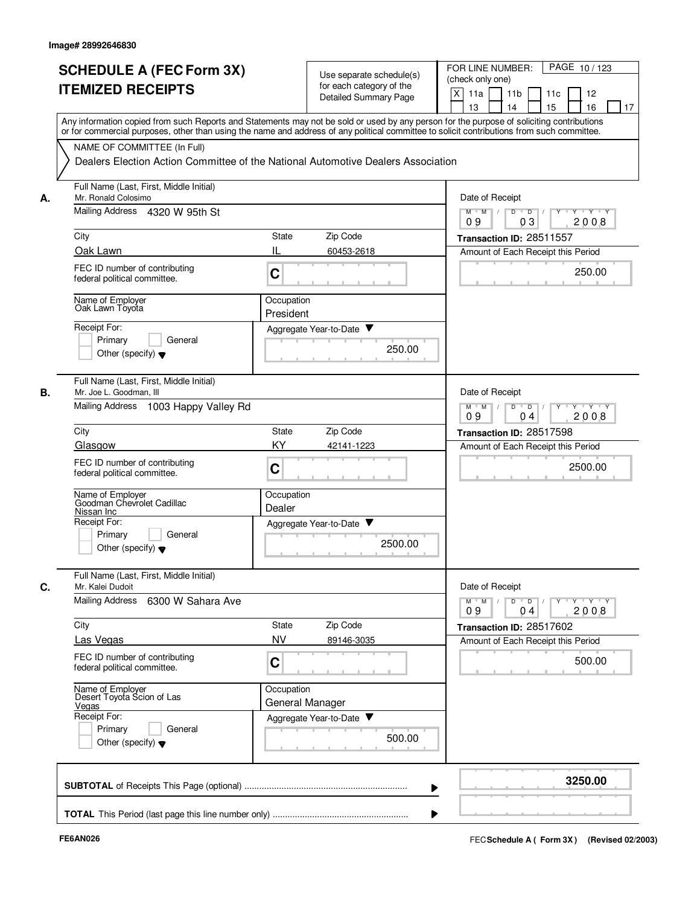Image# 28992646830

# SCHEDULE A (FEC Form 3X)
# ITEMIZED RECEIPTS

Use separate schedule(s) for each category of the Detailed Summary Page

FOR LINE NUMBER: (check only one)

- [X] 11a
- [ ] 11b
- [ ] 11c
- [ ] 12
- [ ] 13
- [ ] 14
- [ ] 15
- [ ] 16
- [ ] 17

Any information copied from such Reports and Statements may not be sold or used by any person for the purpose of soliciting contributions or for commercial purposes, other than using the name and address of any political committee to solicit contributions from such committee.

NAME OF COMMITTEE (In Full)

Dealers Election Action Committee of the National Automotive Dealers Association

---

**A.**

Full Name (Last, First, Middle Initial): Mr. Ronald Colosimo

Mailing Address: 4320 W 95th St

City: Oak Lawn | State: IL | Zip Code: 60453-2618

FEC ID number of contributing federal political committee: C

Name of Employer: Oak Lawn Toyota

Occupation: President

Receipt For: Primary / General / Other (specify)

Aggregate Year-to-Date: 250.00

Date of Receipt: 09 / 03 / 2008

Transaction ID: 28511557

Amount of Each Receipt this Period: 250.00

---

**B.**

Full Name (Last, First, Middle Initial): Mr. Joe L. Goodman, III

Mailing Address: 1003 Happy Valley Rd

City: Glasgow | State: KY | Zip Code: 42141-1223

FEC ID number of contributing federal political committee: C

Name of Employer: Goodman Chevrolet Cadillac Nissan Inc

Occupation: Dealer

Receipt For: Primary / General / Other (specify)

Aggregate Year-to-Date: 2500.00

Date of Receipt: 09 / 04 / 2008

Transaction ID: 28517598

Amount of Each Receipt this Period: 2500.00

---

**C.**

Full Name (Last, First, Middle Initial): Mr. Kalei Dudoit

Mailing Address: 6300 W Sahara Ave

City: Las Vegas | State: NV | Zip Code: 89146-3035

FEC ID number of contributing federal political committee: C

Name of Employer: Desert Toyota Scion of Las Vegas

Occupation: General Manager

Receipt For: Primary / General / Other (specify)

Aggregate Year-to-Date: 500.00

Date of Receipt: 09 / 04 / 2008

Transaction ID: 28517602

Amount of Each Receipt this Period: 500.00

---

**SUBTOTAL** of Receipts This Page (optional): **3250.00**

**TOTAL** This Period (last page this line number only):

FE6AN026

FEC **Schedule A ( Form 3X)** (Revised 02/2003)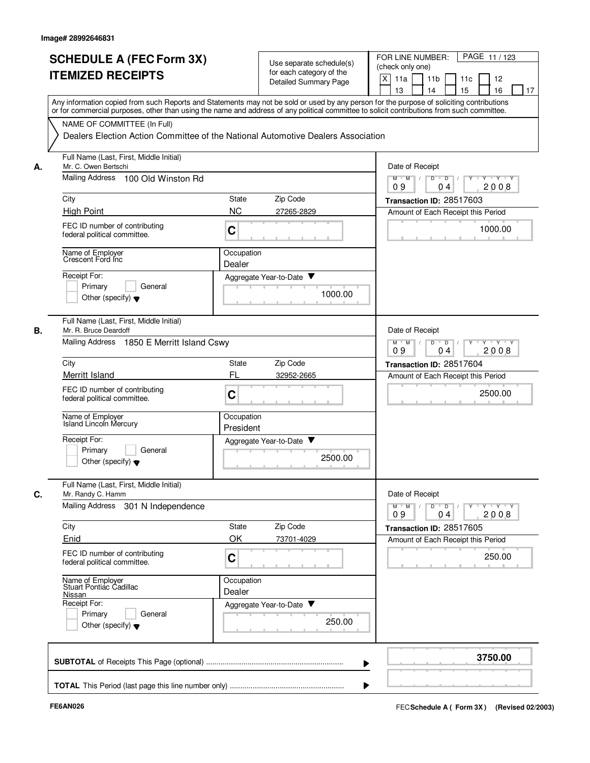Image# 28992646831

# SCHEDULE A (FEC Form 3X)
# ITEMIZED RECEIPTS

Use separate schedule(s) for each category of the Detailed Summary Page

FOR LINE NUMBER: (check only one)

[X] 11a [ ] 11b [ ] 11c [ ] 12 [ ] 13 [ ] 14 [ ] 15 [ ] 16 [ ] 17

PAGE 11 / 123

Any information copied from such Reports and Statements may not be sold or used by any person for the purpose of soliciting contributions or for commercial purposes, other than using the name and address of any political committee to solicit contributions from such committee.

NAME OF COMMITTEE (In Full)

Dealers Election Action Committee of the National Automotive Dealers Association

---

**A.**

Full Name (Last, First, Middle Initial): Mr. C. Owen Bertschi

Mailing Address: 100 Old Winston Rd

City: High Point | State: NC | Zip Code: 27265-2829

FEC ID number of contributing federal political committee: C

Name of Employer: Crescent Ford Inc

Occupation: Dealer

Receipt For: [ ] Primary [ ] General [ ] Other (specify)

Aggregate Year-to-Date: 1000.00

Date of Receipt: 09 / 04 / 2008

Transaction ID: 28517603

Amount of Each Receipt this Period: 1000.00

---

**B.**

Full Name (Last, First, Middle Initial): Mr. R. Bruce Deardoff

Mailing Address: 1850 E Merritt Island Cswy

City: Merritt Island | State: FL | Zip Code: 32952-2665

FEC ID number of contributing federal political committee: C

Name of Employer: Island Lincoln Mercury

Occupation: President

Receipt For: [ ] Primary [ ] General [ ] Other (specify)

Aggregate Year-to-Date: 2500.00

Date of Receipt: 09 / 04 / 2008

Transaction ID: 28517604

Amount of Each Receipt this Period: 2500.00

---

**C.**

Full Name (Last, First, Middle Initial): Mr. Randy C. Hamm

Mailing Address: 301 N Independence

City: Enid | State: OK | Zip Code: 73701-4029

FEC ID number of contributing federal political committee: C

Name of Employer: Stuart Pontiac Cadillac Nissan

Occupation: Dealer

Receipt For: [ ] Primary [ ] General [ ] Other (specify)

Aggregate Year-to-Date: 250.00

Date of Receipt: 09 / 04 / 2008

Transaction ID: 28517605

Amount of Each Receipt this Period: 250.00

---

**SUBTOTAL** of Receipts This Page (optional): **3750.00**

**TOTAL** This Period (last page this line number only):

FE6AN026

FEC **Schedule A ( Form 3X )** (Revised 02/2003)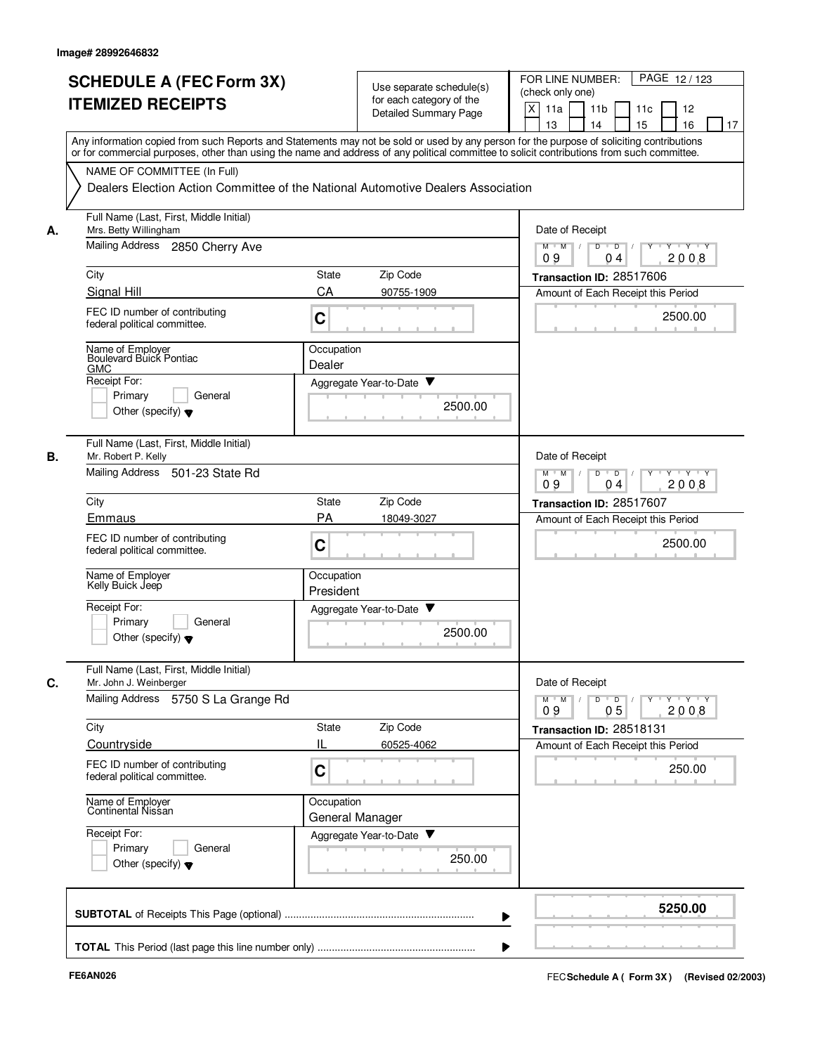Image# 28992646832

# SCHEDULE A (FEC Form 3X)
# ITEMIZED RECEIPTS

Use separate schedule(s) for each category of the Detailed Summary Page

FOR LINE NUMBER: (check only one)
[X] 11a [ ] 11b [ ] 11c [ ] 12 [ ] 13 [ ] 14 [ ] 15 [ ] 16 [ ] 17

Any information copied from such Reports and Statements may not be sold or used by any person for the purpose of soliciting contributions or for commercial purposes, other than using the name and address of any political committee to solicit contributions from such committee.

NAME OF COMMITTEE (In Full)
Dealers Election Action Committee of the National Automotive Dealers Association

**A.**
Full Name (Last, First, Middle Initial): Mrs. Betty Willingham
Mailing Address: 2850 Cherry Ave
City: Signal Hill | State: CA | Zip Code: 90755-1909
FEC ID number of contributing federal political committee: C
Name of Employer: Boulevard Buick Pontiac GMC
Occupation: Dealer
Receipt For: [ ] Primary [ ] General [ ] Other (specify)
Aggregate Year-to-Date: 2500.00
Date of Receipt: 09 04 2008
Transaction ID: 28517606
Amount of Each Receipt this Period: 2500.00

**B.**
Full Name (Last, First, Middle Initial): Mr. Robert P. Kelly
Mailing Address: 501-23 State Rd
City: Emmaus | State: PA | Zip Code: 18049-3027
FEC ID number of contributing federal political committee: C
Name of Employer: Kelly Buick Jeep
Occupation: President
Receipt For: [ ] Primary [ ] General [ ] Other (specify)
Aggregate Year-to-Date: 2500.00
Date of Receipt: 09 04 2008
Transaction ID: 28517607
Amount of Each Receipt this Period: 2500.00

**C.**
Full Name (Last, First, Middle Initial): Mr. John J. Weinberger
Mailing Address: 5750 S La Grange Rd
City: Countryside | State: IL | Zip Code: 60525-4062
FEC ID number of contributing federal political committee: C
Name of Employer: Continental Nissan
Occupation: General Manager
Receipt For: [ ] Primary [ ] General [ ] Other (specify)
Aggregate Year-to-Date: 250.00
Date of Receipt: 09 05 2008
Transaction ID: 28518131
Amount of Each Receipt this Period: 250.00

**SUBTOTAL** of Receipts This Page (optional): **5250.00**

**TOTAL** This Period (last page this line number only):

FE6AN026

FEC Schedule A ( Form 3X ) (Revised 02/2003)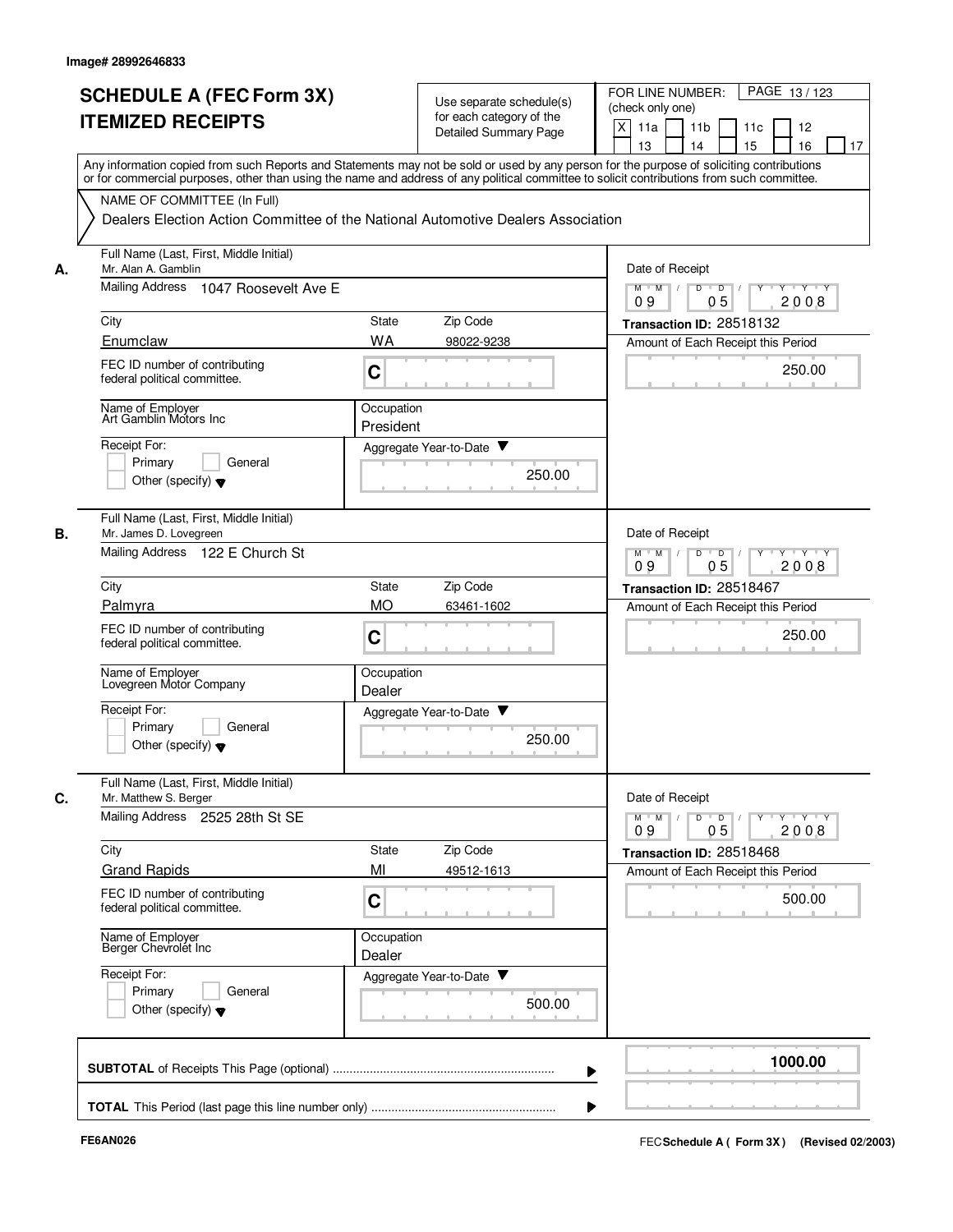Image# 28992646833

# SCHEDULE A (FEC Form 3X) ITEMIZED RECEIPTS

Use separate schedule(s) for each category of the Detailed Summary Page

FOR LINE NUMBER: (check only one)
[X] 11a [ ] 11b [ ] 11c [ ] 12 [ ] 13 [ ] 14 [ ] 15 [ ] 16 [ ] 17

Any information copied from such Reports and Statements may not be sold or used by any person for the purpose of soliciting contributions or for commercial purposes, other than using the name and address of any political committee to solicit contributions from such committee.

NAME OF COMMITTEE (In Full)
Dealers Election Action Committee of the National Automotive Dealers Association

---

**A.** Full Name (Last, First, Middle Initial): Mr. Alan A. Gamblin
Mailing Address: 1047 Roosevelt Ave E
City: Enumclaw | State: WA | Zip Code: 98022-9238
FEC ID number of contributing federal political committee: C
Name of Employer: Art Gamblin Motors Inc
Occupation: President
Receipt For: [ ] Primary [ ] General [ ] Other (specify)
Aggregate Year-to-Date: 250.00
Date of Receipt: 09/05/2008
Transaction ID: 28518132
Amount of Each Receipt this Period: 250.00

---

**B.** Full Name (Last, First, Middle Initial): Mr. James D. Lovegreen
Mailing Address: 122 E Church St
City: Palmyra | State: MO | Zip Code: 63461-1602
FEC ID number of contributing federal political committee: C
Name of Employer: Lovegreen Motor Company
Occupation: Dealer
Receipt For: [ ] Primary [ ] General [ ] Other (specify)
Aggregate Year-to-Date: 250.00
Date of Receipt: 09/05/2008
Transaction ID: 28518467
Amount of Each Receipt this Period: 250.00

---

**C.** Full Name (Last, First, Middle Initial): Mr. Matthew S. Berger
Mailing Address: 2525 28th St SE
City: Grand Rapids | State: MI | Zip Code: 49512-1613
FEC ID number of contributing federal political committee: C
Name of Employer: Berger Chevrolet Inc
Occupation: Dealer
Receipt For: [ ] Primary [ ] General [ ] Other (specify)
Aggregate Year-to-Date: 500.00
Date of Receipt: 09/05/2008
Transaction ID: 28518468
Amount of Each Receipt this Period: 500.00

---

**SUBTOTAL** of Receipts This Page (optional): 1000.00

**TOTAL** This Period (last page this line number only):

FE6AN026 | FEC Schedule A (Form 3X) (Revised 02/2003)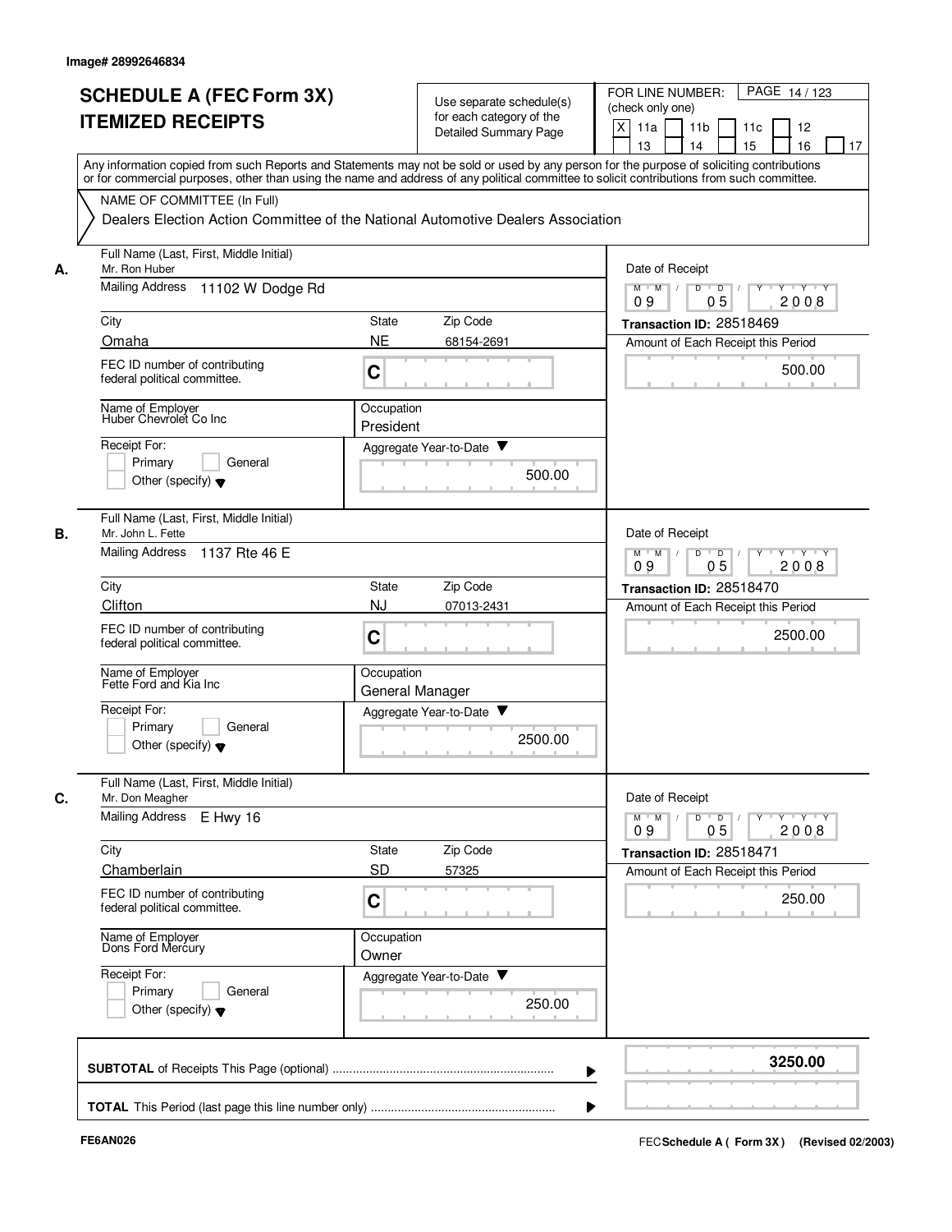Image# 28992646834

# SCHEDULE A (FEC Form 3X) ITEMIZED RECEIPTS

Use separate schedule(s) for each category of the Detailed Summary Page

FOR LINE NUMBER: (check only one)

[X] 11a [ ] 11b [ ] 11c [ ] 12 [ ] 13 [ ] 14 [ ] 15 [ ] 16 [ ] 17

PAGE 14 / 123

Any information copied from such Reports and Statements may not be sold or used by any person for the purpose of soliciting contributions or for commercial purposes, other than using the name and address of any political committee to solicit contributions from such committee.

NAME OF COMMITTEE (In Full)

Dealers Election Action Committee of the National Automotive Dealers Association

---

**A.** Full Name (Last, First, Middle Initial): Mr. Ron Huber

Mailing Address: 11102 W Dodge Rd

City: Omaha | State: NE | Zip Code: 68154-2691

FEC ID number of contributing federal political committee: C

Name of Employer: Huber Chevrolet Co Inc

Occupation: President

Receipt For: Primary / General / Other (specify)

Aggregate Year-to-Date: 500.00

Date of Receipt: 09/05/2008

Transaction ID: 28518469

Amount of Each Receipt this Period: 500.00

---

**B.** Full Name (Last, First, Middle Initial): Mr. John L. Fette

Mailing Address: 1137 Rte 46 E

City: Clifton | State: NJ | Zip Code: 07013-2431

FEC ID number of contributing federal political committee: C

Name of Employer: Fette Ford and Kia Inc

Occupation: General Manager

Receipt For: Primary / General / Other (specify)

Aggregate Year-to-Date: 2500.00

Date of Receipt: 09/05/2008

Transaction ID: 28518470

Amount of Each Receipt this Period: 2500.00

---

**C.** Full Name (Last, First, Middle Initial): Mr. Don Meagher

Mailing Address: E Hwy 16

City: Chamberlain | State: SD | Zip Code: 57325

FEC ID number of contributing federal political committee: C

Name of Employer: Dons Ford Mercury

Occupation: Owner

Receipt For: Primary / General / Other (specify)

Aggregate Year-to-Date: 250.00

Date of Receipt: 09/05/2008

Transaction ID: 28518471

Amount of Each Receipt this Period: 250.00

---

**SUBTOTAL** of Receipts This Page (optional): **3250.00**

**TOTAL** This Period (last page this line number only):

FE6AN026

FEC **Schedule A ( Form 3X )** (Revised 02/2003)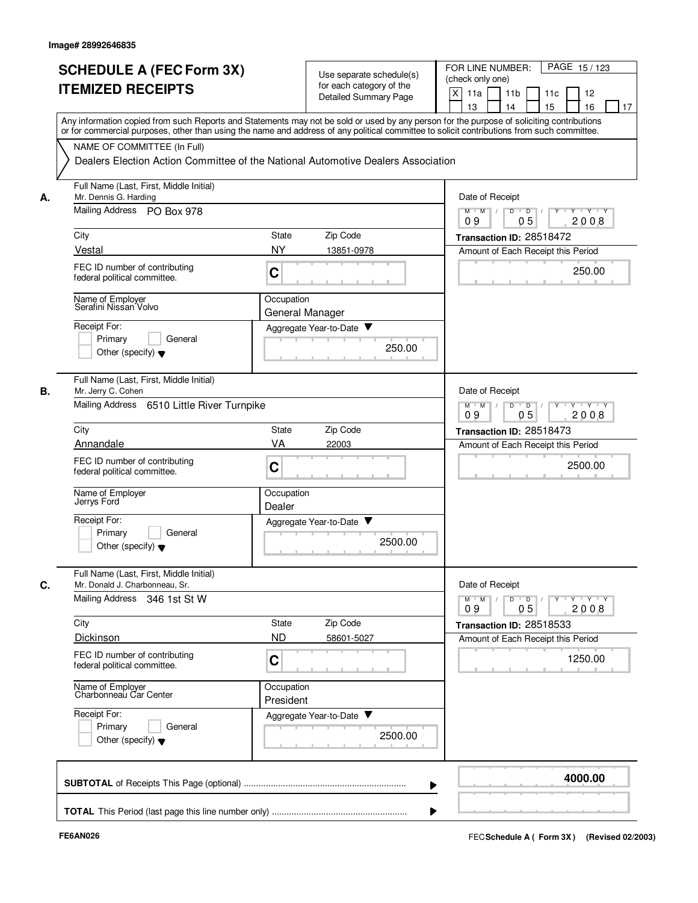Image# 28992646835

# SCHEDULE A (FEC Form 3X) ITEMIZED RECEIPTS

Use separate schedule(s) for each category of the Detailed Summary Page

FOR LINE NUMBER: (check only one)
[X] 11a [ ] 11b [ ] 11c [ ] 12 [ ] 13 [ ] 14 [ ] 15 [ ] 16 [ ] 17

Any information copied from such Reports and Statements may not be sold or used by any person for the purpose of soliciting contributions or for commercial purposes, other than using the name and address of any political committee to solicit contributions from such committee.

NAME OF COMMITTEE (In Full)
Dealers Election Action Committee of the National Automotive Dealers Association

---

**A.** Full Name (Last, First, Middle Initial): Mr. Dennis G. Harding
Mailing Address: PO Box 978
City: Vestal | State: NY | Zip Code: 13851-0978
FEC ID number of contributing federal political committee: C
Name of Employer: Serafini Nissan Volvo
Occupation: General Manager
Receipt For: [ ] Primary [ ] General [ ] Other (specify)
Aggregate Year-to-Date: 250.00
Date of Receipt: 09 / 05 / 2008
Transaction ID: 28518472
Amount of Each Receipt this Period: 250.00

---

**B.** Full Name (Last, First, Middle Initial): Mr. Jerry C. Cohen
Mailing Address: 6510 Little River Turnpike
City: Annandale | State: VA | Zip Code: 22003
FEC ID number of contributing federal political committee: C
Name of Employer: Jerrys Ford
Occupation: Dealer
Receipt For: [ ] Primary [ ] General [ ] Other (specify)
Aggregate Year-to-Date: 2500.00
Date of Receipt: 09 / 05 / 2008
Transaction ID: 28518473
Amount of Each Receipt this Period: 2500.00

---

**C.** Full Name (Last, First, Middle Initial): Mr. Donald J. Charbonneau, Sr.
Mailing Address: 346 1st St W
City: Dickinson | State: ND | Zip Code: 58601-5027
FEC ID number of contributing federal political committee: C
Name of Employer: Charbonneau Car Center
Occupation: President
Receipt For: [ ] Primary [ ] General [ ] Other (specify)
Aggregate Year-to-Date: 2500.00
Date of Receipt: 09 / 05 / 2008
Transaction ID: 28518533
Amount of Each Receipt this Period: 1250.00

---

**SUBTOTAL** of Receipts This Page (optional): **4000.00**

**TOTAL** This Period (last page this line number only):

FE6AN026

FEC Schedule A ( Form 3X ) (Revised 02/2003)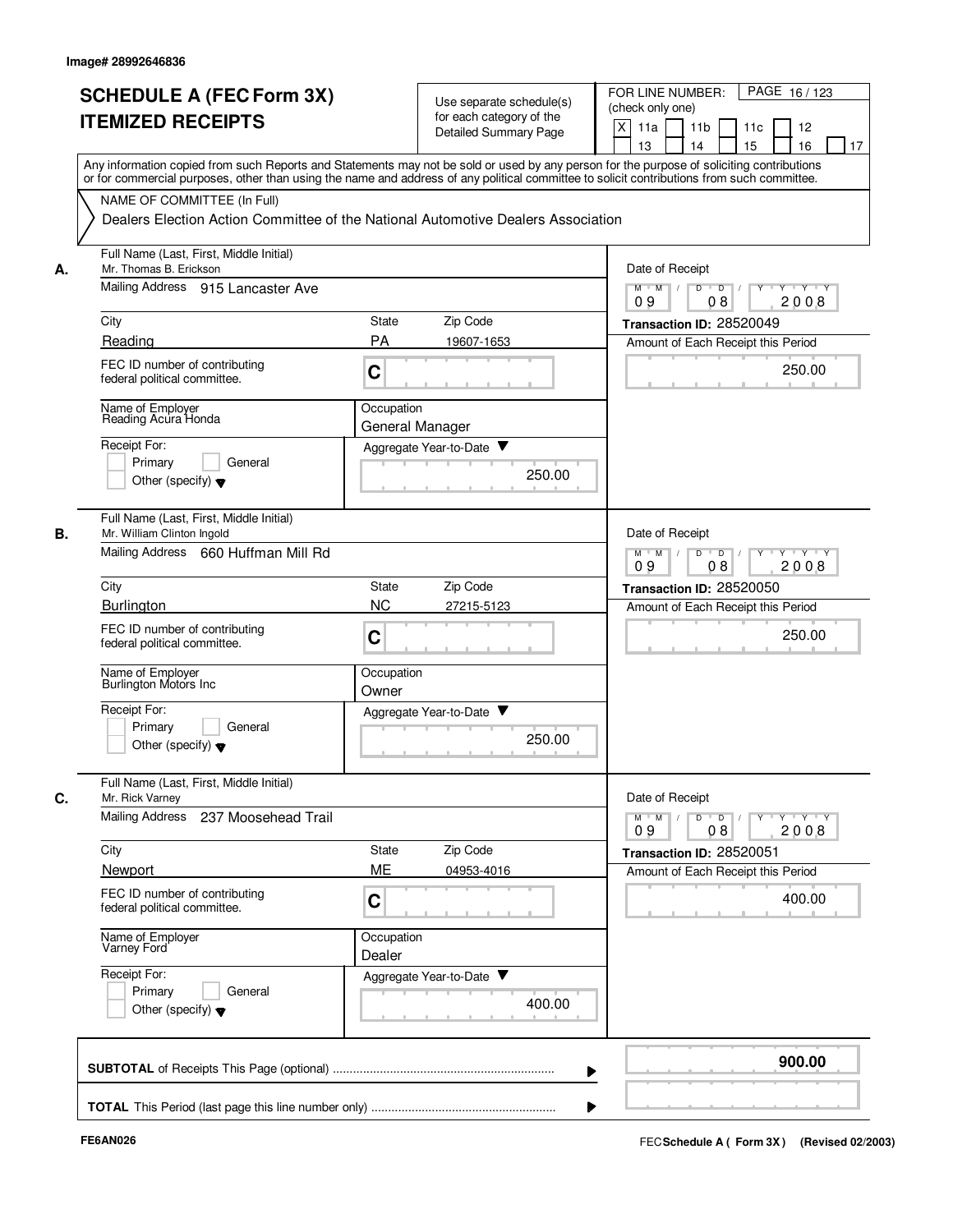Image# 28992646836

# SCHEDULE A (FEC Form 3X)
## ITEMIZED RECEIPTS

Use separate schedule(s) for each category of the Detailed Summary Page

FOR LINE NUMBER: (check only one)

[X] 11a [ ] 11b [ ] 11c [ ] 12 [ ] 13 [ ] 14 [ ] 15 [ ] 16 [ ] 17

Any information copied from such Reports and Statements may not be sold or used by any person for the purpose of soliciting contributions or for commercial purposes, other than using the name and address of any political committee to solicit contributions from such committee.

NAME OF COMMITTEE (In Full)

Dealers Election Action Committee of the National Automotive Dealers Association

---

**A.**

| Field | Value |
|---|---|
| Full Name (Last, First, Middle Initial) | Mr. Thomas B. Erickson |
| Mailing Address | 915 Lancaster Ave |
| City | Reading |
| State | PA |
| Zip Code | 19607-1653 |
| FEC ID number of contributing federal political committee. | C |
| Name of Employer | Reading Acura Honda |
| Occupation | General Manager |
| Receipt For: | Primary / General / Other (specify) |
| Aggregate Year-to-Date | 250.00 |
| Date of Receipt | 09 08 2008 |
| Transaction ID | 28520049 |
| Amount of Each Receipt this Period | 250.00 |

**B.**

| Field | Value |
|---|---|
| Full Name (Last, First, Middle Initial) | Mr. William Clinton Ingold |
| Mailing Address | 660 Huffman Mill Rd |
| City | Burlington |
| State | NC |
| Zip Code | 27215-5123 |
| FEC ID number of contributing federal political committee. | C |
| Name of Employer | Burlington Motors Inc |
| Occupation | Owner |
| Receipt For: | Primary / General / Other (specify) |
| Aggregate Year-to-Date | 250.00 |
| Date of Receipt | 09 08 2008 |
| Transaction ID | 28520050 |
| Amount of Each Receipt this Period | 250.00 |

**C.**

| Field | Value |
|---|---|
| Full Name (Last, First, Middle Initial) | Mr. Rick Varney |
| Mailing Address | 237 Moosehead Trail |
| City | Newport |
| State | ME |
| Zip Code | 04953-4016 |
| FEC ID number of contributing federal political committee. | C |
| Name of Employer | Varney Ford |
| Occupation | Dealer |
| Receipt For: | Primary / General / Other (specify) |
| Aggregate Year-to-Date | 400.00 |
| Date of Receipt | 09 08 2008 |
| Transaction ID | 28520051 |
| Amount of Each Receipt this Period | 400.00 |

---

**SUBTOTAL** of Receipts This Page (optional) ........ **900.00**

**TOTAL** This Period (last page this line number only) ........

FE6AN026

FEC **Schedule A ( Form 3X )** (Revised 02/2003)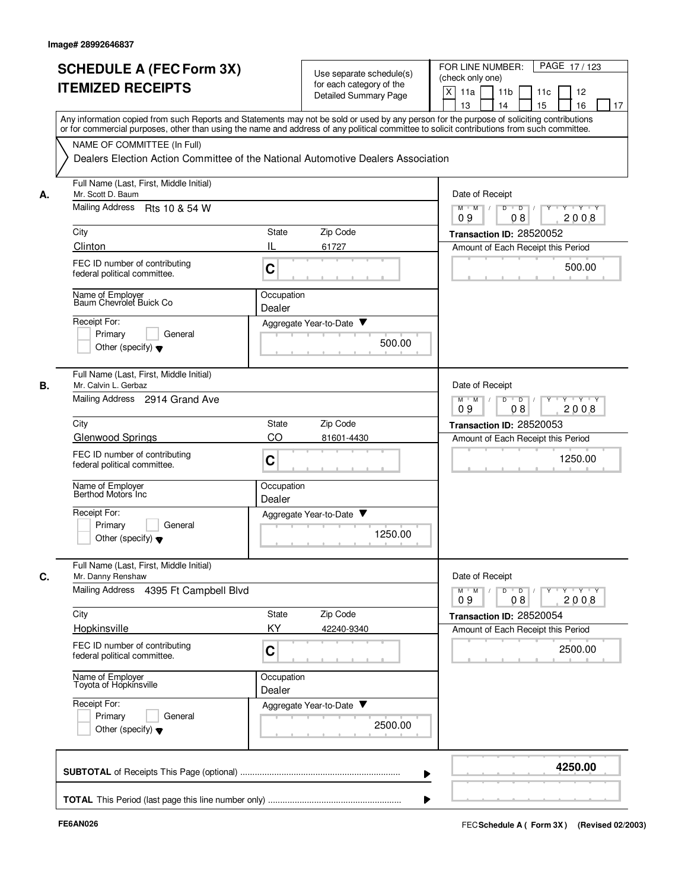Image# 28992646837

# SCHEDULE A (FEC Form 3X) ITEMIZED RECEIPTS

Use separate schedule(s) for each category of the Detailed Summary Page

FOR LINE NUMBER: (check only one)
[X] 11a [ ] 11b [ ] 11c [ ] 12 [ ] 13 [ ] 14 [ ] 15 [ ] 16 [ ] 17

PAGE 17 / 123

Any information copied from such Reports and Statements may not be sold or used by any person for the purpose of soliciting contributions or for commercial purposes, other than using the name and address of any political committee to solicit contributions from such committee.

NAME OF COMMITTEE (In Full)
Dealers Election Action Committee of the National Automotive Dealers Association

---

**A.** Full Name (Last, First, Middle Initial): Mr. Scott D. Baum
Mailing Address: Rts 10 & 54 W
City: Clinton | State: IL | Zip Code: 61727
FEC ID number of contributing federal political committee: C
Name of Employer: Baum Chevrolet Buick Co
Occupation: Dealer
Receipt For: [ ] Primary [ ] General [ ] Other (specify)
Aggregate Year-to-Date: 500.00
Date of Receipt: 09 08 2008
Transaction ID: 28520052
Amount of Each Receipt this Period: 500.00

---

**B.** Full Name (Last, First, Middle Initial): Mr. Calvin L. Gerbaz
Mailing Address: 2914 Grand Ave
City: Glenwood Springs | State: CO | Zip Code: 81601-4430
FEC ID number of contributing federal political committee: C
Name of Employer: Berthod Motors Inc
Occupation: Dealer
Receipt For: [ ] Primary [ ] General [ ] Other (specify)
Aggregate Year-to-Date: 1250.00
Date of Receipt: 09 08 2008
Transaction ID: 28520053
Amount of Each Receipt this Period: 1250.00

---

**C.** Full Name (Last, First, Middle Initial): Mr. Danny Renshaw
Mailing Address: 4395 Ft Campbell Blvd
City: Hopkinsville | State: KY | Zip Code: 42240-9340
FEC ID number of contributing federal political committee: C
Name of Employer: Toyota of Hopkinsville
Occupation: Dealer
Receipt For: [ ] Primary [ ] General [ ] Other (specify)
Aggregate Year-to-Date: 2500.00
Date of Receipt: 09 08 2008
Transaction ID: 28520054
Amount of Each Receipt this Period: 2500.00

---

**SUBTOTAL** of Receipts This Page (optional): **4250.00**

**TOTAL** This Period (last page this line number only):

FE6AN026

FEC Schedule A ( Form 3X ) (Revised 02/2003)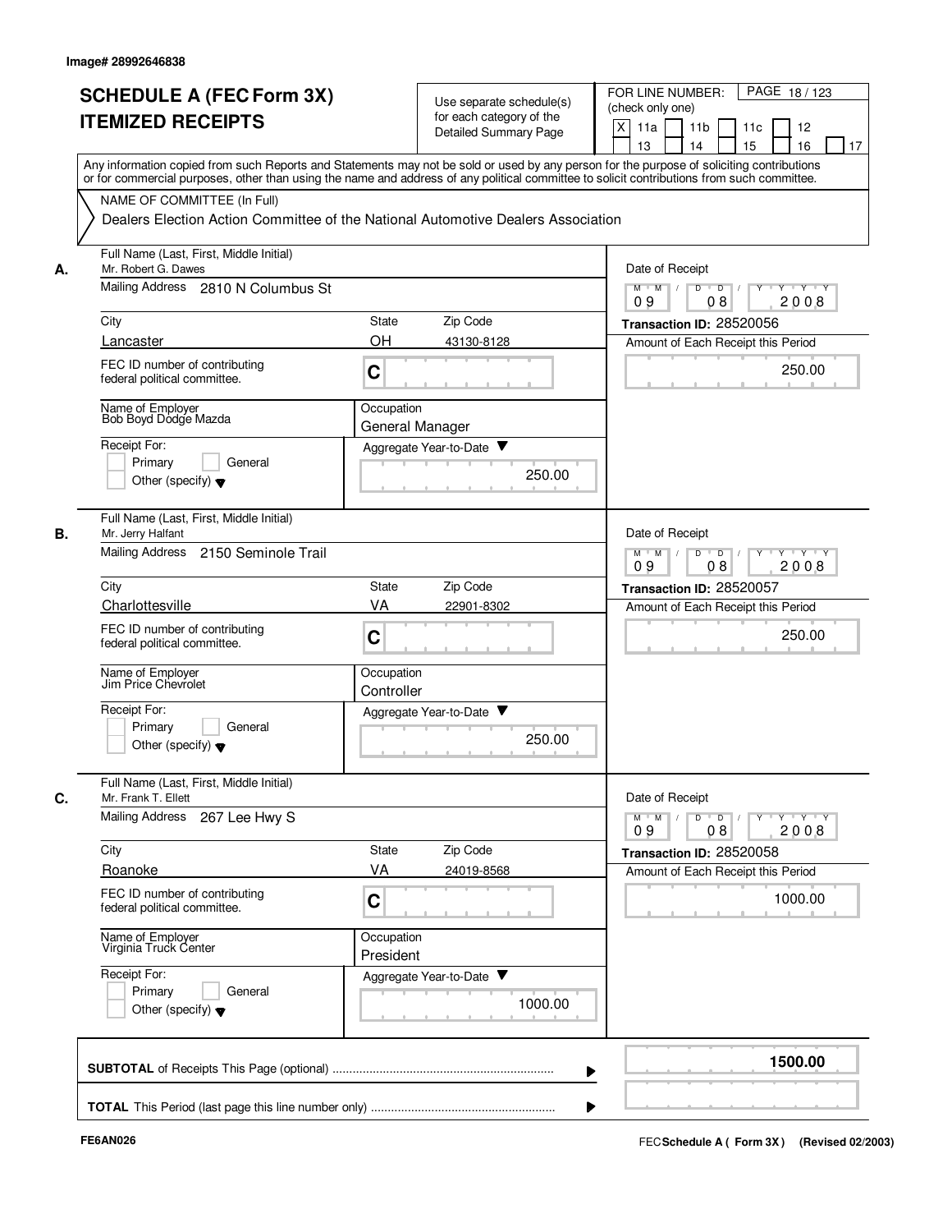Image# 28992646838

# SCHEDULE A (FEC Form 3X) ITEMIZED RECEIPTS

Use separate schedule(s) for each category of the Detailed Summary Page

FOR LINE NUMBER: (check only one)
[X] 11a [ ] 11b [ ] 11c [ ] 12 [ ] 13 [ ] 14 [ ] 15 [ ] 16 [ ] 17

PAGE 18 / 123

Any information copied from such Reports and Statements may not be sold or used by any person for the purpose of soliciting contributions or for commercial purposes, other than using the name and address of any political committee to solicit contributions from such committee.

NAME OF COMMITTEE (In Full)
Dealers Election Action Committee of the National Automotive Dealers Association

**A.**

| Field | Value |
|---|---|
| Full Name (Last, First, Middle Initial) | Mr. Robert G. Dawes |
| Mailing Address | 2810 N Columbus St |
| City | Lancaster |
| State | OH |
| Zip Code | 43130-8128 |
| FEC ID number of contributing federal political committee. | C |
| Name of Employer | Bob Boyd Dodge Mazda |
| Occupation | General Manager |
| Receipt For: | Primary / General / Other (specify) |
| Aggregate Year-to-Date | 250.00 |
| Date of Receipt | 09 08 2008 |
| Transaction ID | 28520056 |
| Amount of Each Receipt this Period | 250.00 |

**B.**

| Field | Value |
|---|---|
| Full Name (Last, First, Middle Initial) | Mr. Jerry Halfant |
| Mailing Address | 2150 Seminole Trail |
| City | Charlottesville |
| State | VA |
| Zip Code | 22901-8302 |
| FEC ID number of contributing federal political committee. | C |
| Name of Employer | Jim Price Chevrolet |
| Occupation | Controller |
| Receipt For: | Primary / General / Other (specify) |
| Aggregate Year-to-Date | 250.00 |
| Date of Receipt | 09 08 2008 |
| Transaction ID | 28520057 |
| Amount of Each Receipt this Period | 250.00 |

**C.**

| Field | Value |
|---|---|
| Full Name (Last, First, Middle Initial) | Mr. Frank T. Ellett |
| Mailing Address | 267 Lee Hwy S |
| City | Roanoke |
| State | VA |
| Zip Code | 24019-8568 |
| FEC ID number of contributing federal political committee. | C |
| Name of Employer | Virginia Truck Center |
| Occupation | President |
| Receipt For: | Primary / General / Other (specify) |
| Aggregate Year-to-Date | 1000.00 |
| Date of Receipt | 09 08 2008 |
| Transaction ID | 28520058 |
| Amount of Each Receipt this Period | 1000.00 |

**SUBTOTAL** of Receipts This Page (optional) ........ 1500.00

**TOTAL** This Period (last page this line number only) ........

FE6AN026

FEC **Schedule A ( Form 3X )** (Revised 02/2003)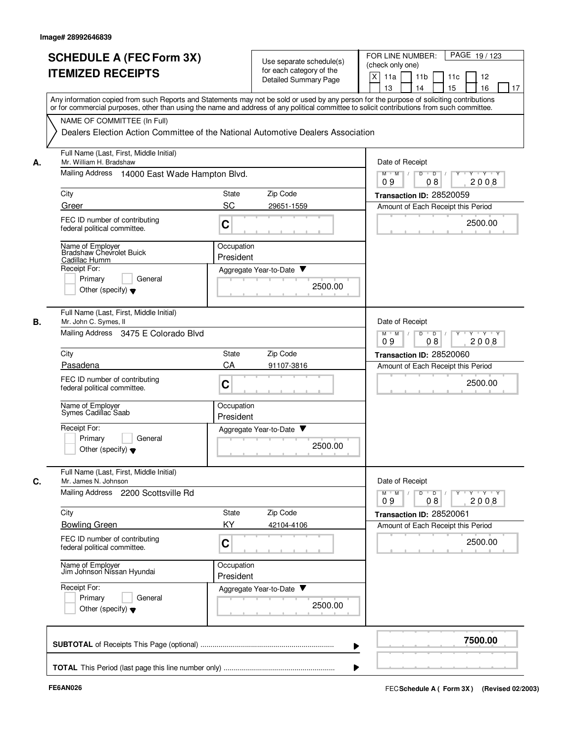Image# 28992646839

# SCHEDULE A (FEC Form 3X) ITEMIZED RECEIPTS

Use separate schedule(s) for each category of the Detailed Summary Page

FOR LINE NUMBER: (check only one)

[X] 11a [ ] 11b [ ] 11c [ ] 12 [ ] 13 [ ] 14 [ ] 15 [ ] 16 [ ] 17

PAGE 19 / 123

Any information copied from such Reports and Statements may not be sold or used by any person for the purpose of soliciting contributions or for commercial purposes, other than using the name and address of any political committee to solicit contributions from such committee.

NAME OF COMMITTEE (In Full)

Dealers Election Action Committee of the National Automotive Dealers Association

## A.

| Field | Value |
|---|---|
| Full Name (Last, First, Middle Initial) | Mr. William H. Bradshaw |
| Mailing Address | 14000 East Wade Hampton Blvd. |
| City | Greer |
| State | SC |
| Zip Code | 29651-1559 |
| FEC ID number of contributing federal political committee | C |
| Name of Employer | Bradshaw Chevrolet Buick Cadillac Humm |
| Occupation | President |
| Receipt For | Primary / General / Other (specify) |
| Aggregate Year-to-Date | 2500.00 |
| Date of Receipt | 09 08 2008 |
| Transaction ID | 28520059 |
| Amount of Each Receipt this Period | 2500.00 |

## B.

| Field | Value |
|---|---|
| Full Name (Last, First, Middle Initial) | Mr. John C. Symes, II |
| Mailing Address | 3475 E Colorado Blvd |
| City | Pasadena |
| State | CA |
| Zip Code | 91107-3816 |
| FEC ID number of contributing federal political committee | C |
| Name of Employer | Symes Cadillac Saab |
| Occupation | President |
| Receipt For | Primary / General / Other (specify) |
| Aggregate Year-to-Date | 2500.00 |
| Date of Receipt | 09 08 2008 |
| Transaction ID | 28520060 |
| Amount of Each Receipt this Period | 2500.00 |

## C.

| Field | Value |
|---|---|
| Full Name (Last, First, Middle Initial) | Mr. James N. Johnson |
| Mailing Address | 2200 Scottsville Rd |
| City | Bowling Green |
| State | KY |
| Zip Code | 42104-4106 |
| FEC ID number of contributing federal political committee | C |
| Name of Employer | Jim Johnson Nissan Hyundai |
| Occupation | President |
| Receipt For | Primary / General / Other (specify) |
| Aggregate Year-to-Date | 2500.00 |
| Date of Receipt | 09 08 2008 |
| Transaction ID | 28520061 |
| Amount of Each Receipt this Period | 2500.00 |

**SUBTOTAL** of Receipts This Page (optional) ........ **7500.00**

**TOTAL** This Period (last page this line number only) ........

FE6AN026

FEC **Schedule A ( Form 3X )** (Revised 02/2003)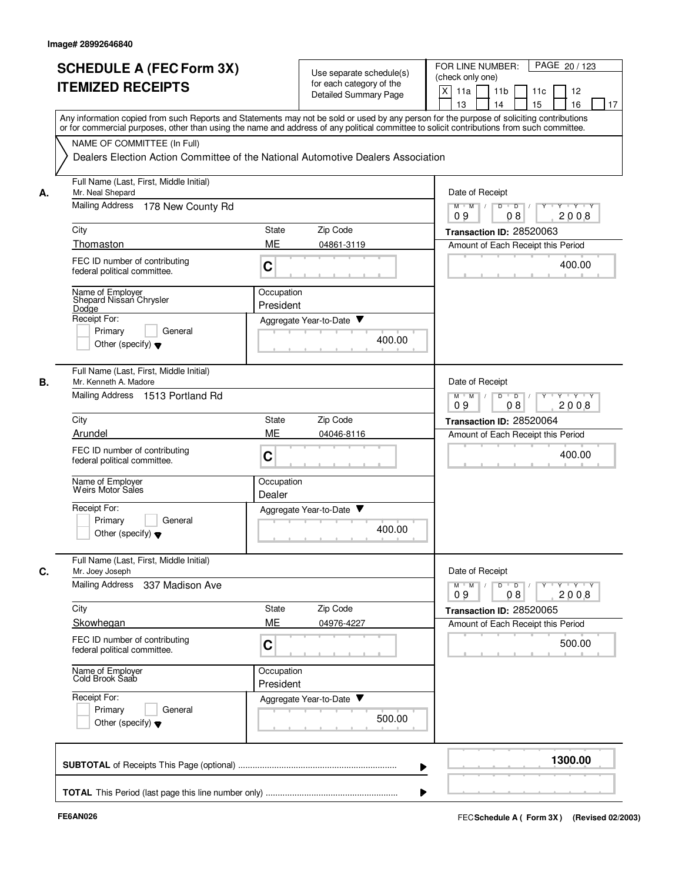Image# 28992646840

# SCHEDULE A (FEC Form 3X) ITEMIZED RECEIPTS

Use separate schedule(s) for each category of the Detailed Summary Page

FOR LINE NUMBER: (check only one)

[X] 11a [ ] 11b [ ] 11c [ ] 12 [ ] 13 [ ] 14 [ ] 15 [ ] 16 [ ] 17

PAGE 20 / 123

Any information copied from such Reports and Statements may not be sold or used by any person for the purpose of soliciting contributions or for commercial purposes, other than using the name and address of any political committee to solicit contributions from such committee.

NAME OF COMMITTEE (In Full)

Dealers Election Action Committee of the National Automotive Dealers Association

---

**A.**

Full Name (Last, First, Middle Initial): Mr. Neal Shepard

Mailing Address: 178 New County Rd

City: Thomaston | State: ME | Zip Code: 04861-3119

FEC ID number of contributing federal political committee: C

Name of Employer: Shepard Nissan Chrysler Dodge

Occupation: President

Receipt For: [ ] Primary [ ] General [ ] Other (specify)

Aggregate Year-to-Date: 400.00

Date of Receipt: 09 / 08 / 2008

Transaction ID: 28520063

Amount of Each Receipt this Period: 400.00

---

**B.**

Full Name (Last, First, Middle Initial): Mr. Kenneth A. Madore

Mailing Address: 1513 Portland Rd

City: Arundel | State: ME | Zip Code: 04046-8116

FEC ID number of contributing federal political committee: C

Name of Employer: Weirs Motor Sales

Occupation: Dealer

Receipt For: [ ] Primary [ ] General [ ] Other (specify)

Aggregate Year-to-Date: 400.00

Date of Receipt: 09 / 08 / 2008

Transaction ID: 28520064

Amount of Each Receipt this Period: 400.00

---

**C.**

Full Name (Last, First, Middle Initial): Mr. Joey Joseph

Mailing Address: 337 Madison Ave

City: Skowhegan | State: ME | Zip Code: 04976-4227

FEC ID number of contributing federal political committee: C

Name of Employer: Cold Brook Saab

Occupation: President

Receipt For: [ ] Primary [ ] General [ ] Other (specify)

Aggregate Year-to-Date: 500.00

Date of Receipt: 09 / 08 / 2008

Transaction ID: 28520065

Amount of Each Receipt this Period: 500.00

---

**SUBTOTAL** of Receipts This Page (optional): **1300.00**

**TOTAL** This Period (last page this line number only):

FE6AN026

FEC **Schedule A ( Form 3X )** (Revised 02/2003)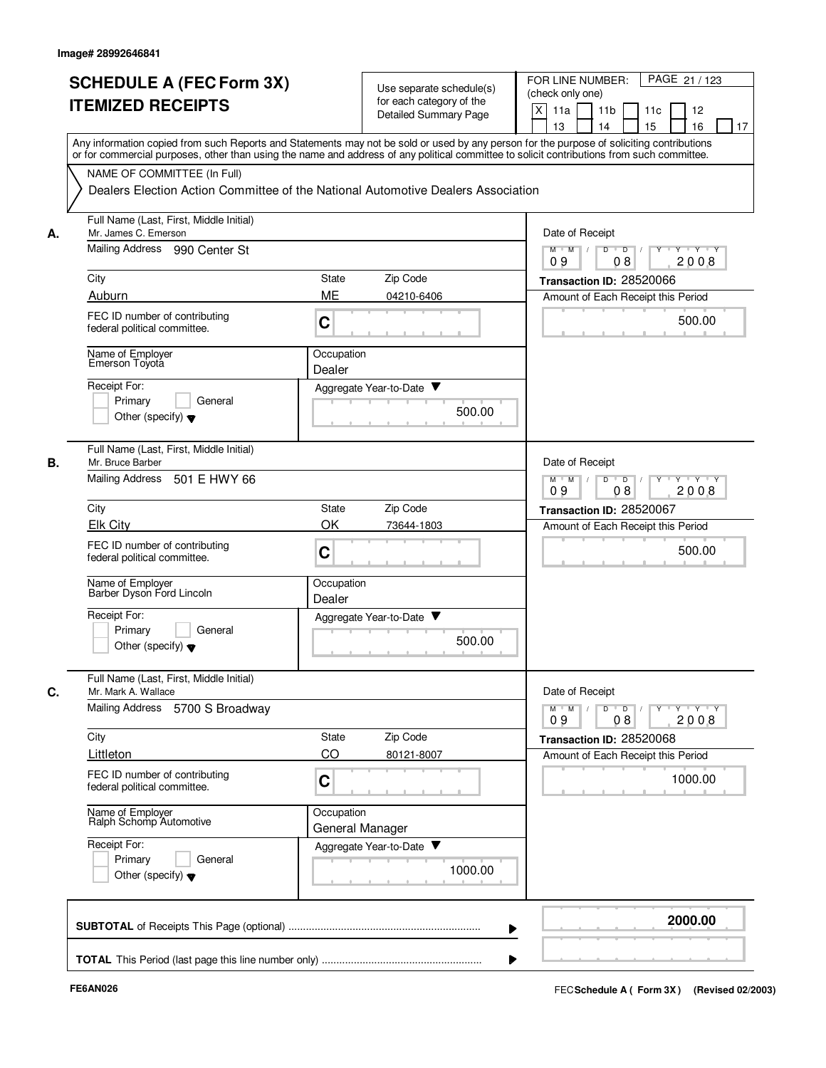Image# 28992646841

# SCHEDULE A (FEC Form 3X)
# ITEMIZED RECEIPTS

Use separate schedule(s) for each category of the Detailed Summary Page

FOR LINE NUMBER: (check only one)
[X] 11a [ ] 11b [ ] 11c [ ] 12 [ ] 13 [ ] 14 [ ] 15 [ ] 16 [ ] 17

Any information copied from such Reports and Statements may not be sold or used by any person for the purpose of soliciting contributions or for commercial purposes, other than using the name and address of any political committee to solicit contributions from such committee.

NAME OF COMMITTEE (In Full)
Dealers Election Action Committee of the National Automotive Dealers Association

**A.**
Full Name (Last, First, Middle Initial): Mr. James C. Emerson
Mailing Address: 990 Center St
City: Auburn | State: ME | Zip Code: 04210-6406
FEC ID number of contributing federal political committee: C
Name of Employer: Emerson Toyota
Occupation: Dealer
Receipt For: [ ] Primary [ ] General [ ] Other (specify)
Aggregate Year-to-Date: 500.00
Date of Receipt: 09 / 08 / 2008
Transaction ID: 28520066
Amount of Each Receipt this Period: 500.00

**B.**
Full Name (Last, First, Middle Initial): Mr. Bruce Barber
Mailing Address: 501 E HWY 66
City: Elk City | State: OK | Zip Code: 73644-1803
FEC ID number of contributing federal political committee: C
Name of Employer: Barber Dyson Ford Lincoln
Occupation: Dealer
Receipt For: [ ] Primary [ ] General [ ] Other (specify)
Aggregate Year-to-Date: 500.00
Date of Receipt: 09 / 08 / 2008
Transaction ID: 28520067
Amount of Each Receipt this Period: 500.00

**C.**
Full Name (Last, First, Middle Initial): Mr. Mark A. Wallace
Mailing Address: 5700 S Broadway
City: Littleton | State: CO | Zip Code: 80121-8007
FEC ID number of contributing federal political committee: C
Name of Employer: Ralph Schomp Automotive
Occupation: General Manager
Receipt For: [ ] Primary [ ] General [ ] Other (specify)
Aggregate Year-to-Date: 1000.00
Date of Receipt: 09 / 08 / 2008
Transaction ID: 28520068
Amount of Each Receipt this Period: 1000.00

**SUBTOTAL** of Receipts This Page (optional): **2000.00**

**TOTAL** This Period (last page this line number only):

FE6AN026

FEC **Schedule A ( Form 3X)** (Revised 02/2003)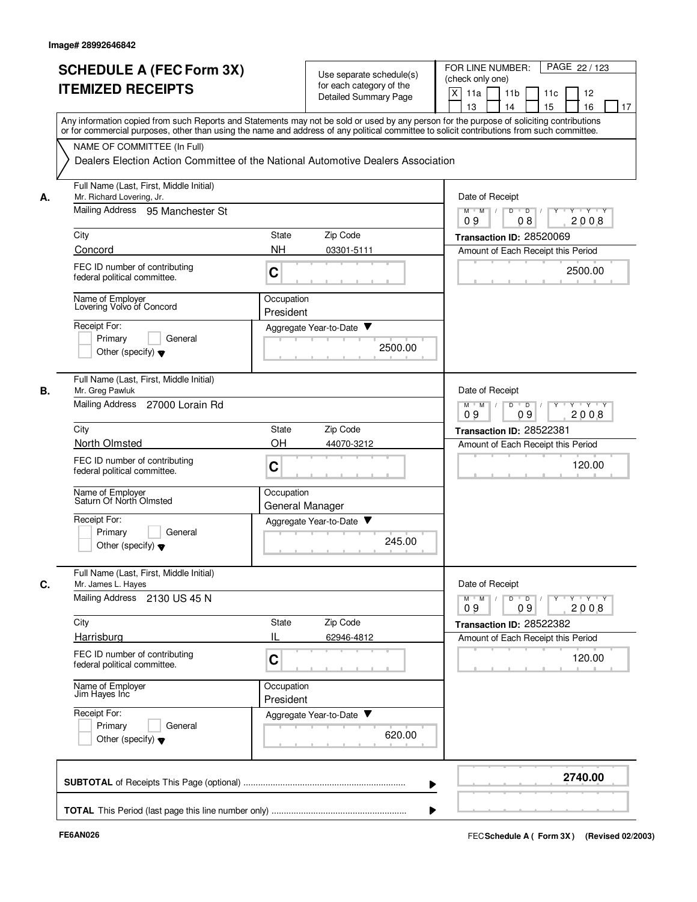Image# 28992646842

# SCHEDULE A (FEC Form 3X) ITEMIZED RECEIPTS

Use separate schedule(s) for each category of the Detailed Summary Page

FOR LINE NUMBER: (check only one)

[X] 11a [ ] 11b [ ] 11c [ ] 12 [ ] 13 [ ] 14 [ ] 15 [ ] 16 [ ] 17

Any information copied from such Reports and Statements may not be sold or used by any person for the purpose of soliciting contributions or for commercial purposes, other than using the name and address of any political committee to solicit contributions from such committee.

NAME OF COMMITTEE (In Full)

Dealers Election Action Committee of the National Automotive Dealers Association

---

**A.**

Full Name (Last, First, Middle Initial): Mr. Richard Lovering, Jr.

Mailing Address: 95 Manchester St

City: Concord | State: NH | Zip Code: 03301-5111

FEC ID number of contributing federal political committee: C

Name of Employer: Lovering Volvo of Concord

Occupation: President

Receipt For: [ ] Primary [ ] General [ ] Other (specify)

Aggregate Year-to-Date: 2500.00

Date of Receipt: 09 / 08 / 2008

Transaction ID: 28520069

Amount of Each Receipt this Period: 2500.00

---

**B.**

Full Name (Last, First, Middle Initial): Mr. Greg Pawluk

Mailing Address: 27000 Lorain Rd

City: North Olmsted | State: OH | Zip Code: 44070-3212

FEC ID number of contributing federal political committee: C

Name of Employer: Saturn Of North Olmsted

Occupation: General Manager

Receipt For: [ ] Primary [ ] General [ ] Other (specify)

Aggregate Year-to-Date: 245.00

Date of Receipt: 09 / 09 / 2008

Transaction ID: 28522381

Amount of Each Receipt this Period: 120.00

---

**C.**

Full Name (Last, First, Middle Initial): Mr. James L. Hayes

Mailing Address: 2130 US 45 N

City: Harrisburg | State: IL | Zip Code: 62946-4812

FEC ID number of contributing federal political committee: C

Name of Employer: Jim Hayes Inc

Occupation: President

Receipt For: [ ] Primary [ ] General [ ] Other (specify)

Aggregate Year-to-Date: 620.00

Date of Receipt: 09 / 09 / 2008

Transaction ID: 28522382

Amount of Each Receipt this Period: 120.00

---

**SUBTOTAL** of Receipts This Page (optional): **2740.00**

**TOTAL** This Period (last page this line number only):

FE6AN026

FEC **Schedule A ( Form 3X)** (Revised 02/2003)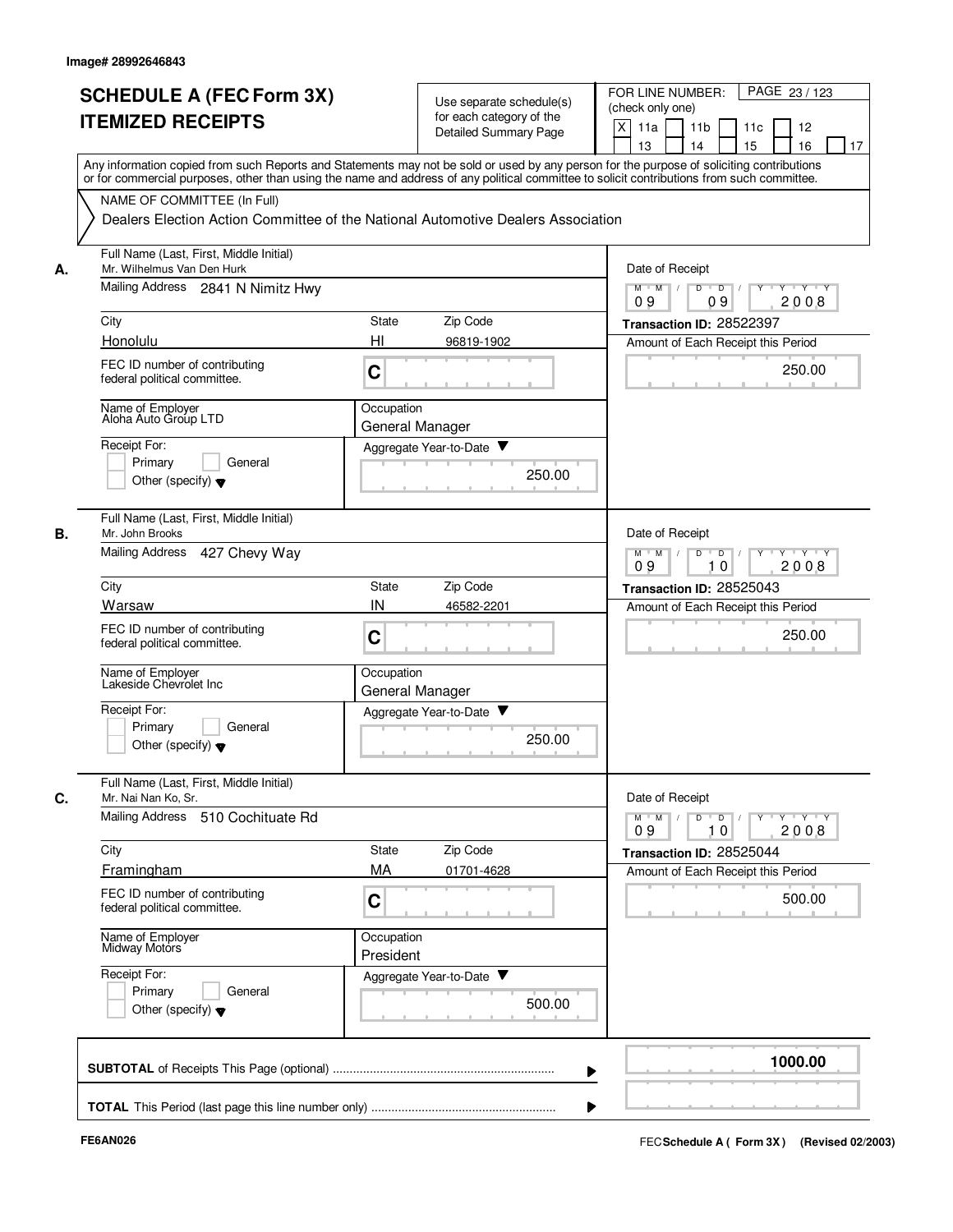Image# 28992646843

# SCHEDULE A (FEC Form 3X) ITEMIZED RECEIPTS

Use separate schedule(s) for each category of the Detailed Summary Page

FOR LINE NUMBER: (check only one)

[X] 11a [ ] 11b [ ] 11c [ ] 12 [ ] 13 [ ] 14 [ ] 15 [ ] 16 [ ] 17

PAGE 23 / 123

Any information copied from such Reports and Statements may not be sold or used by any person for the purpose of soliciting contributions or for commercial purposes, other than using the name and address of any political committee to solicit contributions from such committee.

NAME OF COMMITTEE (In Full)

Dealers Election Action Committee of the National Automotive Dealers Association

---

**A.** Full Name (Last, First, Middle Initial): Mr. Wilhelmus Van Den Hurk

Mailing Address: 2841 N Nimitz Hwy

City: Honolulu | State: HI | Zip Code: 96819-1902

FEC ID number of contributing federal political committee: C

Name of Employer: Aloha Auto Group LTD

Occupation: General Manager

Receipt For: [ ] Primary [ ] General [ ] Other (specify)

Aggregate Year-to-Date: 250.00

Date of Receipt: 09 / 09 / 2008

Transaction ID: 28522397

Amount of Each Receipt this Period: 250.00

---

**B.** Full Name (Last, First, Middle Initial): Mr. John Brooks

Mailing Address: 427 Chevy Way

City: Warsaw | State: IN | Zip Code: 46582-2201

FEC ID number of contributing federal political committee: C

Name of Employer: Lakeside Chevrolet Inc

Occupation: General Manager

Receipt For: [ ] Primary [ ] General [ ] Other (specify)

Aggregate Year-to-Date: 250.00

Date of Receipt: 09 / 10 / 2008

Transaction ID: 28525043

Amount of Each Receipt this Period: 250.00

---

**C.** Full Name (Last, First, Middle Initial): Mr. Nai Nan Ko, Sr.

Mailing Address: 510 Cochituate Rd

City: Framingham | State: MA | Zip Code: 01701-4628

FEC ID number of contributing federal political committee: C

Name of Employer: Midway Motors

Occupation: President

Receipt For: [ ] Primary [ ] General [ ] Other (specify)

Aggregate Year-to-Date: 500.00

Date of Receipt: 09 / 10 / 2008

Transaction ID: 28525044

Amount of Each Receipt this Period: 500.00

---

**SUBTOTAL** of Receipts This Page (optional): **1000.00**

**TOTAL** This Period (last page this line number only):

FE6AN026

FEC Schedule A ( Form 3X ) (Revised 02/2003)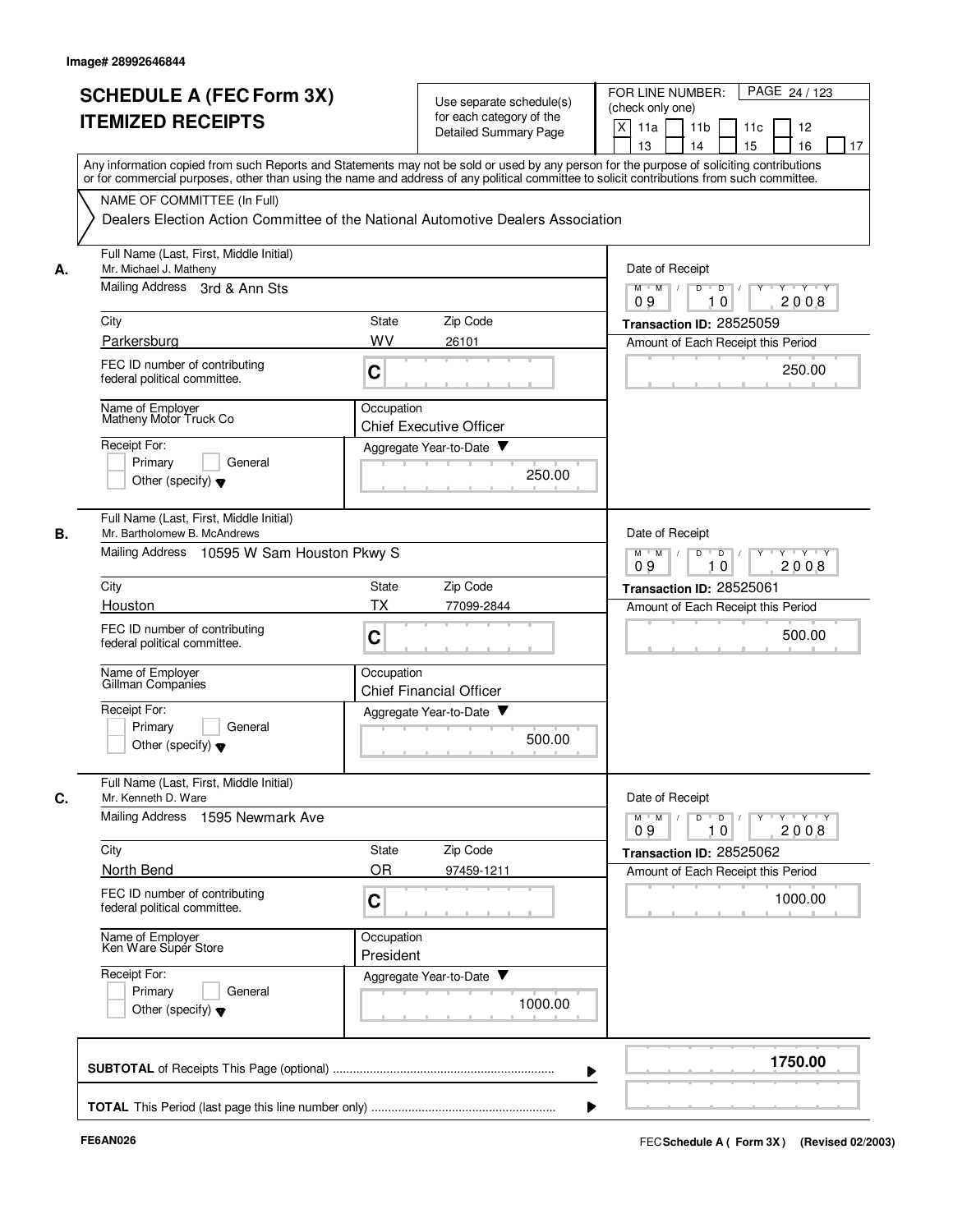Image# 28992646844

# SCHEDULE A (FEC Form 3X)
## ITEMIZED RECEIPTS

Use separate schedule(s) for each category of the Detailed Summary Page

FOR LINE NUMBER: (check only one)
X 11a | 11b | 11c | 12 | 13 | 14 | 15 | 16 | 17

PAGE 24 / 123

Any information copied from such Reports and Statements may not be sold or used by any person for the purpose of soliciting contributions or for commercial purposes, other than using the name and address of any political committee to solicit contributions from such committee.

NAME OF COMMITTEE (In Full)
Dealers Election Action Committee of the National Automotive Dealers Association

**A.** Full Name (Last, First, Middle Initial): Mr. Michael J. Matheny
Mailing Address: 3rd & Ann Sts
City: Parkersburg | State: WV | Zip Code: 26101
FEC ID number of contributing federal political committee: C
Name of Employer: Matheny Motor Truck Co
Occupation: Chief Executive Officer
Receipt For: Primary | General | Other (specify)
Aggregate Year-to-Date: 250.00
Date of Receipt: 09 10 2008
Transaction ID: 28525059
Amount of Each Receipt this Period: 250.00

**B.** Full Name (Last, First, Middle Initial): Mr. Bartholomew B. McAndrews
Mailing Address: 10595 W Sam Houston Pkwy S
City: Houston | State: TX | Zip Code: 77099-2844
FEC ID number of contributing federal political committee: C
Name of Employer: Gillman Companies
Occupation: Chief Financial Officer
Receipt For: Primary | General | Other (specify)
Aggregate Year-to-Date: 500.00
Date of Receipt: 09 10 2008
Transaction ID: 28525061
Amount of Each Receipt this Period: 500.00

**C.** Full Name (Last, First, Middle Initial): Mr. Kenneth D. Ware
Mailing Address: 1595 Newmark Ave
City: North Bend | State: OR | Zip Code: 97459-1211
FEC ID number of contributing federal political committee: C
Name of Employer: Ken Ware Super Store
Occupation: President
Receipt For: Primary | General | Other (specify)
Aggregate Year-to-Date: 1000.00
Date of Receipt: 09 10 2008
Transaction ID: 28525062
Amount of Each Receipt this Period: 1000.00

**SUBTOTAL** of Receipts This Page (optional): 1750.00

**TOTAL** This Period (last page this line number only):

FE6AN026

FEC Schedule A ( Form 3X ) (Revised 02/2003)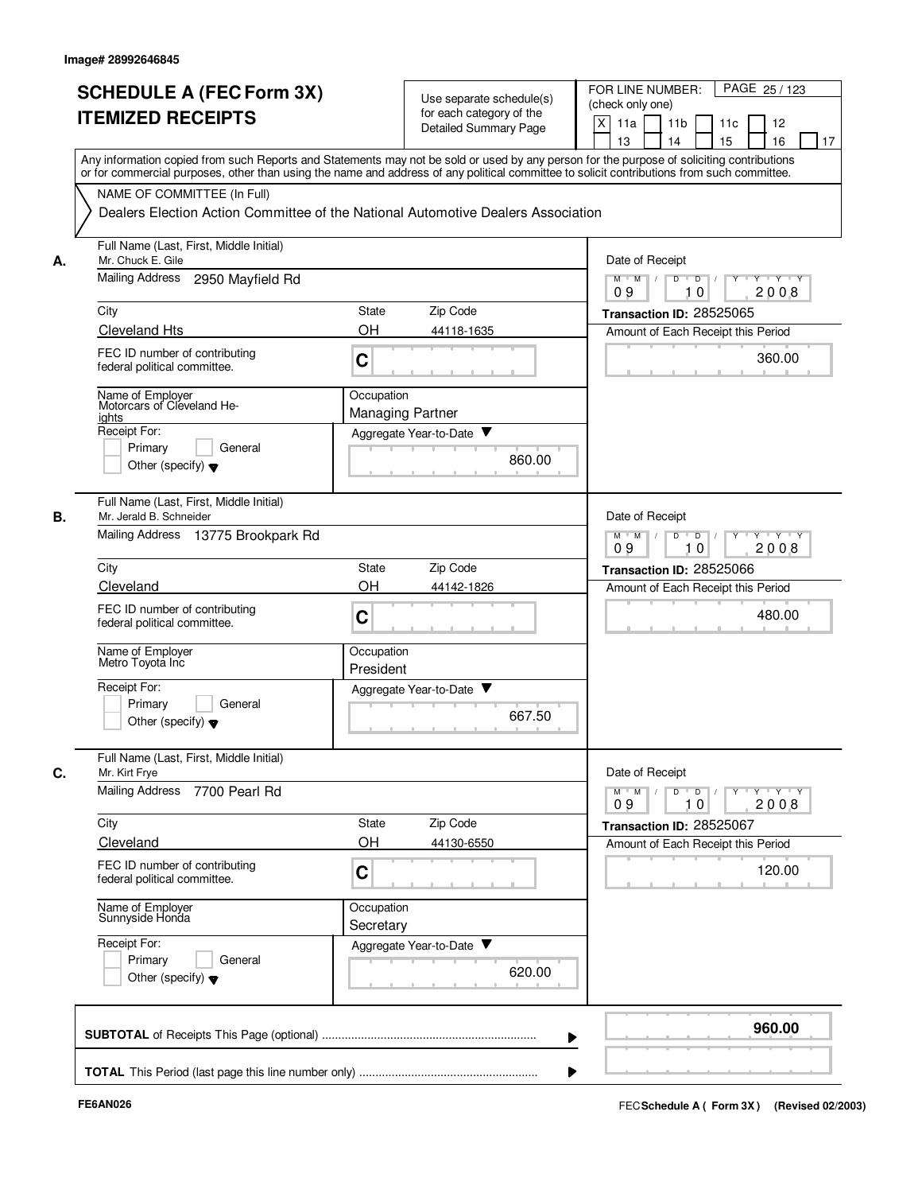Image# 28992646845

# SCHEDULE A (FEC Form 3X) ITEMIZED RECEIPTS

Use separate schedule(s) for each category of the Detailed Summary Page

FOR LINE NUMBER: (check only one)

[X] 11a [ ] 11b [ ] 11c [ ] 12 [ ] 13 [ ] 14 [ ] 15 [ ] 16 [ ] 17

PAGE 25 / 123

Any information copied from such Reports and Statements may not be sold or used by any person for the purpose of soliciting contributions or for commercial purposes, other than using the name and address of any political committee to solicit contributions from such committee.

NAME OF COMMITTEE (In Full)

Dealers Election Action Committee of the National Automotive Dealers Association

---

**A.** Full Name (Last, First, Middle Initial): Mr. Chuck E. Gile

Mailing Address: 2950 Mayfield Rd

City: Cleveland Hts | State: OH | Zip Code: 44118-1635

FEC ID number of contributing federal political committee: C

Name of Employer: Motorcars of Cleveland Heights

Occupation: Managing Partner

Receipt For: [ ] Primary [ ] General [ ] Other (specify)

Aggregate Year-to-Date: 860.00

Date of Receipt: 09 10 2008

Transaction ID: 28525065

Amount of Each Receipt this Period: 360.00

---

**B.** Full Name (Last, First, Middle Initial): Mr. Jerald B. Schneider

Mailing Address: 13775 Brookpark Rd

City: Cleveland | State: OH | Zip Code: 44142-1826

FEC ID number of contributing federal political committee: C

Name of Employer: Metro Toyota Inc

Occupation: President

Receipt For: [ ] Primary [ ] General [ ] Other (specify)

Aggregate Year-to-Date: 667.50

Date of Receipt: 09 10 2008

Transaction ID: 28525066

Amount of Each Receipt this Period: 480.00

---

**C.** Full Name (Last, First, Middle Initial): Mr. Kirt Frye

Mailing Address: 7700 Pearl Rd

City: Cleveland | State: OH | Zip Code: 44130-6550

FEC ID number of contributing federal political committee: C

Name of Employer: Sunnyside Honda

Occupation: Secretary

Receipt For: [ ] Primary [ ] General [ ] Other (specify)

Aggregate Year-to-Date: 620.00

Date of Receipt: 09 10 2008

Transaction ID: 28525067

Amount of Each Receipt this Period: 120.00

---

**SUBTOTAL** of Receipts This Page (optional): **960.00**

**TOTAL** This Period (last page this line number only):

FE6AN026

FEC **Schedule A ( Form 3X )** (Revised 02/2003)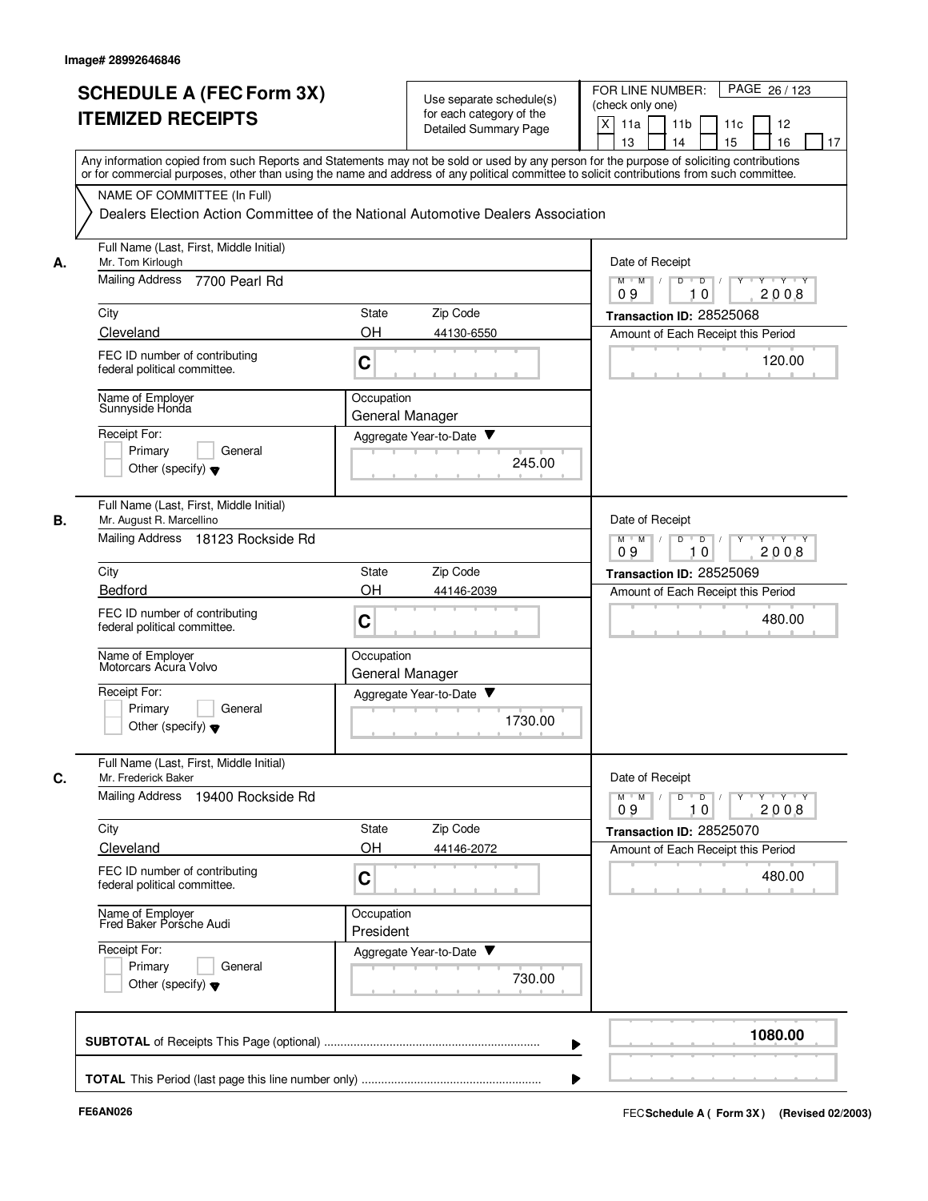Image# 28992646846

# SCHEDULE A (FEC Form 3X) ITEMIZED RECEIPTS

Use separate schedule(s) for each category of the Detailed Summary Page

FOR LINE NUMBER: (check only one)

[X] 11a [ ] 11b [ ] 11c [ ] 12 [ ] 13 [ ] 14 [ ] 15 [ ] 16 [ ] 17

PAGE 26 / 123

Any information copied from such Reports and Statements may not be sold or used by any person for the purpose of soliciting contributions or for commercial purposes, other than using the name and address of any political committee to solicit contributions from such committee.

NAME OF COMMITTEE (In Full)

Dealers Election Action Committee of the National Automotive Dealers Association

---

**A.** Full Name (Last, First, Middle Initial): Mr. Tom Kirlough

Mailing Address: 7700 Pearl Rd

City: Cleveland | State: OH | Zip Code: 44130-6550

FEC ID number of contributing federal political committee: C

Name of Employer: Sunnyside Honda

Occupation: General Manager

Receipt For: [ ] Primary [ ] General [ ] Other (specify)

Aggregate Year-to-Date: 245.00

Date of Receipt: 09 / 10 / 2008

Transaction ID: 28525068

Amount of Each Receipt this Period: 120.00

---

**B.** Full Name (Last, First, Middle Initial): Mr. August R. Marcellino

Mailing Address: 18123 Rockside Rd

City: Bedford | State: OH | Zip Code: 44146-2039

FEC ID number of contributing federal political committee: C

Name of Employer: Motorcars Acura Volvo

Occupation: General Manager

Receipt For: [ ] Primary [ ] General [ ] Other (specify)

Aggregate Year-to-Date: 1730.00

Date of Receipt: 09 / 10 / 2008

Transaction ID: 28525069

Amount of Each Receipt this Period: 480.00

---

**C.** Full Name (Last, First, Middle Initial): Mr. Frederick Baker

Mailing Address: 19400 Rockside Rd

City: Cleveland | State: OH | Zip Code: 44146-2072

FEC ID number of contributing federal political committee: C

Name of Employer: Fred Baker Porsche Audi

Occupation: President

Receipt For: [ ] Primary [ ] General [ ] Other (specify)

Aggregate Year-to-Date: 730.00

Date of Receipt: 09 / 10 / 2008

Transaction ID: 28525070

Amount of Each Receipt this Period: 480.00

---

**SUBTOTAL** of Receipts This Page (optional): **1080.00**

**TOTAL** This Period (last page this line number only):

FE6AN026

FEC Schedule A ( Form 3X) (Revised 02/2003)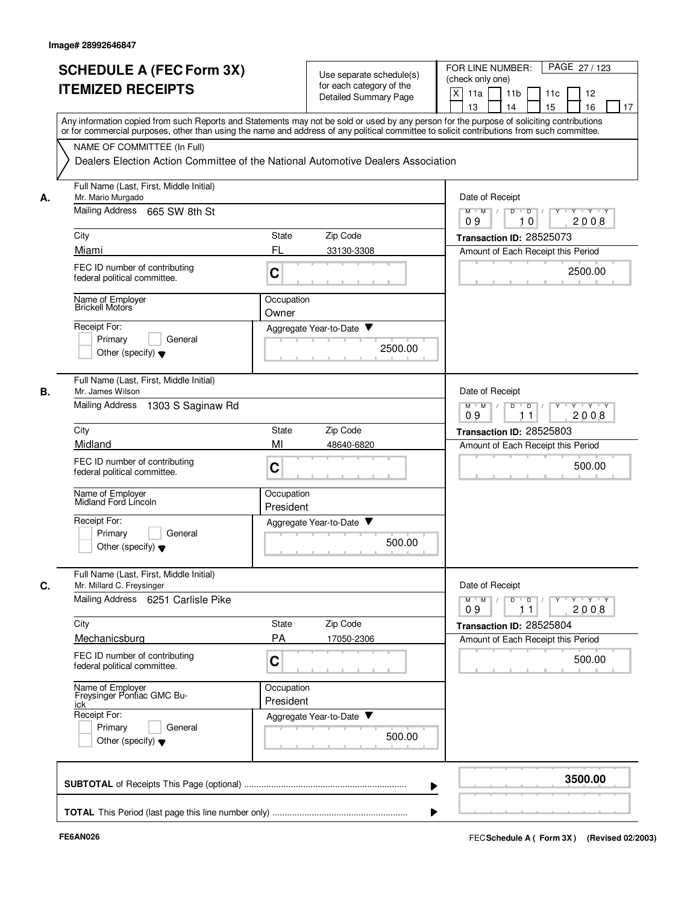Image# 28992646847

# SCHEDULE A (FEC Form 3X) ITEMIZED RECEIPTS

Use separate schedule(s) for each category of the Detailed Summary Page

FOR LINE NUMBER: (check only one)

[X] 11a [ ] 11b [ ] 11c [ ] 12 [ ] 13 [ ] 14 [ ] 15 [ ] 16 [ ] 17

Any information copied from such Reports and Statements may not be sold or used by any person for the purpose of soliciting contributions or for commercial purposes, other than using the name and address of any political committee to solicit contributions from such committee.

NAME OF COMMITTEE (In Full)

Dealers Election Action Committee of the National Automotive Dealers Association

---

**A.**

Full Name (Last, First, Middle Initial): Mr. Mario Murgado

Mailing Address: 665 SW 8th St

City: Miami | State: FL | Zip Code: 33130-3308

FEC ID number of contributing federal political committee: C

Name of Employer: Brickell Motors

Occupation: Owner

Receipt For: [ ] Primary [ ] General [ ] Other (specify)

Aggregate Year-to-Date: 2500.00

Date of Receipt: 09 / 10 / 2008

Transaction ID: 28525073

Amount of Each Receipt this Period: 2500.00

---

**B.**

Full Name (Last, First, Middle Initial): Mr. James Wilson

Mailing Address: 1303 S Saginaw Rd

City: Midland | State: MI | Zip Code: 48640-6820

FEC ID number of contributing federal political committee: C

Name of Employer: Midland Ford Lincoln

Occupation: President

Receipt For: [ ] Primary [ ] General [ ] Other (specify)

Aggregate Year-to-Date: 500.00

Date of Receipt: 09 / 11 / 2008

Transaction ID: 28525803

Amount of Each Receipt this Period: 500.00

---

**C.**

Full Name (Last, First, Middle Initial): Mr. Millard C. Freysinger

Mailing Address: 6251 Carlisle Pike

City: Mechanicsburg | State: PA | Zip Code: 17050-2306

FEC ID number of contributing federal political committee: C

Name of Employer: Freysinger Pontiac GMC Bu-ick

Occupation: President

Receipt For: [ ] Primary [ ] General [ ] Other (specify)

Aggregate Year-to-Date: 500.00

Date of Receipt: 09 / 11 / 2008

Transaction ID: 28525804

Amount of Each Receipt this Period: 500.00

---

**SUBTOTAL** of Receipts This Page (optional): **3500.00**

**TOTAL** This Period (last page this line number only):

FE6AN026

FEC Schedule A ( Form 3X ) (Revised 02/2003)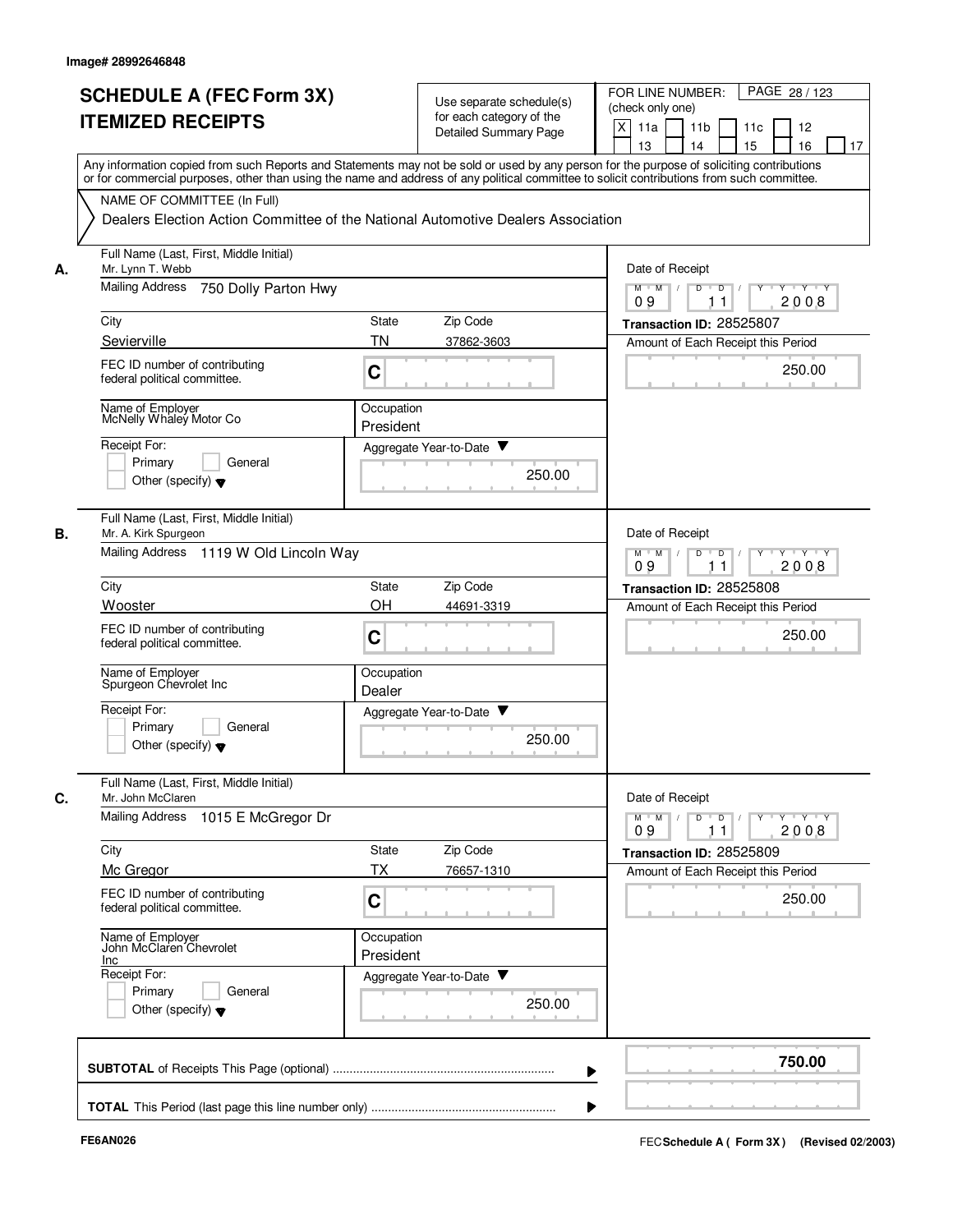Image# 28992646848

# SCHEDULE A (FEC Form 3X) ITEMIZED RECEIPTS

Use separate schedule(s) for each category of the Detailed Summary Page

FOR LINE NUMBER: (check only one)

[X] 11a [ ] 11b [ ] 11c [ ] 12 [ ] 13 [ ] 14 [ ] 15 [ ] 16 [ ] 17

PAGE 28 / 123

Any information copied from such Reports and Statements may not be sold or used by any person for the purpose of soliciting contributions or for commercial purposes, other than using the name and address of any political committee to solicit contributions from such committee.

NAME OF COMMITTEE (In Full)

Dealers Election Action Committee of the National Automotive Dealers Association

---

**A.**

Full Name (Last, First, Middle Initial): Mr. Lynn T. Webb

Mailing Address: 750 Dolly Parton Hwy

City: Sevierville | State: TN | Zip Code: 37862-3603

FEC ID number of contributing federal political committee: C

Name of Employer: McNelly Whaley Motor Co

Occupation: President

Receipt For: [ ] Primary [ ] General [ ] Other (specify)

Aggregate Year-to-Date: 250.00

Date of Receipt: 09 / 11 / 2008

Transaction ID: 28525807

Amount of Each Receipt this Period: 250.00

---

**B.**

Full Name (Last, First, Middle Initial): Mr. A. Kirk Spurgeon

Mailing Address: 1119 W Old Lincoln Way

City: Wooster | State: OH | Zip Code: 44691-3319

FEC ID number of contributing federal political committee: C

Name of Employer: Spurgeon Chevrolet Inc

Occupation: Dealer

Receipt For: [ ] Primary [ ] General [ ] Other (specify)

Aggregate Year-to-Date: 250.00

Date of Receipt: 09 / 11 / 2008

Transaction ID: 28525808

Amount of Each Receipt this Period: 250.00

---

**C.**

Full Name (Last, First, Middle Initial): Mr. John McClaren

Mailing Address: 1015 E McGregor Dr

City: Mc Gregor | State: TX | Zip Code: 76657-1310

FEC ID number of contributing federal political committee: C

Name of Employer: John McClaren Chevrolet Inc

Occupation: President

Receipt For: [ ] Primary [ ] General [ ] Other (specify)

Aggregate Year-to-Date: 250.00

Date of Receipt: 09 / 11 / 2008

Transaction ID: 28525809

Amount of Each Receipt this Period: 250.00

---

**SUBTOTAL** of Receipts This Page (optional): **750.00**

**TOTAL** This Period (last page this line number only):

FE6AN026

FEC Schedule A ( Form 3X ) (Revised 02/2003)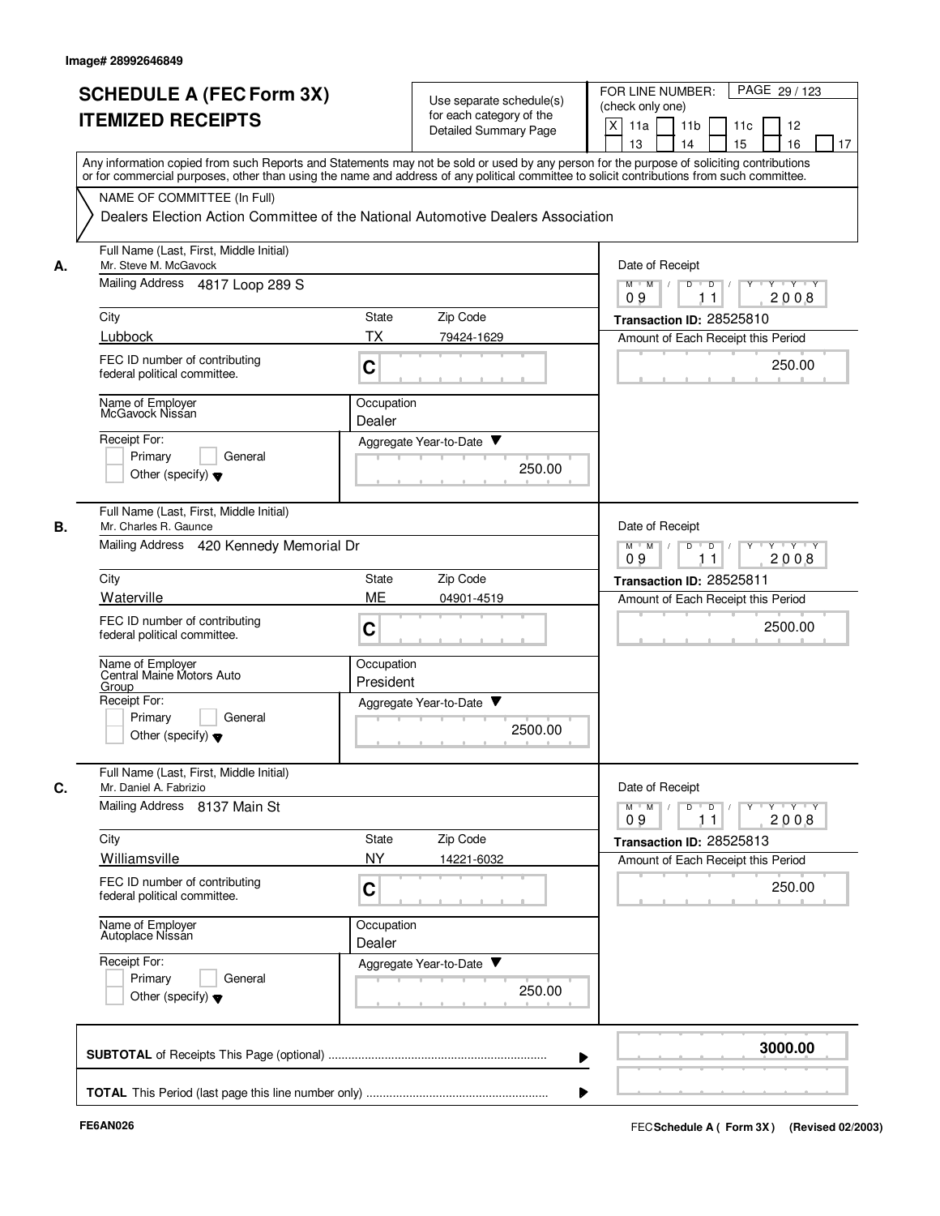Image# 28992646849

# SCHEDULE A (FEC Form 3X) ITEMIZED RECEIPTS

Use separate schedule(s) for each category of the Detailed Summary Page

FOR LINE NUMBER: (check only one)
[X] 11a [ ] 11b [ ] 11c [ ] 12 [ ] 13 [ ] 14 [ ] 15 [ ] 16 [ ] 17

Any information copied from such Reports and Statements may not be sold or used by any person for the purpose of soliciting contributions or for commercial purposes, other than using the name and address of any political committee to solicit contributions from such committee.

NAME OF COMMITTEE (In Full)
Dealers Election Action Committee of the National Automotive Dealers Association

**A.**
Full Name (Last, First, Middle Initial): Mr. Steve M. McGavock
Mailing Address: 4817 Loop 289 S
City: Lubbock
State: TX
Zip Code: 79424-1629
FEC ID number of contributing federal political committee: C
Name of Employer: McGavock Nissan
Occupation: Dealer
Receipt For: Primary / General / Other (specify)
Aggregate Year-to-Date: 250.00
Date of Receipt: 09/11/2008
Transaction ID: 28525810
Amount of Each Receipt this Period: 250.00

**B.**
Full Name (Last, First, Middle Initial): Mr. Charles R. Gaunce
Mailing Address: 420 Kennedy Memorial Dr
City: Waterville
State: ME
Zip Code: 04901-4519
FEC ID number of contributing federal political committee: C
Name of Employer: Central Maine Motors Auto Group
Occupation: President
Receipt For: Primary / General / Other (specify)
Aggregate Year-to-Date: 2500.00
Date of Receipt: 09/11/2008
Transaction ID: 28525811
Amount of Each Receipt this Period: 2500.00

**C.**
Full Name (Last, First, Middle Initial): Mr. Daniel A. Fabrizio
Mailing Address: 8137 Main St
City: Williamsville
State: NY
Zip Code: 14221-6032
FEC ID number of contributing federal political committee: C
Name of Employer: Autoplace Nissan
Occupation: Dealer
Receipt For: Primary / General / Other (specify)
Aggregate Year-to-Date: 250.00
Date of Receipt: 09/11/2008
Transaction ID: 28525813
Amount of Each Receipt this Period: 250.00

**SUBTOTAL** of Receipts This Page (optional): **3000.00**

**TOTAL** This Period (last page this line number only):

FE6AN026

FEC **Schedule A ( Form 3X)** (Revised 02/2003)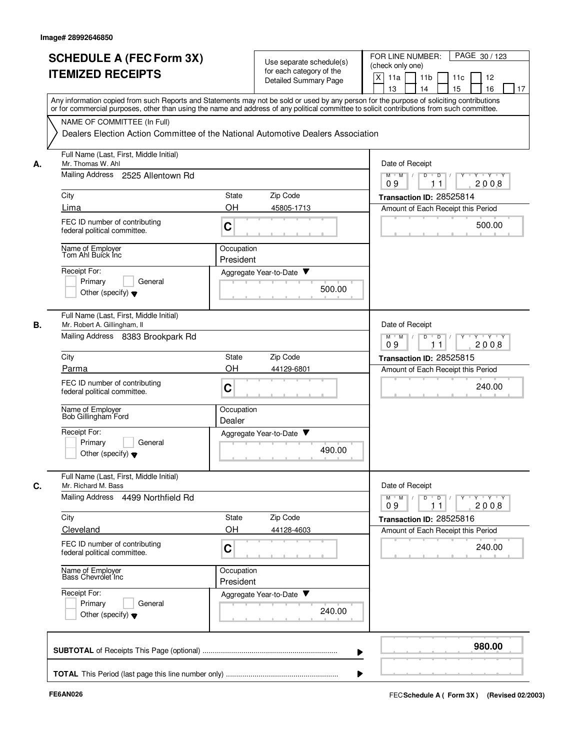Image# 28992646850

# SCHEDULE A (FEC Form 3X) ITEMIZED RECEIPTS

Use separate schedule(s) for each category of the Detailed Summary Page

FOR LINE NUMBER: (check only one)

[X] 11a [ ] 11b [ ] 11c [ ] 12 [ ] 13 [ ] 14 [ ] 15 [ ] 16 [ ] 17

PAGE 30 / 123

Any information copied from such Reports and Statements may not be sold or used by any person for the purpose of soliciting contributions or for commercial purposes, other than using the name and address of any political committee to solicit contributions from such committee.

NAME OF COMMITTEE (In Full)

Dealers Election Action Committee of the National Automotive Dealers Association

---

**A.** Full Name (Last, First, Middle Initial): Mr. Thomas W. Ahl

Mailing Address: 2525 Allentown Rd

City: Lima | State: OH | Zip Code: 45805-1713

FEC ID number of contributing federal political committee: C

Name of Employer: Tom Ahl Buick Inc

Occupation: President

Receipt For: [ ] Primary [ ] General [ ] Other (specify)

Aggregate Year-to-Date: 500.00

Date of Receipt: 09 / 11 / 2008

Transaction ID: 28525814

Amount of Each Receipt this Period: 500.00

---

**B.** Full Name (Last, First, Middle Initial): Mr. Robert A. Gillingham, II

Mailing Address: 8383 Brookpark Rd

City: Parma | State: OH | Zip Code: 44129-6801

FEC ID number of contributing federal political committee: C

Name of Employer: Bob Gillingham Ford

Occupation: Dealer

Receipt For: [ ] Primary [ ] General [ ] Other (specify)

Aggregate Year-to-Date: 490.00

Date of Receipt: 09 / 11 / 2008

Transaction ID: 28525815

Amount of Each Receipt this Period: 240.00

---

**C.** Full Name (Last, First, Middle Initial): Mr. Richard M. Bass

Mailing Address: 4499 Northfield Rd

City: Cleveland | State: OH | Zip Code: 44128-4603

FEC ID number of contributing federal political committee: C

Name of Employer: Bass Chevrolet Inc

Occupation: President

Receipt For: [ ] Primary [ ] General [ ] Other (specify)

Aggregate Year-to-Date: 240.00

Date of Receipt: 09 / 11 / 2008

Transaction ID: 28525816

Amount of Each Receipt this Period: 240.00

---

**SUBTOTAL** of Receipts This Page (optional): **980.00**

**TOTAL** This Period (last page this line number only):

FE6AN026

FEC **Schedule A ( Form 3X)** (Revised 02/2003)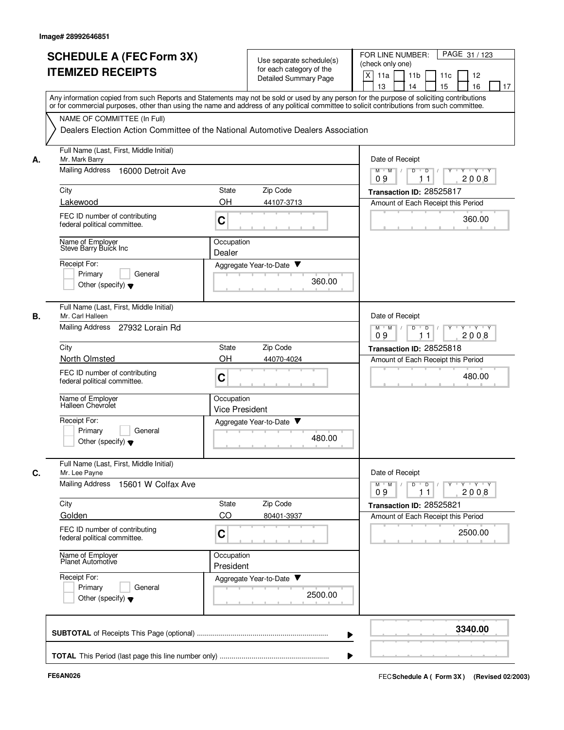Image# 28992646851

# SCHEDULE A (FEC Form 3X)
# ITEMIZED RECEIPTS

Use separate schedule(s) for each category of the Detailed Summary Page

FOR LINE NUMBER: (check only one)

- [X] 11a
- [ ] 11b
- [ ] 11c
- [ ] 12
- [ ] 13
- [ ] 14
- [ ] 15
- [ ] 16
- [ ] 17

PAGE 31 / 123

Any information copied from such Reports and Statements may not be sold or used by any person for the purpose of soliciting contributions or for commercial purposes, other than using the name and address of any political committee to solicit contributions from such committee.

NAME OF COMMITTEE (In Full)

Dealers Election Action Committee of the National Automotive Dealers Association

---

**A.**

Full Name (Last, First, Middle Initial): Mr. Mark Barry

Mailing Address: 16000 Detroit Ave

City: Lakewood | State: OH | Zip Code: 44107-3713

FEC ID number of contributing federal political committee: C

Name of Employer: Steve Barry Buick Inc

Occupation: Dealer

Receipt For: Primary / General / Other (specify)

Aggregate Year-to-Date: 360.00

Date of Receipt: 09 / 11 / 2008

Transaction ID: 28525817

Amount of Each Receipt this Period: 360.00

---

**B.**

Full Name (Last, First, Middle Initial): Mr. Carl Halleen

Mailing Address: 27932 Lorain Rd

City: North Olmsted | State: OH | Zip Code: 44070-4024

FEC ID number of contributing federal political committee: C

Name of Employer: Halleen Chevrolet

Occupation: Vice President

Receipt For: Primary / General / Other (specify)

Aggregate Year-to-Date: 480.00

Date of Receipt: 09 / 11 / 2008

Transaction ID: 28525818

Amount of Each Receipt this Period: 480.00

---

**C.**

Full Name (Last, First, Middle Initial): Mr. Lee Payne

Mailing Address: 15601 W Colfax Ave

City: Golden | State: CO | Zip Code: 80401-3937

FEC ID number of contributing federal political committee: C

Name of Employer: Planet Automotive

Occupation: President

Receipt For: Primary / General / Other (specify)

Aggregate Year-to-Date: 2500.00

Date of Receipt: 09 / 11 / 2008

Transaction ID: 28525821

Amount of Each Receipt this Period: 2500.00

---

**SUBTOTAL** of Receipts This Page (optional): **3340.00**

**TOTAL** This Period (last page this line number only):

FE6AN026

FEC **Schedule A ( Form 3X)** (Revised 02/2003)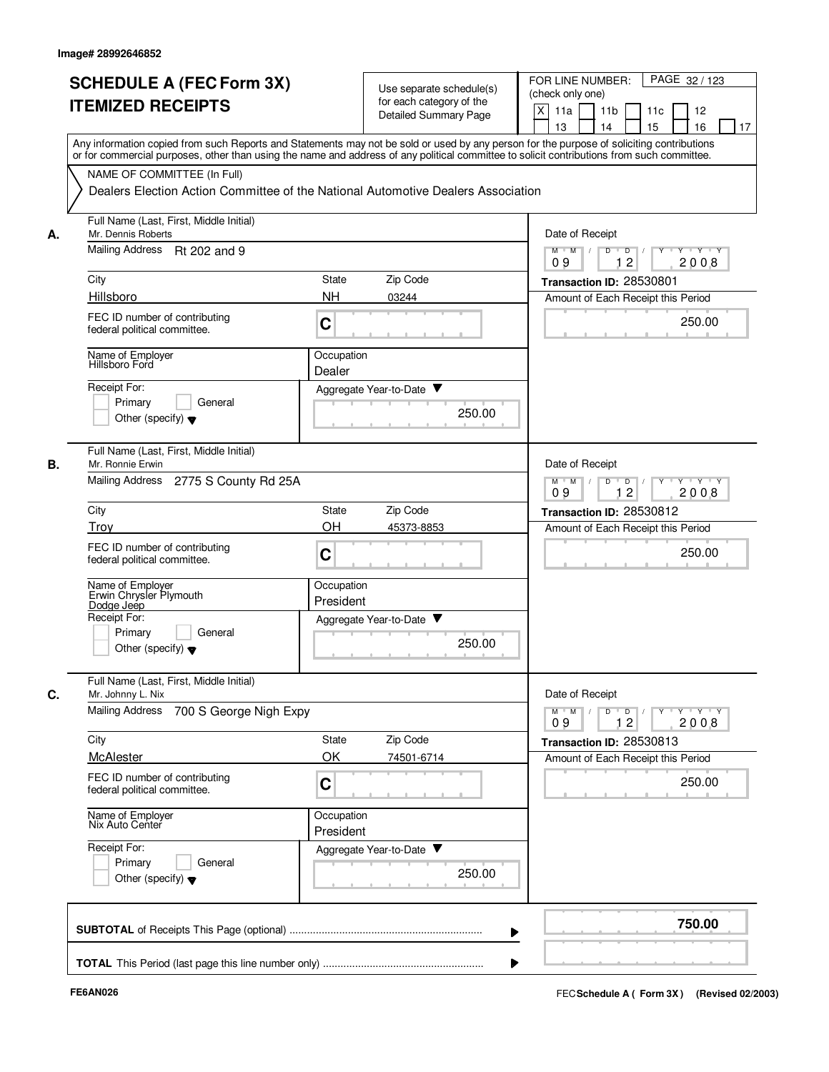Image# 28992646852

# SCHEDULE A (FEC Form 3X)
# ITEMIZED RECEIPTS

Use separate schedule(s) for each category of the Detailed Summary Page

FOR LINE NUMBER: (check only one)
[X] 11a [ ] 11b [ ] 11c [ ] 12 [ ] 13 [ ] 14 [ ] 15 [ ] 16 [ ] 17

PAGE 32 / 123

Any information copied from such Reports and Statements may not be sold or used by any person for the purpose of soliciting contributions or for commercial purposes, other than using the name and address of any political committee to solicit contributions from such committee.

NAME OF COMMITTEE (In Full)

Dealers Election Action Committee of the National Automotive Dealers Association

---

**A.**

Full Name (Last, First, Middle Initial): Mr. Dennis Roberts

Mailing Address: Rt 202 and 9

| City | State | Zip Code |
|---|---|---|
| Hillsboro | NH | 03244 |

FEC ID number of contributing federal political committee: C

Name of Employer: Hillsboro Ford

Occupation: Dealer

Receipt For: [ ] Primary [ ] General [ ] Other (specify)

Aggregate Year-to-Date: 250.00

Date of Receipt: 09 12 2008

Transaction ID: 28530801

Amount of Each Receipt this Period: 250.00

---

**B.**

Full Name (Last, First, Middle Initial): Mr. Ronnie Erwin

Mailing Address: 2775 S County Rd 25A

| City | State | Zip Code |
|---|---|---|
| Troy | OH | 45373-8853 |

FEC ID number of contributing federal political committee: C

Name of Employer: Erwin Chrysler Plymouth Dodge Jeep

Occupation: President

Receipt For: [ ] Primary [ ] General [ ] Other (specify)

Aggregate Year-to-Date: 250.00

Date of Receipt: 09 12 2008

Transaction ID: 28530812

Amount of Each Receipt this Period: 250.00

---

**C.**

Full Name (Last, First, Middle Initial): Mr. Johnny L. Nix

Mailing Address: 700 S George Nigh Expy

| City | State | Zip Code |
|---|---|---|
| McAlester | OK | 74501-6714 |

FEC ID number of contributing federal political committee: C

Name of Employer: Nix Auto Center

Occupation: President

Receipt For: [ ] Primary [ ] General [ ] Other (specify)

Aggregate Year-to-Date: 250.00

Date of Receipt: 09 12 2008

Transaction ID: 28530813

Amount of Each Receipt this Period: 250.00

---

**SUBTOTAL** of Receipts This Page (optional): **750.00**

**TOTAL** This Period (last page this line number only):

FE6AN026

FEC **Schedule A ( Form 3X )** (Revised 02/2003)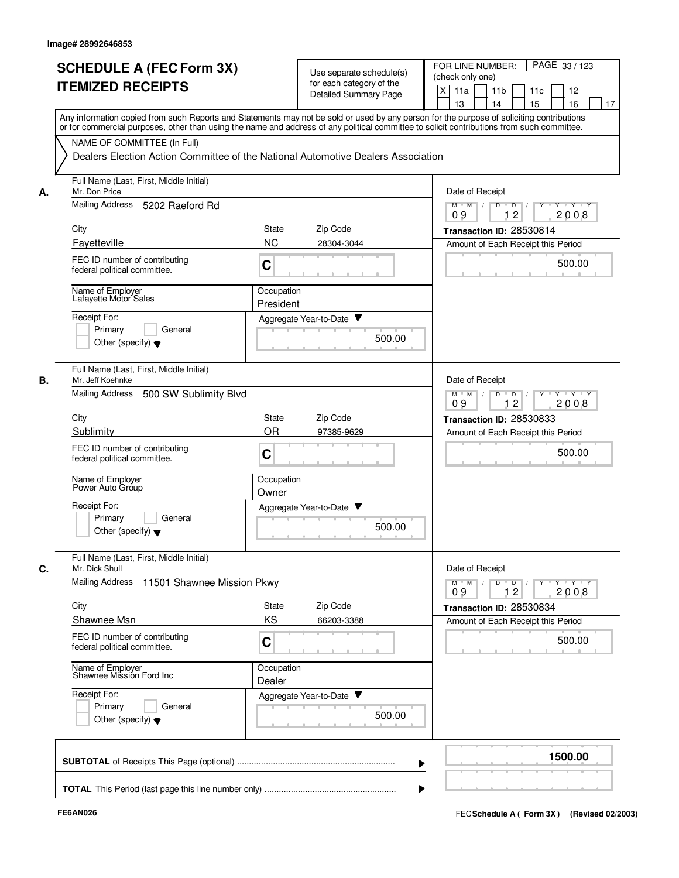Image# 28992646853

# SCHEDULE A (FEC Form 3X)
# ITEMIZED RECEIPTS

Use separate schedule(s) for each category of the Detailed Summary Page

FOR LINE NUMBER: (check only one)

[X] 11a [ ] 11b [ ] 11c [ ] 12 [ ] 13 [ ] 14 [ ] 15 [ ] 16 [ ] 17

Any information copied from such Reports and Statements may not be sold or used by any person for the purpose of soliciting contributions or for commercial purposes, other than using the name and address of any political committee to solicit contributions from such committee.

NAME OF COMMITTEE (In Full)

Dealers Election Action Committee of the National Automotive Dealers Association

**A.**

| Field | Value |
|---|---|
| Full Name (Last, First, Middle Initial) | Mr. Don Price |
| Mailing Address | 5202 Raeford Rd |
| City | Fayetteville |
| State | NC |
| Zip Code | 28304-3044 |
| FEC ID number of contributing federal political committee. | C |
| Name of Employer | Lafayette Motor Sales |
| Occupation | President |
| Receipt For: | Primary / General / Other (specify) |
| Aggregate Year-to-Date | 500.00 |
| Date of Receipt | 09 12 2008 |
| Transaction ID | 28530814 |
| Amount of Each Receipt this Period | 500.00 |

**B.**

| Field | Value |
|---|---|
| Full Name (Last, First, Middle Initial) | Mr. Jeff Koehnke |
| Mailing Address | 500 SW Sublimity Blvd |
| City | Sublimity |
| State | OR |
| Zip Code | 97385-9629 |
| FEC ID number of contributing federal political committee. | C |
| Name of Employer | Power Auto Group |
| Occupation | Owner |
| Receipt For: | Primary / General / Other (specify) |
| Aggregate Year-to-Date | 500.00 |
| Date of Receipt | 09 12 2008 |
| Transaction ID | 28530833 |
| Amount of Each Receipt this Period | 500.00 |

**C.**

| Field | Value |
|---|---|
| Full Name (Last, First, Middle Initial) | Mr. Dick Shull |
| Mailing Address | 11501 Shawnee Mission Pkwy |
| City | Shawnee Msn |
| State | KS |
| Zip Code | 66203-3388 |
| FEC ID number of contributing federal political committee. | C |
| Name of Employer | Shawnee Mission Ford Inc |
| Occupation | Dealer |
| Receipt For: | Primary / General / Other (specify) |
| Aggregate Year-to-Date | 500.00 |
| Date of Receipt | 09 12 2008 |
| Transaction ID | 28530834 |
| Amount of Each Receipt this Period | 500.00 |

**SUBTOTAL** of Receipts This Page (optional) ........ 1500.00

**TOTAL** This Period (last page this line number only) ........

FE6AN026

FEC **Schedule A ( Form 3X)** (Revised 02/2003)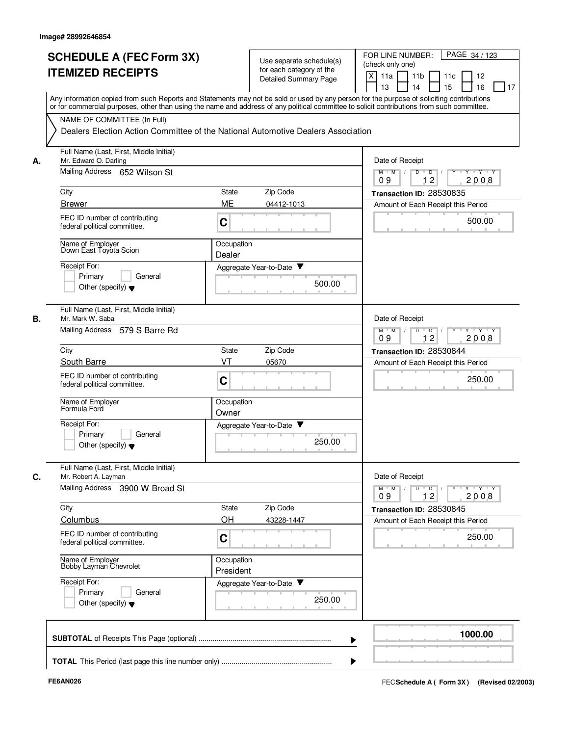Image# 28992646854

# SCHEDULE A (FEC Form 3X) ITEMIZED RECEIPTS

Use separate schedule(s) for each category of the Detailed Summary Page

FOR LINE NUMBER: (check only one)
[X] 11a [ ] 11b [ ] 11c [ ] 12 [ ] 13 [ ] 14 [ ] 15 [ ] 16 [ ] 17

PAGE 34 / 123

Any information copied from such Reports and Statements may not be sold or used by any person for the purpose of soliciting contributions or for commercial purposes, other than using the name and address of any political committee to solicit contributions from such committee.

NAME OF COMMITTEE (In Full)
Dealers Election Action Committee of the National Automotive Dealers Association

**A.** Full Name (Last, First, Middle Initial): Mr. Edward O. Darling
Mailing Address: 652 Wilson St
City: Brewer | State: ME | Zip Code: 04412-1013
FEC ID number of contributing federal political committee: C
Name of Employer: Down East Toyota Scion
Occupation: Dealer
Receipt For: [ ] Primary [ ] General [ ] Other (specify)
Aggregate Year-to-Date: 500.00
Date of Receipt: 09 12 2008
Transaction ID: 28530835
Amount of Each Receipt this Period: 500.00

**B.** Full Name (Last, First, Middle Initial): Mr. Mark W. Saba
Mailing Address: 579 S Barre Rd
City: South Barre | State: VT | Zip Code: 05670
FEC ID number of contributing federal political committee: C
Name of Employer: Formula Ford
Occupation: Owner
Receipt For: [ ] Primary [ ] General [ ] Other (specify)
Aggregate Year-to-Date: 250.00
Date of Receipt: 09 12 2008
Transaction ID: 28530844
Amount of Each Receipt this Period: 250.00

**C.** Full Name (Last, First, Middle Initial): Mr. Robert A. Layman
Mailing Address: 3900 W Broad St
City: Columbus | State: OH | Zip Code: 43228-1447
FEC ID number of contributing federal political committee: C
Name of Employer: Bobby Layman Chevrolet
Occupation: President
Receipt For: [ ] Primary [ ] General [ ] Other (specify)
Aggregate Year-to-Date: 250.00
Date of Receipt: 09 12 2008
Transaction ID: 28530845
Amount of Each Receipt this Period: 250.00

**SUBTOTAL** of Receipts This Page (optional): 1000.00

**TOTAL** This Period (last page this line number only):

FE6AN026 FEC Schedule A ( Form 3X) (Revised 02/2003)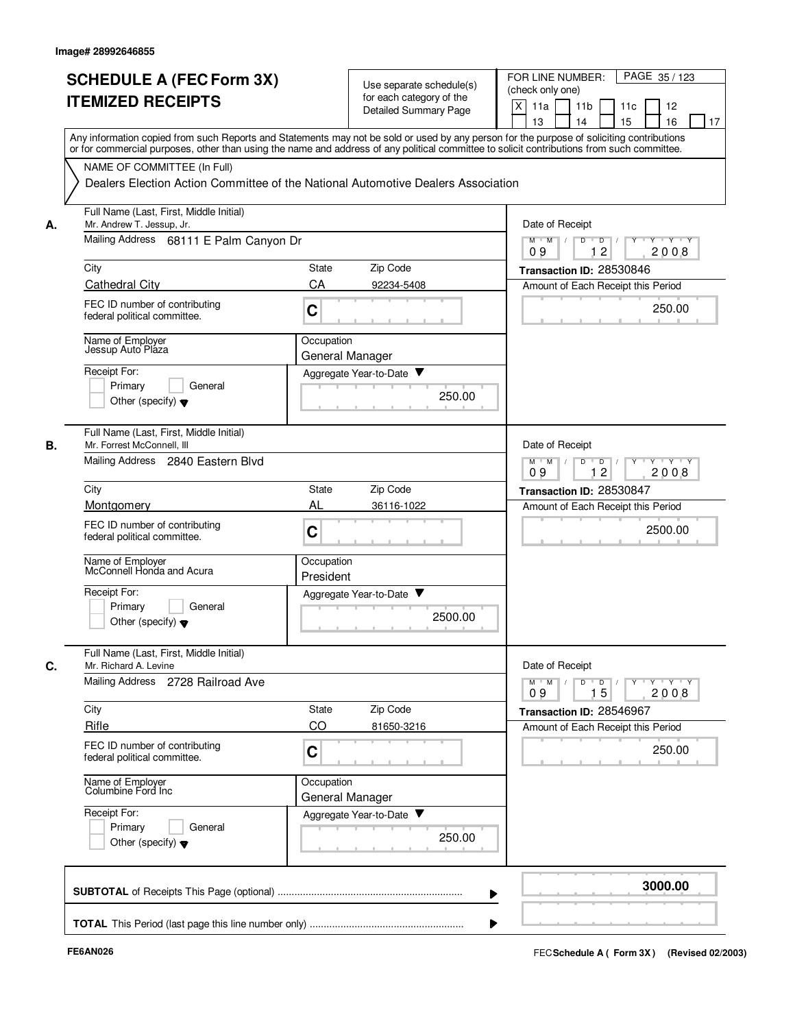Image# 28992646855

# SCHEDULE A (FEC Form 3X)
# ITEMIZED RECEIPTS

Use separate schedule(s) for each category of the Detailed Summary Page

FOR LINE NUMBER: (check only one)

[X] 11a [ ] 11b [ ] 11c [ ] 12 [ ] 13 [ ] 14 [ ] 15 [ ] 16 [ ] 17

Any information copied from such Reports and Statements may not be sold or used by any person for the purpose of soliciting contributions or for commercial purposes, other than using the name and address of any political committee to solicit contributions from such committee.

NAME OF COMMITTEE (In Full)

Dealers Election Action Committee of the National Automotive Dealers Association

---

**A.**

Full Name (Last, First, Middle Initial): Mr. Andrew T. Jessup, Jr.

Mailing Address: 68111 E Palm Canyon Dr

City: Cathedral City | State: CA | Zip Code: 92234-5408

FEC ID number of contributing federal political committee: C

Name of Employer: Jessup Auto Plaza

Occupation: General Manager

Receipt For: [ ] Primary [ ] General [ ] Other (specify)

Aggregate Year-to-Date: 250.00

Date of Receipt: 09 12 2008

Transaction ID: 28530846

Amount of Each Receipt this Period: 250.00

---

**B.**

Full Name (Last, First, Middle Initial): Mr. Forrest McConnell, III

Mailing Address: 2840 Eastern Blvd

City: Montgomery | State: AL | Zip Code: 36116-1022

FEC ID number of contributing federal political committee: C

Name of Employer: McConnell Honda and Acura

Occupation: President

Receipt For: [ ] Primary [ ] General [ ] Other (specify)

Aggregate Year-to-Date: 2500.00

Date of Receipt: 09 12 2008

Transaction ID: 28530847

Amount of Each Receipt this Period: 2500.00

---

**C.**

Full Name (Last, First, Middle Initial): Mr. Richard A. Levine

Mailing Address: 2728 Railroad Ave

City: Rifle | State: CO | Zip Code: 81650-3216

FEC ID number of contributing federal political committee: C

Name of Employer: Columbine Ford Inc

Occupation: General Manager

Receipt For: [ ] Primary [ ] General [ ] Other (specify)

Aggregate Year-to-Date: 250.00

Date of Receipt: 09 15 2008

Transaction ID: 28546967

Amount of Each Receipt this Period: 250.00

---

**SUBTOTAL** of Receipts This Page (optional): **3000.00**

**TOTAL** This Period (last page this line number only):

FE6AN026

FEC **Schedule A ( Form 3X )** (Revised 02/2003)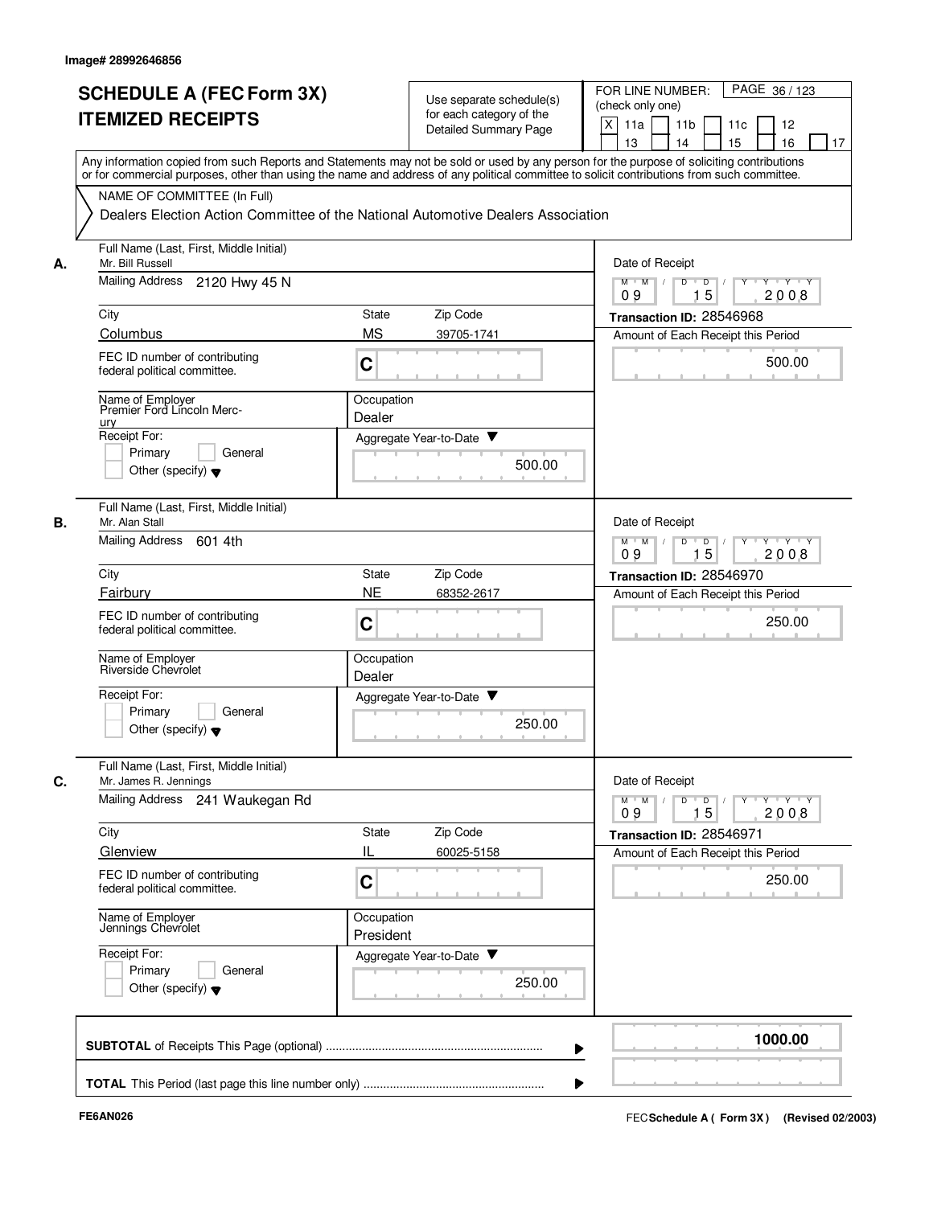Image# 28992646856

# SCHEDULE A (FEC Form 3X) ITEMIZED RECEIPTS

Use separate schedule(s) for each category of the Detailed Summary Page

FOR LINE NUMBER: (check only one)

[X] 11a [ ] 11b [ ] 11c [ ] 12 [ ] 13 [ ] 14 [ ] 15 [ ] 16 [ ] 17

PAGE 36 / 123

Any information copied from such Reports and Statements may not be sold or used by any person for the purpose of soliciting contributions or for commercial purposes, other than using the name and address of any political committee to solicit contributions from such committee.

NAME OF COMMITTEE (In Full)

Dealers Election Action Committee of the National Automotive Dealers Association

---

**A.** Full Name (Last, First, Middle Initial): Mr. Bill Russell

Mailing Address: 2120 Hwy 45 N

City: Columbus | State: MS | Zip Code: 39705-1741

FEC ID number of contributing federal political committee: C

Name of Employer: Premier Ford Lincoln Mercury

Occupation: Dealer

Receipt For: [ ] Primary [ ] General [ ] Other (specify)

Aggregate Year-to-Date: 500.00

Date of Receipt: 09 15 2008

Transaction ID: 28546968

Amount of Each Receipt this Period: 500.00

---

**B.** Full Name (Last, First, Middle Initial): Mr. Alan Stall

Mailing Address: 601 4th

City: Fairbury | State: NE | Zip Code: 68352-2617

FEC ID number of contributing federal political committee: C

Name of Employer: Riverside Chevrolet

Occupation: Dealer

Receipt For: [ ] Primary [ ] General [ ] Other (specify)

Aggregate Year-to-Date: 250.00

Date of Receipt: 09 15 2008

Transaction ID: 28546970

Amount of Each Receipt this Period: 250.00

---

**C.** Full Name (Last, First, Middle Initial): Mr. James R. Jennings

Mailing Address: 241 Waukegan Rd

City: Glenview | State: IL | Zip Code: 60025-5158

FEC ID number of contributing federal political committee: C

Name of Employer: Jennings Chevrolet

Occupation: President

Receipt For: [ ] Primary [ ] General [ ] Other (specify)

Aggregate Year-to-Date: 250.00

Date of Receipt: 09 15 2008

Transaction ID: 28546971

Amount of Each Receipt this Period: 250.00

---

**SUBTOTAL** of Receipts This Page (optional): 1000.00

**TOTAL** This Period (last page this line number only):

FE6AN026

FEC Schedule A ( Form 3X ) (Revised 02/2003)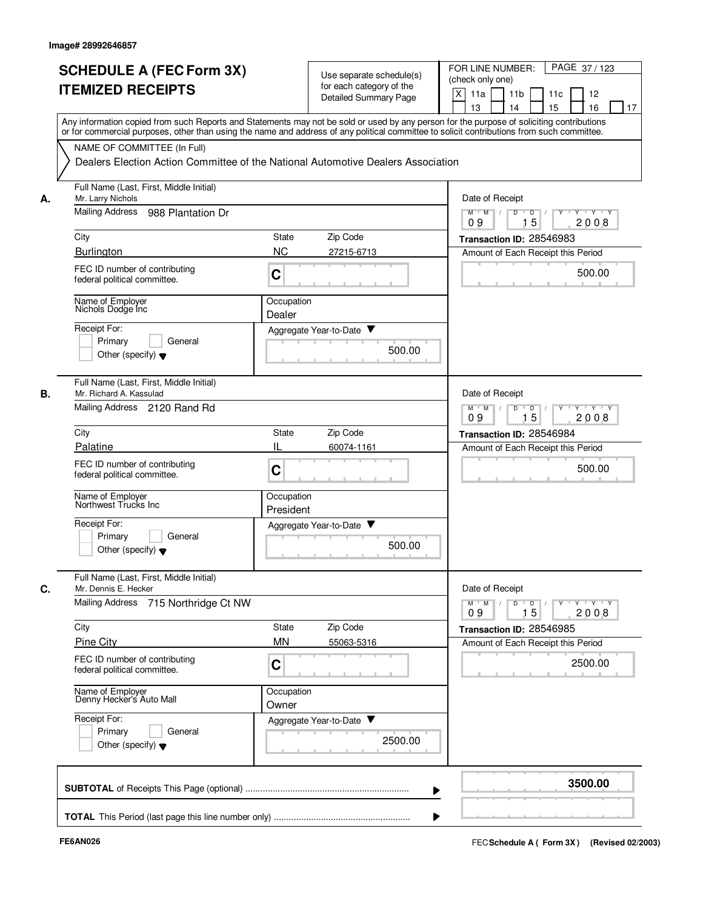Image# 28992646857

# SCHEDULE A (FEC Form 3X) ITEMIZED RECEIPTS

Use separate schedule(s) for each category of the Detailed Summary Page

FOR LINE NUMBER: (check only one)
[X] 11a [ ] 11b [ ] 11c [ ] 12 [ ] 13 [ ] 14 [ ] 15 [ ] 16 [ ] 17

PAGE 37 / 123

Any information copied from such Reports and Statements may not be sold or used by any person for the purpose of soliciting contributions or for commercial purposes, other than using the name and address of any political committee to solicit contributions from such committee.

NAME OF COMMITTEE (In Full)
Dealers Election Action Committee of the National Automotive Dealers Association

---

**A.** Full Name (Last, First, Middle Initial): Mr. Larry Nichols

Mailing Address: 988 Plantation Dr

City: Burlington | State: NC | Zip Code: 27215-6713

FEC ID number of contributing federal political committee: C

Name of Employer: Nichols Dodge Inc | Occupation: Dealer

Receipt For: [ ] Primary [ ] General [ ] Other (specify)

Aggregate Year-to-Date: 500.00

Date of Receipt: 09 15 2008

Transaction ID: 28546983

Amount of Each Receipt this Period: 500.00

---

**B.** Full Name (Last, First, Middle Initial): Mr. Richard A. Kassulad

Mailing Address: 2120 Rand Rd

City: Palatine | State: IL | Zip Code: 60074-1161

FEC ID number of contributing federal political committee: C

Name of Employer: Northwest Trucks Inc | Occupation: President

Receipt For: [ ] Primary [ ] General [ ] Other (specify)

Aggregate Year-to-Date: 500.00

Date of Receipt: 09 15 2008

Transaction ID: 28546984

Amount of Each Receipt this Period: 500.00

---

**C.** Full Name (Last, First, Middle Initial): Mr. Dennis E. Hecker

Mailing Address: 715 Northridge Ct NW

City: Pine City | State: MN | Zip Code: 55063-5316

FEC ID number of contributing federal political committee: C

Name of Employer: Denny Hecker's Auto Mall | Occupation: Owner

Receipt For: [ ] Primary [ ] General [ ] Other (specify)

Aggregate Year-to-Date: 2500.00

Date of Receipt: 09 15 2008

Transaction ID: 28546985

Amount of Each Receipt this Period: 2500.00

---

**SUBTOTAL** of Receipts This Page (optional): **3500.00**

**TOTAL** This Period (last page this line number only):

FE6AN026

FEC **Schedule A ( Form 3X )** (Revised 02/2003)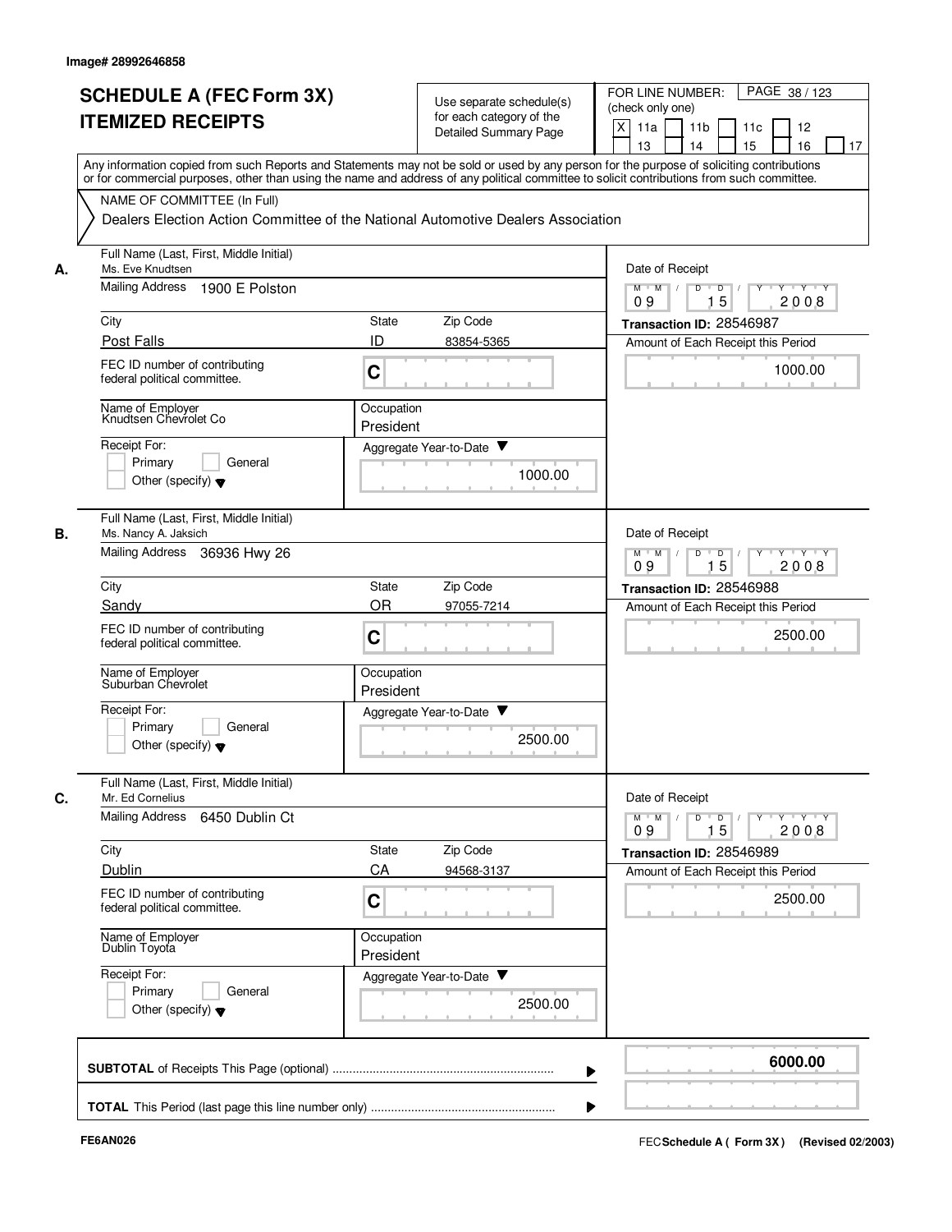Image# 28992646858

# SCHEDULE A (FEC Form 3X)
## ITEMIZED RECEIPTS

Use separate schedule(s) for each category of the Detailed Summary Page

FOR LINE NUMBER: (check only one)

[X] 11a [ ] 11b [ ] 11c [ ] 12 [ ] 13 [ ] 14 [ ] 15 [ ] 16 [ ] 17

Any information copied from such Reports and Statements may not be sold or used by any person for the purpose of soliciting contributions or for commercial purposes, other than using the name and address of any political committee to solicit contributions from such committee.

NAME OF COMMITTEE (In Full)

Dealers Election Action Committee of the National Automotive Dealers Association

---

**A.**

Full Name (Last, First, Middle Initial): Ms. Eve Knudtsen

Mailing Address: 1900 E Polston

City: Post Falls | State: ID | Zip Code: 83854-5365

FEC ID number of contributing federal political committee: C

Name of Employer: Knudtsen Chevrolet Co

Occupation: President

Receipt For: [ ] Primary [ ] General [ ] Other (specify)

Aggregate Year-to-Date: 1000.00

Date of Receipt: 09/15/2008

Transaction ID: 28546987

Amount of Each Receipt this Period: 1000.00

---

**B.**

Full Name (Last, First, Middle Initial): Ms. Nancy A. Jaksich

Mailing Address: 36936 Hwy 26

City: Sandy | State: OR | Zip Code: 97055-7214

FEC ID number of contributing federal political committee: C

Name of Employer: Suburban Chevrolet

Occupation: President

Receipt For: [ ] Primary [ ] General [ ] Other (specify)

Aggregate Year-to-Date: 2500.00

Date of Receipt: 09/15/2008

Transaction ID: 28546988

Amount of Each Receipt this Period: 2500.00

---

**C.**

Full Name (Last, First, Middle Initial): Mr. Ed Cornelius

Mailing Address: 6450 Dublin Ct

City: Dublin | State: CA | Zip Code: 94568-3137

FEC ID number of contributing federal political committee: C

Name of Employer: Dublin Toyota

Occupation: President

Receipt For: [ ] Primary [ ] General [ ] Other (specify)

Aggregate Year-to-Date: 2500.00

Date of Receipt: 09/15/2008

Transaction ID: 28546989

Amount of Each Receipt this Period: 2500.00

---

**SUBTOTAL** of Receipts This Page (optional): **6000.00**

**TOTAL** This Period (last page this line number only):

FE6AN026

FEC **Schedule A ( Form 3X)** (Revised 02/2003)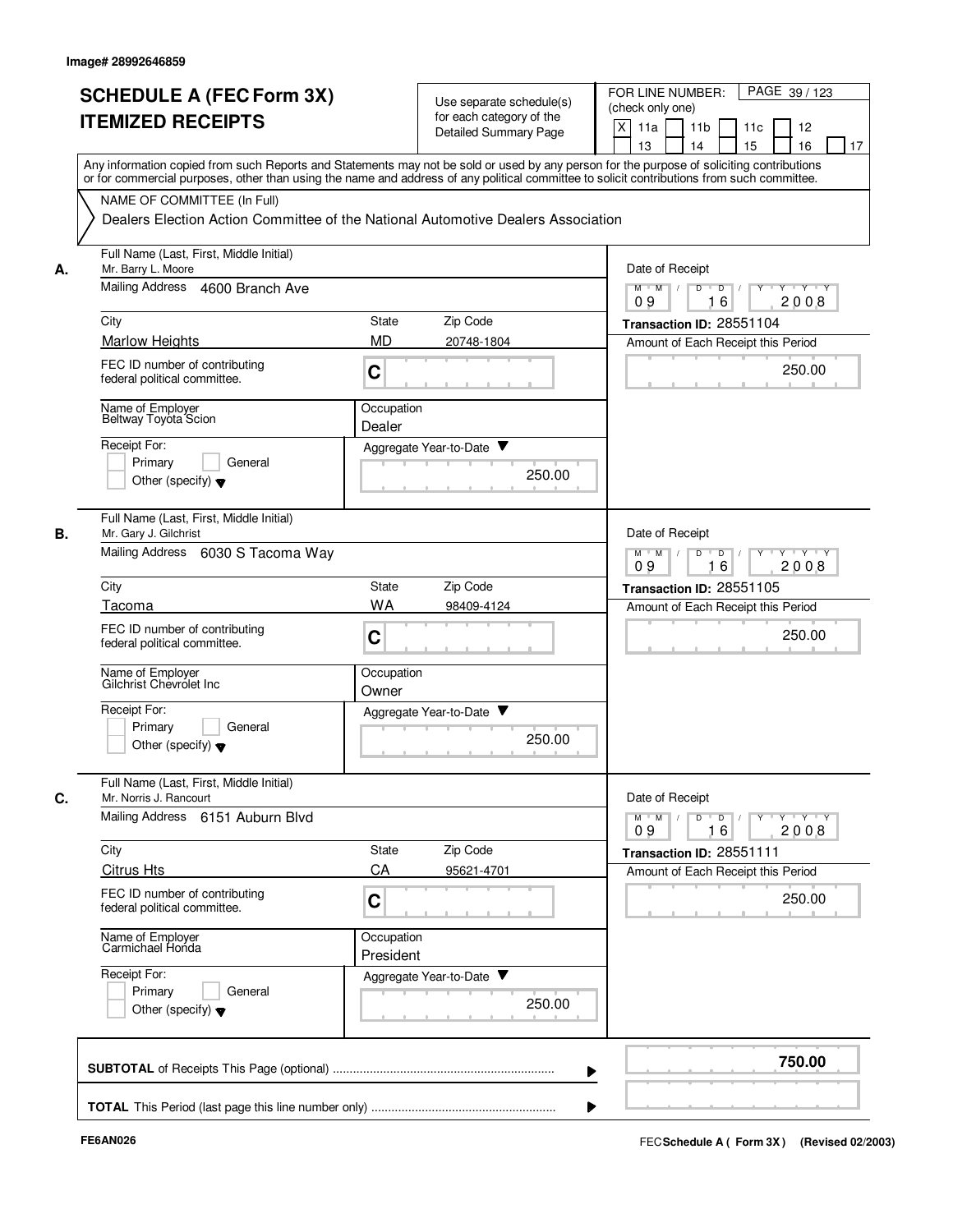Image# 28992646859

# SCHEDULE A (FEC Form 3X)
# ITEMIZED RECEIPTS

Use separate schedule(s) for each category of the Detailed Summary Page

FOR LINE NUMBER: (check only one)
[X] 11a [ ] 11b [ ] 11c [ ] 12 [ ] 13 [ ] 14 [ ] 15 [ ] 16 [ ] 17

PAGE 39 / 123

Any information copied from such Reports and Statements may not be sold or used by any person for the purpose of soliciting contributions or for commercial purposes, other than using the name and address of any political committee to solicit contributions from such committee.

NAME OF COMMITTEE (In Full)

Dealers Election Action Committee of the National Automotive Dealers Association

**A.**

Full Name (Last, First, Middle Initial): Mr. Barry L. Moore

Mailing Address: 4600 Branch Ave

City: Marlow Heights | State: MD | Zip Code: 20748-1804

FEC ID number of contributing federal political committee: C

Name of Employer: Beltway Toyota Scion

Occupation: Dealer

Receipt For: [ ] Primary [ ] General [ ] Other (specify)

Aggregate Year-to-Date: 250.00

Date of Receipt: 09 / 16 / 2008

Transaction ID: 28551104

Amount of Each Receipt this Period: 250.00

**B.**

Full Name (Last, First, Middle Initial): Mr. Gary J. Gilchrist

Mailing Address: 6030 S Tacoma Way

City: Tacoma | State: WA | Zip Code: 98409-4124

FEC ID number of contributing federal political committee: C

Name of Employer: Gilchrist Chevrolet Inc

Occupation: Owner

Receipt For: [ ] Primary [ ] General [ ] Other (specify)

Aggregate Year-to-Date: 250.00

Date of Receipt: 09 / 16 / 2008

Transaction ID: 28551105

Amount of Each Receipt this Period: 250.00

**C.**

Full Name (Last, First, Middle Initial): Mr. Norris J. Rancourt

Mailing Address: 6151 Auburn Blvd

City: Citrus Hts | State: CA | Zip Code: 95621-4701

FEC ID number of contributing federal political committee: C

Name of Employer: Carmichael Honda

Occupation: President

Receipt For: [ ] Primary [ ] General [ ] Other (specify)

Aggregate Year-to-Date: 250.00

Date of Receipt: 09 / 16 / 2008

Transaction ID: 28551111

Amount of Each Receipt this Period: 250.00

**SUBTOTAL** of Receipts This Page (optional): **750.00**

**TOTAL** This Period (last page this line number only):

FE6AN026

FEC Schedule A ( Form 3X ) (Revised 02/2003)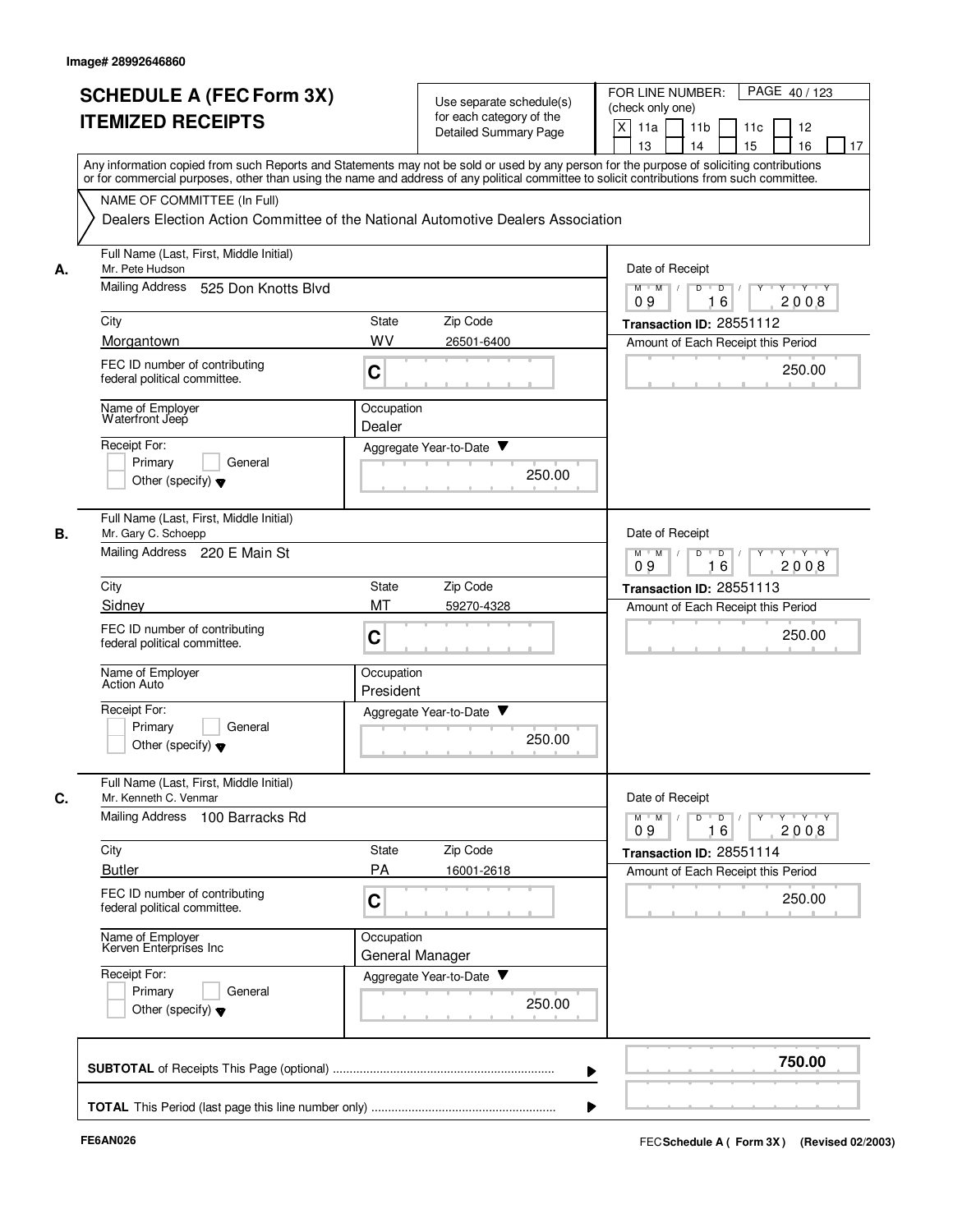Image# 28992646860

# SCHEDULE A (FEC Form 3X) ITEMIZED RECEIPTS

Use separate schedule(s) for each category of the Detailed Summary Page

FOR LINE NUMBER: (check only one)

[X] 11a [ ] 11b [ ] 11c [ ] 12 [ ] 13 [ ] 14 [ ] 15 [ ] 16 [ ] 17

PAGE 40 / 123

Any information copied from such Reports and Statements may not be sold or used by any person for the purpose of soliciting contributions or for commercial purposes, other than using the name and address of any political committee to solicit contributions from such committee.

NAME OF COMMITTEE (In Full)

Dealers Election Action Committee of the National Automotive Dealers Association

---

**A.** Full Name (Last, First, Middle Initial): Mr. Pete Hudson

Mailing Address: 525 Don Knotts Blvd

City: Morgantown | State: WV | Zip Code: 26501-6400

FEC ID number of contributing federal political committee: C

Name of Employer: Waterfront Jeep

Occupation: Dealer

Receipt For: [ ] Primary [ ] General [ ] Other (specify)

Aggregate Year-to-Date: 250.00

Date of Receipt: 09/16/2008

Transaction ID: 28551112

Amount of Each Receipt this Period: 250.00

---

**B.** Full Name (Last, First, Middle Initial): Mr. Gary C. Schoepp

Mailing Address: 220 E Main St

City: Sidney | State: MT | Zip Code: 59270-4328

FEC ID number of contributing federal political committee: C

Name of Employer: Action Auto

Occupation: President

Receipt For: [ ] Primary [ ] General [ ] Other (specify)

Aggregate Year-to-Date: 250.00

Date of Receipt: 09/16/2008

Transaction ID: 28551113

Amount of Each Receipt this Period: 250.00

---

**C.** Full Name (Last, First, Middle Initial): Mr. Kenneth C. Venmar

Mailing Address: 100 Barracks Rd

City: Butler | State: PA | Zip Code: 16001-2618

FEC ID number of contributing federal political committee: C

Name of Employer: Kerven Enterprises Inc

Occupation: General Manager

Receipt For: [ ] Primary [ ] General [ ] Other (specify)

Aggregate Year-to-Date: 250.00

Date of Receipt: 09/16/2008

Transaction ID: 28551114

Amount of Each Receipt this Period: 250.00

---

**SUBTOTAL** of Receipts This Page (optional): **750.00**

**TOTAL** This Period (last page this line number only):

FE6AN026

FEC **Schedule A ( Form 3X )** (Revised 02/2003)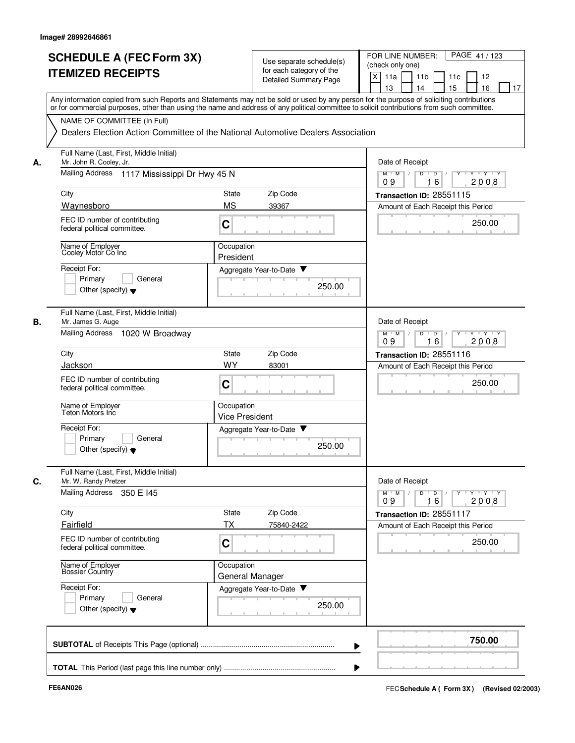Image# 28992646861

# SCHEDULE A (FEC Form 3X) ITEMIZED RECEIPTS

Use separate schedule(s) for each category of the Detailed Summary Page

FOR LINE NUMBER: (check only one)
[X] 11a [ ] 11b [ ] 11c [ ] 12 [ ] 13 [ ] 14 [ ] 15 [ ] 16 [ ] 17

Any information copied from such Reports and Statements may not be sold or used by any person for the purpose of soliciting contributions or for commercial purposes, other than using the name and address of any political committee to solicit contributions from such committee.

NAME OF COMMITTEE (In Full)

Dealers Election Action Committee of the National Automotive Dealers Association

---

**A.** Full Name (Last, First, Middle Initial): Mr. John R. Cooley, Jr.

Mailing Address: 1117 Mississippi Dr Hwy 45 N

City: Waynesboro | State: MS | Zip Code: 39367

FEC ID number of contributing federal political committee: C

Name of Employer: Cooley Motor Co Inc

Occupation: President

Receipt For: [ ] Primary [ ] General [ ] Other (specify)

Date of Receipt: 09 16 2008

Transaction ID: 28551115

Amount of Each Receipt this Period: 250.00

Aggregate Year-to-Date: 250.00

---

**B.** Full Name (Last, First, Middle Initial): Mr. James G. Auge

Mailing Address: 1020 W Broadway

City: Jackson | State: WY | Zip Code: 83001

FEC ID number of contributing federal political committee: C

Name of Employer: Teton Motors Inc

Occupation: Vice President

Receipt For: [ ] Primary [ ] General [ ] Other (specify)

Date of Receipt: 09 16 2008

Transaction ID: 28551116

Amount of Each Receipt this Period: 250.00

Aggregate Year-to-Date: 250.00

---

**C.** Full Name (Last, First, Middle Initial): Mr. W. Randy Pretzer

Mailing Address: 350 E I45

City: Fairfield | State: TX | Zip Code: 75840-2422

FEC ID number of contributing federal political committee: C

Name of Employer: Bossier Country

Occupation: General Manager

Receipt For: [ ] Primary [ ] General [ ] Other (specify)

Date of Receipt: 09 16 2008

Transaction ID: 28551117

Amount of Each Receipt this Period: 250.00

Aggregate Year-to-Date: 250.00

---

**SUBTOTAL** of Receipts This Page (optional): **750.00**

**TOTAL** This Period (last page this line number only):

FE6AN026

FEC **Schedule A ( Form 3X)** (Revised 02/2003)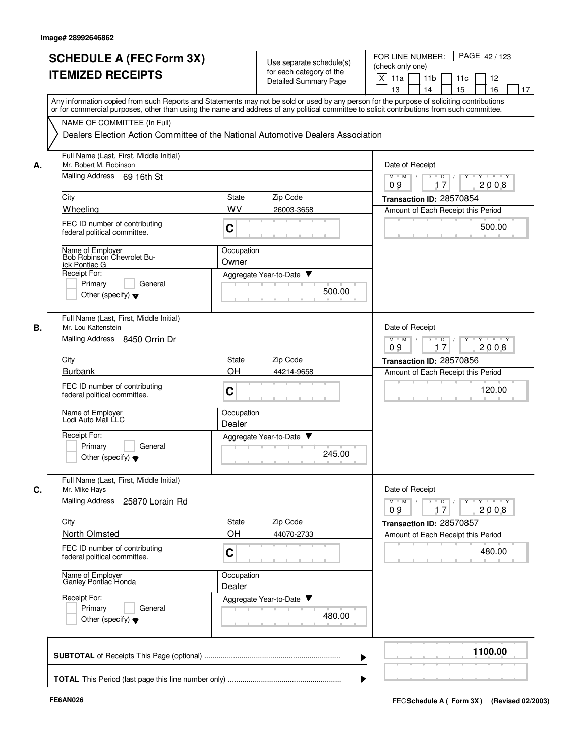Image# 28992646862

# SCHEDULE A (FEC Form 3X) ITEMIZED RECEIPTS

Use separate schedule(s) for each category of the Detailed Summary Page

FOR LINE NUMBER: (check only one)

- [X] 11a
- [ ] 11b
- [ ] 11c
- [ ] 12
- [ ] 13
- [ ] 14
- [ ] 15
- [ ] 16
- [ ] 17

Any information copied from such Reports and Statements may not be sold or used by any person for the purpose of soliciting contributions or for commercial purposes, other than using the name and address of any political committee to solicit contributions from such committee.

**NAME OF COMMITTEE (In Full)**

Dealers Election Action Committee of the National Automotive Dealers Association

---

**A.**

| Field | Value |
|---|---|
| Full Name (Last, First, Middle Initial) | Mr. Robert M. Robinson |
| Mailing Address | 69 16th St |
| City | Wheeling |
| State | WV |
| Zip Code | 26003-3658 |
| FEC ID number of contributing federal political committee. | C |
| Name of Employer | Bob Robinson Chevrolet Buick Pontiac G |
| Occupation | Owner |
| Receipt For | Primary / General / Other (specify) |
| Aggregate Year-to-Date | 500.00 |
| Date of Receipt | 09 / 17 / 2008 |
| Transaction ID | 28570854 |
| Amount of Each Receipt this Period | 500.00 |

---

**B.**

| Field | Value |
|---|---|
| Full Name (Last, First, Middle Initial) | Mr. Lou Kaltenstein |
| Mailing Address | 8450 Orrin Dr |
| City | Burbank |
| State | OH |
| Zip Code | 44214-9658 |
| FEC ID number of contributing federal political committee. | C |
| Name of Employer | Lodi Auto Mall LLC |
| Occupation | Dealer |
| Receipt For | Primary / General / Other (specify) |
| Aggregate Year-to-Date | 245.00 |
| Date of Receipt | 09 / 17 / 2008 |
| Transaction ID | 28570856 |
| Amount of Each Receipt this Period | 120.00 |

---

**C.**

| Field | Value |
|---|---|
| Full Name (Last, First, Middle Initial) | Mr. Mike Hays |
| Mailing Address | 25870 Lorain Rd |
| City | North Olmsted |
| State | OH |
| Zip Code | 44070-2733 |
| FEC ID number of contributing federal political committee. | C |
| Name of Employer | Ganley Pontiac Honda |
| Occupation | Dealer |
| Receipt For | Primary / General / Other (specify) |
| Aggregate Year-to-Date | 480.00 |
| Date of Receipt | 09 / 17 / 2008 |
| Transaction ID | 28570857 |
| Amount of Each Receipt this Period | 480.00 |

---

**SUBTOTAL** of Receipts This Page (optional) ........ 1100.00

**TOTAL** This Period (last page this line number only) ........

FE6AN026

FEC **Schedule A ( Form 3X)** (Revised 02/2003)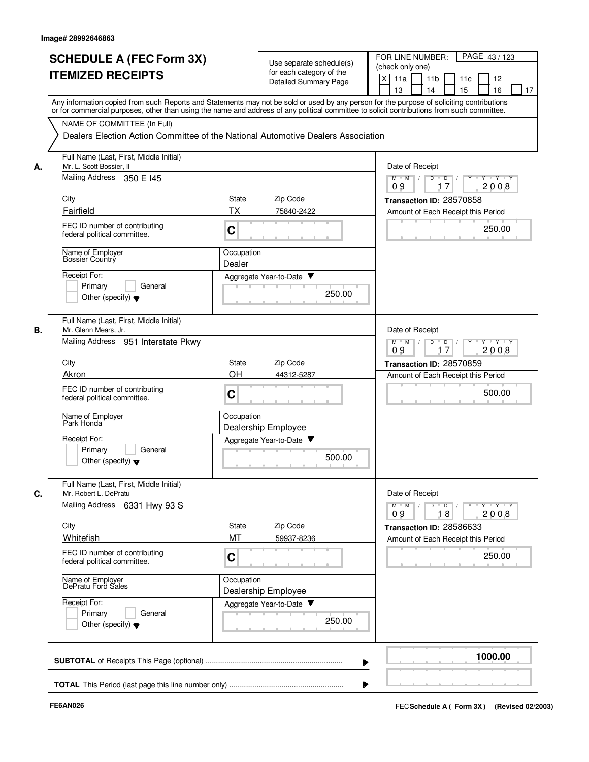Image# 28992646863

# SCHEDULE A (FEC Form 3X) ITEMIZED RECEIPTS

Use separate schedule(s) for each category of the Detailed Summary Page

FOR LINE NUMBER: (check only one)

[X] 11a [ ] 11b [ ] 11c [ ] 12 [ ] 13 [ ] 14 [ ] 15 [ ] 16 [ ] 17

PAGE 43 / 123

Any information copied from such Reports and Statements may not be sold or used by any person for the purpose of soliciting contributions or for commercial purposes, other than using the name and address of any political committee to solicit contributions from such committee.

NAME OF COMMITTEE (In Full)

Dealers Election Action Committee of the National Automotive Dealers Association

---

**A.** Full Name (Last, First, Middle Initial): Mr. L. Scott Bossier, II

Mailing Address: 350 E I45

City: Fairfield | State: TX | Zip Code: 75840-2422

FEC ID number of contributing federal political committee: C

Name of Employer: Bossier Country

Occupation: Dealer

Receipt For: [ ] Primary [ ] General [ ] Other (specify)

Aggregate Year-to-Date: 250.00

Date of Receipt: 09 / 17 / 2008

Transaction ID: 28570858

Amount of Each Receipt this Period: 250.00

---

**B.** Full Name (Last, First, Middle Initial): Mr. Glenn Mears, Jr.

Mailing Address: 951 Interstate Pkwy

City: Akron | State: OH | Zip Code: 44312-5287

FEC ID number of contributing federal political committee: C

Name of Employer: Park Honda

Occupation: Dealership Employee

Receipt For: [ ] Primary [ ] General [ ] Other (specify)

Aggregate Year-to-Date: 500.00

Date of Receipt: 09 / 17 / 2008

Transaction ID: 28570859

Amount of Each Receipt this Period: 500.00

---

**C.** Full Name (Last, First, Middle Initial): Mr. Robert L. DePratu

Mailing Address: 6331 Hwy 93 S

City: Whitefish | State: MT | Zip Code: 59937-8236

FEC ID number of contributing federal political committee: C

Name of Employer: DePratu Ford Sales

Occupation: Dealership Employee

Receipt For: [ ] Primary [ ] General [ ] Other (specify)

Aggregate Year-to-Date: 250.00

Date of Receipt: 09 / 18 / 2008

Transaction ID: 28586633

Amount of Each Receipt this Period: 250.00

---

**SUBTOTAL** of Receipts This Page (optional): **1000.00**

**TOTAL** This Period (last page this line number only):

FE6AN026

FEC Schedule A ( Form 3X ) (Revised 02/2003)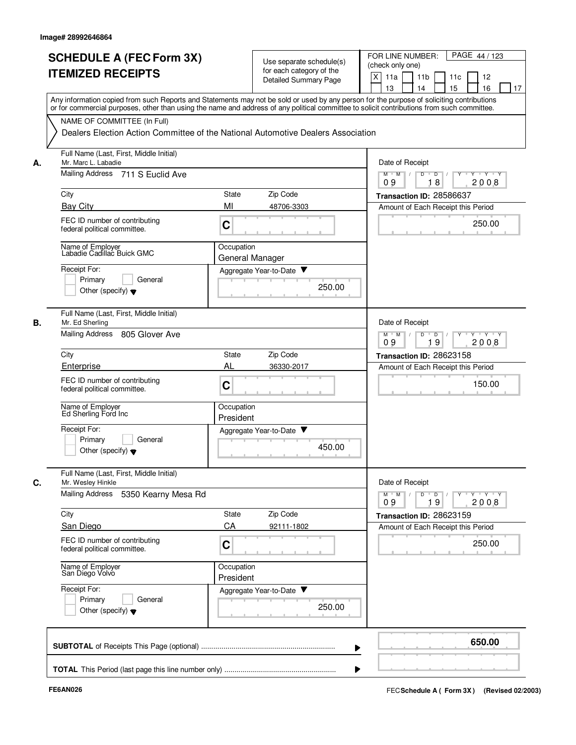Image# 28992646864

# SCHEDULE A (FEC Form 3X)
# ITEMIZED RECEIPTS

Use separate schedule(s) for each category of the Detailed Summary Page

FOR LINE NUMBER: (check only one)
[X] 11a [ ] 11b [ ] 11c [ ] 12 [ ] 13 [ ] 14 [ ] 15 [ ] 16 [ ] 17

Any information copied from such Reports and Statements may not be sold or used by any person for the purpose of soliciting contributions or for commercial purposes, other than using the name and address of any political committee to solicit contributions from such committee.

NAME OF COMMITTEE (In Full)
Dealers Election Action Committee of the National Automotive Dealers Association

**A.**

| Field | Value |
|---|---|
| Full Name (Last, First, Middle Initial) | Mr. Marc L. Labadie |
| Mailing Address | 711 S Euclid Ave |
| City | Bay City |
| State | MI |
| Zip Code | 48706-3303 |
| FEC ID number of contributing federal political committee. | C |
| Name of Employer | Labadie Cadillac Buick GMC |
| Occupation | General Manager |
| Receipt For | [ ] Primary [ ] General [ ] Other (specify) |
| Aggregate Year-to-Date | 250.00 |
| Date of Receipt | 09 18 2008 |
| Transaction ID | 28586637 |
| Amount of Each Receipt this Period | 250.00 |

**B.**

| Field | Value |
|---|---|
| Full Name (Last, First, Middle Initial) | Mr. Ed Sherling |
| Mailing Address | 805 Glover Ave |
| City | Enterprise |
| State | AL |
| Zip Code | 36330-2017 |
| FEC ID number of contributing federal political committee. | C |
| Name of Employer | Ed Sherling Ford Inc |
| Occupation | President |
| Receipt For | [ ] Primary [ ] General [ ] Other (specify) |
| Aggregate Year-to-Date | 450.00 |
| Date of Receipt | 09 19 2008 |
| Transaction ID | 28623158 |
| Amount of Each Receipt this Period | 150.00 |

**C.**

| Field | Value |
|---|---|
| Full Name (Last, First, Middle Initial) | Mr. Wesley Hinkle |
| Mailing Address | 5350 Kearny Mesa Rd |
| City | San Diego |
| State | CA |
| Zip Code | 92111-1802 |
| FEC ID number of contributing federal political committee. | C |
| Name of Employer | San Diego Volvo |
| Occupation | President |
| Receipt For | [ ] Primary [ ] General [ ] Other (specify) |
| Aggregate Year-to-Date | 250.00 |
| Date of Receipt | 09 19 2008 |
| Transaction ID | 28623159 |
| Amount of Each Receipt this Period | 250.00 |

**SUBTOTAL** of Receipts This Page (optional) ............ **650.00**

**TOTAL** This Period (last page this line number only) ............

FE6AN026

FEC **Schedule A ( Form 3X)** (Revised 02/2003)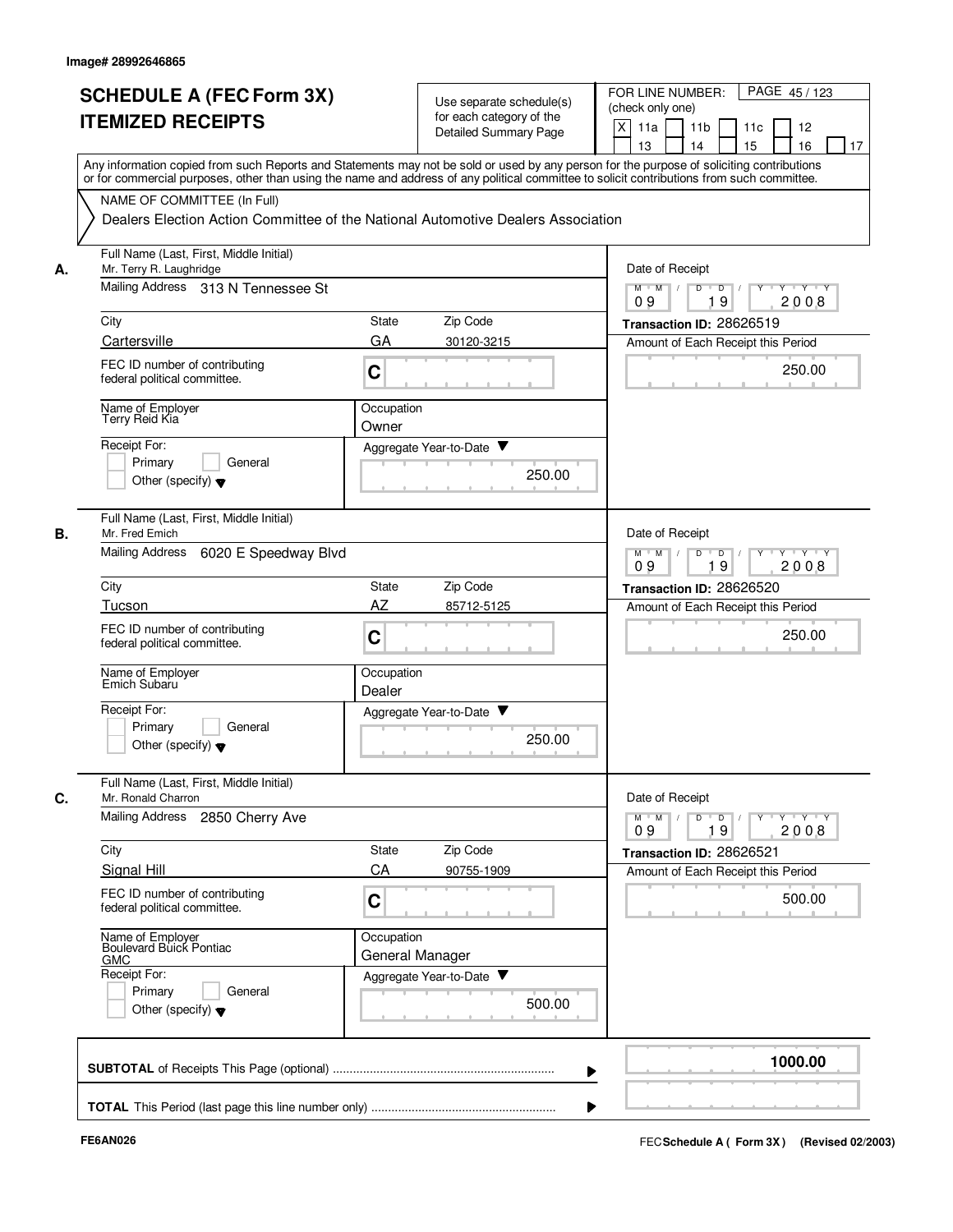Image# 28992646865

# SCHEDULE A (FEC Form 3X) ITEMIZED RECEIPTS

Use separate schedule(s) for each category of the Detailed Summary Page

FOR LINE NUMBER: (check only one)

- [X] 11a
- [ ] 11b
- [ ] 11c
- [ ] 12
- [ ] 13
- [ ] 14
- [ ] 15
- [ ] 16
- [ ] 17

Any information copied from such Reports and Statements may not be sold or used by any person for the purpose of soliciting contributions or for commercial purposes, other than using the name and address of any political committee to solicit contributions from such committee.

**NAME OF COMMITTEE (In Full)**

Dealers Election Action Committee of the National Automotive Dealers Association

---

**A.** Full Name (Last, First, Middle Initial): Mr. Terry R. Laughridge

Mailing Address: 313 N Tennessee St

| City | State | Zip Code |
|---|---|---|
| Cartersville | GA | 30120-3215 |

FEC ID number of contributing federal political committee: C

Name of Employer: Terry Reid Kia

Occupation: Owner

Receipt For: Primary / General / Other (specify)

Aggregate Year-to-Date: 250.00

Date of Receipt: 09 / 19 / 2008

Transaction ID: 28626519

Amount of Each Receipt this Period: 250.00

---

**B.** Full Name (Last, First, Middle Initial): Mr. Fred Emich

Mailing Address: 6020 E Speedway Blvd

| City | State | Zip Code |
|---|---|---|
| Tucson | AZ | 85712-5125 |

FEC ID number of contributing federal political committee: C

Name of Employer: Emich Subaru

Occupation: Dealer

Receipt For: Primary / General / Other (specify)

Aggregate Year-to-Date: 250.00

Date of Receipt: 09 / 19 / 2008

Transaction ID: 28626520

Amount of Each Receipt this Period: 250.00

---

**C.** Full Name (Last, First, Middle Initial): Mr. Ronald Charron

Mailing Address: 2850 Cherry Ave

| City | State | Zip Code |
|---|---|---|
| Signal Hill | CA | 90755-1909 |

FEC ID number of contributing federal political committee: C

Name of Employer: Boulevard Buick Pontiac GMC

Occupation: General Manager

Receipt For: Primary / General / Other (specify)

Aggregate Year-to-Date: 500.00

Date of Receipt: 09 / 19 / 2008

Transaction ID: 28626521

Amount of Each Receipt this Period: 500.00

---

**SUBTOTAL** of Receipts This Page (optional): **1000.00**

**TOTAL** This Period (last page this line number only):

FE6AN026

FEC **Schedule A ( Form 3X)** (Revised 02/2003)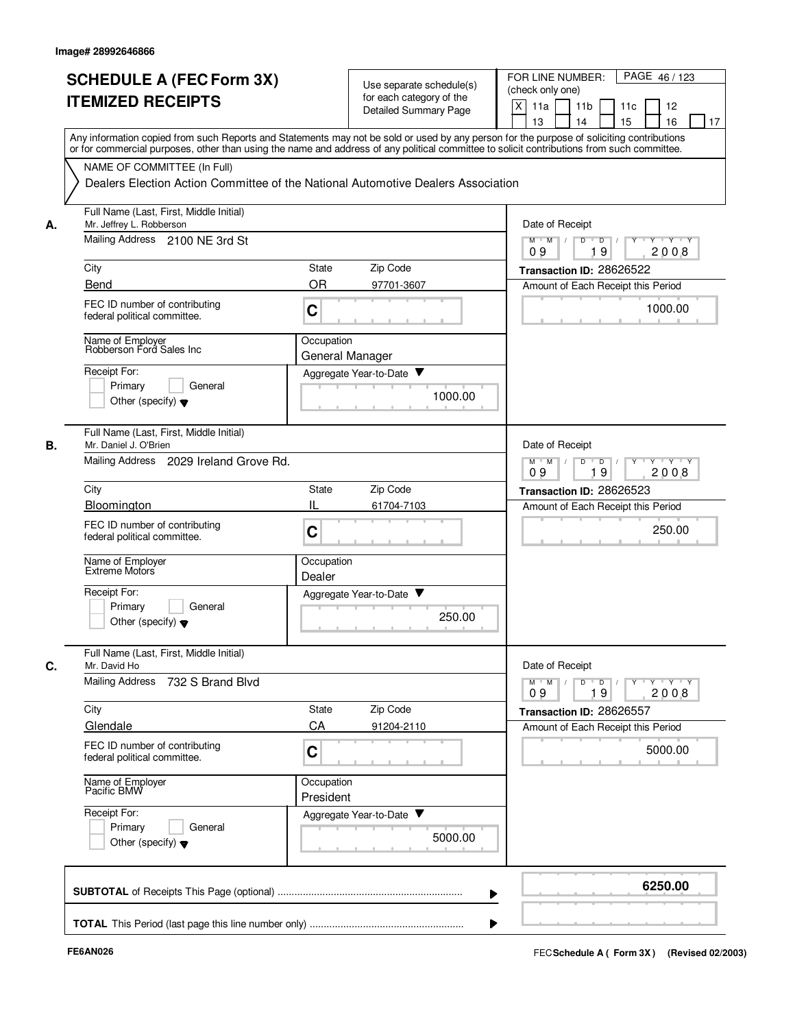Image# 28992646866

# SCHEDULE A (FEC Form 3X) ITEMIZED RECEIPTS

Use separate schedule(s) for each category of the Detailed Summary Page

FOR LINE NUMBER: (check only one)

[X] 11a [ ] 11b [ ] 11c [ ] 12 [ ] 13 [ ] 14 [ ] 15 [ ] 16 [ ] 17

PAGE 46 / 123

Any information copied from such Reports and Statements may not be sold or used by any person for the purpose of soliciting contributions or for commercial purposes, other than using the name and address of any political committee to solicit contributions from such committee.

NAME OF COMMITTEE (In Full)

Dealers Election Action Committee of the National Automotive Dealers Association

---

**A.** Full Name (Last, First, Middle Initial): Mr. Jeffrey L. Robberson

Mailing Address: 2100 NE 3rd St

City: Bend | State: OR | Zip Code: 97701-3607

FEC ID number of contributing federal political committee: C

Name of Employer: Robberson Ford Sales Inc

Occupation: General Manager

Receipt For: [ ] Primary [ ] General [ ] Other (specify)

Aggregate Year-to-Date: 1000.00

Date of Receipt: 09 / 19 / 2008

Transaction ID: 28626522

Amount of Each Receipt this Period: 1000.00

---

**B.** Full Name (Last, First, Middle Initial): Mr. Daniel J. O'Brien

Mailing Address: 2029 Ireland Grove Rd.

City: Bloomington | State: IL | Zip Code: 61704-7103

FEC ID number of contributing federal political committee: C

Name of Employer: Extreme Motors

Occupation: Dealer

Receipt For: [ ] Primary [ ] General [ ] Other (specify)

Aggregate Year-to-Date: 250.00

Date of Receipt: 09 / 19 / 2008

Transaction ID: 28626523

Amount of Each Receipt this Period: 250.00

---

**C.** Full Name (Last, First, Middle Initial): Mr. David Ho

Mailing Address: 732 S Brand Blvd

City: Glendale | State: CA | Zip Code: 91204-2110

FEC ID number of contributing federal political committee: C

Name of Employer: Pacific BMW

Occupation: President

Receipt For: [ ] Primary [ ] General [ ] Other (specify)

Aggregate Year-to-Date: 5000.00

Date of Receipt: 09 / 19 / 2008

Transaction ID: 28626557

Amount of Each Receipt this Period: 5000.00

---

**SUBTOTAL** of Receipts This Page (optional): **6250.00**

**TOTAL** This Period (last page this line number only):

FE6AN026 FEC Schedule A ( Form 3X ) (Revised 02/2003)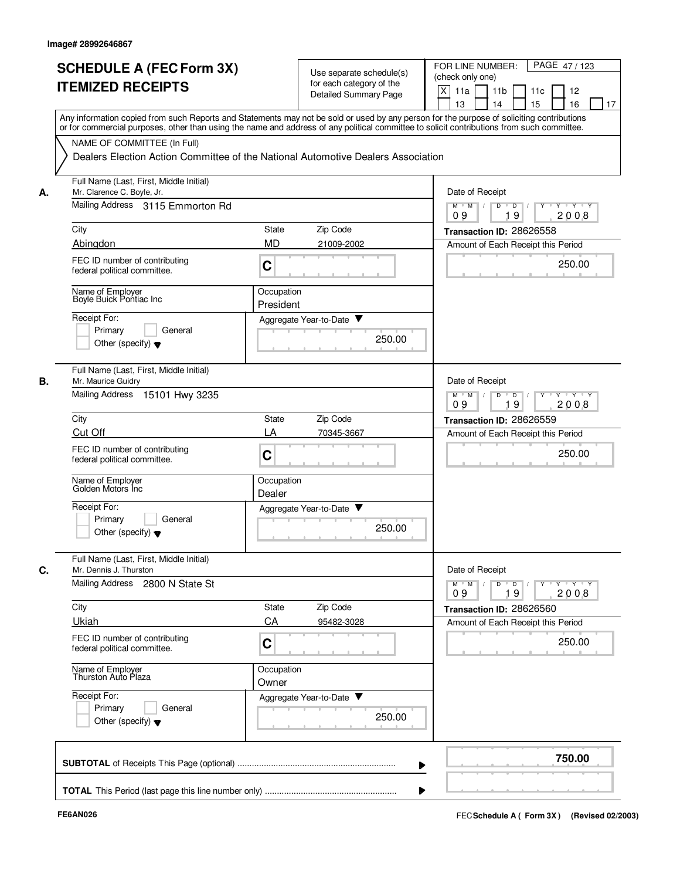Image# 28992646867

# SCHEDULE A (FEC Form 3X) ITEMIZED RECEIPTS

Use separate schedule(s) for each category of the Detailed Summary Page

FOR LINE NUMBER: (check only one)

[X] 11a [ ] 11b [ ] 11c [ ] 12 [ ] 13 [ ] 14 [ ] 15 [ ] 16 [ ] 17

PAGE 47 / 123

Any information copied from such Reports and Statements may not be sold or used by any person for the purpose of soliciting contributions or for commercial purposes, other than using the name and address of any political committee to solicit contributions from such committee.

NAME OF COMMITTEE (In Full)

Dealers Election Action Committee of the National Automotive Dealers Association

---

**A.** Full Name (Last, First, Middle Initial): Mr. Clarence C. Boyle, Jr.

Mailing Address: 3115 Emmorton Rd

City: Abingdon | State: MD | Zip Code: 21009-2002

FEC ID number of contributing federal political committee: C

Name of Employer: Boyle Buick Pontiac Inc

Occupation: President

Receipt For: [ ] Primary [ ] General [ ] Other (specify)

Aggregate Year-to-Date: 250.00

Date of Receipt: 09 / 19 / 2008

Transaction ID: 28626558

Amount of Each Receipt this Period: 250.00

---

**B.** Full Name (Last, First, Middle Initial): Mr. Maurice Guidry

Mailing Address: 15101 Hwy 3235

City: Cut Off | State: LA | Zip Code: 70345-3667

FEC ID number of contributing federal political committee: C

Name of Employer: Golden Motors Inc

Occupation: Dealer

Receipt For: [ ] Primary [ ] General [ ] Other (specify)

Aggregate Year-to-Date: 250.00

Date of Receipt: 09 / 19 / 2008

Transaction ID: 28626559

Amount of Each Receipt this Period: 250.00

---

**C.** Full Name (Last, First, Middle Initial): Mr. Dennis J. Thurston

Mailing Address: 2800 N State St

City: Ukiah | State: CA | Zip Code: 95482-3028

FEC ID number of contributing federal political committee: C

Name of Employer: Thurston Auto Plaza

Occupation: Owner

Receipt For: [ ] Primary [ ] General [ ] Other (specify)

Aggregate Year-to-Date: 250.00

Date of Receipt: 09 / 19 / 2008

Transaction ID: 28626560

Amount of Each Receipt this Period: 250.00

---

**SUBTOTAL** of Receipts This Page (optional): 750.00

**TOTAL** This Period (last page this line number only):

FE6AN026

FEC Schedule A ( Form 3X ) (Revised 02/2003)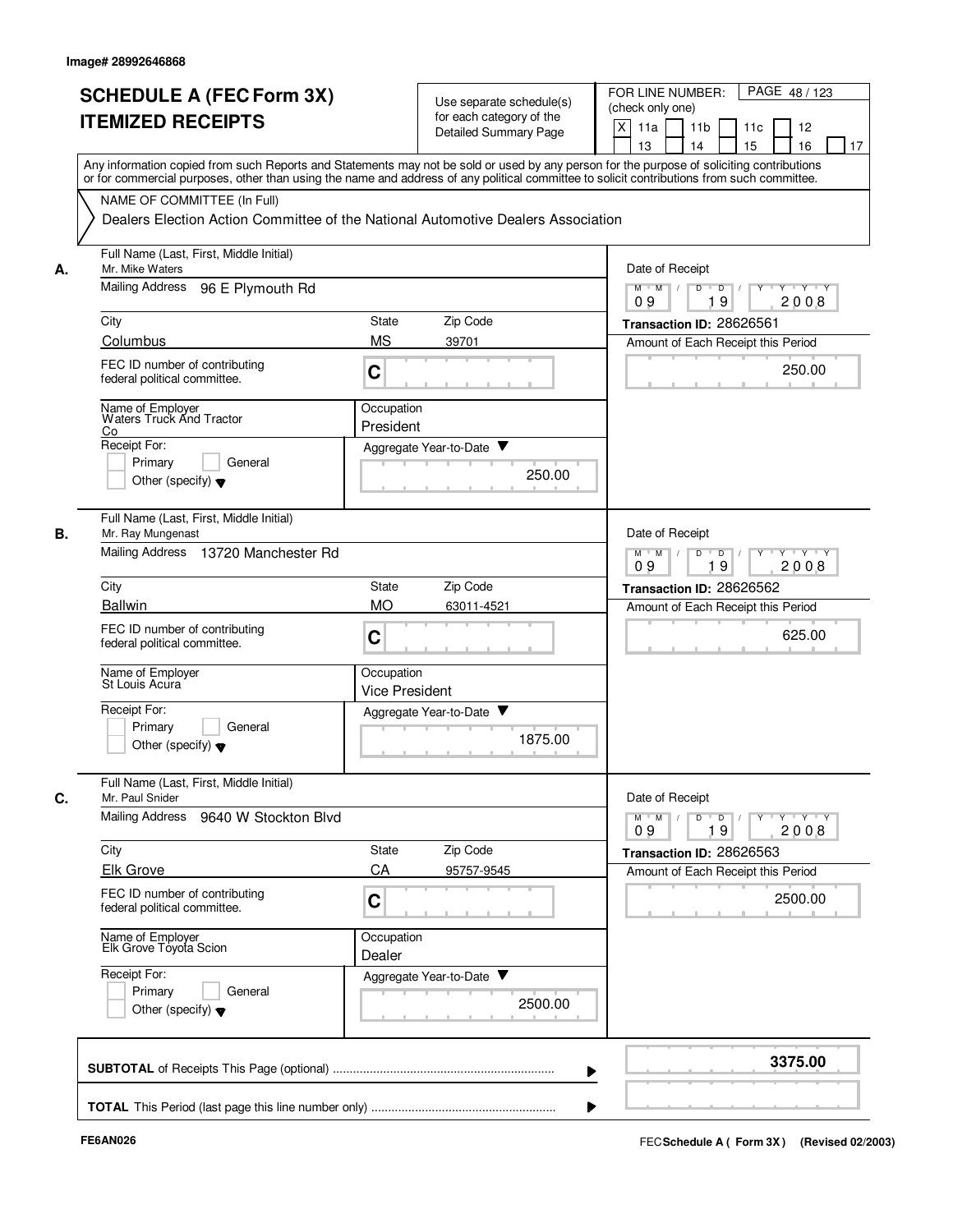Image# 28992646868

# SCHEDULE A (FEC Form 3X)
# ITEMIZED RECEIPTS

Use separate schedule(s) for each category of the Detailed Summary Page

FOR LINE NUMBER: (check only one)

[X] 11a [ ] 11b [ ] 11c [ ] 12 [ ] 13 [ ] 14 [ ] 15 [ ] 16 [ ] 17

PAGE 48 / 123

Any information copied from such Reports and Statements may not be sold or used by any person for the purpose of soliciting contributions or for commercial purposes, other than using the name and address of any political committee to solicit contributions from such committee.

NAME OF COMMITTEE (In Full)

Dealers Election Action Committee of the National Automotive Dealers Association

---

**A.** Full Name (Last, First, Middle Initial): Mr. Mike Waters

Mailing Address: 96 E Plymouth Rd

City: Columbus | State: MS | Zip Code: 39701

FEC ID number of contributing federal political committee: C

Name of Employer: Waters Truck And Tractor Co

Occupation: President

Receipt For: [ ] Primary [ ] General [ ] Other (specify)

Aggregate Year-to-Date: 250.00

Date of Receipt: 09 / 19 / 2008

Transaction ID: 28626561

Amount of Each Receipt this Period: 250.00

---

**B.** Full Name (Last, First, Middle Initial): Mr. Ray Mungenast

Mailing Address: 13720 Manchester Rd

City: Ballwin | State: MO | Zip Code: 63011-4521

FEC ID number of contributing federal political committee: C

Name of Employer: St Louis Acura

Occupation: Vice President

Receipt For: [ ] Primary [ ] General [ ] Other (specify)

Aggregate Year-to-Date: 1875.00

Date of Receipt: 09 / 19 / 2008

Transaction ID: 28626562

Amount of Each Receipt this Period: 625.00

---

**C.** Full Name (Last, First, Middle Initial): Mr. Paul Snider

Mailing Address: 9640 W Stockton Blvd

City: Elk Grove | State: CA | Zip Code: 95757-9545

FEC ID number of contributing federal political committee: C

Name of Employer: Elk Grove Toyota Scion

Occupation: Dealer

Receipt For: [ ] Primary [ ] General [ ] Other (specify)

Aggregate Year-to-Date: 2500.00

Date of Receipt: 09 / 19 / 2008

Transaction ID: 28626563

Amount of Each Receipt this Period: 2500.00

---

**SUBTOTAL** of Receipts This Page (optional): **3375.00**

**TOTAL** This Period (last page this line number only):

FE6AN026

FEC **Schedule A ( Form 3X )** (Revised 02/2003)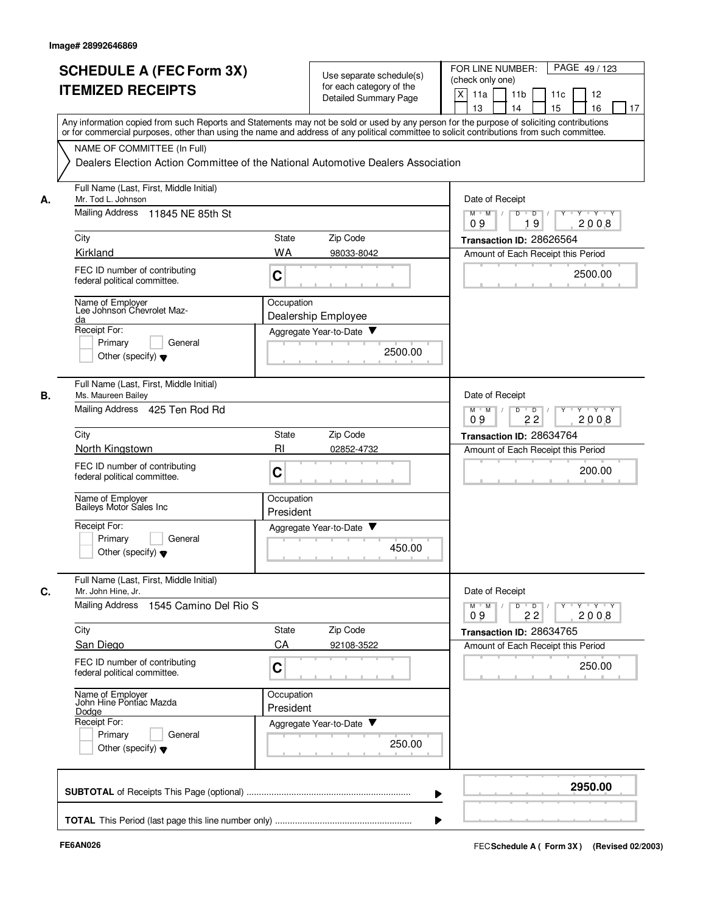Image# 28992646869

# SCHEDULE A (FEC Form 3X)
# ITEMIZED RECEIPTS

Use separate schedule(s) for each category of the Detailed Summary Page

FOR LINE NUMBER: (check only one)
[X] 11a [ ] 11b [ ] 11c [ ] 12 [ ] 13 [ ] 14 [ ] 15 [ ] 16 [ ] 17

PAGE 49 / 123

Any information copied from such Reports and Statements may not be sold or used by any person for the purpose of soliciting contributions or for commercial purposes, other than using the name and address of any political committee to solicit contributions from such committee.

NAME OF COMMITTEE (In Full)
Dealers Election Action Committee of the National Automotive Dealers Association

---

**A.** Full Name (Last, First, Middle Initial): Mr. Tod L. Johnson

Mailing Address: 11845 NE 85th St

City: Kirkland | State: WA | Zip Code: 98033-8042

FEC ID number of contributing federal political committee: C

Name of Employer: Lee Johnson Chevrolet Mazda

Occupation: Dealership Employee

Receipt For: [ ] Primary [ ] General [ ] Other (specify)

Aggregate Year-to-Date: 2500.00

Date of Receipt: 09 / 19 / 2008

Transaction ID: 28626564

Amount of Each Receipt this Period: 2500.00

---

**B.** Full Name (Last, First, Middle Initial): Ms. Maureen Bailey

Mailing Address: 425 Ten Rod Rd

City: North Kingstown | State: RI | Zip Code: 02852-4732

FEC ID number of contributing federal political committee: C

Name of Employer: Baileys Motor Sales Inc

Occupation: President

Receipt For: [ ] Primary [ ] General [ ] Other (specify)

Aggregate Year-to-Date: 450.00

Date of Receipt: 09 / 22 / 2008

Transaction ID: 28634764

Amount of Each Receipt this Period: 200.00

---

**C.** Full Name (Last, First, Middle Initial): Mr. John Hine, Jr.

Mailing Address: 1545 Camino Del Rio S

City: San Diego | State: CA | Zip Code: 92108-3522

FEC ID number of contributing federal political committee: C

Name of Employer: John Hine Pontiac Mazda Dodge

Occupation: President

Receipt For: [ ] Primary [ ] General [ ] Other (specify)

Aggregate Year-to-Date: 250.00

Date of Receipt: 09 / 22 / 2008

Transaction ID: 28634765

Amount of Each Receipt this Period: 250.00

---

**SUBTOTAL** of Receipts This Page (optional): **2950.00**

**TOTAL** This Period (last page this line number only):

FE6AN026

FEC Schedule A ( Form 3X ) (Revised 02/2003)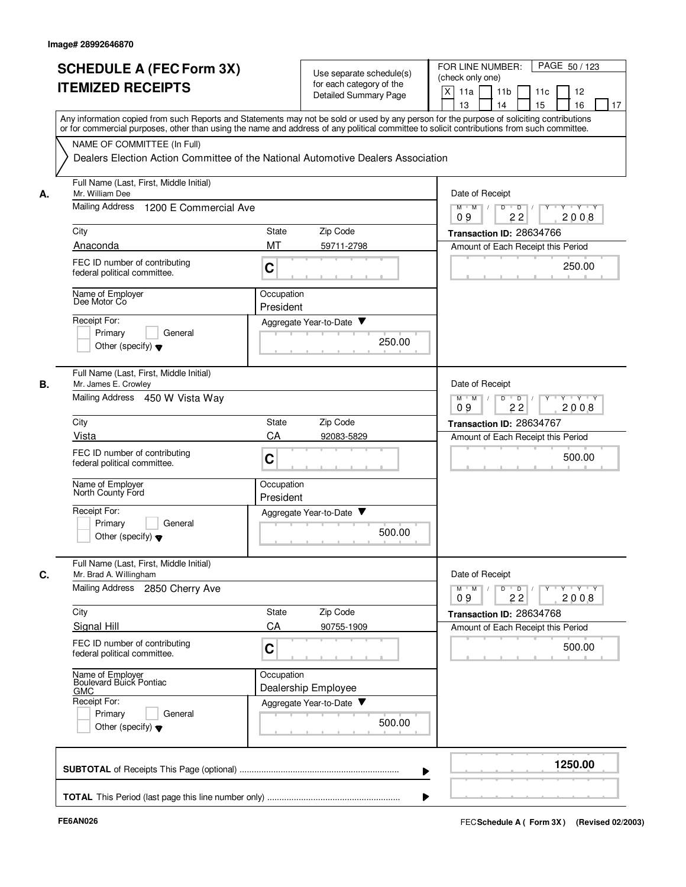Image# 28992646870

# SCHEDULE A (FEC Form 3X) ITEMIZED RECEIPTS

Use separate schedule(s) for each category of the Detailed Summary Page

FOR LINE NUMBER: (check only one)

[X] 11a [ ] 11b [ ] 11c [ ] 12 [ ] 13 [ ] 14 [ ] 15 [ ] 16 [ ] 17

PAGE 50 / 123

Any information copied from such Reports and Statements may not be sold or used by any person for the purpose of soliciting contributions or for commercial purposes, other than using the name and address of any political committee to solicit contributions from such committee.

NAME OF COMMITTEE (In Full)

Dealers Election Action Committee of the National Automotive Dealers Association

---

**A.** Full Name (Last, First, Middle Initial): Mr. William Dee

Mailing Address: 1200 E Commercial Ave

City: Anaconda | State: MT | Zip Code: 59711-2798

FEC ID number of contributing federal political committee: C

Name of Employer: Dee Motor Co

Occupation: President

Receipt For: [ ] Primary [ ] General [ ] Other (specify)

Aggregate Year-to-Date: 250.00

Date of Receipt: 09 / 22 / 2008

Transaction ID: 28634766

Amount of Each Receipt this Period: 250.00

---

**B.** Full Name (Last, First, Middle Initial): Mr. James E. Crowley

Mailing Address: 450 W Vista Way

City: Vista | State: CA | Zip Code: 92083-5829

FEC ID number of contributing federal political committee: C

Name of Employer: North County Ford

Occupation: President

Receipt For: [ ] Primary [ ] General [ ] Other (specify)

Aggregate Year-to-Date: 500.00

Date of Receipt: 09 / 22 / 2008

Transaction ID: 28634767

Amount of Each Receipt this Period: 500.00

---

**C.** Full Name (Last, First, Middle Initial): Mr. Brad A. Willingham

Mailing Address: 2850 Cherry Ave

City: Signal Hill | State: CA | Zip Code: 90755-1909

FEC ID number of contributing federal political committee: C

Name of Employer: Boulevard Buick Pontiac GMC

Occupation: Dealership Employee

Receipt For: [ ] Primary [ ] General [ ] Other (specify)

Aggregate Year-to-Date: 500.00

Date of Receipt: 09 / 22 / 2008

Transaction ID: 28634768

Amount of Each Receipt this Period: 500.00

---

**SUBTOTAL** of Receipts This Page (optional): 1250.00

**TOTAL** This Period (last page this line number only):

FE6AN026 FEC Schedule A ( Form 3X ) (Revised 02/2003)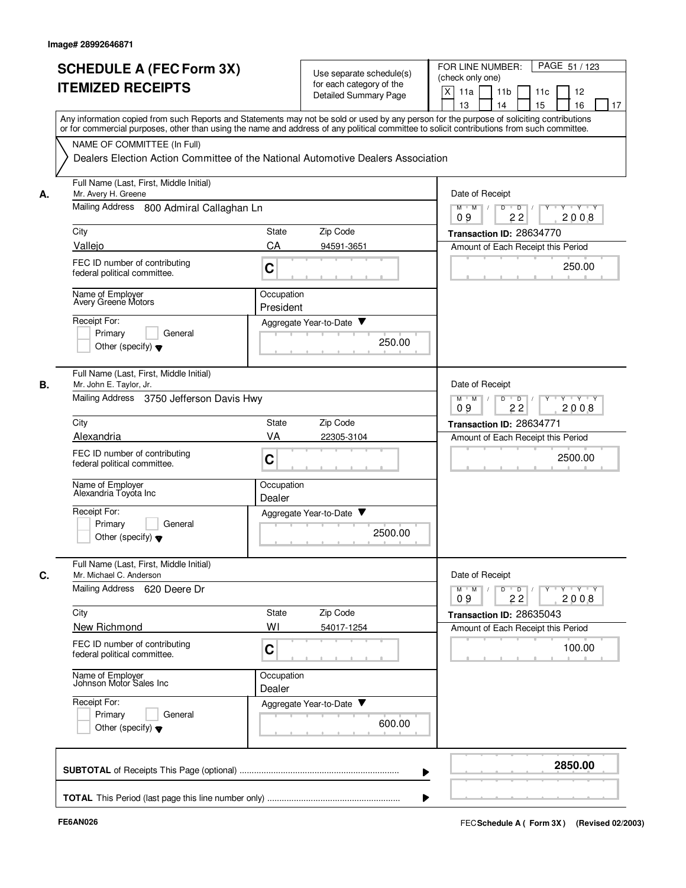Image# 28992646871

# SCHEDULE A (FEC Form 3X) ITEMIZED RECEIPTS

Use separate schedule(s) for each category of the Detailed Summary Page

FOR LINE NUMBER: (check only one)

[X] 11a [ ] 11b [ ] 11c [ ] 12 [ ] 13 [ ] 14 [ ] 15 [ ] 16 [ ] 17

Any information copied from such Reports and Statements may not be sold or used by any person for the purpose of soliciting contributions or for commercial purposes, other than using the name and address of any political committee to solicit contributions from such committee.

NAME OF COMMITTEE (In Full)

Dealers Election Action Committee of the National Automotive Dealers Association

---

**A.** Full Name (Last, First, Middle Initial): Mr. Avery H. Greene

Mailing Address: 800 Admiral Callaghan Ln

City: Vallejo | State: CA | Zip Code: 94591-3651

FEC ID number of contributing federal political committee: C

Name of Employer: Avery Greene Motors

Occupation: President

Receipt For: [ ] Primary [ ] General [ ] Other (specify)

Aggregate Year-to-Date: 250.00

Date of Receipt: 09/22/2008

Transaction ID: 28634770

Amount of Each Receipt this Period: 250.00

---

**B.** Full Name (Last, First, Middle Initial): Mr. John E. Taylor, Jr.

Mailing Address: 3750 Jefferson Davis Hwy

City: Alexandria | State: VA | Zip Code: 22305-3104

FEC ID number of contributing federal political committee: C

Name of Employer: Alexandria Toyota Inc

Occupation: Dealer

Receipt For: [ ] Primary [ ] General [ ] Other (specify)

Aggregate Year-to-Date: 2500.00

Date of Receipt: 09/22/2008

Transaction ID: 28634771

Amount of Each Receipt this Period: 2500.00

---

**C.** Full Name (Last, First, Middle Initial): Mr. Michael C. Anderson

Mailing Address: 620 Deere Dr

City: New Richmond | State: WI | Zip Code: 54017-1254

FEC ID number of contributing federal political committee: C

Name of Employer: Johnson Motor Sales Inc

Occupation: Dealer

Receipt For: [ ] Primary [ ] General [ ] Other (specify)

Aggregate Year-to-Date: 600.00

Date of Receipt: 09/22/2008

Transaction ID: 28635043

Amount of Each Receipt this Period: 100.00

---

**SUBTOTAL** of Receipts This Page (optional): **2850.00**

**TOTAL** This Period (last page this line number only):

FE6AN026

FEC **Schedule A ( Form 3X)** (Revised 02/2003)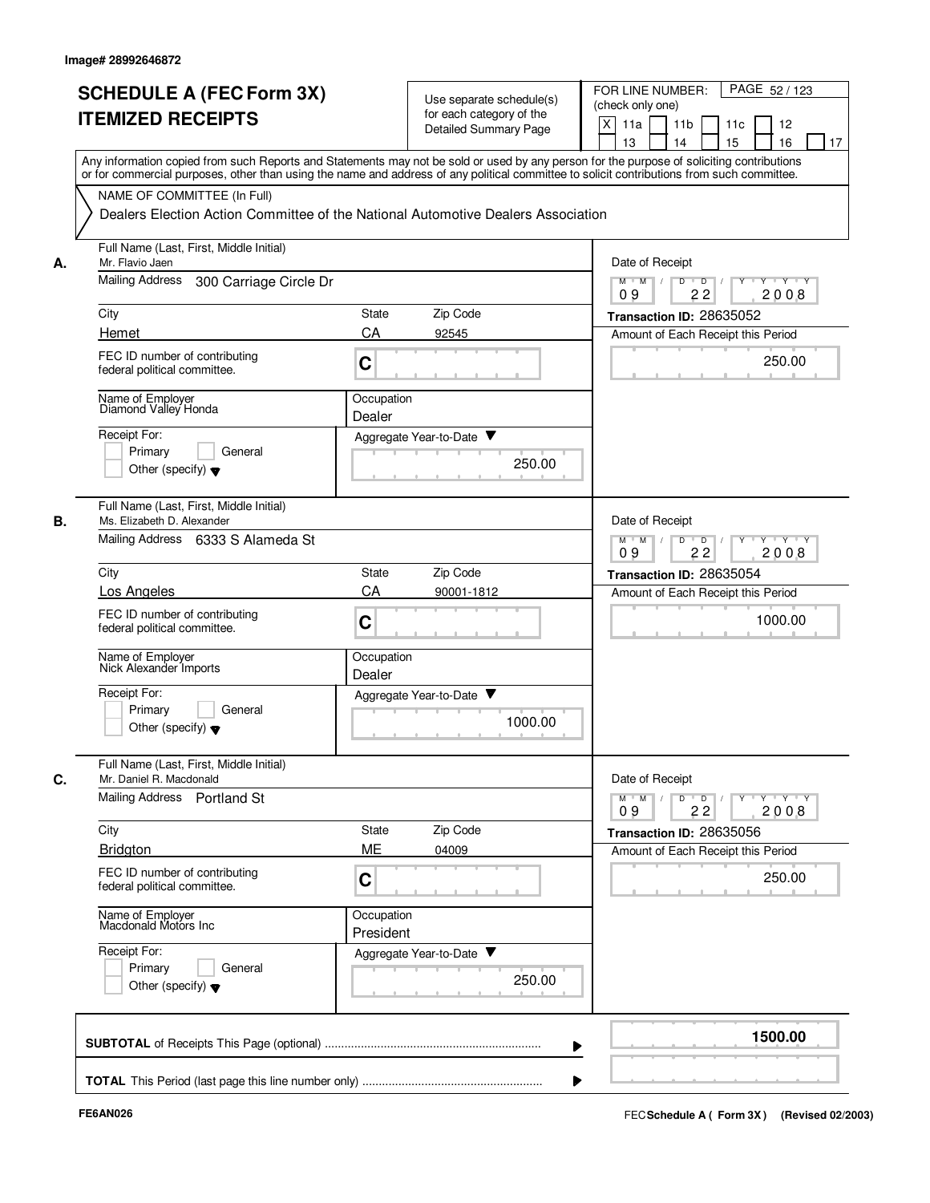Image# 28992646872

# SCHEDULE A (FEC Form 3X)
# ITEMIZED RECEIPTS

Use separate schedule(s) for each category of the Detailed Summary Page

FOR LINE NUMBER: (check only one)
[X] 11a [ ] 11b [ ] 11c [ ] 12 [ ] 13 [ ] 14 [ ] 15 [ ] 16 [ ] 17

PAGE 52 / 123

Any information copied from such Reports and Statements may not be sold or used by any person for the purpose of soliciting contributions or for commercial purposes, other than using the name and address of any political committee to solicit contributions from such committee.

NAME OF COMMITTEE (In Full)

Dealers Election Action Committee of the National Automotive Dealers Association

---

**A.** Full Name (Last, First, Middle Initial): Mr. Flavio Jaen

Mailing Address: 300 Carriage Circle Dr

City: Hemet | State: CA | Zip Code: 92545

FEC ID number of contributing federal political committee: C

Name of Employer: Diamond Valley Honda

Occupation: Dealer

Receipt For: [ ] Primary [ ] General [ ] Other (specify)

Aggregate Year-to-Date: 250.00

Date of Receipt: 09 / 22 / 2008

Transaction ID: 28635052

Amount of Each Receipt this Period: 250.00

---

**B.** Full Name (Last, First, Middle Initial): Ms. Elizabeth D. Alexander

Mailing Address: 6333 S Alameda St

City: Los Angeles | State: CA | Zip Code: 90001-1812

FEC ID number of contributing federal political committee: C

Name of Employer: Nick Alexander Imports

Occupation: Dealer

Receipt For: [ ] Primary [ ] General [ ] Other (specify)

Aggregate Year-to-Date: 1000.00

Date of Receipt: 09 / 22 / 2008

Transaction ID: 28635054

Amount of Each Receipt this Period: 1000.00

---

**C.** Full Name (Last, First, Middle Initial): Mr. Daniel R. Macdonald

Mailing Address: Portland St

City: Bridgton | State: ME | Zip Code: 04009

FEC ID number of contributing federal political committee: C

Name of Employer: Macdonald Motors Inc

Occupation: President

Receipt For: [ ] Primary [ ] General [ ] Other (specify)

Aggregate Year-to-Date: 250.00

Date of Receipt: 09 / 22 / 2008

Transaction ID: 28635056

Amount of Each Receipt this Period: 250.00

---

**SUBTOTAL** of Receipts This Page (optional): **1500.00**

**TOTAL** This Period (last page this line number only):

FE6AN026

FEC **Schedule A ( Form 3X)** (Revised 02/2003)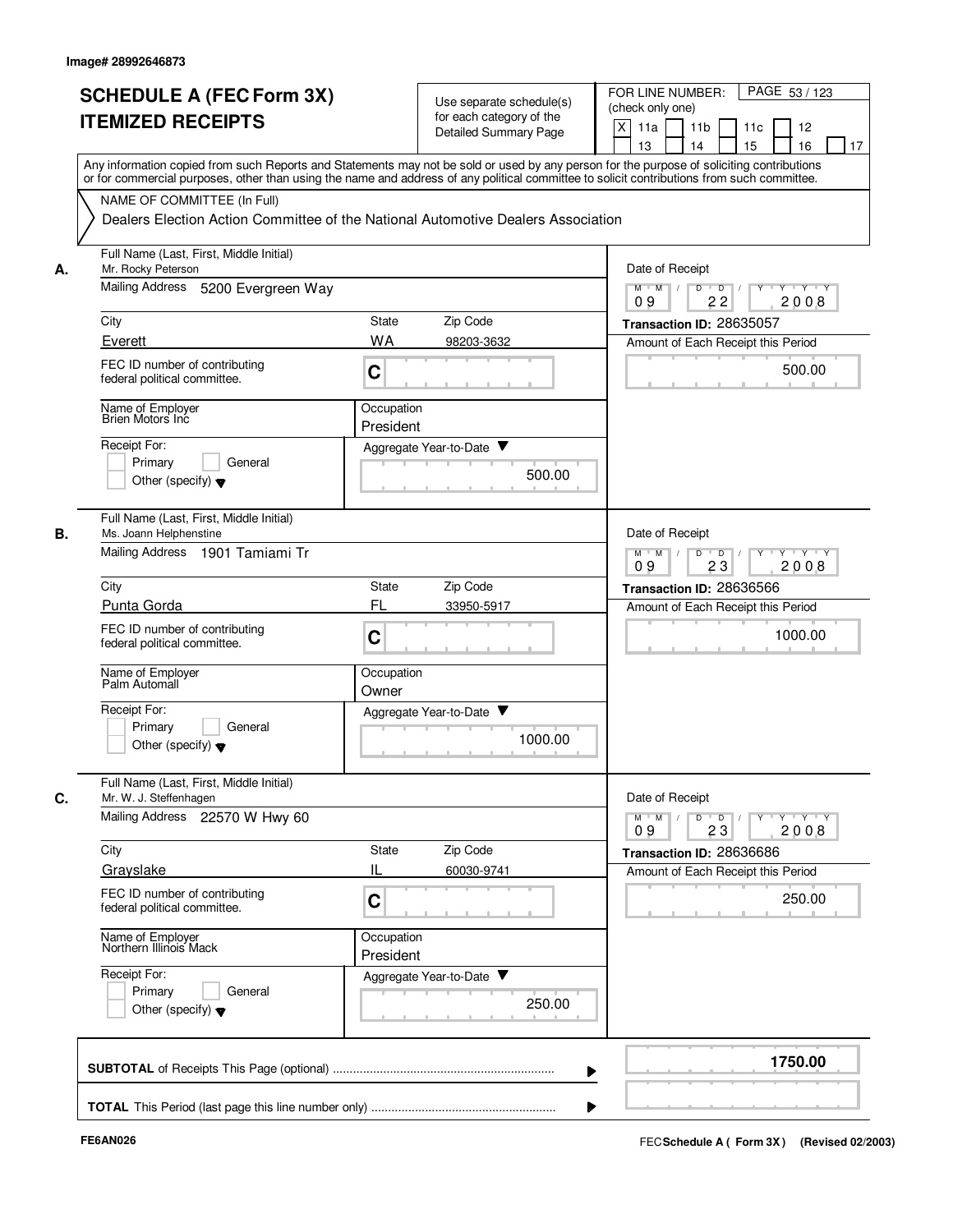Image# 28992646873

# SCHEDULE A (FEC Form 3X) ITEMIZED RECEIPTS

Use separate schedule(s) for each category of the Detailed Summary Page

FOR LINE NUMBER: (check only one)

- [X] 11a
- [ ] 11b
- [ ] 11c
- [ ] 12
- [ ] 13
- [ ] 14
- [ ] 15
- [ ] 16
- [ ] 17

Any information copied from such Reports and Statements may not be sold or used by any person for the purpose of soliciting contributions or for commercial purposes, other than using the name and address of any political committee to solicit contributions from such committee.

NAME OF COMMITTEE (In Full)

Dealers Election Action Committee of the National Automotive Dealers Association

---

**A.**

Full Name (Last, First, Middle Initial): Mr. Rocky Peterson

Mailing Address: 5200 Evergreen Way

City: Everett | State: WA | Zip Code: 98203-3632

FEC ID number of contributing federal political committee: C

Name of Employer: Brien Motors Inc

Occupation: President

Receipt For: Primary / General / Other (specify)

Aggregate Year-to-Date: 500.00

Date of Receipt: 09 22 2008

Transaction ID: 28635057

Amount of Each Receipt this Period: 500.00

---

**B.**

Full Name (Last, First, Middle Initial): Ms. Joann Helphenstine

Mailing Address: 1901 Tamiami Tr

City: Punta Gorda | State: FL | Zip Code: 33950-5917

FEC ID number of contributing federal political committee: C

Name of Employer: Palm Automall

Occupation: Owner

Receipt For: Primary / General / Other (specify)

Aggregate Year-to-Date: 1000.00

Date of Receipt: 09 23 2008

Transaction ID: 28636566

Amount of Each Receipt this Period: 1000.00

---

**C.**

Full Name (Last, First, Middle Initial): Mr. W. J. Steffenhagen

Mailing Address: 22570 W Hwy 60

City: Grayslake | State: IL | Zip Code: 60030-9741

FEC ID number of contributing federal political committee: C

Name of Employer: Northern Illinois Mack

Occupation: President

Receipt For: Primary / General / Other (specify)

Aggregate Year-to-Date: 250.00

Date of Receipt: 09 23 2008

Transaction ID: 28636686

Amount of Each Receipt this Period: 250.00

---

**SUBTOTAL** of Receipts This Page (optional): **1750.00**

**TOTAL** This Period (last page this line number only):

FE6AN026

FEC **Schedule A ( Form 3X )** (Revised 02/2003)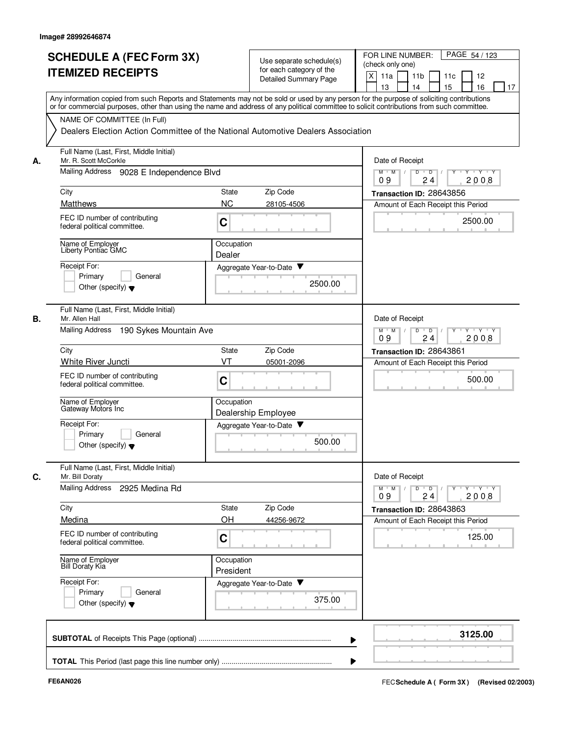Image# 28992646874

# SCHEDULE A (FEC Form 3X) ITEMIZED RECEIPTS

Use separate schedule(s) for each category of the Detailed Summary Page

FOR LINE NUMBER: (check only one)

[X] 11a [ ] 11b [ ] 11c [ ] 12 [ ] 13 [ ] 14 [ ] 15 [ ] 16 [ ] 17

PAGE 54 / 123

Any information copied from such Reports and Statements may not be sold or used by any person for the purpose of soliciting contributions or for commercial purposes, other than using the name and address of any political committee to solicit contributions from such committee.

NAME OF COMMITTEE (In Full)

Dealers Election Action Committee of the National Automotive Dealers Association

---

**A.** Full Name (Last, First, Middle Initial): Mr. R. Scott McCorkle

Mailing Address: 9028 E Independence Blvd

City: Matthews | State: NC | Zip Code: 28105-4506

FEC ID number of contributing federal political committee: C

Name of Employer: Liberty Pontiac GMC

Occupation: Dealer

Receipt For: [ ] Primary [ ] General [ ] Other (specify)

Aggregate Year-to-Date: 2500.00

Date of Receipt: 09 / 24 / 2008

Transaction ID: 28643856

Amount of Each Receipt this Period: 2500.00

---

**B.** Full Name (Last, First, Middle Initial): Mr. Allen Hall

Mailing Address: 190 Sykes Mountain Ave

City: White River Juncti | State: VT | Zip Code: 05001-2096

FEC ID number of contributing federal political committee: C

Name of Employer: Gateway Motors Inc

Occupation: Dealership Employee

Receipt For: [ ] Primary [ ] General [ ] Other (specify)

Aggregate Year-to-Date: 500.00

Date of Receipt: 09 / 24 / 2008

Transaction ID: 28643861

Amount of Each Receipt this Period: 500.00

---

**C.** Full Name (Last, First, Middle Initial): Mr. Bill Doraty

Mailing Address: 2925 Medina Rd

City: Medina | State: OH | Zip Code: 44256-9672

FEC ID number of contributing federal political committee: C

Name of Employer: Bill Doraty Kia

Occupation: President

Receipt For: [ ] Primary [ ] General [ ] Other (specify)

Aggregate Year-to-Date: 375.00

Date of Receipt: 09 / 24 / 2008

Transaction ID: 28643863

Amount of Each Receipt this Period: 125.00

---

**SUBTOTAL** of Receipts This Page (optional): 3125.00

**TOTAL** This Period (last page this line number only):

FE6AN026

FEC Schedule A ( Form 3X ) (Revised 02/2003)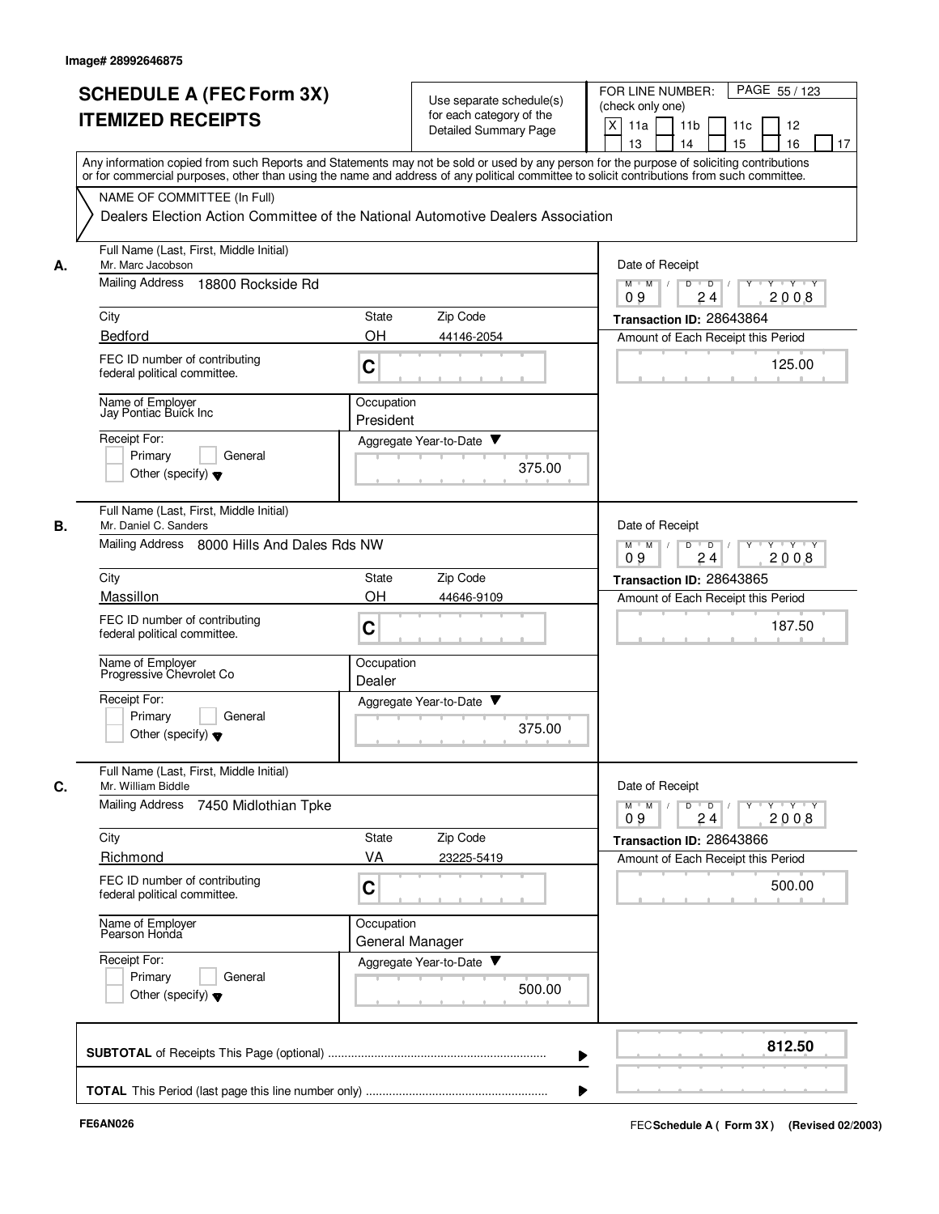Image# 28992646875

# SCHEDULE A (FEC Form 3X) ITEMIZED RECEIPTS

Use separate schedule(s) for each category of the Detailed Summary Page

FOR LINE NUMBER: (check only one)

- [X] 11a
- [ ] 11b
- [ ] 11c
- [ ] 12
- [ ] 13
- [ ] 14
- [ ] 15
- [ ] 16
- [ ] 17

PAGE 55 / 123

Any information copied from such Reports and Statements may not be sold or used by any person for the purpose of soliciting contributions or for commercial purposes, other than using the name and address of any political committee to solicit contributions from such committee.

NAME OF COMMITTEE (In Full)

Dealers Election Action Committee of the National Automotive Dealers Association

## A.

**Full Name (Last, First, Middle Initial):** Mr. Marc Jacobson

**Mailing Address:** 18800 Rockside Rd

**City:** Bedford | **State:** OH | **Zip Code:** 44146-2054

**FEC ID number of contributing federal political committee.** C

**Name of Employer:** Jay Pontiac Buick Inc

**Occupation:** President

**Receipt For:** Primary / General / Other (specify)

**Aggregate Year-to-Date:** 375.00

**Date of Receipt:** 09 24 2008

**Transaction ID:** 28643864

**Amount of Each Receipt this Period:** 125.00

## B.

**Full Name (Last, First, Middle Initial):** Mr. Daniel C. Sanders

**Mailing Address:** 8000 Hills And Dales Rds NW

**City:** Massillon | **State:** OH | **Zip Code:** 44646-9109

**FEC ID number of contributing federal political committee.** C

**Name of Employer:** Progressive Chevrolet Co

**Occupation:** Dealer

**Receipt For:** Primary / General / Other (specify)

**Aggregate Year-to-Date:** 375.00

**Date of Receipt:** 09 24 2008

**Transaction ID:** 28643865

**Amount of Each Receipt this Period:** 187.50

## C.

**Full Name (Last, First, Middle Initial):** Mr. William Biddle

**Mailing Address:** 7450 Midlothian Tpke

**City:** Richmond | **State:** VA | **Zip Code:** 23225-5419

**FEC ID number of contributing federal political committee.** C

**Name of Employer:** Pearson Honda

**Occupation:** General Manager

**Receipt For:** Primary / General / Other (specify)

**Aggregate Year-to-Date:** 500.00

**Date of Receipt:** 09 24 2008

**Transaction ID:** 28643866

**Amount of Each Receipt this Period:** 500.00

---

**SUBTOTAL** of Receipts This Page (optional) ........ **812.50**

**TOTAL** This Period (last page this line number only) ........

FE6AN026

FEC **Schedule A ( Form 3X)** (Revised 02/2003)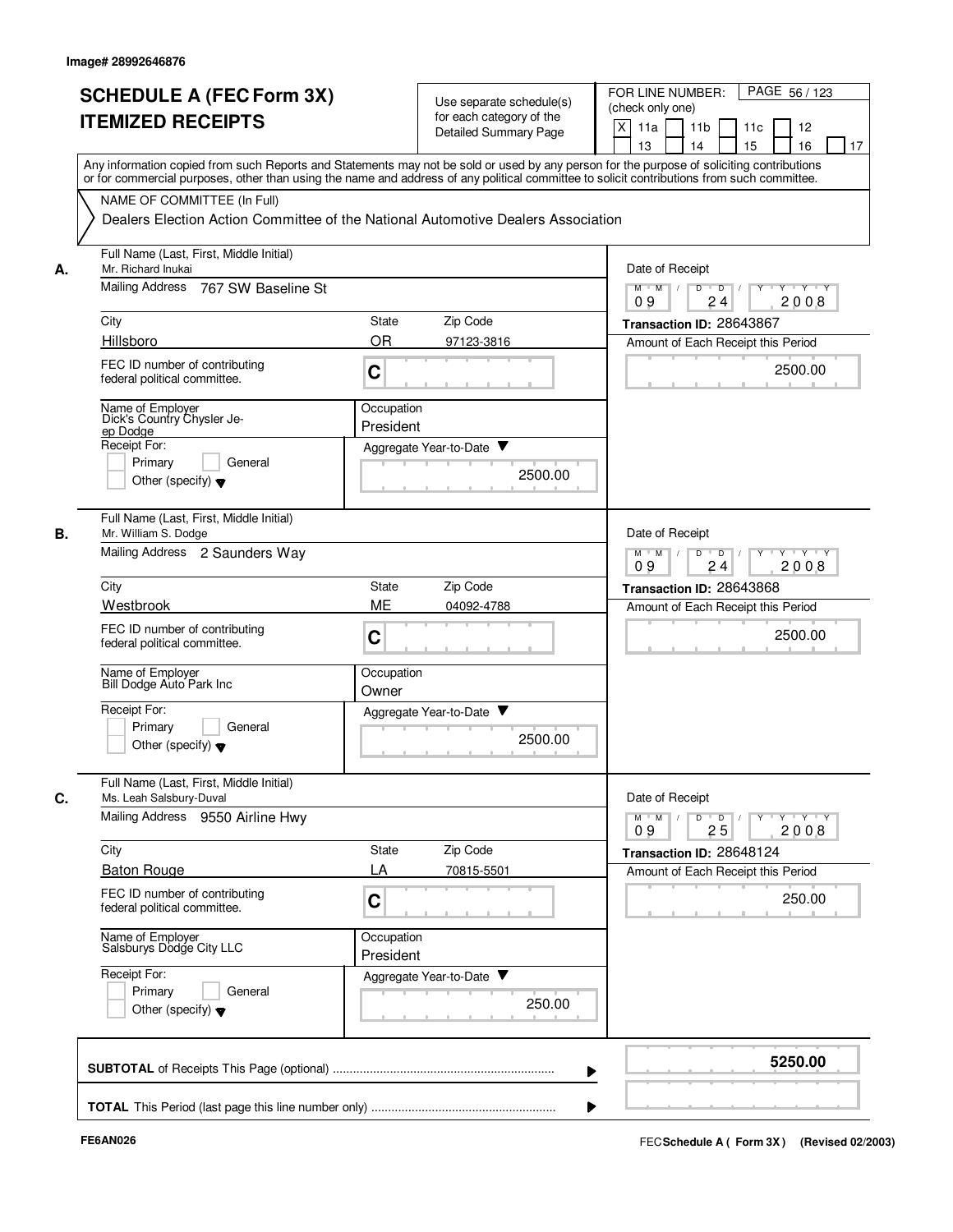Image# 28992646876

# SCHEDULE A (FEC Form 3X)
# ITEMIZED RECEIPTS

Use separate schedule(s) for each category of the Detailed Summary Page

FOR LINE NUMBER: (check only one)

[X] 11a [ ] 11b [ ] 11c [ ] 12 [ ] 13 [ ] 14 [ ] 15 [ ] 16 [ ] 17

Any information copied from such Reports and Statements may not be sold or used by any person for the purpose of soliciting contributions or for commercial purposes, other than using the name and address of any political committee to solicit contributions from such committee.

NAME OF COMMITTEE (In Full)

Dealers Election Action Committee of the National Automotive Dealers Association

---

**A.**

| Field | Value |
|---|---|
| Full Name (Last, First, Middle Initial) | Mr. Richard Inukai |
| Mailing Address | 767 SW Baseline St |
| City | Hillsboro |
| State | OR |
| Zip Code | 97123-3816 |
| FEC ID number of contributing federal political committee. | C |
| Name of Employer | Dick's Country Chysler Jeep Dodge |
| Occupation | President |
| Receipt For: | [ ] Primary [ ] General [ ] Other (specify) |
| Aggregate Year-to-Date | 2500.00 |
| Date of Receipt | 09 / 24 / 2008 |
| Transaction ID | 28643867 |
| Amount of Each Receipt this Period | 2500.00 |

**B.**

| Field | Value |
|---|---|
| Full Name (Last, First, Middle Initial) | Mr. William S. Dodge |
| Mailing Address | 2 Saunders Way |
| City | Westbrook |
| State | ME |
| Zip Code | 04092-4788 |
| FEC ID number of contributing federal political committee. | C |
| Name of Employer | Bill Dodge Auto Park Inc |
| Occupation | Owner |
| Receipt For: | [ ] Primary [ ] General [ ] Other (specify) |
| Aggregate Year-to-Date | 2500.00 |
| Date of Receipt | 09 / 24 / 2008 |
| Transaction ID | 28643868 |
| Amount of Each Receipt this Period | 2500.00 |

**C.**

| Field | Value |
|---|---|
| Full Name (Last, First, Middle Initial) | Ms. Leah Salsbury-Duval |
| Mailing Address | 9550 Airline Hwy |
| City | Baton Rouge |
| State | LA |
| Zip Code | 70815-5501 |
| FEC ID number of contributing federal political committee. | C |
| Name of Employer | Salsburys Dodge City LLC |
| Occupation | President |
| Receipt For: | [ ] Primary [ ] General [ ] Other (specify) |
| Aggregate Year-to-Date | 250.00 |
| Date of Receipt | 09 / 25 / 2008 |
| Transaction ID | 28648124 |
| Amount of Each Receipt this Period | 250.00 |

---

**SUBTOTAL** of Receipts This Page (optional) ........ **5250.00**

**TOTAL** This Period (last page this line number only) ........

FE6AN026

FEC **Schedule A ( Form 3X)** (Revised 02/2003)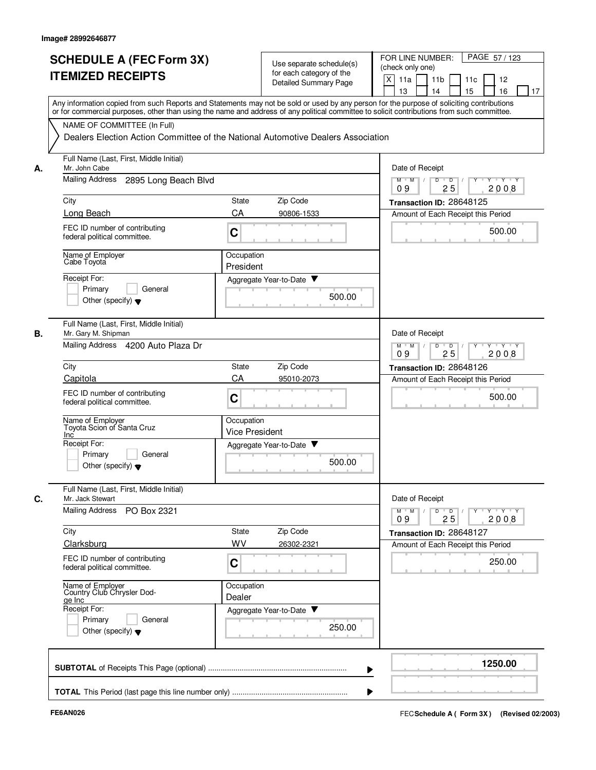Image# 28992646877

# SCHEDULE A (FEC Form 3X) ITEMIZED RECEIPTS

Use separate schedule(s) for each category of the Detailed Summary Page

FOR LINE NUMBER: (check only one)

[X] 11a [ ] 11b [ ] 11c [ ] 12 [ ] 13 [ ] 14 [ ] 15 [ ] 16 [ ] 17

Any information copied from such Reports and Statements may not be sold or used by any person for the purpose of soliciting contributions or for commercial purposes, other than using the name and address of any political committee to solicit contributions from such committee.

NAME OF COMMITTEE (In Full)

Dealers Election Action Committee of the National Automotive Dealers Association

---

**A.** Full Name (Last, First, Middle Initial): Mr. John Cabe

Mailing Address: 2895 Long Beach Blvd

City: Long Beach | State: CA | Zip Code: 90806-1533

FEC ID number of contributing federal political committee: C

Name of Employer: Cabe Toyota

Occupation: President

Receipt For: [ ] Primary [ ] General [ ] Other (specify)

Aggregate Year-to-Date: 500.00

Date of Receipt: 09 / 25 / 2008

Transaction ID: 28648125

Amount of Each Receipt this Period: 500.00

---

**B.** Full Name (Last, First, Middle Initial): Mr. Gary M. Shipman

Mailing Address: 4200 Auto Plaza Dr

City: Capitola | State: CA | Zip Code: 95010-2073

FEC ID number of contributing federal political committee: C

Name of Employer: Toyota Scion of Santa Cruz Inc

Occupation: Vice President

Receipt For: [ ] Primary [ ] General [ ] Other (specify)

Aggregate Year-to-Date: 500.00

Date of Receipt: 09 / 25 / 2008

Transaction ID: 28648126

Amount of Each Receipt this Period: 500.00

---

**C.** Full Name (Last, First, Middle Initial): Mr. Jack Stewart

Mailing Address: PO Box 2321

City: Clarksburg | State: WV | Zip Code: 26302-2321

FEC ID number of contributing federal political committee: C

Name of Employer: Country Club Chrysler Dodge Inc

Occupation: Dealer

Receipt For: [ ] Primary [ ] General [ ] Other (specify)

Aggregate Year-to-Date: 250.00

Date of Receipt: 09 / 25 / 2008

Transaction ID: 28648127

Amount of Each Receipt this Period: 250.00

---

**SUBTOTAL** of Receipts This Page (optional): 1250.00

**TOTAL** This Period (last page this line number only):

FE6AN026

FEC Schedule A ( Form 3X ) (Revised 02/2003)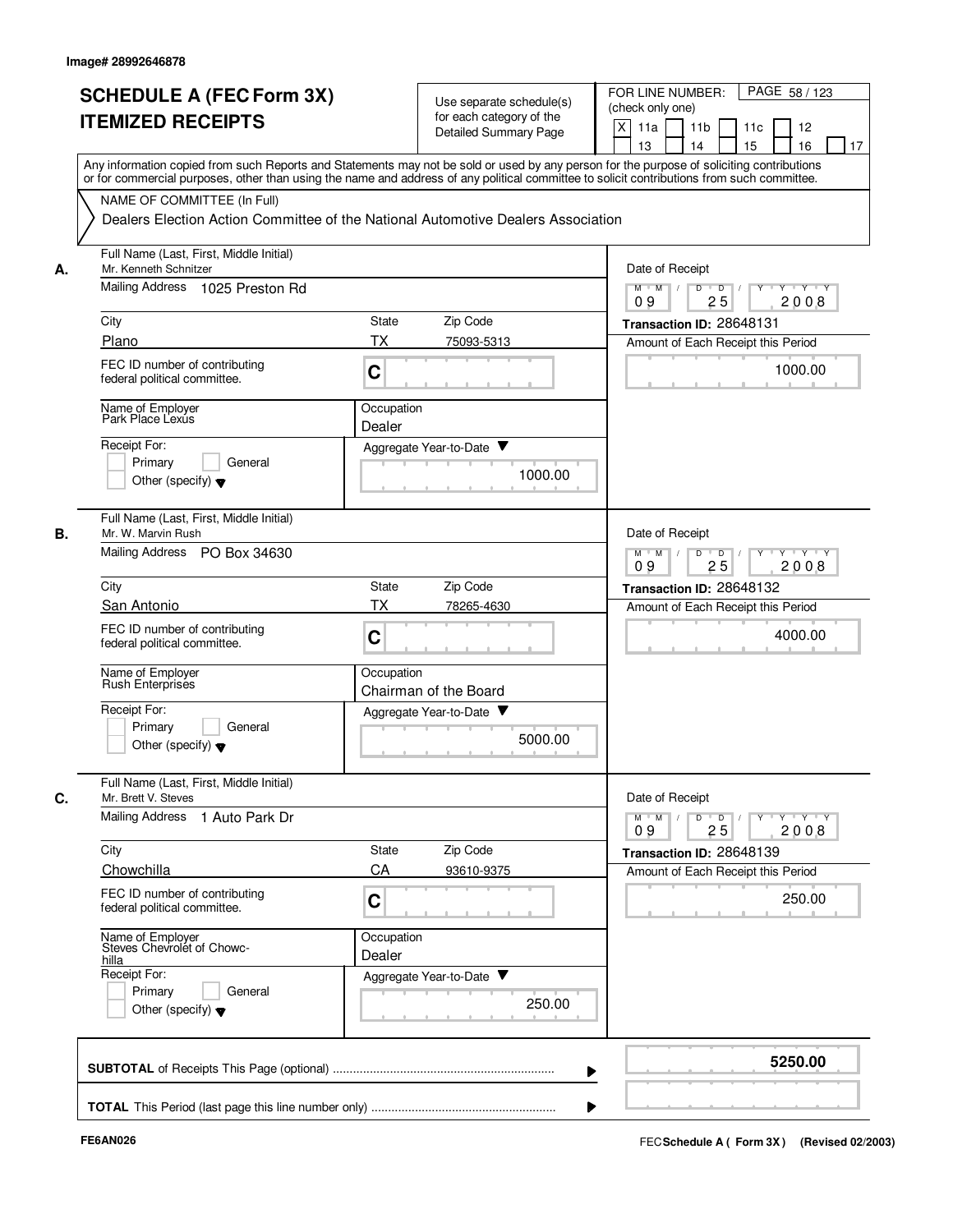Image# 28992646878

# SCHEDULE A (FEC Form 3X) ITEMIZED RECEIPTS

Use separate schedule(s) for each category of the Detailed Summary Page

FOR LINE NUMBER: (check only one)

[X] 11a [ ] 11b [ ] 11c [ ] 12 [ ] 13 [ ] 14 [ ] 15 [ ] 16 [ ] 17

PAGE 58 / 123

Any information copied from such Reports and Statements may not be sold or used by any person for the purpose of soliciting contributions or for commercial purposes, other than using the name and address of any political committee to solicit contributions from such committee.

NAME OF COMMITTEE (In Full)

Dealers Election Action Committee of the National Automotive Dealers Association

---

**A.** Full Name (Last, First, Middle Initial): Mr. Kenneth Schnitzer

Mailing Address: 1025 Preston Rd

City: Plano | State: TX | Zip Code: 75093-5313

FEC ID number of contributing federal political committee: C

Name of Employer: Park Place Lexus

Occupation: Dealer

Receipt For: [ ] Primary [ ] General [ ] Other (specify)

Aggregate Year-to-Date: 1000.00

Date of Receipt: 09 / 25 / 2008

Transaction ID: 28648131

Amount of Each Receipt this Period: 1000.00

---

**B.** Full Name (Last, First, Middle Initial): Mr. W. Marvin Rush

Mailing Address: PO Box 34630

City: San Antonio | State: TX | Zip Code: 78265-4630

FEC ID number of contributing federal political committee: C

Name of Employer: Rush Enterprises

Occupation: Chairman of the Board

Receipt For: [ ] Primary [ ] General [ ] Other (specify)

Aggregate Year-to-Date: 5000.00

Date of Receipt: 09 / 25 / 2008

Transaction ID: 28648132

Amount of Each Receipt this Period: 4000.00

---

**C.** Full Name (Last, First, Middle Initial): Mr. Brett V. Steves

Mailing Address: 1 Auto Park Dr

City: Chowchilla | State: CA | Zip Code: 93610-9375

FEC ID number of contributing federal political committee: C

Name of Employer: Steves Chevrolet of Chowchilla

Occupation: Dealer

Receipt For: [ ] Primary [ ] General [ ] Other (specify)

Aggregate Year-to-Date: 250.00

Date of Receipt: 09 / 25 / 2008

Transaction ID: 28648139

Amount of Each Receipt this Period: 250.00

---

**SUBTOTAL** of Receipts This Page (optional): **5250.00**

**TOTAL** This Period (last page this line number only):

FE6AN026

FEC Schedule A ( Form 3X ) (Revised 02/2003)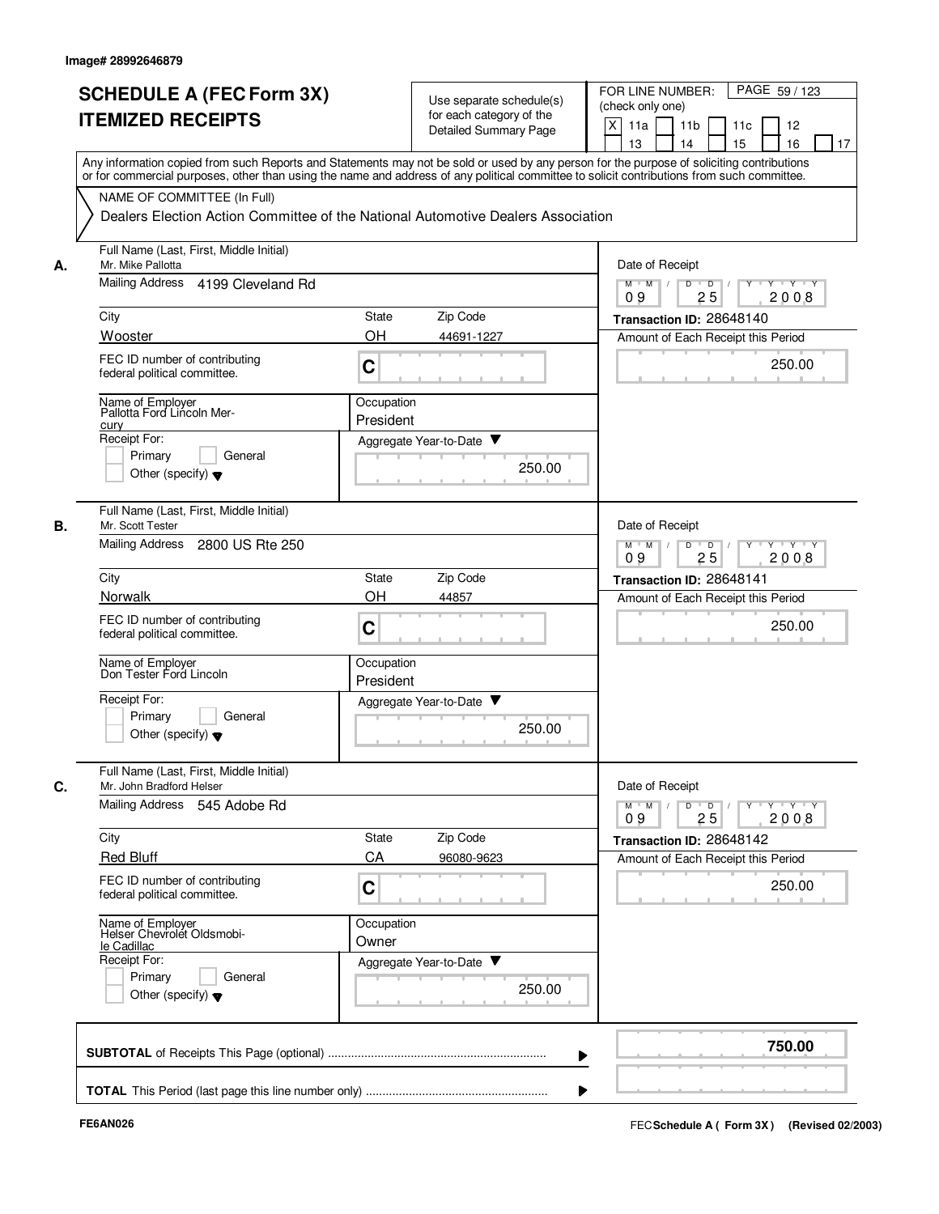Image# 28992646879

# SCHEDULE A (FEC Form 3X)
# ITEMIZED RECEIPTS

Use separate schedule(s) for each category of the Detailed Summary Page

FOR LINE NUMBER: (check only one)

[X] 11a [ ] 11b [ ] 11c [ ] 12 [ ] 13 [ ] 14 [ ] 15 [ ] 16 [ ] 17

PAGE 59 / 123

Any information copied from such Reports and Statements may not be sold or used by any person for the purpose of soliciting contributions or for commercial purposes, other than using the name and address of any political committee to solicit contributions from such committee.

NAME OF COMMITTEE (In Full)

Dealers Election Action Committee of the National Automotive Dealers Association

---

**A.** Full Name (Last, First, Middle Initial): Mr. Mike Pallotta

Mailing Address: 4199 Cleveland Rd

City: Wooster | State: OH | Zip Code: 44691-1227

FEC ID number of contributing federal political committee: C

Name of Employer: Pallotta Ford Lincoln Mercury

Occupation: President

Receipt For: [ ] Primary [ ] General [ ] Other (specify)

Aggregate Year-to-Date: 250.00

Date of Receipt: 09 / 25 / 2008

Transaction ID: 28648140

Amount of Each Receipt this Period: 250.00

---

**B.** Full Name (Last, First, Middle Initial): Mr. Scott Tester

Mailing Address: 2800 US Rte 250

City: Norwalk | State: OH | Zip Code: 44857

FEC ID number of contributing federal political committee: C

Name of Employer: Don Tester Ford Lincoln

Occupation: President

Receipt For: [ ] Primary [ ] General [ ] Other (specify)

Aggregate Year-to-Date: 250.00

Date of Receipt: 09 / 25 / 2008

Transaction ID: 28648141

Amount of Each Receipt this Period: 250.00

---

**C.** Full Name (Last, First, Middle Initial): Mr. John Bradford Helser

Mailing Address: 545 Adobe Rd

City: Red Bluff | State: CA | Zip Code: 96080-9623

FEC ID number of contributing federal political committee: C

Name of Employer: Helser Chevrolet Oldsmobile Cadillac

Occupation: Owner

Receipt For: [ ] Primary [ ] General [ ] Other (specify)

Aggregate Year-to-Date: 250.00

Date of Receipt: 09 / 25 / 2008

Transaction ID: 28648142

Amount of Each Receipt this Period: 250.00

---

**SUBTOTAL** of Receipts This Page (optional): **750.00**

**TOTAL** This Period (last page this line number only):

FE6AN026

FEC **Schedule A ( Form 3X )** (Revised 02/2003)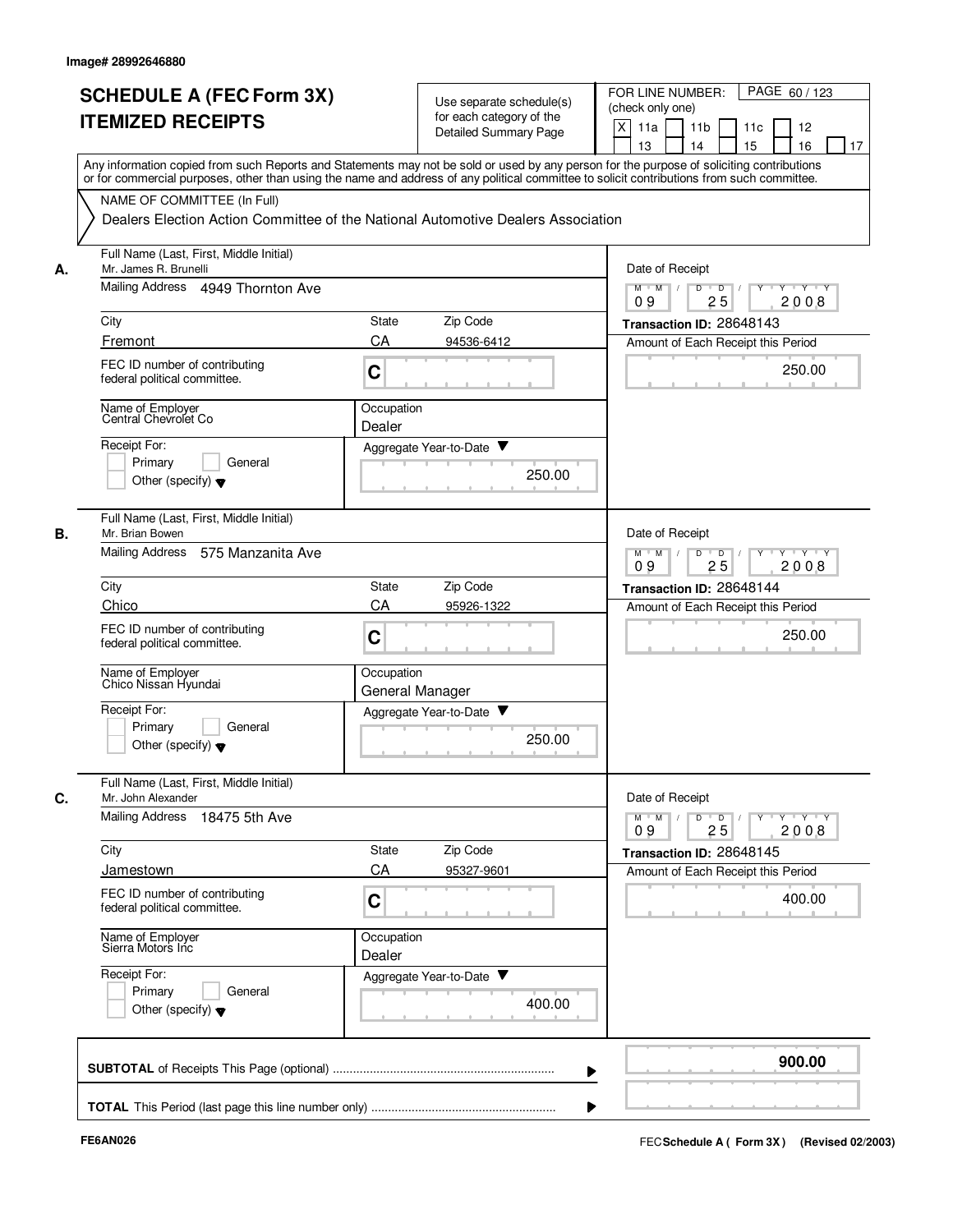Image# 28992646880

# SCHEDULE A (FEC Form 3X)
# ITEMIZED RECEIPTS

Use separate schedule(s) for each category of the Detailed Summary Page

FOR LINE NUMBER: (check only one)
[X] 11a [ ] 11b [ ] 11c [ ] 12 [ ] 13 [ ] 14 [ ] 15 [ ] 16 [ ] 17

PAGE 60 / 123

Any information copied from such Reports and Statements may not be sold or used by any person for the purpose of soliciting contributions or for commercial purposes, other than using the name and address of any political committee to solicit contributions from such committee.

NAME OF COMMITTEE (In Full)
Dealers Election Action Committee of the National Automotive Dealers Association

---

**A.** Full Name (Last, First, Middle Initial): Mr. James R. Brunelli
Mailing Address: 4949 Thornton Ave
City: Fremont | State: CA | Zip Code: 94536-6412
FEC ID number of contributing federal political committee: C
Name of Employer: Central Chevrolet Co
Occupation: Dealer
Receipt For: [ ] Primary [ ] General [ ] Other (specify)
Aggregate Year-to-Date: 250.00
Date of Receipt: 09/25/2008
Transaction ID: 28648143
Amount of Each Receipt this Period: 250.00

---

**B.** Full Name (Last, First, Middle Initial): Mr. Brian Bowen
Mailing Address: 575 Manzanita Ave
City: Chico | State: CA | Zip Code: 95926-1322
FEC ID number of contributing federal political committee: C
Name of Employer: Chico Nissan Hyundai
Occupation: General Manager
Receipt For: [ ] Primary [ ] General [ ] Other (specify)
Aggregate Year-to-Date: 250.00
Date of Receipt: 09/25/2008
Transaction ID: 28648144
Amount of Each Receipt this Period: 250.00

---

**C.** Full Name (Last, First, Middle Initial): Mr. John Alexander
Mailing Address: 18475 5th Ave
City: Jamestown | State: CA | Zip Code: 95327-9601
FEC ID number of contributing federal political committee: C
Name of Employer: Sierra Motors Inc
Occupation: Dealer
Receipt For: [ ] Primary [ ] General [ ] Other (specify)
Aggregate Year-to-Date: 400.00
Date of Receipt: 09/25/2008
Transaction ID: 28648145
Amount of Each Receipt this Period: 400.00

---

**SUBTOTAL** of Receipts This Page (optional): 900.00

**TOTAL** This Period (last page this line number only):

FE6AN026 | FEC **Schedule A ( Form 3X)** (Revised 02/2003)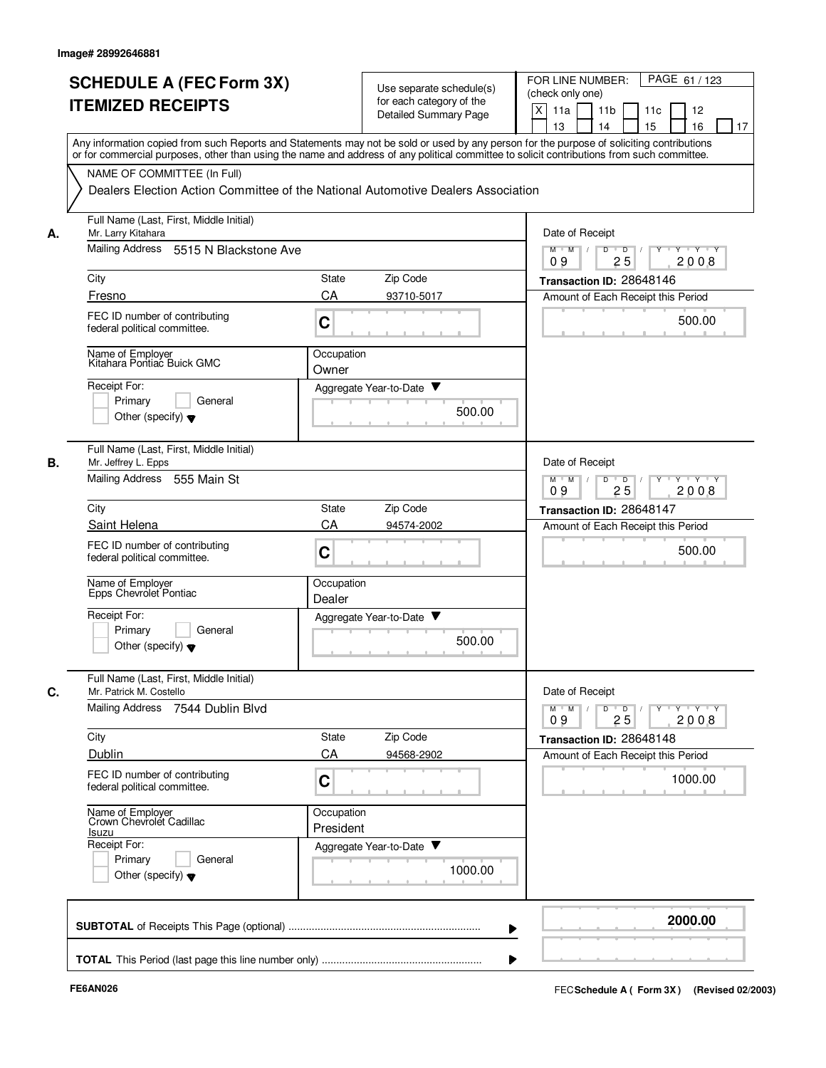Image# 28992646881

# SCHEDULE A (FEC Form 3X) ITEMIZED RECEIPTS

Use separate schedule(s) for each category of the Detailed Summary Page

FOR LINE NUMBER: (check only one)
[X] 11a [ ] 11b [ ] 11c [ ] 12 [ ] 13 [ ] 14 [ ] 15 [ ] 16 [ ] 17

Any information copied from such Reports and Statements may not be sold or used by any person for the purpose of soliciting contributions or for commercial purposes, other than using the name and address of any political committee to solicit contributions from such committee.

NAME OF COMMITTEE (In Full)
Dealers Election Action Committee of the National Automotive Dealers Association

---

**A.** Full Name (Last, First, Middle Initial): Mr. Larry Kitahara
Mailing Address: 5515 N Blackstone Ave
City: Fresno | State: CA | Zip Code: 93710-5017
FEC ID number of contributing federal political committee: C
Name of Employer: Kitahara Pontiac Buick GMC
Occupation: Owner
Receipt For: [ ] Primary [ ] General [ ] Other (specify)
Aggregate Year-to-Date: 500.00
Date of Receipt: 09 / 25 / 2008
Transaction ID: 28648146
Amount of Each Receipt this Period: 500.00

---

**B.** Full Name (Last, First, Middle Initial): Mr. Jeffrey L. Epps
Mailing Address: 555 Main St
City: Saint Helena | State: CA | Zip Code: 94574-2002
FEC ID number of contributing federal political committee: C
Name of Employer: Epps Chevrolet Pontiac
Occupation: Dealer
Receipt For: [ ] Primary [ ] General [ ] Other (specify)
Aggregate Year-to-Date: 500.00
Date of Receipt: 09 / 25 / 2008
Transaction ID: 28648147
Amount of Each Receipt this Period: 500.00

---

**C.** Full Name (Last, First, Middle Initial): Mr. Patrick M. Costello
Mailing Address: 7544 Dublin Blvd
City: Dublin | State: CA | Zip Code: 94568-2902
FEC ID number of contributing federal political committee: C
Name of Employer: Crown Chevrolet Cadillac Isuzu
Occupation: President
Receipt For: [ ] Primary [ ] General [ ] Other (specify)
Aggregate Year-to-Date: 1000.00
Date of Receipt: 09 / 25 / 2008
Transaction ID: 28648148
Amount of Each Receipt this Period: 1000.00

---

**SUBTOTAL** of Receipts This Page (optional): **2000.00**

**TOTAL** This Period (last page this line number only):

FE6AN026 — FEC Schedule A ( Form 3X ) (Revised 02/2003)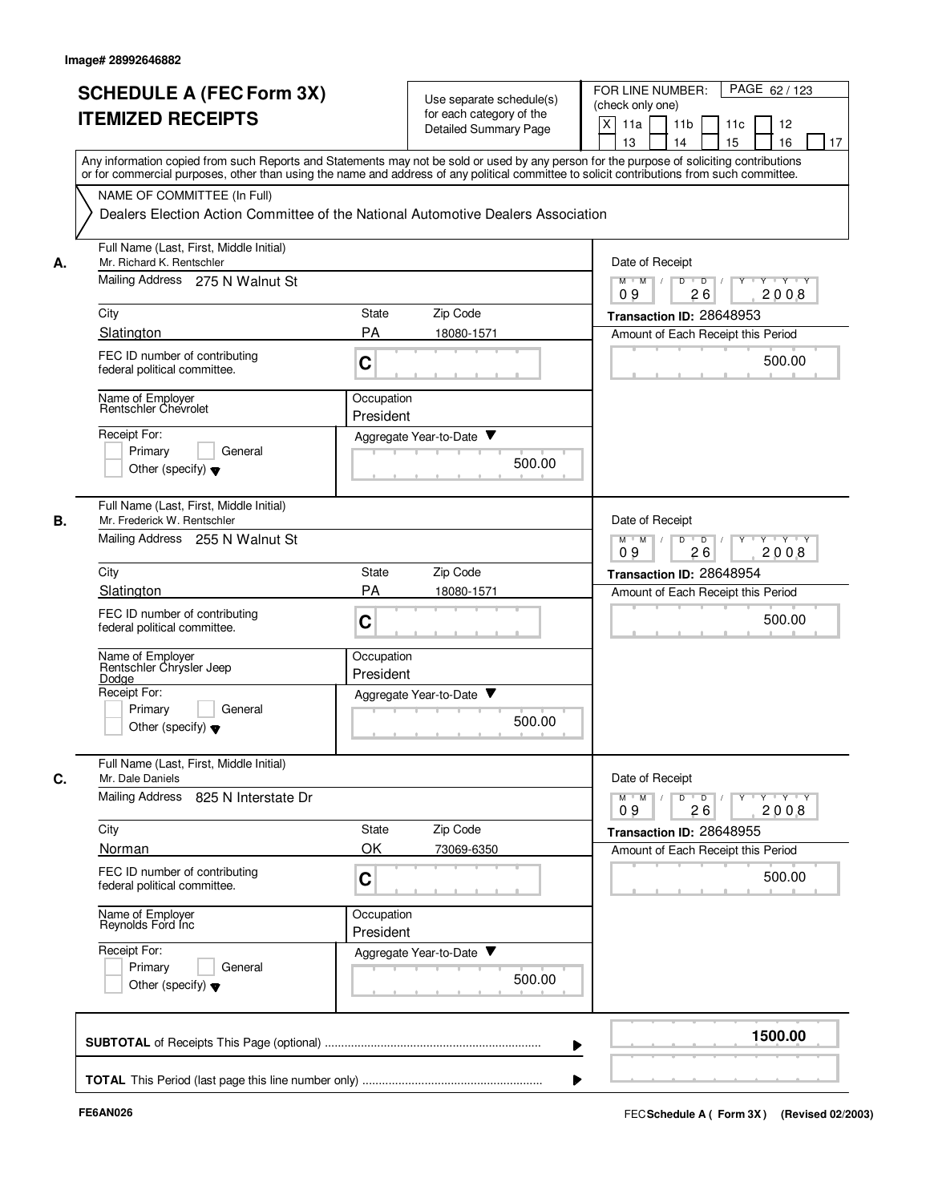Image# 28992646882

# SCHEDULE A (FEC Form 3X)
## ITEMIZED RECEIPTS

Use separate schedule(s) for each category of the Detailed Summary Page

FOR LINE NUMBER: (check only one)
[X] 11a [ ] 11b [ ] 11c [ ] 12 [ ] 13 [ ] 14 [ ] 15 [ ] 16 [ ] 17

PAGE 62 / 123

Any information copied from such Reports and Statements may not be sold or used by any person for the purpose of soliciting contributions or for commercial purposes, other than using the name and address of any political committee to solicit contributions from such committee.

NAME OF COMMITTEE (In Full)
Dealers Election Action Committee of the National Automotive Dealers Association

---

**A.** Full Name (Last, First, Middle Initial): Mr. Richard K. Rentschler

Mailing Address: 275 N Walnut St

City: Slatington | State: PA | Zip Code: 18080-1571

FEC ID number of contributing federal political committee: C

Name of Employer: Rentschler Chevrolet

Occupation: President

Receipt For: [ ] Primary [ ] General [ ] Other (specify)

Aggregate Year-to-Date: 500.00

Date of Receipt: 09 / 26 / 2008

Transaction ID: 28648953

Amount of Each Receipt this Period: 500.00

---

**B.** Full Name (Last, First, Middle Initial): Mr. Frederick W. Rentschler

Mailing Address: 255 N Walnut St

City: Slatington | State: PA | Zip Code: 18080-1571

FEC ID number of contributing federal political committee: C

Name of Employer: Rentschler Chrysler Jeep Dodge

Occupation: President

Receipt For: [ ] Primary [ ] General [ ] Other (specify)

Aggregate Year-to-Date: 500.00

Date of Receipt: 09 / 26 / 2008

Transaction ID: 28648954

Amount of Each Receipt this Period: 500.00

---

**C.** Full Name (Last, First, Middle Initial): Mr. Dale Daniels

Mailing Address: 825 N Interstate Dr

City: Norman | State: OK | Zip Code: 73069-6350

FEC ID number of contributing federal political committee: C

Name of Employer: Reynolds Ford Inc

Occupation: President

Receipt For: [ ] Primary [ ] General [ ] Other (specify)

Aggregate Year-to-Date: 500.00

Date of Receipt: 09 / 26 / 2008

Transaction ID: 28648955

Amount of Each Receipt this Period: 500.00

---

**SUBTOTAL** of Receipts This Page (optional) ........ **1500.00**

**TOTAL** This Period (last page this line number only) ........

FE6AN026

FEC **Schedule A ( Form 3X )** (Revised 02/2003)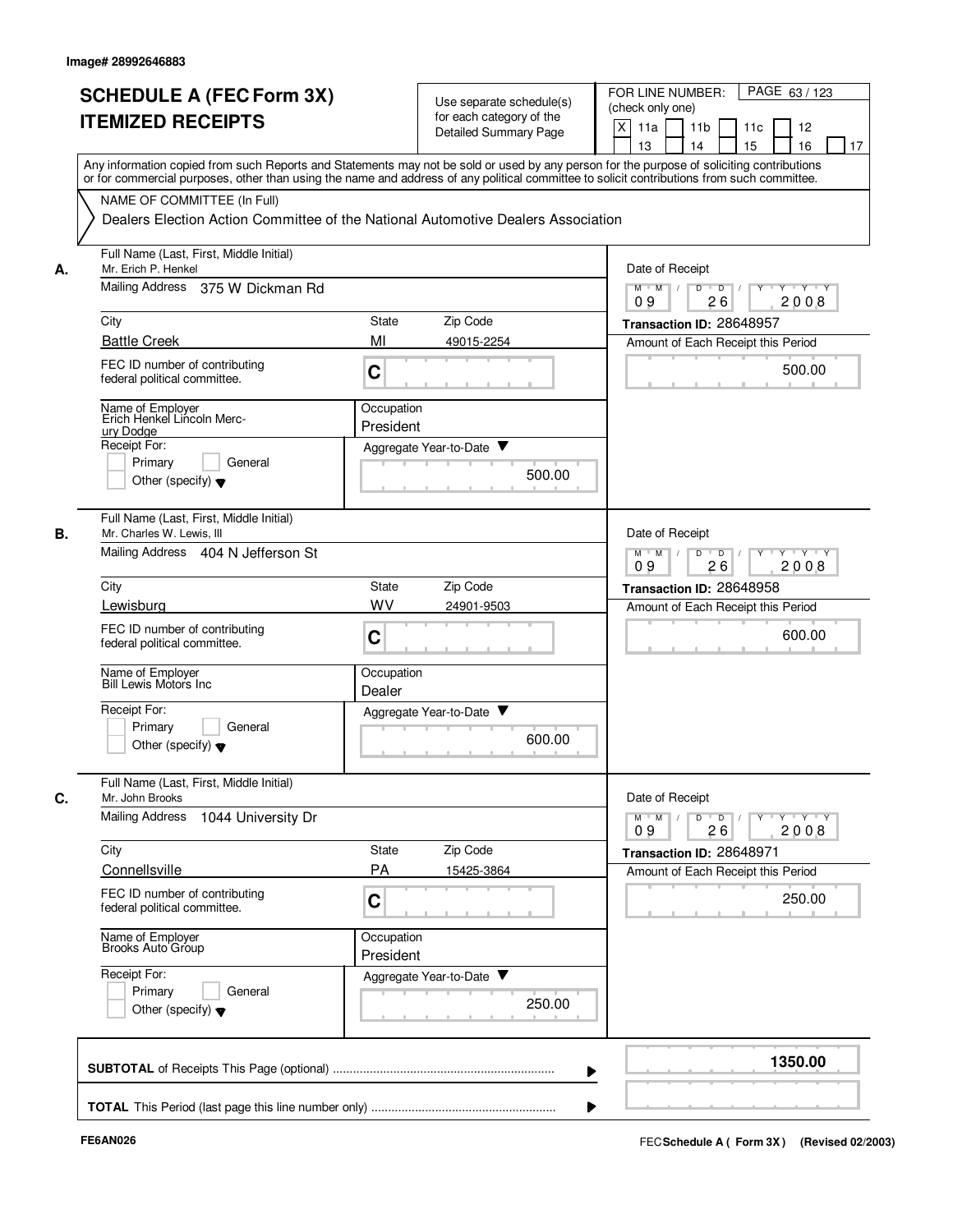Image# 28992646883

# SCHEDULE A (FEC Form 3X) ITEMIZED RECEIPTS

Use separate schedule(s) for each category of the Detailed Summary Page

FOR LINE NUMBER: (check only one)

[X] 11a [ ] 11b [ ] 11c [ ] 12 [ ] 13 [ ] 14 [ ] 15 [ ] 16 [ ] 17

PAGE 63 / 123

Any information copied from such Reports and Statements may not be sold or used by any person for the purpose of soliciting contributions or for commercial purposes, other than using the name and address of any political committee to solicit contributions from such committee.

NAME OF COMMITTEE (In Full)

Dealers Election Action Committee of the National Automotive Dealers Association

---

**A.** Full Name (Last, First, Middle Initial): Mr. Erich P. Henkel

Mailing Address: 375 W Dickman Rd

City: Battle Creek | State: MI | Zip Code: 49015-2254

FEC ID number of contributing federal political committee: C

Name of Employer: Erich Henkel Lincoln Mercury Dodge

Occupation: President

Receipt For: [ ] Primary [ ] General [ ] Other (specify)

Date of Receipt: 09 26 2008

Transaction ID: 28648957

Amount of Each Receipt this Period: 500.00

Aggregate Year-to-Date: 500.00

---

**B.** Full Name (Last, First, Middle Initial): Mr. Charles W. Lewis, III

Mailing Address: 404 N Jefferson St

City: Lewisburg | State: WV | Zip Code: 24901-9503

FEC ID number of contributing federal political committee: C

Name of Employer: Bill Lewis Motors Inc

Occupation: Dealer

Receipt For: [ ] Primary [ ] General [ ] Other (specify)

Date of Receipt: 09 26 2008

Transaction ID: 28648958

Amount of Each Receipt this Period: 600.00

Aggregate Year-to-Date: 600.00

---

**C.** Full Name (Last, First, Middle Initial): Mr. John Brooks

Mailing Address: 1044 University Dr

City: Connellsville | State: PA | Zip Code: 15425-3864

FEC ID number of contributing federal political committee: C

Name of Employer: Brooks Auto Group

Occupation: President

Receipt For: [ ] Primary [ ] General [ ] Other (specify)

Date of Receipt: 09 26 2008

Transaction ID: 28648971

Amount of Each Receipt this Period: 250.00

Aggregate Year-to-Date: 250.00

---

**SUBTOTAL** of Receipts This Page (optional): 1350.00

**TOTAL** This Period (last page this line number only):

FE6AN026

FEC Schedule A ( Form 3X) (Revised 02/2003)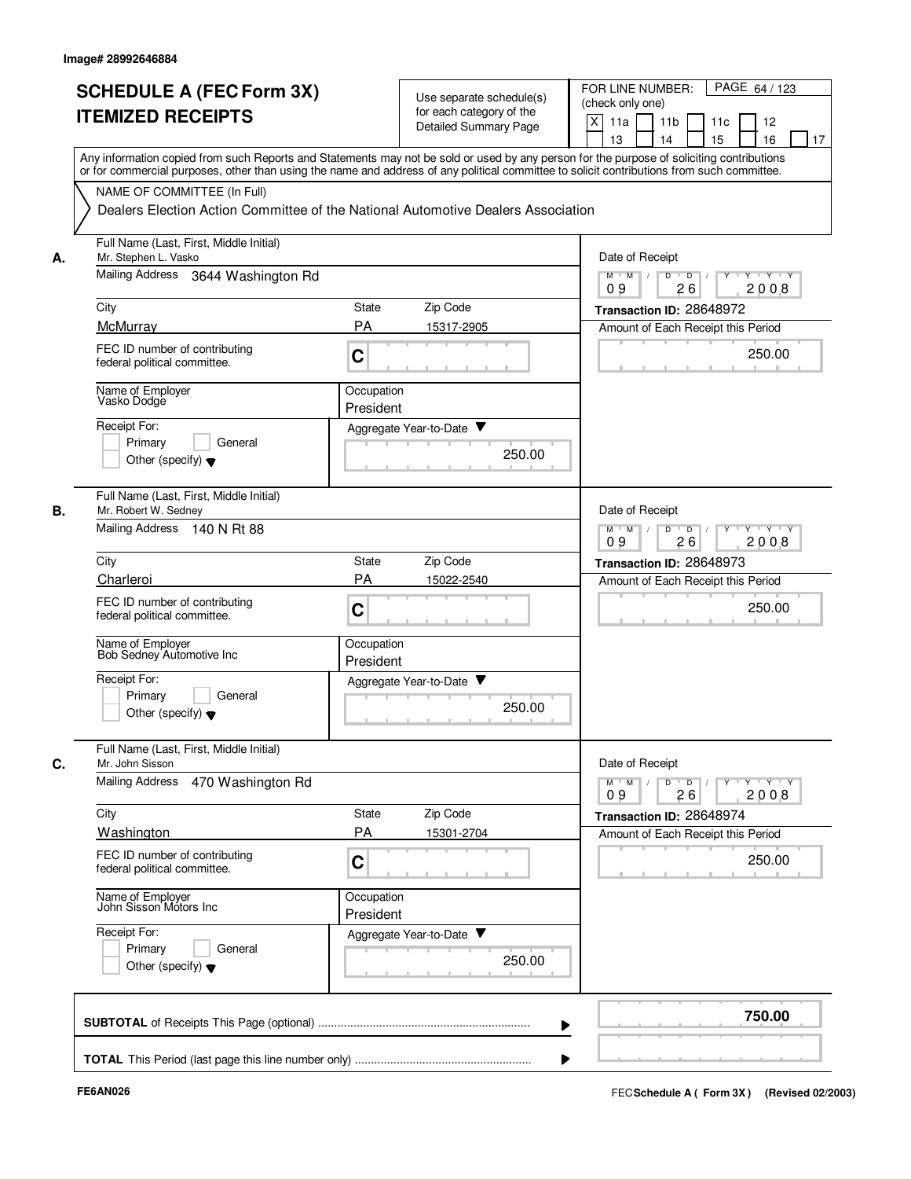Image# 28992646884

# SCHEDULE A (FEC Form 3X) ITEMIZED RECEIPTS

Use separate schedule(s) for each category of the Detailed Summary Page

FOR LINE NUMBER: (check only one)

[X] 11a [ ] 11b [ ] 11c [ ] 12 [ ] 13 [ ] 14 [ ] 15 [ ] 16 [ ] 17

PAGE 64 / 123

Any information copied from such Reports and Statements may not be sold or used by any person for the purpose of soliciting contributions or for commercial purposes, other than using the name and address of any political committee to solicit contributions from such committee.

NAME OF COMMITTEE (In Full)

Dealers Election Action Committee of the National Automotive Dealers Association

---

**A.**

Full Name (Last, First, Middle Initial): Mr. Stephen L. Vasko

Mailing Address: 3644 Washington Rd

City: McMurray | State: PA | Zip Code: 15317-2905

FEC ID number of contributing federal political committee: C

Name of Employer: Vasko Dodge

Occupation: President

Receipt For: [ ] Primary [ ] General [ ] Other (specify)

Aggregate Year-to-Date: 250.00

Date of Receipt: 09 / 26 / 2008

Transaction ID: 28648972

Amount of Each Receipt this Period: 250.00

---

**B.**

Full Name (Last, First, Middle Initial): Mr. Robert W. Sedney

Mailing Address: 140 N Rt 88

City: Charleroi | State: PA | Zip Code: 15022-2540

FEC ID number of contributing federal political committee: C

Name of Employer: Bob Sedney Automotive Inc

Occupation: President

Receipt For: [ ] Primary [ ] General [ ] Other (specify)

Aggregate Year-to-Date: 250.00

Date of Receipt: 09 / 26 / 2008

Transaction ID: 28648973

Amount of Each Receipt this Period: 250.00

---

**C.**

Full Name (Last, First, Middle Initial): Mr. John Sisson

Mailing Address: 470 Washington Rd

City: Washington | State: PA | Zip Code: 15301-2704

FEC ID number of contributing federal political committee: C

Name of Employer: John Sisson Motors Inc

Occupation: President

Receipt For: [ ] Primary [ ] General [ ] Other (specify)

Aggregate Year-to-Date: 250.00

Date of Receipt: 09 / 26 / 2008

Transaction ID: 28648974

Amount of Each Receipt this Period: 250.00

---

**SUBTOTAL** of Receipts This Page (optional): **750.00**

**TOTAL** This Period (last page this line number only):

FE6AN026

FEC **Schedule A ( Form 3X)** (Revised 02/2003)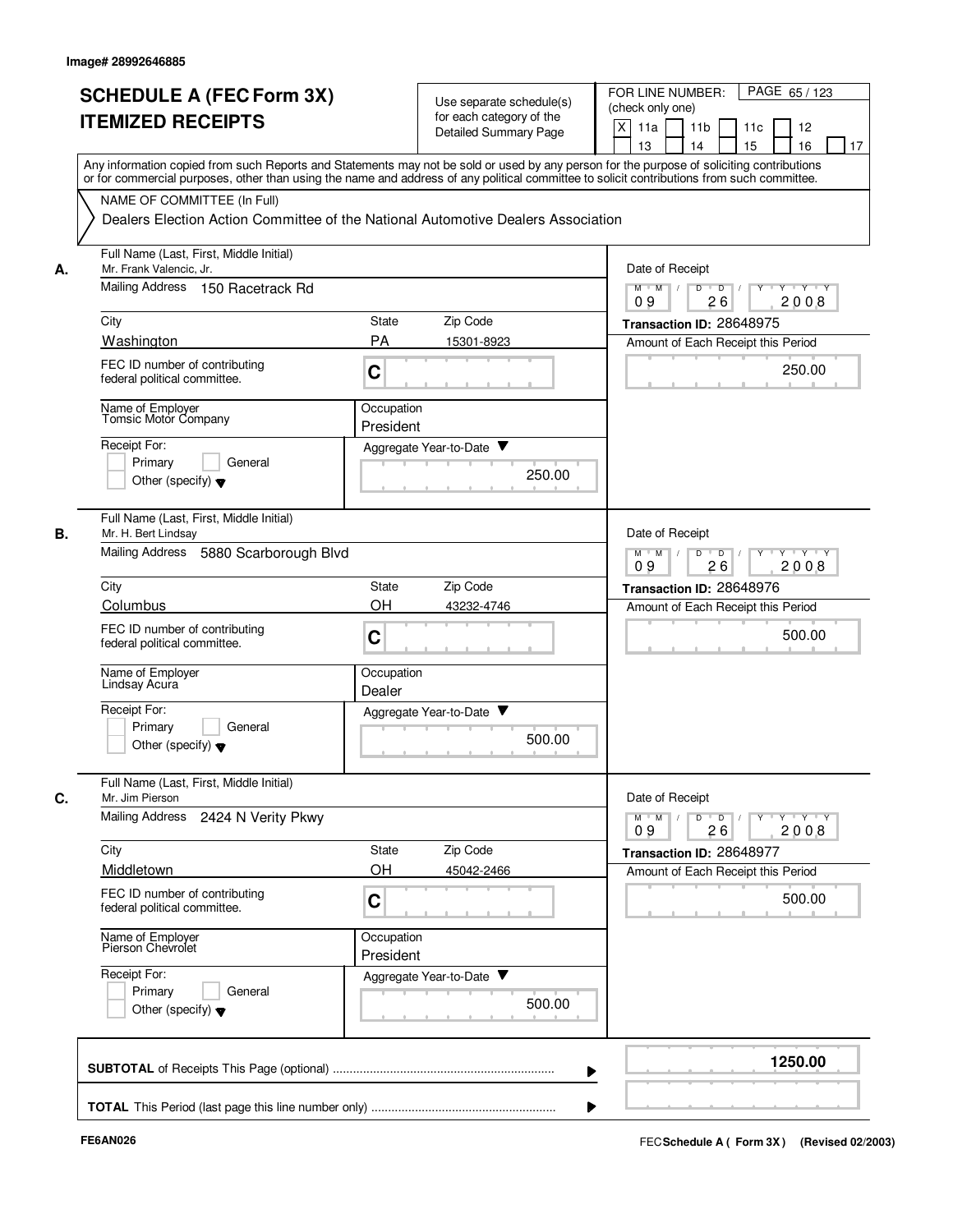Image# 28992646885

# SCHEDULE A (FEC Form 3X) ITEMIZED RECEIPTS

Use separate schedule(s) for each category of the Detailed Summary Page

FOR LINE NUMBER: (check only one)
[X] 11a [ ] 11b [ ] 11c [ ] 12 [ ] 13 [ ] 14 [ ] 15 [ ] 16 [ ] 17

PAGE 65 / 123

Any information copied from such Reports and Statements may not be sold or used by any person for the purpose of soliciting contributions or for commercial purposes, other than using the name and address of any political committee to solicit contributions from such committee.

NAME OF COMMITTEE (In Full)
Dealers Election Action Committee of the National Automotive Dealers Association

**A.** Full Name (Last, First, Middle Initial): Mr. Frank Valencic, Jr.
Mailing Address: 150 Racetrack Rd
City: Washington | State: PA | Zip Code: 15301-8923
FEC ID number of contributing federal political committee: C
Name of Employer: Tomsic Motor Company
Occupation: President
Receipt For: [ ] Primary [ ] General [ ] Other (specify)
Aggregate Year-to-Date: 250.00
Date of Receipt: 09/26/2008
Transaction ID: 28648975
Amount of Each Receipt this Period: 250.00

**B.** Full Name (Last, First, Middle Initial): Mr. H. Bert Lindsay
Mailing Address: 5880 Scarborough Blvd
City: Columbus | State: OH | Zip Code: 43232-4746
FEC ID number of contributing federal political committee: C
Name of Employer: Lindsay Acura
Occupation: Dealer
Receipt For: [ ] Primary [ ] General [ ] Other (specify)
Aggregate Year-to-Date: 500.00
Date of Receipt: 09/26/2008
Transaction ID: 28648976
Amount of Each Receipt this Period: 500.00

**C.** Full Name (Last, First, Middle Initial): Mr. Jim Pierson
Mailing Address: 2424 N Verity Pkwy
City: Middletown | State: OH | Zip Code: 45042-2466
FEC ID number of contributing federal political committee: C
Name of Employer: Pierson Chevrolet
Occupation: President
Receipt For: [ ] Primary [ ] General [ ] Other (specify)
Aggregate Year-to-Date: 500.00
Date of Receipt: 09/26/2008
Transaction ID: 28648977
Amount of Each Receipt this Period: 500.00

**SUBTOTAL** of Receipts This Page (optional): 1250.00

**TOTAL** This Period (last page this line number only):

FE6AN026

FEC Schedule A (Form 3X) (Revised 02/2003)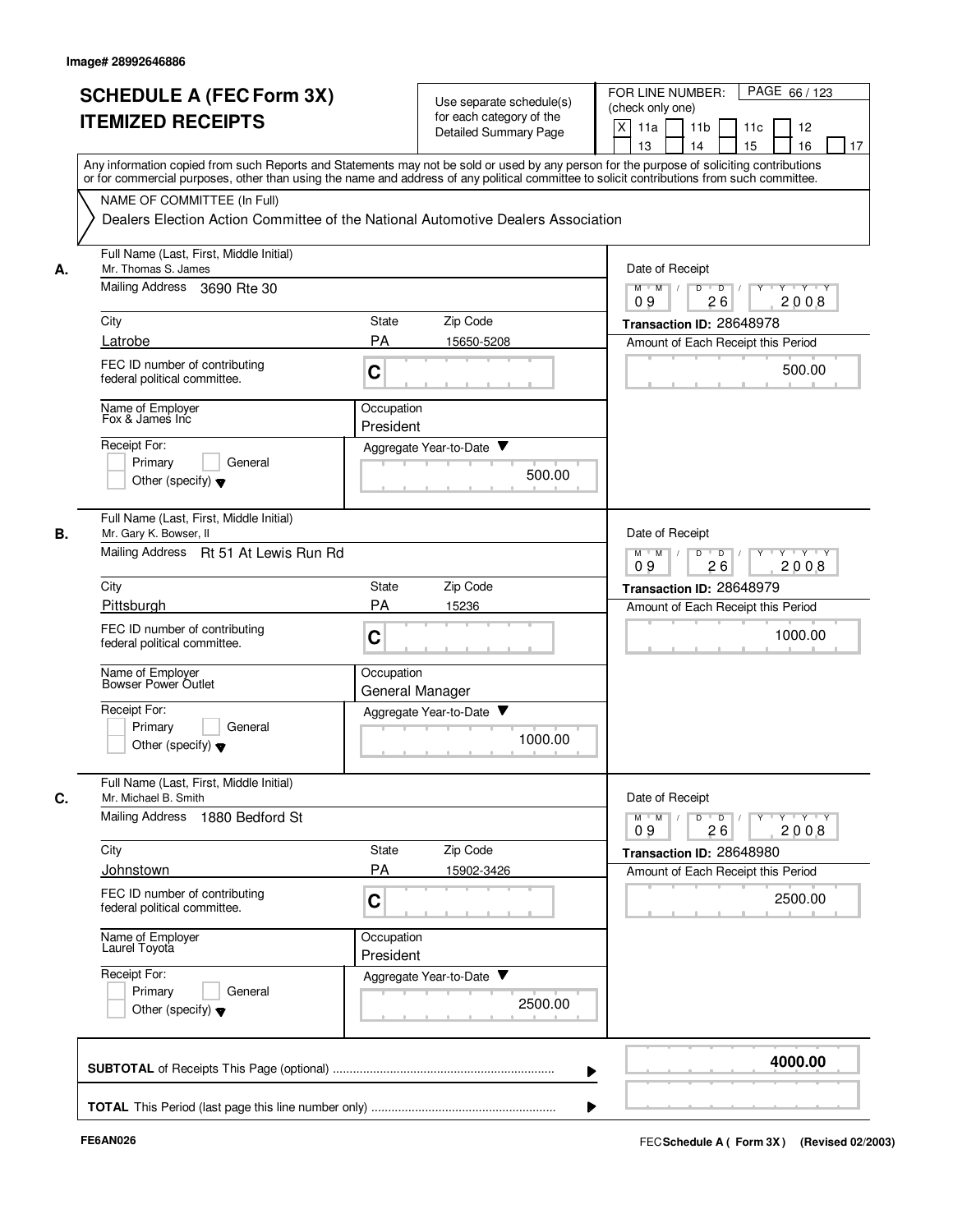Image# 28992646886

# SCHEDULE A (FEC Form 3X) ITEMIZED RECEIPTS

Use separate schedule(s) for each category of the Detailed Summary Page

FOR LINE NUMBER: (check only one)

- [X] 11a
- [ ] 11b
- [ ] 11c
- [ ] 12
- [ ] 13
- [ ] 14
- [ ] 15
- [ ] 16
- [ ] 17

PAGE 66 / 123

Any information copied from such Reports and Statements may not be sold or used by any person for the purpose of soliciting contributions or for commercial purposes, other than using the name and address of any political committee to solicit contributions from such committee.

NAME OF COMMITTEE (In Full)

Dealers Election Action Committee of the National Automotive Dealers Association

---

**A.** Full Name (Last, First, Middle Initial): Mr. Thomas S. James

Mailing Address: 3690 Rte 30

City: Latrobe | State: PA | Zip Code: 15650-5208

FEC ID number of contributing federal political committee: C

Name of Employer: Fox & James Inc

Occupation: President

Receipt For: Primary / General / Other (specify)

Aggregate Year-to-Date: 500.00

Date of Receipt: 09 / 26 / 2008

Transaction ID: 28648978

Amount of Each Receipt this Period: 500.00

---

**B.** Full Name (Last, First, Middle Initial): Mr. Gary K. Bowser, II

Mailing Address: Rt 51 At Lewis Run Rd

City: Pittsburgh | State: PA | Zip Code: 15236

FEC ID number of contributing federal political committee: C

Name of Employer: Bowser Power Outlet

Occupation: General Manager

Receipt For: Primary / General / Other (specify)

Aggregate Year-to-Date: 1000.00

Date of Receipt: 09 / 26 / 2008

Transaction ID: 28648979

Amount of Each Receipt this Period: 1000.00

---

**C.** Full Name (Last, First, Middle Initial): Mr. Michael B. Smith

Mailing Address: 1880 Bedford St

City: Johnstown | State: PA | Zip Code: 15902-3426

FEC ID number of contributing federal political committee: C

Name of Employer: Laurel Toyota

Occupation: President

Receipt For: Primary / General / Other (specify)

Aggregate Year-to-Date: 2500.00

Date of Receipt: 09 / 26 / 2008

Transaction ID: 28648980

Amount of Each Receipt this Period: 2500.00

---

**SUBTOTAL** of Receipts This Page (optional): **4000.00**

**TOTAL** This Period (last page this line number only):

FE6AN026

FEC **Schedule A ( Form 3X)** (Revised 02/2003)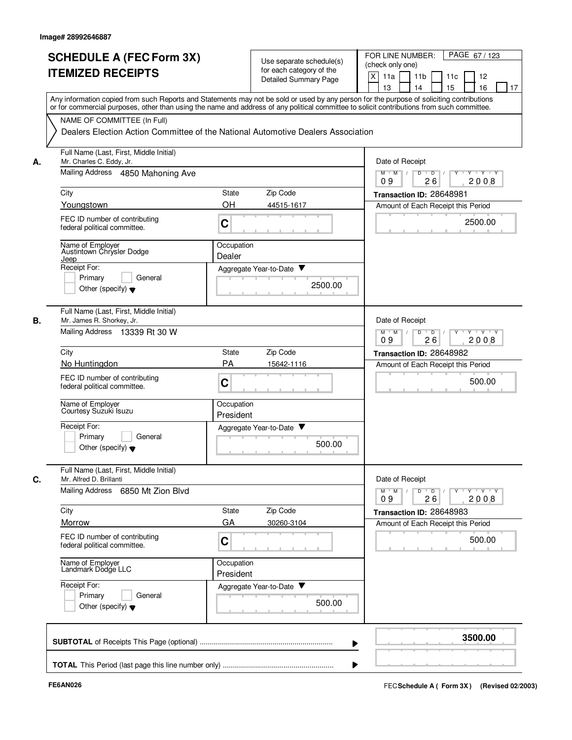Image# 28992646887

# SCHEDULE A (FEC Form 3X) ITEMIZED RECEIPTS

Use separate schedule(s) for each category of the Detailed Summary Page

FOR LINE NUMBER: (check only one)
[X] 11a [ ] 11b [ ] 11c [ ] 12 [ ] 13 [ ] 14 [ ] 15 [ ] 16 [ ] 17

PAGE 67 / 123

Any information copied from such Reports and Statements may not be sold or used by any person for the purpose of soliciting contributions or for commercial purposes, other than using the name and address of any political committee to solicit contributions from such committee.

NAME OF COMMITTEE (In Full)
Dealers Election Action Committee of the National Automotive Dealers Association

## A.

Full Name (Last, First, Middle Initial): Mr. Charles C. Eddy, Jr.
Mailing Address: 4850 Mahoning Ave
City: Youngstown | State: OH | Zip Code: 44515-1617
FEC ID number of contributing federal political committee: C
Name of Employer: Austintown Chrysler Dodge Jeep
Occupation: Dealer
Receipt For: [ ] Primary [ ] General [ ] Other (specify)
Aggregate Year-to-Date: 2500.00
Date of Receipt: 09 26 2008
Transaction ID: 28648981
Amount of Each Receipt this Period: 2500.00

## B.

Full Name (Last, First, Middle Initial): Mr. James R. Shorkey, Jr.
Mailing Address: 13339 Rt 30 W
City: No Huntingdon | State: PA | Zip Code: 15642-1116
FEC ID number of contributing federal political committee: C
Name of Employer: Courtesy Suzuki Isuzu
Occupation: President
Receipt For: [ ] Primary [ ] General [ ] Other (specify)
Aggregate Year-to-Date: 500.00
Date of Receipt: 09 26 2008
Transaction ID: 28648982
Amount of Each Receipt this Period: 500.00

## C.

Full Name (Last, First, Middle Initial): Mr. Alfred D. Brillanti
Mailing Address: 6850 Mt Zion Blvd
City: Morrow | State: GA | Zip Code: 30260-3104
FEC ID number of contributing federal political committee: C
Name of Employer: Landmark Dodge LLC
Occupation: President
Receipt For: [ ] Primary [ ] General [ ] Other (specify)
Aggregate Year-to-Date: 500.00
Date of Receipt: 09 26 2008
Transaction ID: 28648983
Amount of Each Receipt this Period: 500.00

**SUBTOTAL** of Receipts This Page (optional): **3500.00**

**TOTAL** This Period (last page this line number only):

FE6AN026

FEC **Schedule A ( Form 3X)** (Revised 02/2003)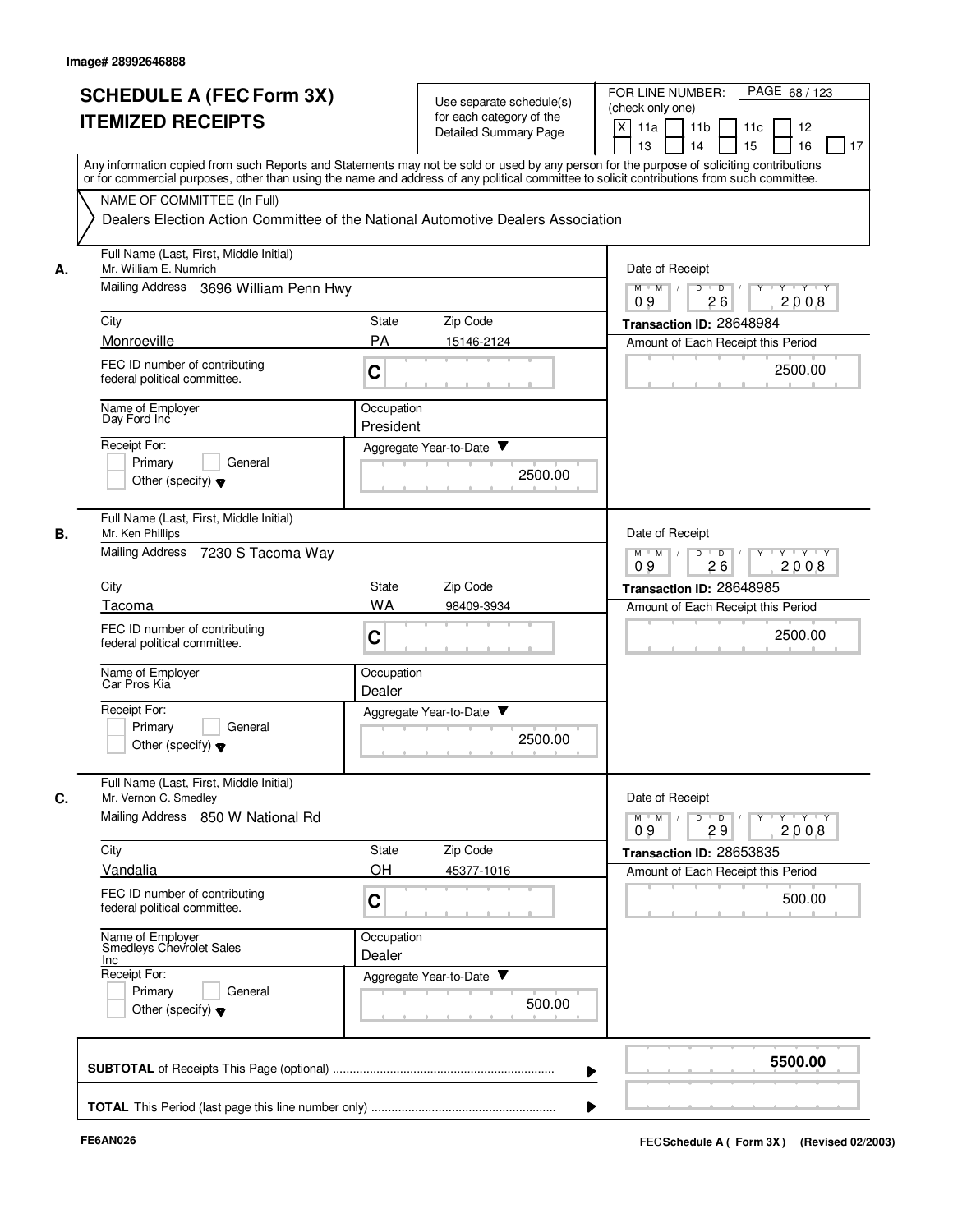Image# 28992646888

# SCHEDULE A (FEC Form 3X) ITEMIZED RECEIPTS

Use separate schedule(s) for each category of the Detailed Summary Page

FOR LINE NUMBER: (check only one)
[X] 11a [ ] 11b [ ] 11c [ ] 12 [ ] 13 [ ] 14 [ ] 15 [ ] 16 [ ] 17

PAGE 68 / 123

Any information copied from such Reports and Statements may not be sold or used by any person for the purpose of soliciting contributions or for commercial purposes, other than using the name and address of any political committee to solicit contributions from such committee.

NAME OF COMMITTEE (In Full)
Dealers Election Action Committee of the National Automotive Dealers Association

---

**A.** Full Name (Last, First, Middle Initial): Mr. William E. Numrich
Mailing Address: 3696 William Penn Hwy
City: Monroeville | State: PA | Zip Code: 15146-2124
FEC ID number of contributing federal political committee: C
Name of Employer: Day Ford Inc
Occupation: President
Receipt For: [ ] Primary [ ] General [ ] Other (specify)
Aggregate Year-to-Date: 2500.00
Date of Receipt: 09 / 26 / 2008
Transaction ID: 28648984
Amount of Each Receipt this Period: 2500.00

---

**B.** Full Name (Last, First, Middle Initial): Mr. Ken Phillips
Mailing Address: 7230 S Tacoma Way
City: Tacoma | State: WA | Zip Code: 98409-3934
FEC ID number of contributing federal political committee: C
Name of Employer: Car Pros Kia
Occupation: Dealer
Receipt For: [ ] Primary [ ] General [ ] Other (specify)
Aggregate Year-to-Date: 2500.00
Date of Receipt: 09 / 26 / 2008
Transaction ID: 28648985
Amount of Each Receipt this Period: 2500.00

---

**C.** Full Name (Last, First, Middle Initial): Mr. Vernon C. Smedley
Mailing Address: 850 W National Rd
City: Vandalia | State: OH | Zip Code: 45377-1016
FEC ID number of contributing federal political committee: C
Name of Employer: Smedleys Chevrolet Sales Inc
Occupation: Dealer
Receipt For: [ ] Primary [ ] General [ ] Other (specify)
Aggregate Year-to-Date: 500.00
Date of Receipt: 09 / 29 / 2008
Transaction ID: 28653835
Amount of Each Receipt this Period: 500.00

---

**SUBTOTAL** of Receipts This Page (optional): **5500.00**

**TOTAL** This Period (last page this line number only):

FE6AN026 | FEC Schedule A ( Form 3X ) (Revised 02/2003)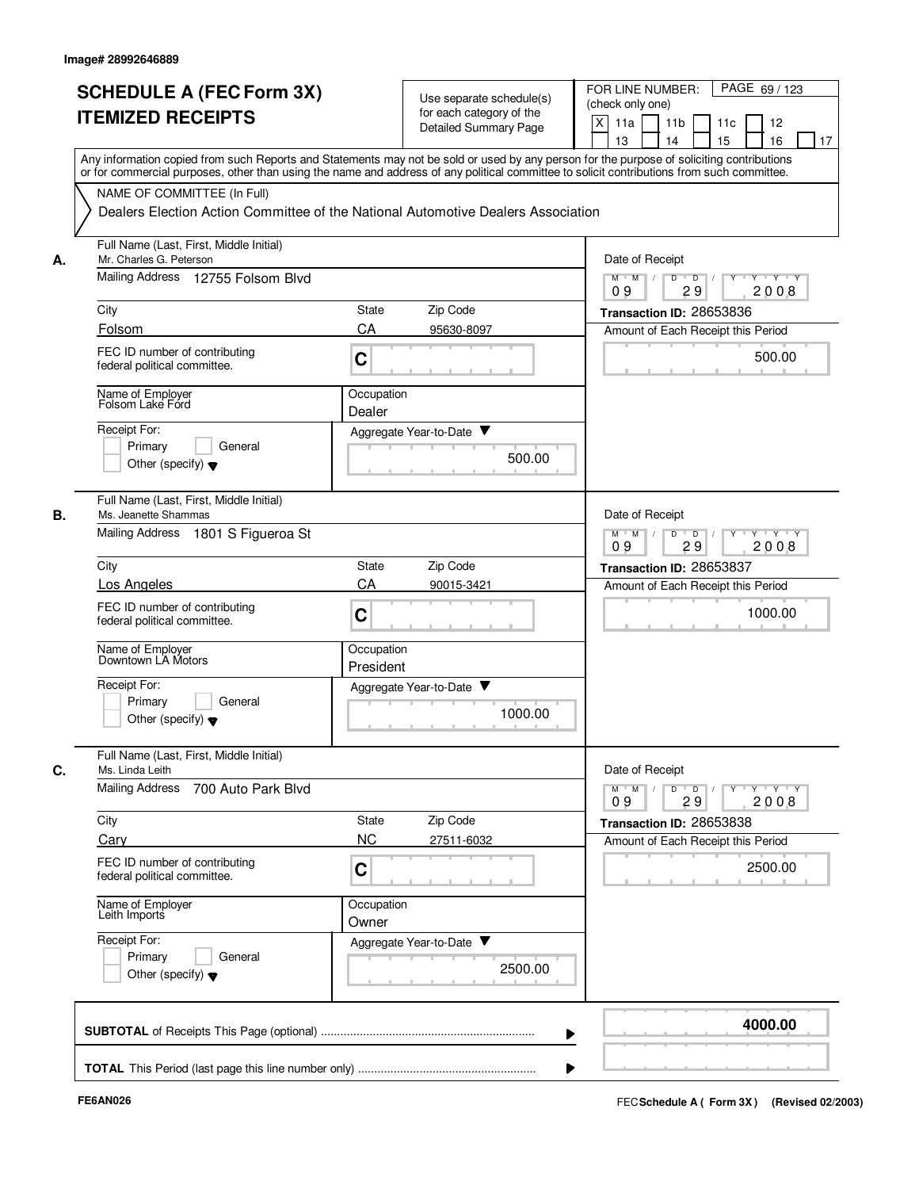Image# 28992646889

# SCHEDULE A (FEC Form 3X) ITEMIZED RECEIPTS

Use separate schedule(s) for each category of the Detailed Summary Page

FOR LINE NUMBER: (check only one)

[X] 11a [ ] 11b [ ] 11c [ ] 12 [ ] 13 [ ] 14 [ ] 15 [ ] 16 [ ] 17

PAGE 69 / 123

Any information copied from such Reports and Statements may not be sold or used by any person for the purpose of soliciting contributions or for commercial purposes, other than using the name and address of any political committee to solicit contributions from such committee.

NAME OF COMMITTEE (In Full)

Dealers Election Action Committee of the National Automotive Dealers Association

## A.

Full Name (Last, First, Middle Initial): Mr. Charles G. Peterson

Mailing Address: 12755 Folsom Blvd

City: Folsom | State: CA | Zip Code: 95630-8097

FEC ID number of contributing federal political committee: C

Name of Employer: Folsom Lake Ford

Occupation: Dealer

Receipt For: [ ] Primary [ ] General [ ] Other (specify)

Aggregate Year-to-Date: 500.00

Date of Receipt: 09 / 29 / 2008

Transaction ID: 28653836

Amount of Each Receipt this Period: 500.00

## B.

Full Name (Last, First, Middle Initial): Ms. Jeanette Shammas

Mailing Address: 1801 S Figueroa St

City: Los Angeles | State: CA | Zip Code: 90015-3421

FEC ID number of contributing federal political committee: C

Name of Employer: Downtown LA Motors

Occupation: President

Receipt For: [ ] Primary [ ] General [ ] Other (specify)

Aggregate Year-to-Date: 1000.00

Date of Receipt: 09 / 29 / 2008

Transaction ID: 28653837

Amount of Each Receipt this Period: 1000.00

## C.

Full Name (Last, First, Middle Initial): Ms. Linda Leith

Mailing Address: 700 Auto Park Blvd

City: Cary | State: NC | Zip Code: 27511-6032

FEC ID number of contributing federal political committee: C

Name of Employer: Leith Imports

Occupation: Owner

Receipt For: [ ] Primary [ ] General [ ] Other (specify)

Aggregate Year-to-Date: 2500.00

Date of Receipt: 09 / 29 / 2008

Transaction ID: 28653838

Amount of Each Receipt this Period: 2500.00

**SUBTOTAL** of Receipts This Page (optional): **4000.00**

**TOTAL** This Period (last page this line number only):

FE6AN026

FEC **Schedule A ( Form 3X )** (Revised 02/2003)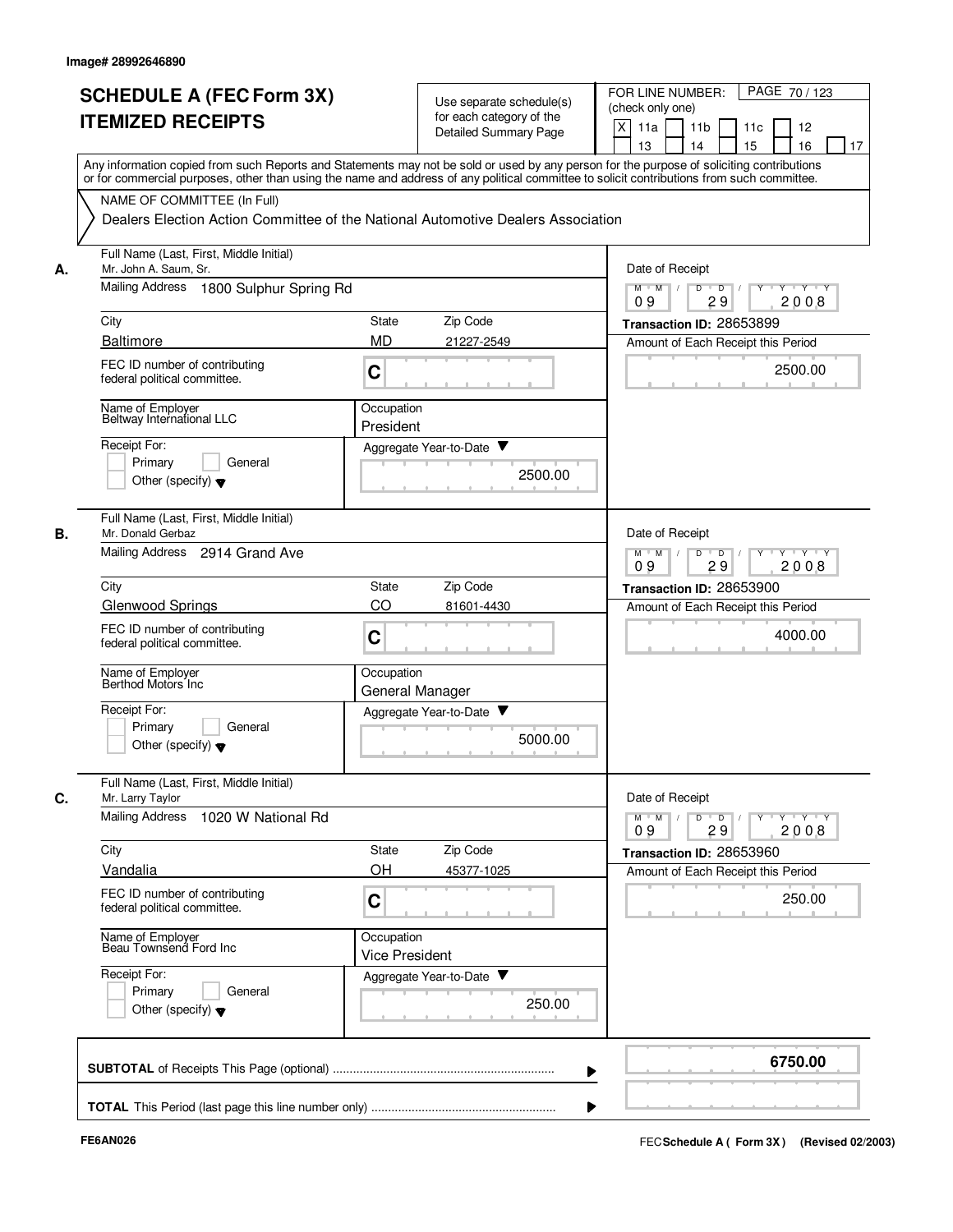Image# 28992646890

# SCHEDULE A (FEC Form 3X)
## ITEMIZED RECEIPTS

Use separate schedule(s) for each category of the Detailed Summary Page

FOR LINE NUMBER: (check only one)
[X] 11a [ ] 11b [ ] 11c [ ] 12 [ ] 13 [ ] 14 [ ] 15 [ ] 16 [ ] 17

Any information copied from such Reports and Statements may not be sold or used by any person for the purpose of soliciting contributions or for commercial purposes, other than using the name and address of any political committee to solicit contributions from such committee.

NAME OF COMMITTEE (In Full)
Dealers Election Action Committee of the National Automotive Dealers Association

---

**A.** Full Name (Last, First, Middle Initial): Mr. John A. Saum, Sr.
Mailing Address: 1800 Sulphur Spring Rd
City: Baltimore | State: MD | Zip Code: 21227-2549
FEC ID number of contributing federal political committee: C
Name of Employer: Beltway International LLC
Occupation: President
Receipt For: [ ] Primary [ ] General [ ] Other (specify)
Date of Receipt: 09 / 29 / 2008
Transaction ID: 28653899
Amount of Each Receipt this Period: 2500.00
Aggregate Year-to-Date: 2500.00

---

**B.** Full Name (Last, First, Middle Initial): Mr. Donald Gerbaz
Mailing Address: 2914 Grand Ave
City: Glenwood Springs | State: CO | Zip Code: 81601-4430
FEC ID number of contributing federal political committee: C
Name of Employer: Berthod Motors Inc
Occupation: General Manager
Receipt For: [ ] Primary [ ] General [ ] Other (specify)
Date of Receipt: 09 / 29 / 2008
Transaction ID: 28653900
Amount of Each Receipt this Period: 4000.00
Aggregate Year-to-Date: 5000.00

---

**C.** Full Name (Last, First, Middle Initial): Mr. Larry Taylor
Mailing Address: 1020 W National Rd
City: Vandalia | State: OH | Zip Code: 45377-1025
FEC ID number of contributing federal political committee: C
Name of Employer: Beau Townsend Ford Inc
Occupation: Vice President
Receipt For: [ ] Primary [ ] General [ ] Other (specify)
Date of Receipt: 09 / 29 / 2008
Transaction ID: 28653960
Amount of Each Receipt this Period: 250.00
Aggregate Year-to-Date: 250.00

---

**SUBTOTAL** of Receipts This Page (optional): 6750.00

**TOTAL** This Period (last page this line number only):

FE6AN026 — FEC Schedule A (Form 3X) (Revised 02/2003)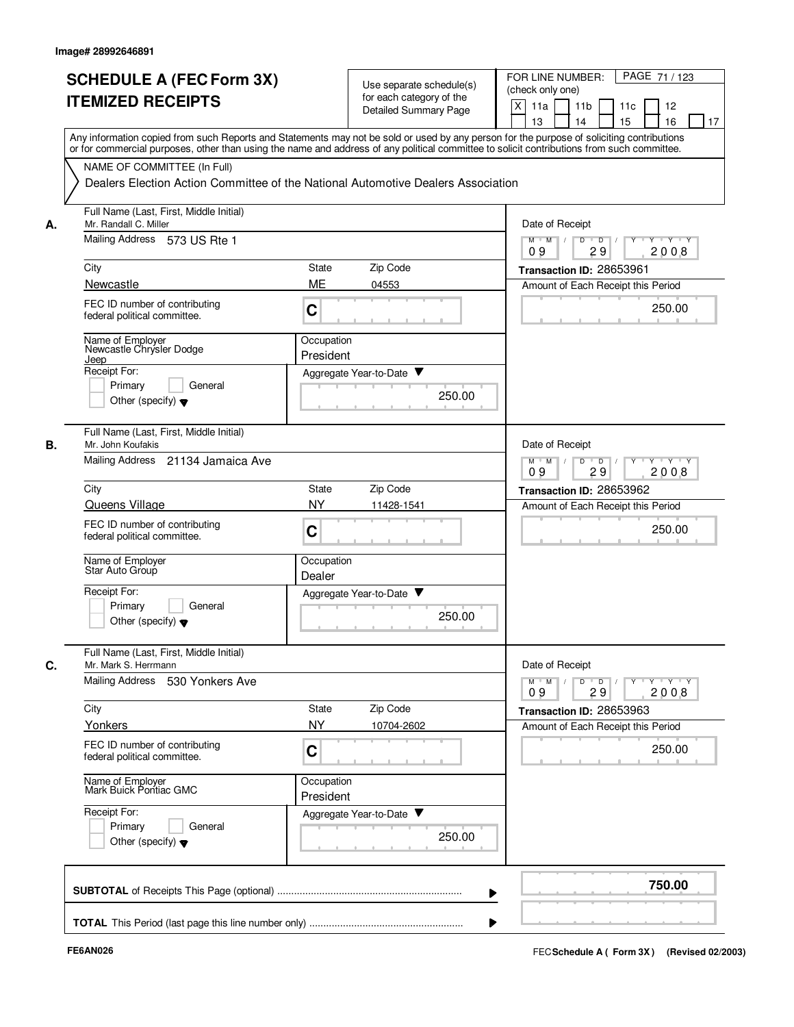Image# 28992646891

# SCHEDULE A (FEC Form 3X)
## ITEMIZED RECEIPTS

Use separate schedule(s) for each category of the Detailed Summary Page

FOR LINE NUMBER: (check only one)
[X] 11a [ ] 11b [ ] 11c [ ] 12 [ ] 13 [ ] 14 [ ] 15 [ ] 16 [ ] 17

PAGE 71 / 123

Any information copied from such Reports and Statements may not be sold or used by any person for the purpose of soliciting contributions or for commercial purposes, other than using the name and address of any political committee to solicit contributions from such committee.

NAME OF COMMITTEE (In Full)
Dealers Election Action Committee of the National Automotive Dealers Association

---

**A.** Full Name (Last, First, Middle Initial): Mr. Randall C. Miller

Mailing Address: 573 US Rte 1

City: Newcastle | State: ME | Zip Code: 04553

FEC ID number of contributing federal political committee: C

Name of Employer: Newcastle Chrysler Dodge Jeep

Occupation: President

Receipt For: [ ] Primary [ ] General [ ] Other (specify)

Aggregate Year-to-Date: 250.00

Date of Receipt: 09 / 29 / 2008

Transaction ID: 28653961

Amount of Each Receipt this Period: 250.00

---

**B.** Full Name (Last, First, Middle Initial): Mr. John Koufakis

Mailing Address: 21134 Jamaica Ave

City: Queens Village | State: NY | Zip Code: 11428-1541

FEC ID number of contributing federal political committee: C

Name of Employer: Star Auto Group

Occupation: Dealer

Receipt For: [ ] Primary [ ] General [ ] Other (specify)

Aggregate Year-to-Date: 250.00

Date of Receipt: 09 / 29 / 2008

Transaction ID: 28653962

Amount of Each Receipt this Period: 250.00

---

**C.** Full Name (Last, First, Middle Initial): Mr. Mark S. Herrmann

Mailing Address: 530 Yonkers Ave

City: Yonkers | State: NY | Zip Code: 10704-2602

FEC ID number of contributing federal political committee: C

Name of Employer: Mark Buick Pontiac GMC

Occupation: President

Receipt For: [ ] Primary [ ] General [ ] Other (specify)

Aggregate Year-to-Date: 250.00

Date of Receipt: 09 / 29 / 2008

Transaction ID: 28653963

Amount of Each Receipt this Period: 250.00

---

**SUBTOTAL** of Receipts This Page (optional): **750.00**

**TOTAL** This Period (last page this line number only):

FE6AN026

FEC Schedule A ( Form 3X ) (Revised 02/2003)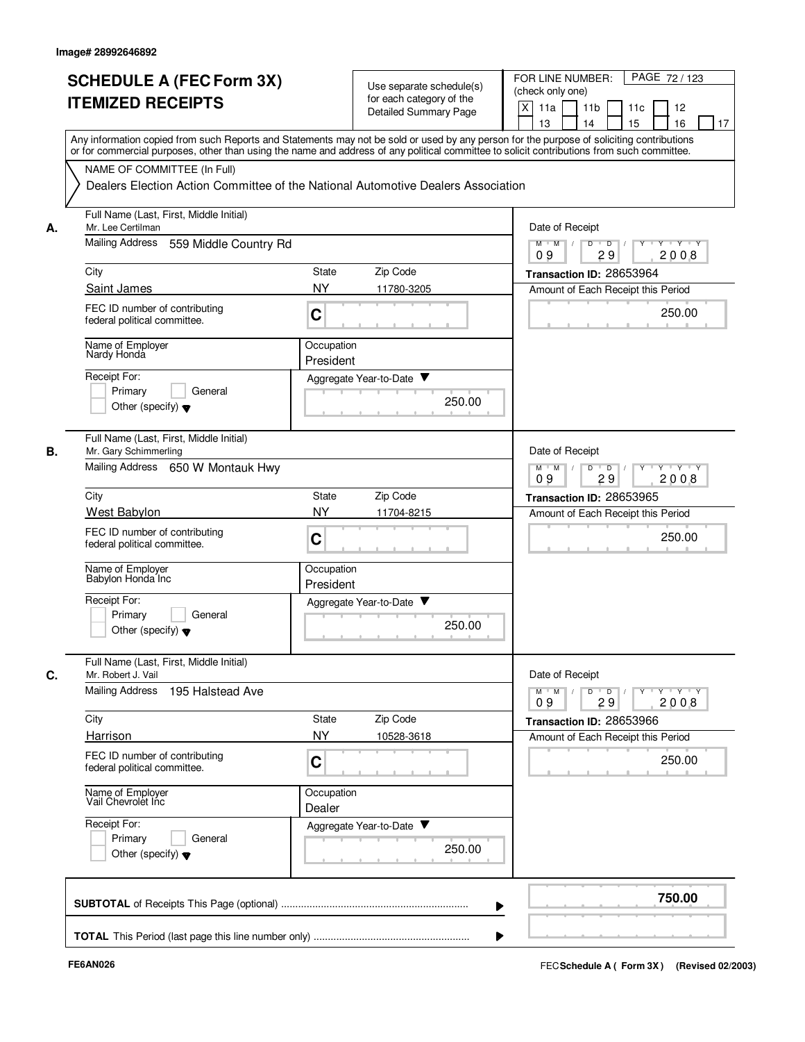Image# 28992646892

# SCHEDULE A (FEC Form 3X) ITEMIZED RECEIPTS

Use separate schedule(s) for each category of the Detailed Summary Page

FOR LINE NUMBER: (check only one)

[X] 11a [ ] 11b [ ] 11c [ ] 12 [ ] 13 [ ] 14 [ ] 15 [ ] 16 [ ] 17

PAGE 72 / 123

Any information copied from such Reports and Statements may not be sold or used by any person for the purpose of soliciting contributions or for commercial purposes, other than using the name and address of any political committee to solicit contributions from such committee.

NAME OF COMMITTEE (In Full)

Dealers Election Action Committee of the National Automotive Dealers Association

---

**A.** Full Name (Last, First, Middle Initial): Mr. Lee Certilman

Mailing Address: 559 Middle Country Rd

City: Saint James | State: NY | Zip Code: 11780-3205

FEC ID number of contributing federal political committee: C

Name of Employer: Nardy Honda

Occupation: President

Receipt For: [ ] Primary [ ] General [ ] Other (specify)

Aggregate Year-to-Date: 250.00

Date of Receipt: 09 / 29 / 2008

Transaction ID: 28653964

Amount of Each Receipt this Period: 250.00

---

**B.** Full Name (Last, First, Middle Initial): Mr. Gary Schimmerling

Mailing Address: 650 W Montauk Hwy

City: West Babylon | State: NY | Zip Code: 11704-8215

FEC ID number of contributing federal political committee: C

Name of Employer: Babylon Honda Inc

Occupation: President

Receipt For: [ ] Primary [ ] General [ ] Other (specify)

Aggregate Year-to-Date: 250.00

Date of Receipt: 09 / 29 / 2008

Transaction ID: 28653965

Amount of Each Receipt this Period: 250.00

---

**C.** Full Name (Last, First, Middle Initial): Mr. Robert J. Vail

Mailing Address: 195 Halstead Ave

City: Harrison | State: NY | Zip Code: 10528-3618

FEC ID number of contributing federal political committee: C

Name of Employer: Vail Chevrolet Inc

Occupation: Dealer

Receipt For: [ ] Primary [ ] General [ ] Other (specify)

Aggregate Year-to-Date: 250.00

Date of Receipt: 09 / 29 / 2008

Transaction ID: 28653966

Amount of Each Receipt this Period: 250.00

---

**SUBTOTAL** of Receipts This Page (optional): **750.00**

**TOTAL** This Period (last page this line number only):

FE6AN026

FEC **Schedule A ( Form 3X)** (Revised 02/2003)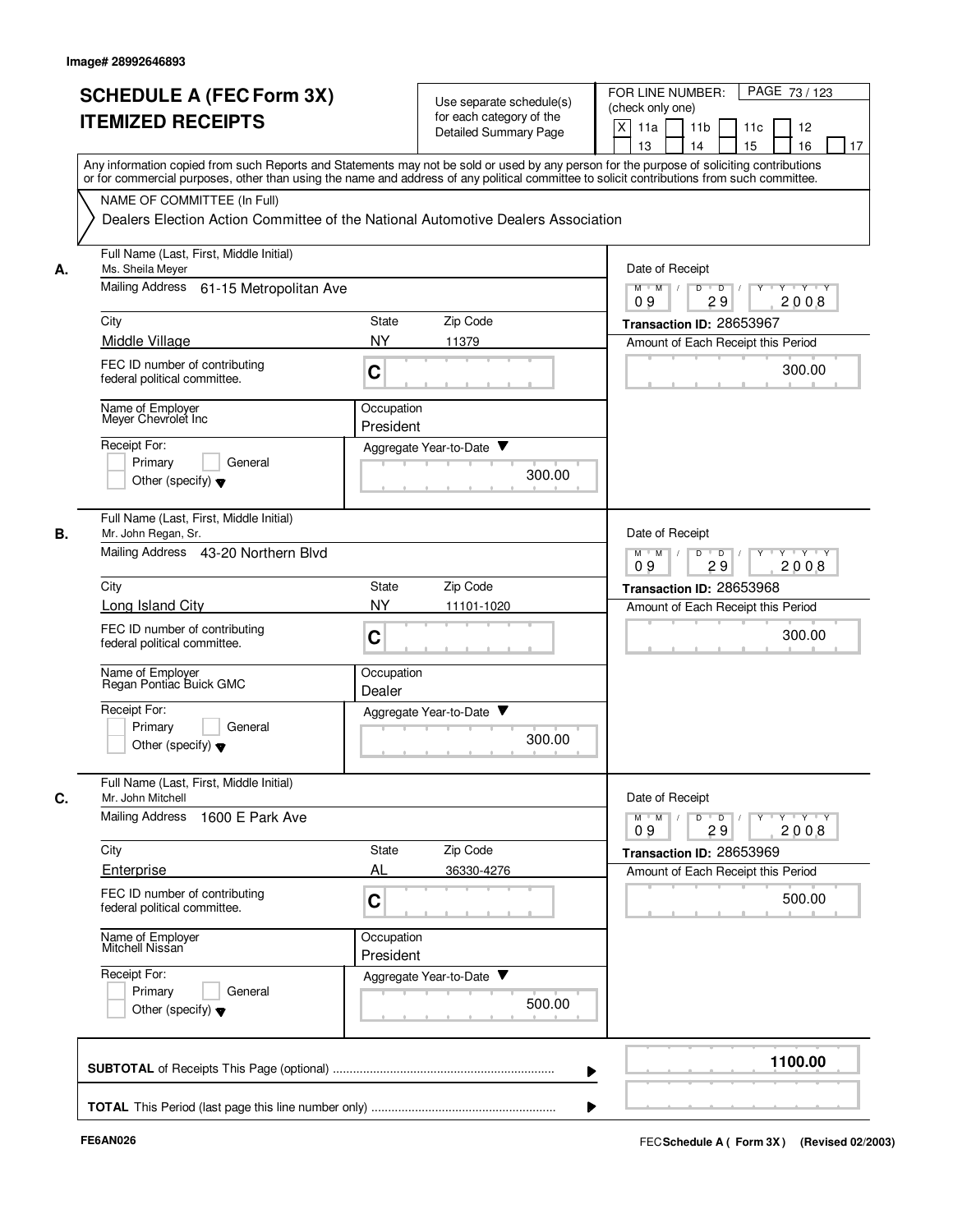Image# 28992646893

# SCHEDULE A (FEC Form 3X) ITEMIZED RECEIPTS

Use separate schedule(s) for each category of the Detailed Summary Page

FOR LINE NUMBER: (check only one)

[X] 11a [ ] 11b [ ] 11c [ ] 12 [ ] 13 [ ] 14 [ ] 15 [ ] 16 [ ] 17

Any information copied from such Reports and Statements may not be sold or used by any person for the purpose of soliciting contributions or for commercial purposes, other than using the name and address of any political committee to solicit contributions from such committee.

NAME OF COMMITTEE (In Full)

Dealers Election Action Committee of the National Automotive Dealers Association

**A.** Full Name (Last, First, Middle Initial): Ms. Sheila Meyer

Mailing Address: 61-15 Metropolitan Ave

City: Middle Village | State: NY | Zip Code: 11379

FEC ID number of contributing federal political committee: C

Name of Employer: Meyer Chevrolet Inc

Occupation: President

Receipt For: [ ] Primary [ ] General [ ] Other (specify)

Aggregate Year-to-Date: 300.00

Date of Receipt: 09 29 2008

Transaction ID: 28653967

Amount of Each Receipt this Period: 300.00

**B.** Full Name (Last, First, Middle Initial): Mr. John Regan, Sr.

Mailing Address: 43-20 Northern Blvd

City: Long Island City | State: NY | Zip Code: 11101-1020

FEC ID number of contributing federal political committee: C

Name of Employer: Regan Pontiac Buick GMC

Occupation: Dealer

Receipt For: [ ] Primary [ ] General [ ] Other (specify)

Aggregate Year-to-Date: 300.00

Date of Receipt: 09 29 2008

Transaction ID: 28653968

Amount of Each Receipt this Period: 300.00

**C.** Full Name (Last, First, Middle Initial): Mr. John Mitchell

Mailing Address: 1600 E Park Ave

City: Enterprise | State: AL | Zip Code: 36330-4276

FEC ID number of contributing federal political committee: C

Name of Employer: Mitchell Nissan

Occupation: President

Receipt For: [ ] Primary [ ] General [ ] Other (specify)

Aggregate Year-to-Date: 500.00

Date of Receipt: 09 29 2008

Transaction ID: 28653969

Amount of Each Receipt this Period: 500.00

**SUBTOTAL** of Receipts This Page (optional): **1100.00**

**TOTAL** This Period (last page this line number only):

FE6AN026

FEC Schedule A ( Form 3X ) (Revised 02/2003)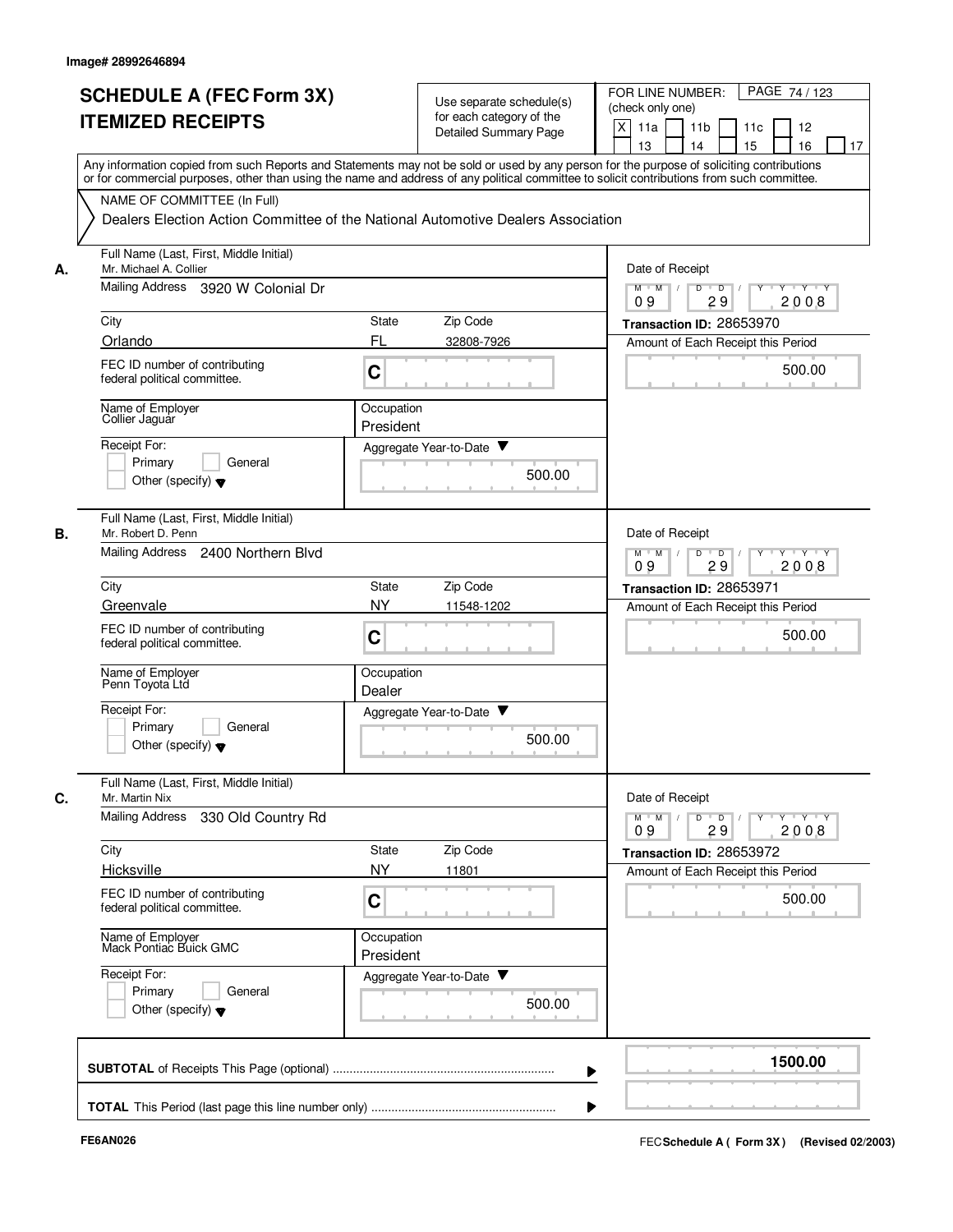Image# 28992646894

# SCHEDULE A (FEC Form 3X) ITEMIZED RECEIPTS

Use separate schedule(s) for each category of the Detailed Summary Page

FOR LINE NUMBER: (check only one)

[X] 11a [ ] 11b [ ] 11c [ ] 12 [ ] 13 [ ] 14 [ ] 15 [ ] 16 [ ] 17

PAGE 74 / 123

Any information copied from such Reports and Statements may not be sold or used by any person for the purpose of soliciting contributions or for commercial purposes, other than using the name and address of any political committee to solicit contributions from such committee.

NAME OF COMMITTEE (In Full)

Dealers Election Action Committee of the National Automotive Dealers Association

---

**A.**

Full Name (Last, First, Middle Initial): Mr. Michael A. Collier

Mailing Address: 3920 W Colonial Dr

City: Orlando | State: FL | Zip Code: 32808-7926

FEC ID number of contributing federal political committee: C

Name of Employer: Collier Jaguar

Occupation: President

Receipt For: [ ] Primary [ ] General [ ] Other (specify)

Aggregate Year-to-Date: 500.00

Date of Receipt: 09 / 29 / 2008

Transaction ID: 28653970

Amount of Each Receipt this Period: 500.00

---

**B.**

Full Name (Last, First, Middle Initial): Mr. Robert D. Penn

Mailing Address: 2400 Northern Blvd

City: Greenvale | State: NY | Zip Code: 11548-1202

FEC ID number of contributing federal political committee: C

Name of Employer: Penn Toyota Ltd

Occupation: Dealer

Receipt For: [ ] Primary [ ] General [ ] Other (specify)

Aggregate Year-to-Date: 500.00

Date of Receipt: 09 / 29 / 2008

Transaction ID: 28653971

Amount of Each Receipt this Period: 500.00

---

**C.**

Full Name (Last, First, Middle Initial): Mr. Martin Nix

Mailing Address: 330 Old Country Rd

City: Hicksville | State: NY | Zip Code: 11801

FEC ID number of contributing federal political committee: C

Name of Employer: Mack Pontiac Buick GMC

Occupation: President

Receipt For: [ ] Primary [ ] General [ ] Other (specify)

Aggregate Year-to-Date: 500.00

Date of Receipt: 09 / 29 / 2008

Transaction ID: 28653972

Amount of Each Receipt this Period: 500.00

---

**SUBTOTAL** of Receipts This Page (optional): **1500.00**

**TOTAL** This Period (last page this line number only):

FE6AN026

FEC Schedule A ( Form 3X ) (Revised 02/2003)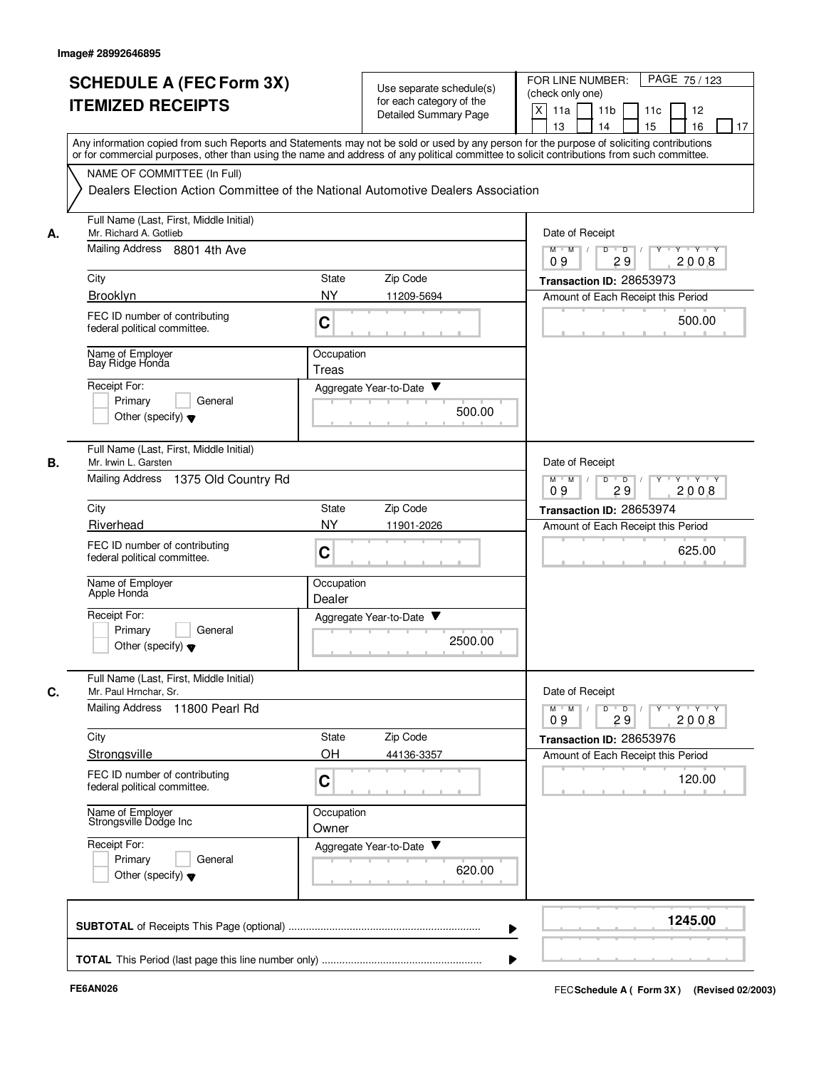Image# 28992646895

# SCHEDULE A (FEC Form 3X) ITEMIZED RECEIPTS

Use separate schedule(s) for each category of the Detailed Summary Page

FOR LINE NUMBER: (check only one)

[X] 11a [ ] 11b [ ] 11c [ ] 12 [ ] 13 [ ] 14 [ ] 15 [ ] 16 [ ] 17

PAGE 75 / 123

Any information copied from such Reports and Statements may not be sold or used by any person for the purpose of soliciting contributions or for commercial purposes, other than using the name and address of any political committee to solicit contributions from such committee.

NAME OF COMMITTEE (In Full)

Dealers Election Action Committee of the National Automotive Dealers Association

---

**A.** Full Name (Last, First, Middle Initial): Mr. Richard A. Gotlieb

Mailing Address: 8801 4th Ave

City: Brooklyn | State: NY | Zip Code: 11209-5694

FEC ID number of contributing federal political committee: C

Name of Employer: Bay Ridge Honda

Occupation: Treas

Receipt For: [ ] Primary [ ] General [ ] Other (specify)

Aggregate Year-to-Date: 500.00

Date of Receipt: 09 / 29 / 2008

Transaction ID: 28653973

Amount of Each Receipt this Period: 500.00

---

**B.** Full Name (Last, First, Middle Initial): Mr. Irwin L. Garsten

Mailing Address: 1375 Old Country Rd

City: Riverhead | State: NY | Zip Code: 11901-2026

FEC ID number of contributing federal political committee: C

Name of Employer: Apple Honda

Occupation: Dealer

Receipt For: [ ] Primary [ ] General [ ] Other (specify)

Aggregate Year-to-Date: 2500.00

Date of Receipt: 09 / 29 / 2008

Transaction ID: 28653974

Amount of Each Receipt this Period: 625.00

---

**C.** Full Name (Last, First, Middle Initial): Mr. Paul Hrnchar, Sr.

Mailing Address: 11800 Pearl Rd

City: Strongsville | State: OH | Zip Code: 44136-3357

FEC ID number of contributing federal political committee: C

Name of Employer: Strongsville Dodge Inc

Occupation: Owner

Receipt For: [ ] Primary [ ] General [ ] Other (specify)

Aggregate Year-to-Date: 620.00

Date of Receipt: 09 / 29 / 2008

Transaction ID: 28653976

Amount of Each Receipt this Period: 120.00

---

**SUBTOTAL** of Receipts This Page (optional): 1245.00

**TOTAL** This Period (last page this line number only):

FE6AN026

FEC Schedule A ( Form 3X ) (Revised 02/2003)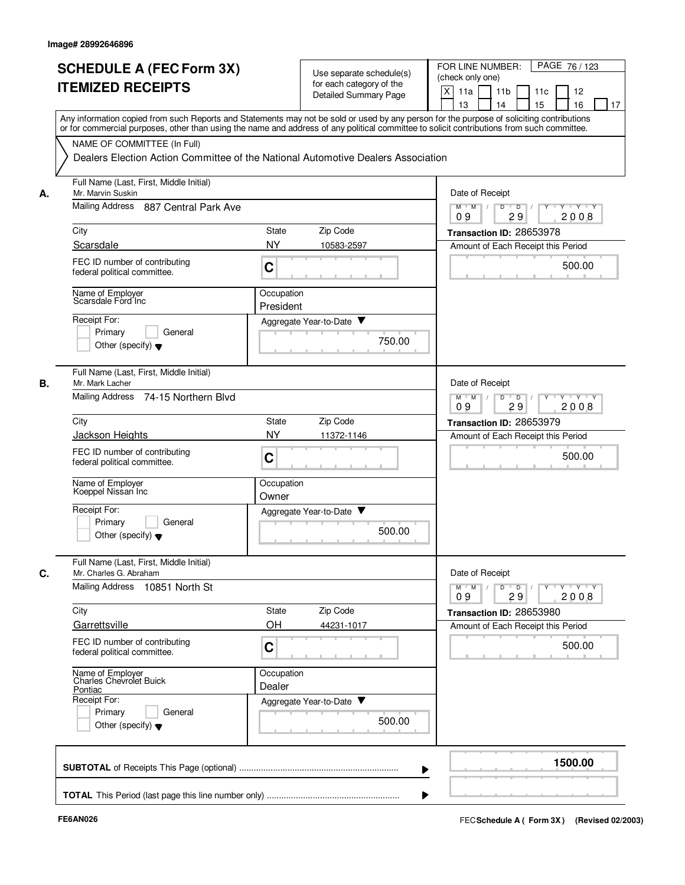Image# 28992646896

# SCHEDULE A (FEC Form 3X)
# ITEMIZED RECEIPTS

Use separate schedule(s) for each category of the Detailed Summary Page

FOR LINE NUMBER: (check only one)
[X] 11a [ ] 11b [ ] 11c [ ] 12 [ ] 13 [ ] 14 [ ] 15 [ ] 16 [ ] 17

PAGE 76 / 123

Any information copied from such Reports and Statements may not be sold or used by any person for the purpose of soliciting contributions or for commercial purposes, other than using the name and address of any political committee to solicit contributions from such committee.

NAME OF COMMITTEE (In Full)
Dealers Election Action Committee of the National Automotive Dealers Association

**A.**
Full Name (Last, First, Middle Initial): Mr. Marvin Suskin
Mailing Address: 887 Central Park Ave
City: Scarsdale | State: NY | Zip Code: 10583-2597
FEC ID number of contributing federal political committee: C
Name of Employer: Scarsdale Ford Inc
Occupation: President
Receipt For: [ ] Primary [ ] General [ ] Other (specify)
Aggregate Year-to-Date: 750.00
Date of Receipt: 09 / 29 / 2008
Transaction ID: 28653978
Amount of Each Receipt this Period: 500.00

**B.**
Full Name (Last, First, Middle Initial): Mr. Mark Lacher
Mailing Address: 74-15 Northern Blvd
City: Jackson Heights | State: NY | Zip Code: 11372-1146
FEC ID number of contributing federal political committee: C
Name of Employer: Koeppel Nissan Inc
Occupation: Owner
Receipt For: [ ] Primary [ ] General [ ] Other (specify)
Aggregate Year-to-Date: 500.00
Date of Receipt: 09 / 29 / 2008
Transaction ID: 28653979
Amount of Each Receipt this Period: 500.00

**C.**
Full Name (Last, First, Middle Initial): Mr. Charles G. Abraham
Mailing Address: 10851 North St
City: Garrettsville | State: OH | Zip Code: 44231-1017
FEC ID number of contributing federal political committee: C
Name of Employer: Charles Chevrolet Buick Pontiac
Occupation: Dealer
Receipt For: [ ] Primary [ ] General [ ] Other (specify)
Aggregate Year-to-Date: 500.00
Date of Receipt: 09 / 29 / 2008
Transaction ID: 28653980
Amount of Each Receipt this Period: 500.00

**SUBTOTAL** of Receipts This Page (optional): **1500.00**

**TOTAL** This Period (last page this line number only):

FE6AN026

FEC **Schedule A ( Form 3X )** (Revised 02/2003)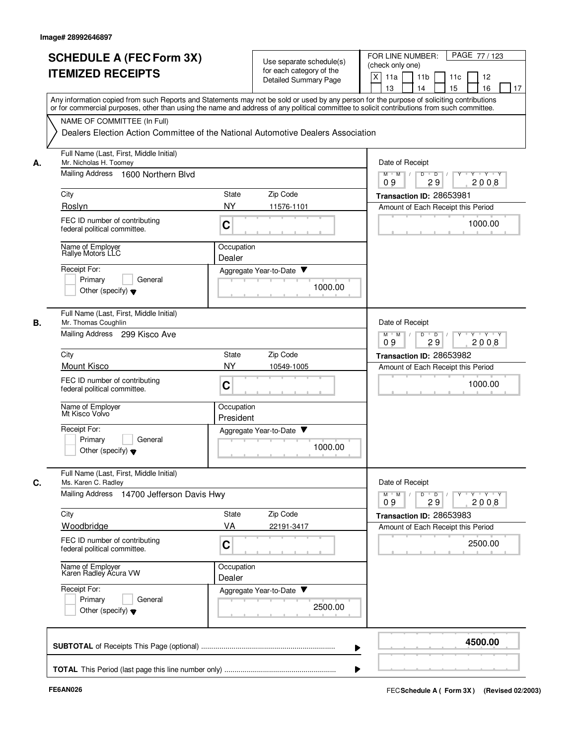Image# 28992646897

# SCHEDULE A (FEC Form 3X) ITEMIZED RECEIPTS

Use separate schedule(s) for each category of the Detailed Summary Page

FOR LINE NUMBER: (check only one)

[X] 11a [ ] 11b [ ] 11c [ ] 12 [ ] 13 [ ] 14 [ ] 15 [ ] 16 [ ] 17

Any information copied from such Reports and Statements may not be sold or used by any person for the purpose of soliciting contributions or for commercial purposes, other than using the name and address of any political committee to solicit contributions from such committee.

NAME OF COMMITTEE (In Full)

Dealers Election Action Committee of the National Automotive Dealers Association

---

**A.**

Full Name (Last, First, Middle Initial): Mr. Nicholas H. Toomey

Mailing Address: 1600 Northern Blvd

City: Roslyn | State: NY | Zip Code: 11576-1101

FEC ID number of contributing federal political committee: C

Name of Employer: Rallye Motors LLC

Occupation: Dealer

Receipt For: [ ] Primary [ ] General [ ] Other (specify)

Aggregate Year-to-Date: 1000.00

Date of Receipt: 09 / 29 / 2008

Transaction ID: 28653981

Amount of Each Receipt this Period: 1000.00

---

**B.**

Full Name (Last, First, Middle Initial): Mr. Thomas Coughlin

Mailing Address: 299 Kisco Ave

City: Mount Kisco | State: NY | Zip Code: 10549-1005

FEC ID number of contributing federal political committee: C

Name of Employer: Mt Kisco Volvo

Occupation: President

Receipt For: [ ] Primary [ ] General [ ] Other (specify)

Aggregate Year-to-Date: 1000.00

Date of Receipt: 09 / 29 / 2008

Transaction ID: 28653982

Amount of Each Receipt this Period: 1000.00

---

**C.**

Full Name (Last, First, Middle Initial): Ms. Karen C. Radley

Mailing Address: 14700 Jefferson Davis Hwy

City: Woodbridge | State: VA | Zip Code: 22191-3417

FEC ID number of contributing federal political committee: C

Name of Employer: Karen Radley Acura VW

Occupation: Dealer

Receipt For: [ ] Primary [ ] General [ ] Other (specify)

Aggregate Year-to-Date: 2500.00

Date of Receipt: 09 / 29 / 2008

Transaction ID: 28653983

Amount of Each Receipt this Period: 2500.00

---

**SUBTOTAL** of Receipts This Page (optional): **4500.00**

**TOTAL** This Period (last page this line number only):

FE6AN026

FEC Schedule A ( Form 3X ) (Revised 02/2003)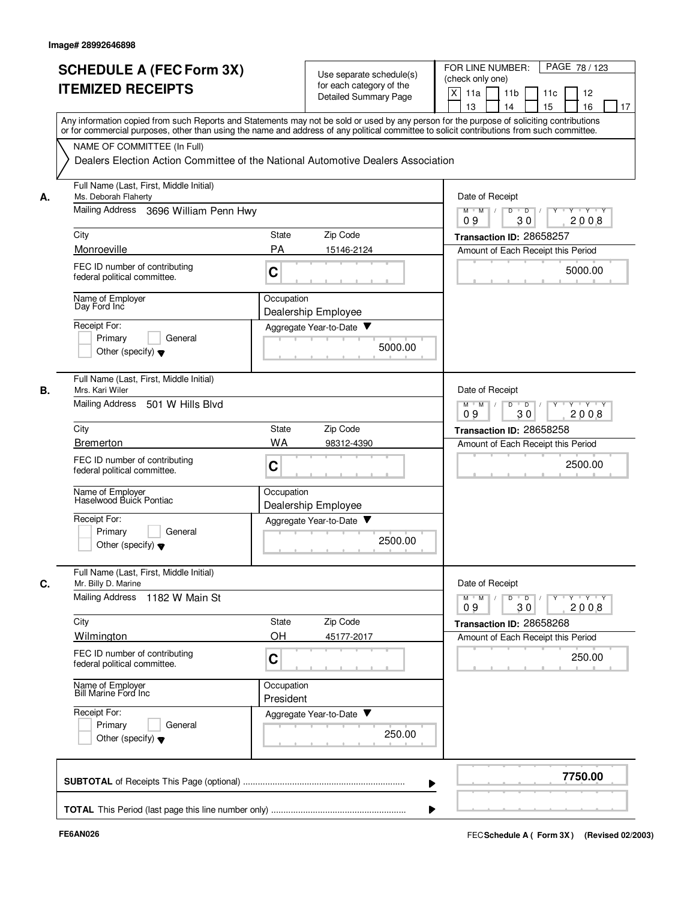Image# 28992646898

# SCHEDULE A (FEC Form 3X) ITEMIZED RECEIPTS

Use separate schedule(s) for each category of the Detailed Summary Page

FOR LINE NUMBER: (check only one)

PAGE 78 / 123

[X] 11a [ ] 11b [ ] 11c [ ] 12 [ ] 13 [ ] 14 [ ] 15 [ ] 16 [ ] 17

Any information copied from such Reports and Statements may not be sold or used by any person for the purpose of soliciting contributions or for commercial purposes, other than using the name and address of any political committee to solicit contributions from such committee.

NAME OF COMMITTEE (In Full)

Dealers Election Action Committee of the National Automotive Dealers Association

---

**A.** Full Name (Last, First, Middle Initial): Ms. Deborah Flaherty

Mailing Address: 3696 William Penn Hwy

City: Monroeville | State: PA | Zip Code: 15146-2124

FEC ID number of contributing federal political committee: C

Name of Employer: Day Ford Inc

Occupation: Dealership Employee

Receipt For: [ ] Primary [ ] General [ ] Other (specify)

Aggregate Year-to-Date: 5000.00

Date of Receipt: 09 / 30 / 2008

Transaction ID: 28658257

Amount of Each Receipt this Period: 5000.00

---

**B.** Full Name (Last, First, Middle Initial): Mrs. Kari Wiler

Mailing Address: 501 W Hills Blvd

City: Bremerton | State: WA | Zip Code: 98312-4390

FEC ID number of contributing federal political committee: C

Name of Employer: Haselwood Buick Pontiac

Occupation: Dealership Employee

Receipt For: [ ] Primary [ ] General [ ] Other (specify)

Aggregate Year-to-Date: 2500.00

Date of Receipt: 09 / 30 / 2008

Transaction ID: 28658258

Amount of Each Receipt this Period: 2500.00

---

**C.** Full Name (Last, First, Middle Initial): Mr. Billy D. Marine

Mailing Address: 1182 W Main St

City: Wilmington | State: OH | Zip Code: 45177-2017

FEC ID number of contributing federal political committee: C

Name of Employer: Bill Marine Ford Inc

Occupation: President

Receipt For: [ ] Primary [ ] General [ ] Other (specify)

Aggregate Year-to-Date: 250.00

Date of Receipt: 09 / 30 / 2008

Transaction ID: 28658268

Amount of Each Receipt this Period: 250.00

---

**SUBTOTAL** of Receipts This Page (optional): **7750.00**

**TOTAL** This Period (last page this line number only):

FE6AN026

FEC Schedule A ( Form 3X ) (Revised 02/2003)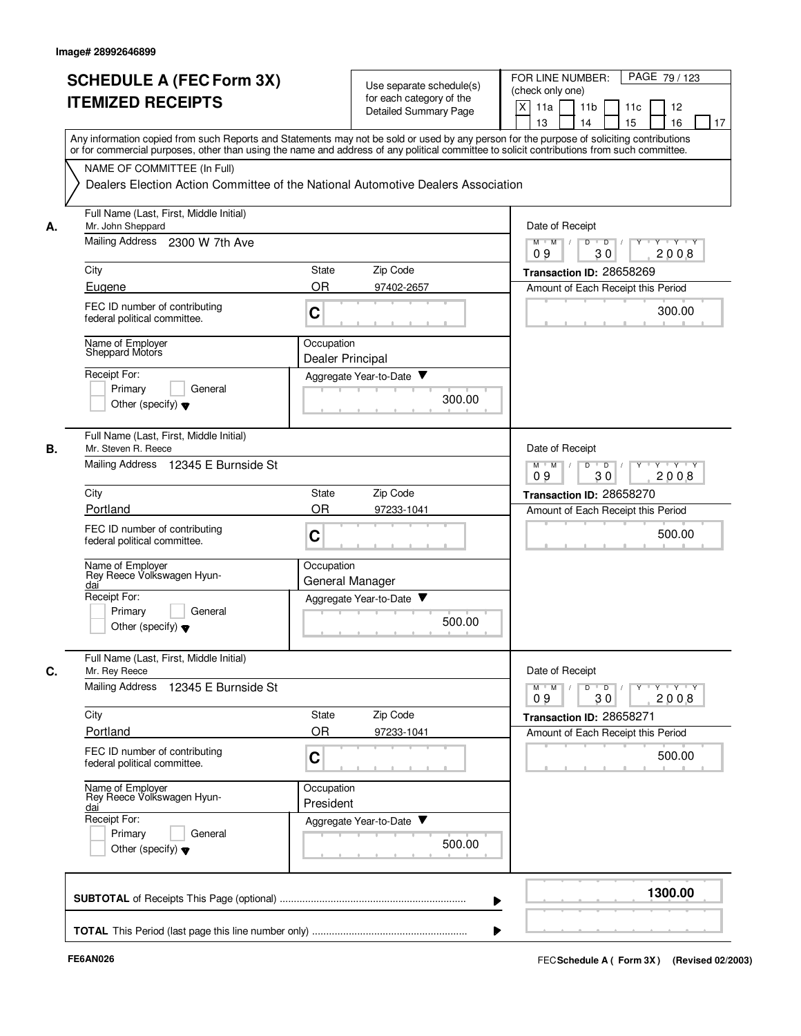Image# 28992646899

# SCHEDULE A (FEC Form 3X) ITEMIZED RECEIPTS

Use separate schedule(s) for each category of the Detailed Summary Page

FOR LINE NUMBER: (check only one)

[X] 11a [ ] 11b [ ] 11c [ ] 12 [ ] 13 [ ] 14 [ ] 15 [ ] 16 [ ] 17

PAGE 79 / 123

Any information copied from such Reports and Statements may not be sold or used by any person for the purpose of soliciting contributions or for commercial purposes, other than using the name and address of any political committee to solicit contributions from such committee.

NAME OF COMMITTEE (In Full)

Dealers Election Action Committee of the National Automotive Dealers Association

---

**A.**

Full Name (Last, First, Middle Initial): Mr. John Sheppard

Mailing Address: 2300 W 7th Ave

City: Eugene | State: OR | Zip Code: 97402-2657

FEC ID number of contributing federal political committee: C

Name of Employer: Sheppard Motors

Occupation: Dealer Principal

Receipt For: [ ] Primary [ ] General [ ] Other (specify)

Aggregate Year-to-Date: 300.00

Date of Receipt: 09 / 30 / 2008

Transaction ID: 28658269

Amount of Each Receipt this Period: 300.00

---

**B.**

Full Name (Last, First, Middle Initial): Mr. Steven R. Reece

Mailing Address: 12345 E Burnside St

City: Portland | State: OR | Zip Code: 97233-1041

FEC ID number of contributing federal political committee: C

Name of Employer: Rey Reece Volkswagen Hyundai

Occupation: General Manager

Receipt For: [ ] Primary [ ] General [ ] Other (specify)

Aggregate Year-to-Date: 500.00

Date of Receipt: 09 / 30 / 2008

Transaction ID: 28658270

Amount of Each Receipt this Period: 500.00

---

**C.**

Full Name (Last, First, Middle Initial): Mr. Rey Reece

Mailing Address: 12345 E Burnside St

City: Portland | State: OR | Zip Code: 97233-1041

FEC ID number of contributing federal political committee: C

Name of Employer: Rey Reece Volkswagen Hyundai

Occupation: President

Receipt For: [ ] Primary [ ] General [ ] Other (specify)

Aggregate Year-to-Date: 500.00

Date of Receipt: 09 / 30 / 2008

Transaction ID: 28658271

Amount of Each Receipt this Period: 500.00

---

**SUBTOTAL** of Receipts This Page (optional): 1300.00

**TOTAL** This Period (last page this line number only):

FE6AN026

FEC **Schedule A ( Form 3X)** (Revised 02/2003)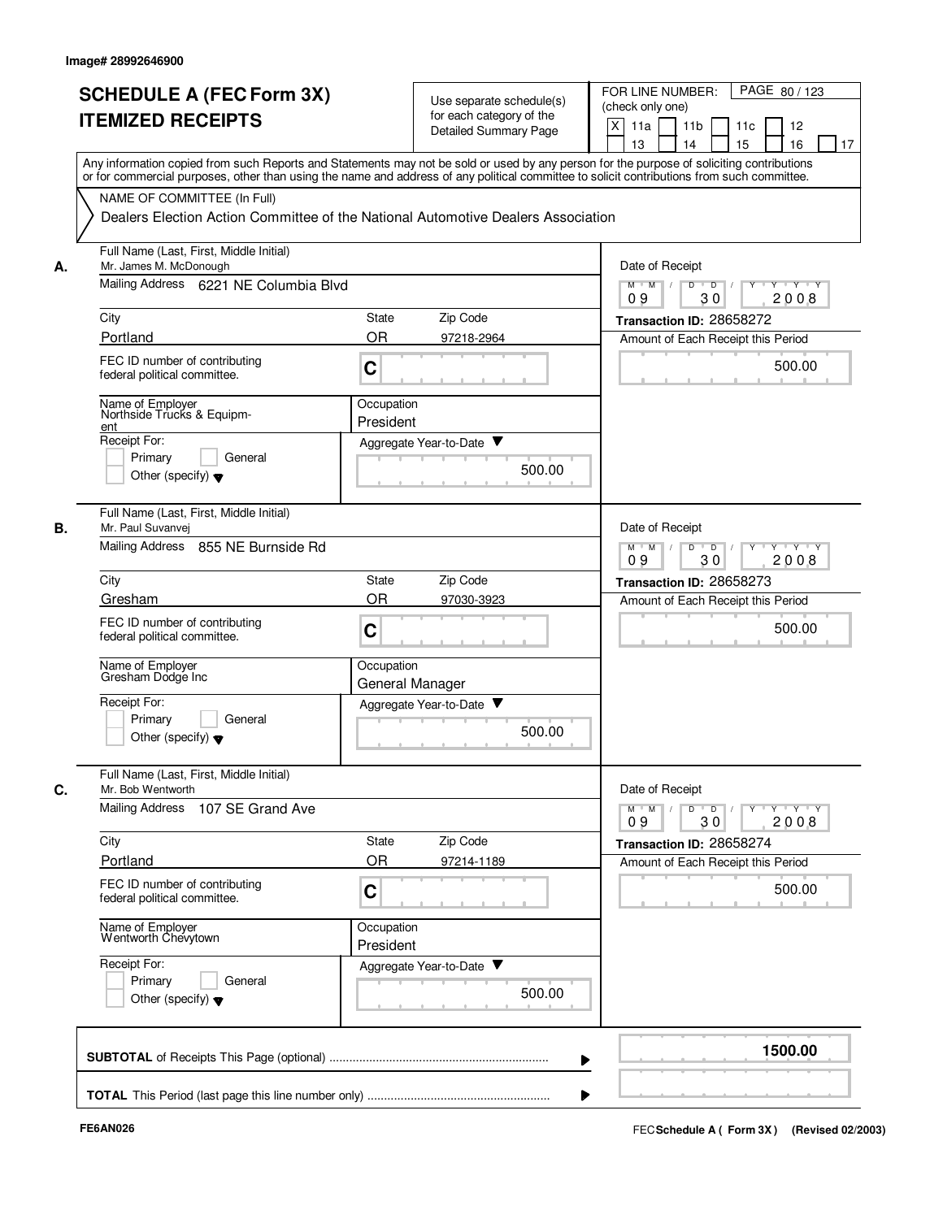Image# 28992646900

# SCHEDULE A (FEC Form 3X) ITEMIZED RECEIPTS

Use separate schedule(s) for each category of the Detailed Summary Page

FOR LINE NUMBER: (check only one)

- [X] 11a
- [ ] 11b
- [ ] 11c
- [ ] 12
- [ ] 13
- [ ] 14
- [ ] 15
- [ ] 16
- [ ] 17

PAGE 80 / 123

Any information copied from such Reports and Statements may not be sold or used by any person for the purpose of soliciting contributions or for commercial purposes, other than using the name and address of any political committee to solicit contributions from such committee.

NAME OF COMMITTEE (In Full)

Dealers Election Action Committee of the National Automotive Dealers Association

## A.

**Full Name (Last, First, Middle Initial):** Mr. James M. McDonough

**Mailing Address:** 6221 NE Columbia Blvd

**City:** Portland | **State:** OR | **Zip Code:** 97218-2964

FEC ID number of contributing federal political committee: C

**Name of Employer:** Northside Trucks & Equipm-ent

**Occupation:** President

Receipt For: Primary / General / Other (specify)

**Aggregate Year-to-Date:** 500.00

**Date of Receipt:** 09 / 30 / 2008

**Transaction ID:** 28658272

**Amount of Each Receipt this Period:** 500.00

## B.

**Full Name (Last, First, Middle Initial):** Mr. Paul Suvanvej

**Mailing Address:** 855 NE Burnside Rd

**City:** Gresham | **State:** OR | **Zip Code:** 97030-3923

FEC ID number of contributing federal political committee: C

**Name of Employer:** Gresham Dodge Inc

**Occupation:** General Manager

Receipt For: Primary / General / Other (specify)

**Aggregate Year-to-Date:** 500.00

**Date of Receipt:** 09 / 30 / 2008

**Transaction ID:** 28658273

**Amount of Each Receipt this Period:** 500.00

## C.

**Full Name (Last, First, Middle Initial):** Mr. Bob Wentworth

**Mailing Address:** 107 SE Grand Ave

**City:** Portland | **State:** OR | **Zip Code:** 97214-1189

FEC ID number of contributing federal political committee: C

**Name of Employer:** Wentworth Chevytown

**Occupation:** President

Receipt For: Primary / General / Other (specify)

**Aggregate Year-to-Date:** 500.00

**Date of Receipt:** 09 / 30 / 2008

**Transaction ID:** 28658274

**Amount of Each Receipt this Period:** 500.00

---

**SUBTOTAL** of Receipts This Page (optional) ........ 1500.00

**TOTAL** This Period (last page this line number only) ........

FE6AN026

FEC **Schedule A ( Form 3X)** (Revised 02/2003)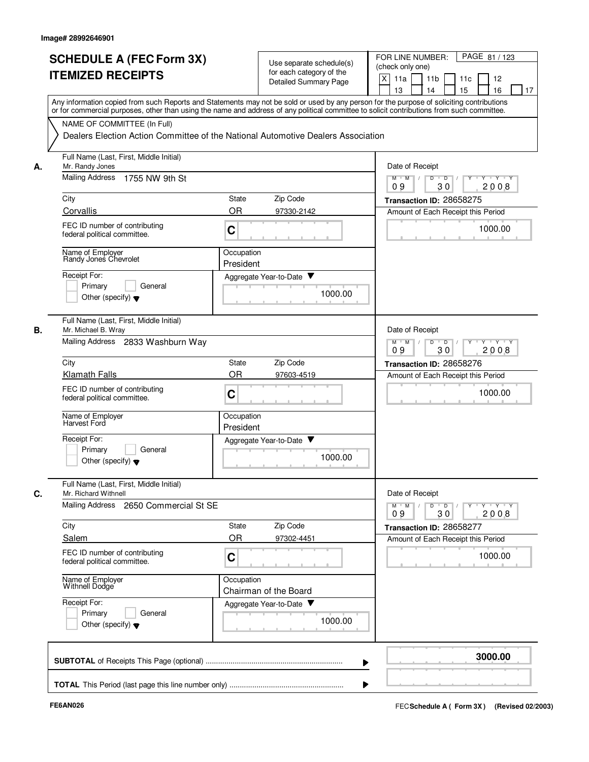Image# 28992646901

# SCHEDULE A (FEC Form 3X) ITEMIZED RECEIPTS

Use separate schedule(s) for each category of the Detailed Summary Page

FOR LINE NUMBER: (check only one)
[X] 11a [ ] 11b [ ] 11c [ ] 12 [ ] 13 [ ] 14 [ ] 15 [ ] 16 [ ] 17

Any information copied from such Reports and Statements may not be sold or used by any person for the purpose of soliciting contributions or for commercial purposes, other than using the name and address of any political committee to solicit contributions from such committee.

NAME OF COMMITTEE (In Full)
Dealers Election Action Committee of the National Automotive Dealers Association

**A.**
Full Name (Last, First, Middle Initial): Mr. Randy Jones
Mailing Address: 1755 NW 9th St
City: Corvallis | State: OR | Zip Code: 97330-2142
FEC ID number of contributing federal political committee: C
Name of Employer: Randy Jones Chevrolet
Occupation: President
Receipt For: [ ] Primary [ ] General [ ] Other (specify)
Aggregate Year-to-Date: 1000.00
Date of Receipt: 09 / 30 / 2008
Transaction ID: 28658275
Amount of Each Receipt this Period: 1000.00

**B.**
Full Name (Last, First, Middle Initial): Mr. Michael B. Wray
Mailing Address: 2833 Washburn Way
City: Klamath Falls | State: OR | Zip Code: 97603-4519
FEC ID number of contributing federal political committee: C
Name of Employer: Harvest Ford
Occupation: President
Receipt For: [ ] Primary [ ] General [ ] Other (specify)
Aggregate Year-to-Date: 1000.00
Date of Receipt: 09 / 30 / 2008
Transaction ID: 28658276
Amount of Each Receipt this Period: 1000.00

**C.**
Full Name (Last, First, Middle Initial): Mr. Richard Withnell
Mailing Address: 2650 Commercial St SE
City: Salem | State: OR | Zip Code: 97302-4451
FEC ID number of contributing federal political committee: C
Name of Employer: Withnell Dodge
Occupation: Chairman of the Board
Receipt For: [ ] Primary [ ] General [ ] Other (specify)
Aggregate Year-to-Date: 1000.00
Date of Receipt: 09 / 30 / 2008
Transaction ID: 28658277
Amount of Each Receipt this Period: 1000.00

**SUBTOTAL** of Receipts This Page (optional): **3000.00**

**TOTAL** This Period (last page this line number only):

FE6AN026

FEC **Schedule A ( Form 3X)** (Revised 02/2003)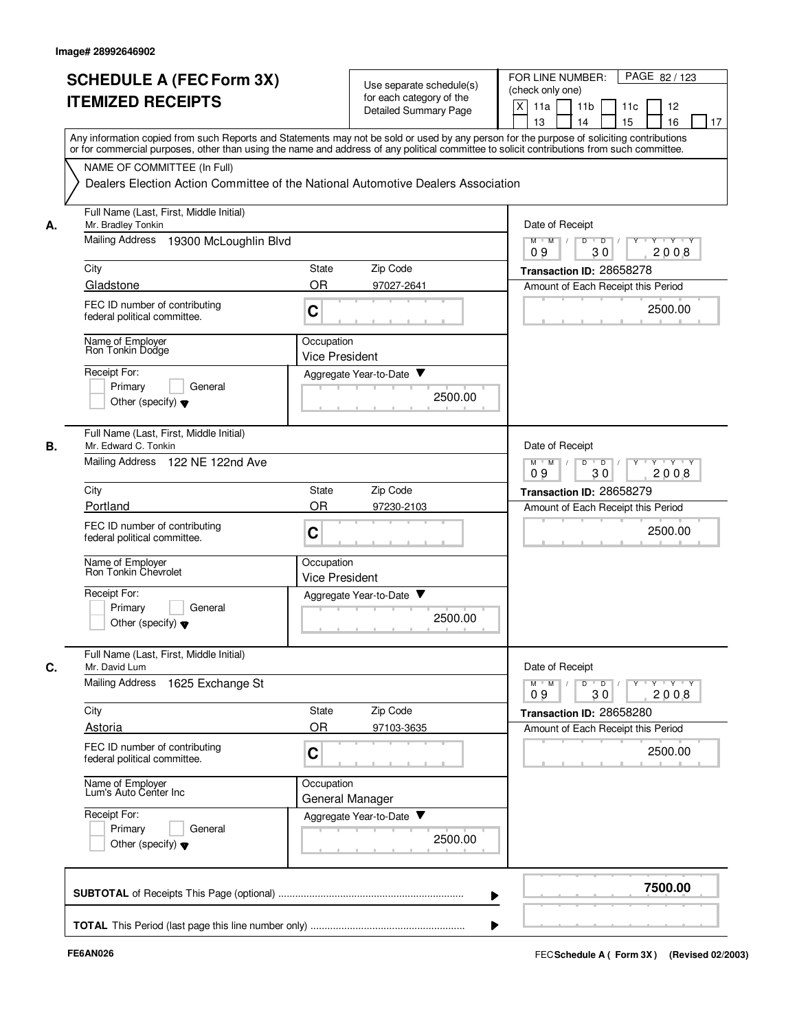Image# 28992646902

# SCHEDULE A (FEC Form 3X) ITEMIZED RECEIPTS

Use separate schedule(s) for each category of the Detailed Summary Page

FOR LINE NUMBER: (check only one)

[X] 11a [ ] 11b [ ] 11c [ ] 12 [ ] 13 [ ] 14 [ ] 15 [ ] 16 [ ] 17

PAGE 82 / 123

Any information copied from such Reports and Statements may not be sold or used by any person for the purpose of soliciting contributions or for commercial purposes, other than using the name and address of any political committee to solicit contributions from such committee.

NAME OF COMMITTEE (In Full)

Dealers Election Action Committee of the National Automotive Dealers Association

## A.

Full Name (Last, First, Middle Initial): Mr. Bradley Tonkin

Mailing Address: 19300 McLoughlin Blvd

City: Gladstone | State: OR | Zip Code: 97027-2641

FEC ID number of contributing federal political committee: C

Name of Employer: Ron Tonkin Dodge

Occupation: Vice President

Receipt For: [ ] Primary [ ] General [ ] Other (specify)

Aggregate Year-to-Date: 2500.00

Date of Receipt: 09 / 30 / 2008

Transaction ID: 28658278

Amount of Each Receipt this Period: 2500.00

## B.

Full Name (Last, First, Middle Initial): Mr. Edward C. Tonkin

Mailing Address: 122 NE 122nd Ave

City: Portland | State: OR | Zip Code: 97230-2103

FEC ID number of contributing federal political committee: C

Name of Employer: Ron Tonkin Chevrolet

Occupation: Vice President

Receipt For: [ ] Primary [ ] General [ ] Other (specify)

Aggregate Year-to-Date: 2500.00

Date of Receipt: 09 / 30 / 2008

Transaction ID: 28658279

Amount of Each Receipt this Period: 2500.00

## C.

Full Name (Last, First, Middle Initial): Mr. David Lum

Mailing Address: 1625 Exchange St

City: Astoria | State: OR | Zip Code: 97103-3635

FEC ID number of contributing federal political committee: C

Name of Employer: Lum's Auto Center Inc

Occupation: General Manager

Receipt For: [ ] Primary [ ] General [ ] Other (specify)

Aggregate Year-to-Date: 2500.00

Date of Receipt: 09 / 30 / 2008

Transaction ID: 28658280

Amount of Each Receipt this Period: 2500.00

---

**SUBTOTAL** of Receipts This Page (optional) ........ **7500.00**

**TOTAL** This Period (last page this line number only) ........

FE6AN026

FEC **Schedule A ( Form 3X )** (Revised 02/2003)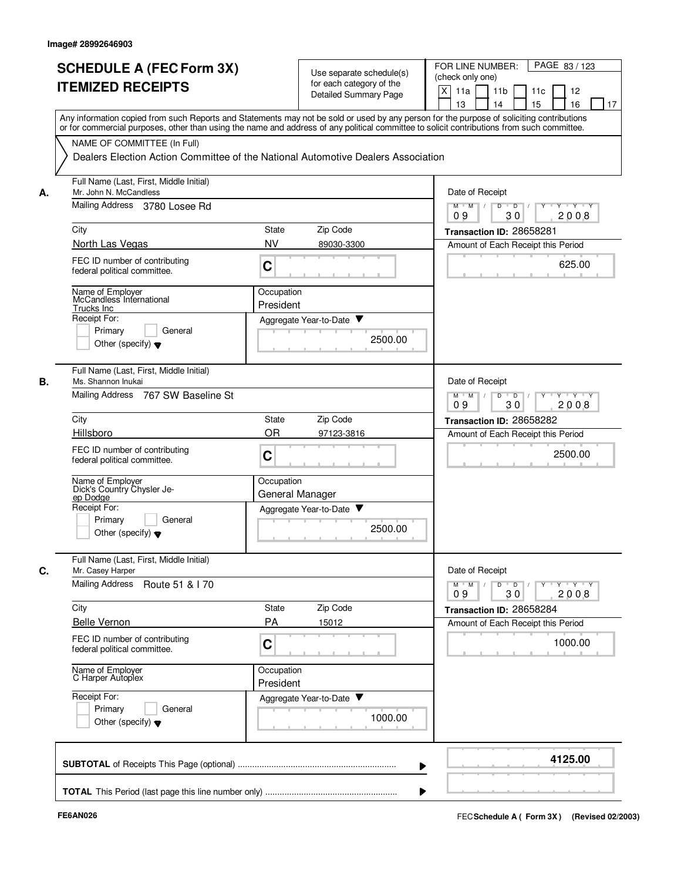Image# 28992646903

# SCHEDULE A (FEC Form 3X) ITEMIZED RECEIPTS

Use separate schedule(s) for each category of the Detailed Summary Page

FOR LINE NUMBER: (check only one)

- [X] 11a
- [ ] 11b
- [ ] 11c
- [ ] 12
- [ ] 13
- [ ] 14
- [ ] 15
- [ ] 16
- [ ] 17

PAGE 83 / 123

Any information copied from such Reports and Statements may not be sold or used by any person for the purpose of soliciting contributions or for commercial purposes, other than using the name and address of any political committee to solicit contributions from such committee.

NAME OF COMMITTEE (In Full)

Dealers Election Action Committee of the National Automotive Dealers Association

---

**A.**

Full Name (Last, First, Middle Initial): Mr. John N. McCandless

Mailing Address: 3780 Losee Rd

City: North Las Vegas | State: NV | Zip Code: 89030-3300

FEC ID number of contributing federal political committee: C

Name of Employer: McCandless International Trucks Inc

Occupation: President

Receipt For: Primary / General / Other (specify)

Aggregate Year-to-Date: 2500.00

Date of Receipt: 09 / 30 / 2008

Transaction ID: 28658281

Amount of Each Receipt this Period: 625.00

---

**B.**

Full Name (Last, First, Middle Initial): Ms. Shannon Inukai

Mailing Address: 767 SW Baseline St

City: Hillsboro | State: OR | Zip Code: 97123-3816

FEC ID number of contributing federal political committee: C

Name of Employer: Dick's Country Chysler Jeep Dodge

Occupation: General Manager

Receipt For: Primary / General / Other (specify)

Aggregate Year-to-Date: 2500.00

Date of Receipt: 09 / 30 / 2008

Transaction ID: 28658282

Amount of Each Receipt this Period: 2500.00

---

**C.**

Full Name (Last, First, Middle Initial): Mr. Casey Harper

Mailing Address: Route 51 & I 70

City: Belle Vernon | State: PA | Zip Code: 15012

FEC ID number of contributing federal political committee: C

Name of Employer: C Harper Autoplex

Occupation: President

Receipt For: Primary / General / Other (specify)

Aggregate Year-to-Date: 1000.00

Date of Receipt: 09 / 30 / 2008

Transaction ID: 28658284

Amount of Each Receipt this Period: 1000.00

---

**SUBTOTAL** of Receipts This Page (optional): **4125.00**

**TOTAL** This Period (last page this line number only):

FE6AN026

FEC Schedule A ( Form 3X ) (Revised 02/2003)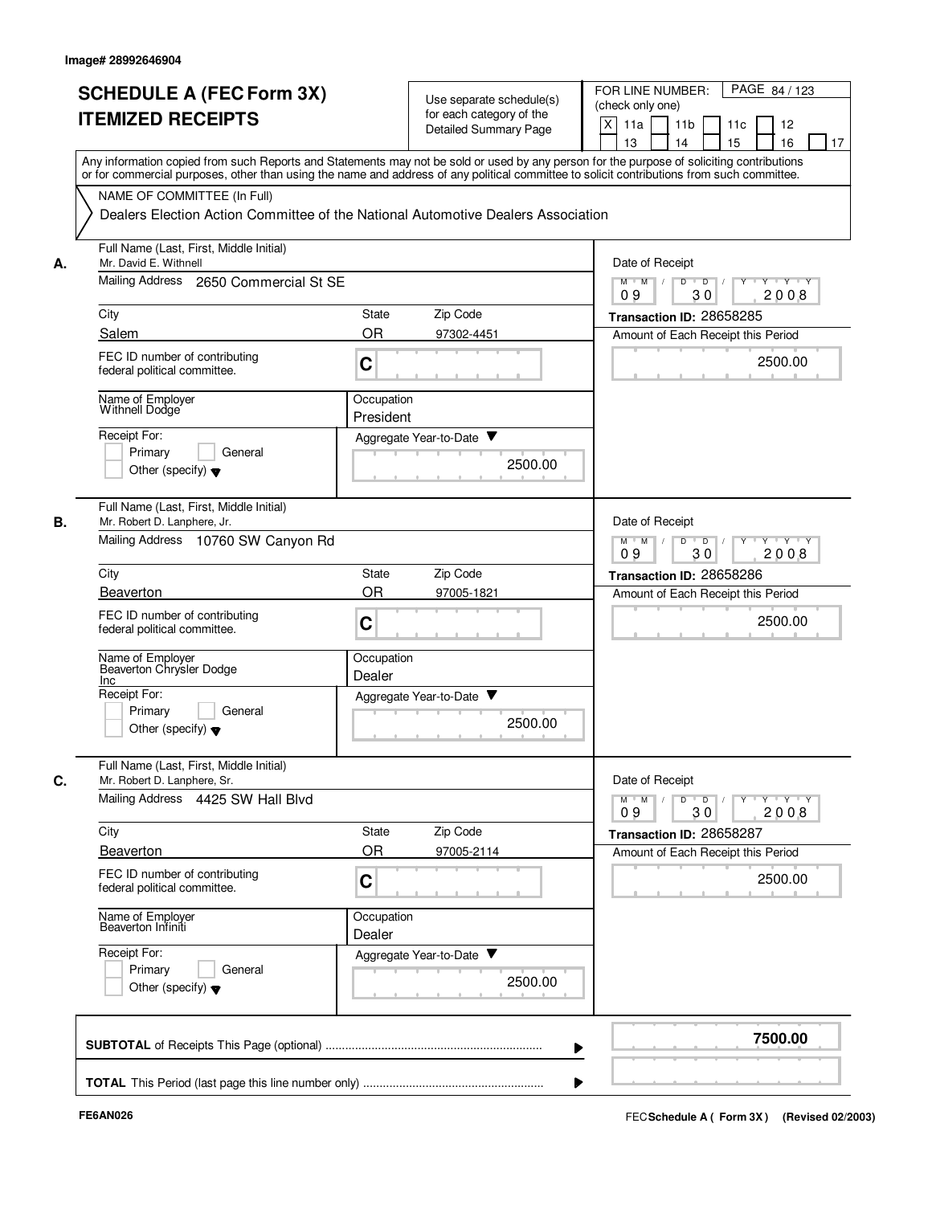Image# 28992646904

# SCHEDULE A (FEC Form 3X) ITEMIZED RECEIPTS

Use separate schedule(s) for each category of the Detailed Summary Page

FOR LINE NUMBER: (check only one)
[X] 11a [ ] 11b [ ] 11c [ ] 12 [ ] 13 [ ] 14 [ ] 15 [ ] 16 [ ] 17

PAGE 84 / 123

Any information copied from such Reports and Statements may not be sold or used by any person for the purpose of soliciting contributions or for commercial purposes, other than using the name and address of any political committee to solicit contributions from such committee.

NAME OF COMMITTEE (In Full)
Dealers Election Action Committee of the National Automotive Dealers Association

---

**A.** Full Name (Last, First, Middle Initial): Mr. David E. Withnell
Mailing Address: 2650 Commercial St SE
City: Salem | State: OR | Zip Code: 97302-4451
FEC ID number of contributing federal political committee: C
Name of Employer: Withnell Dodge
Occupation: President
Receipt For: [ ] Primary [ ] General [ ] Other (specify)
Aggregate Year-to-Date: 2500.00
Date of Receipt: 09 / 30 / 2008
Transaction ID: 28658285
Amount of Each Receipt this Period: 2500.00

---

**B.** Full Name (Last, First, Middle Initial): Mr. Robert D. Lanphere, Jr.
Mailing Address: 10760 SW Canyon Rd
City: Beaverton | State: OR | Zip Code: 97005-1821
FEC ID number of contributing federal political committee: C
Name of Employer: Beaverton Chrysler Dodge Inc
Occupation: Dealer
Receipt For: [ ] Primary [ ] General [ ] Other (specify)
Aggregate Year-to-Date: 2500.00
Date of Receipt: 09 / 30 / 2008
Transaction ID: 28658286
Amount of Each Receipt this Period: 2500.00

---

**C.** Full Name (Last, First, Middle Initial): Mr. Robert D. Lanphere, Sr.
Mailing Address: 4425 SW Hall Blvd
City: Beaverton | State: OR | Zip Code: 97005-2114
FEC ID number of contributing federal political committee: C
Name of Employer: Beaverton Infiniti
Occupation: Dealer
Receipt For: [ ] Primary [ ] General [ ] Other (specify)
Aggregate Year-to-Date: 2500.00
Date of Receipt: 09 / 30 / 2008
Transaction ID: 28658287
Amount of Each Receipt this Period: 2500.00

---

**SUBTOTAL** of Receipts This Page (optional): **7500.00**

**TOTAL** This Period (last page this line number only):

FE6AN026 | FEC Schedule A (Form 3X) (Revised 02/2003)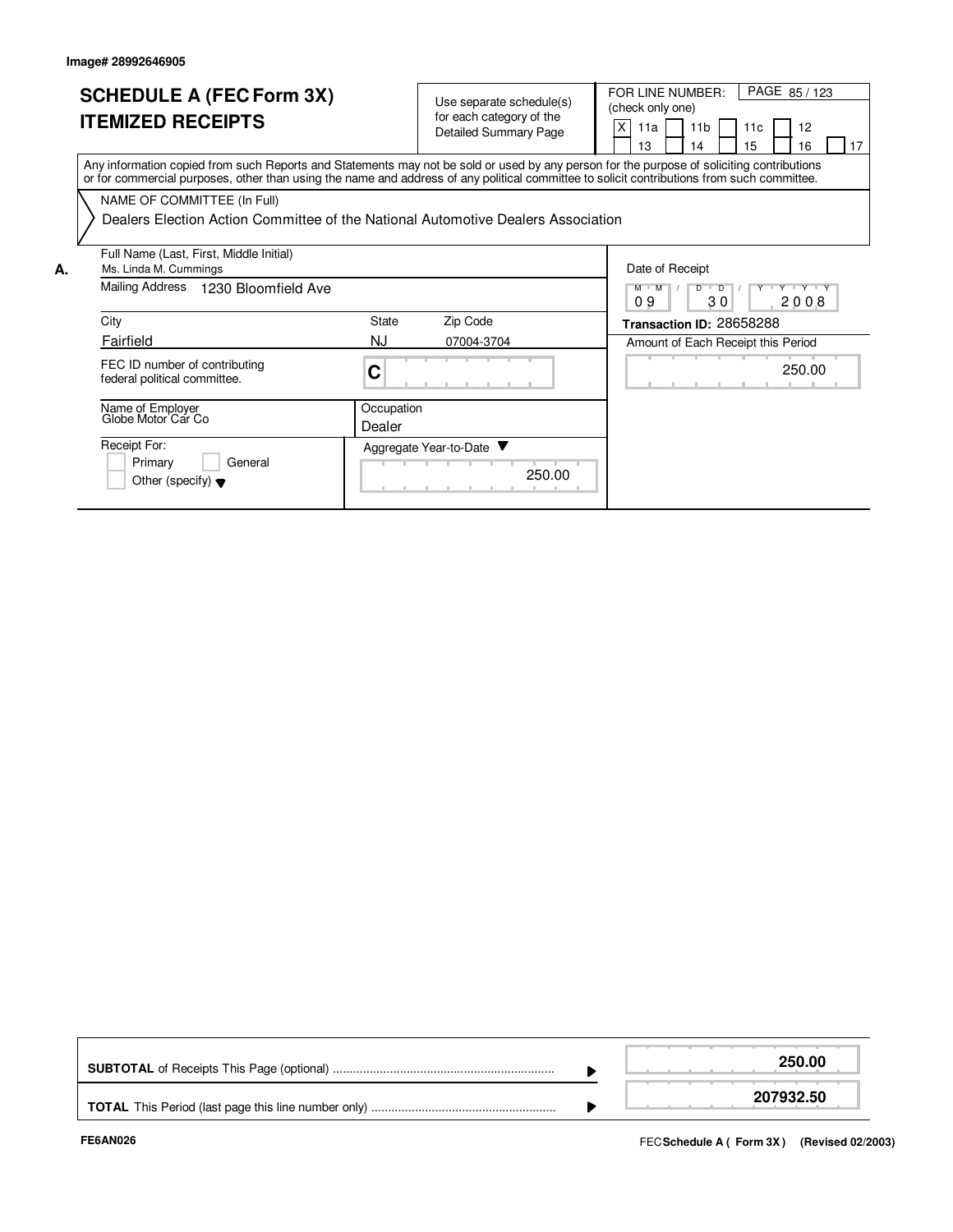Image# 28992646905

# SCHEDULE A (FEC Form 3X)
# ITEMIZED RECEIPTS

Use separate schedule(s) for each category of the Detailed Summary Page

FOR LINE NUMBER: (check only one)

[X] 11a [ ] 11b [ ] 11c [ ] 12 [ ] 13 [ ] 14 [ ] 15 [ ] 16 [ ] 17

PAGE 85 / 123

Any information copied from such Reports and Statements may not be sold or used by any person for the purpose of soliciting contributions or for commercial purposes, other than using the name and address of any political committee to solicit contributions from such committee.

NAME OF COMMITTEE (In Full)

Dealers Election Action Committee of the National Automotive Dealers Association

**A.** Full Name (Last, First, Middle Initial): Ms. Linda M. Cummings

Mailing Address: 1230 Bloomfield Ave

City: Fairfield | State: NJ | Zip Code: 07004-3704

FEC ID number of contributing federal political committee: C

Name of Employer: Globe Motor Car Co

Occupation: Dealer

Receipt For: [ ] Primary [ ] General [ ] Other (specify)

Aggregate Year-to-Date: 250.00

Date of Receipt: 09 / 30 / 2008

**Transaction ID:** 28658288

Amount of Each Receipt this Period: 250.00

| | |
|---|---|
| **SUBTOTAL** of Receipts This Page (optional) | **250.00** |
| **TOTAL** This Period (last page this line number only) | **207932.50** |

FE6AN026

FEC **Schedule A ( Form 3X )** (Revised 02/2003)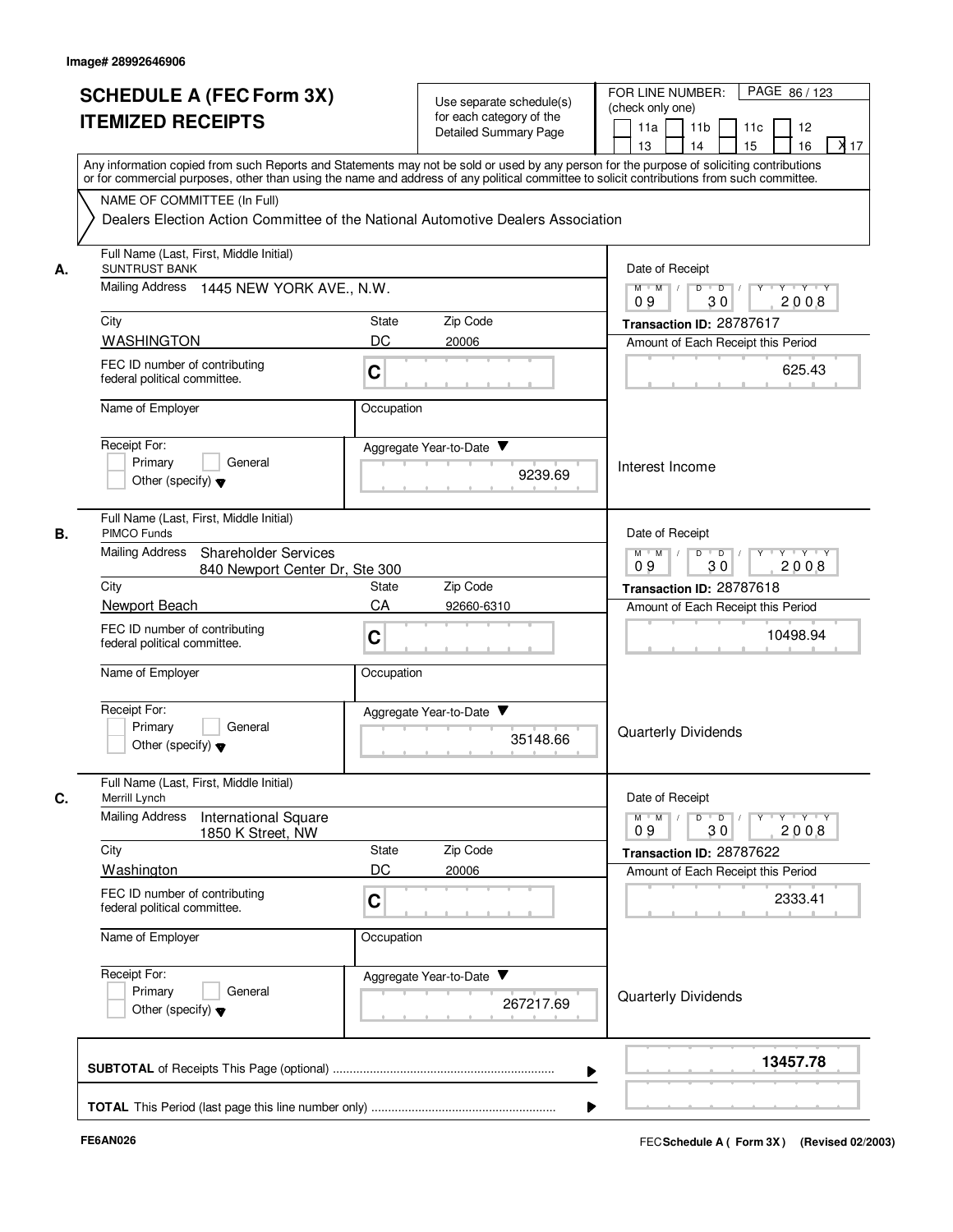Image# 28992646906

# SCHEDULE A (FEC Form 3X) ITEMIZED RECEIPTS

Use separate schedule(s) for each category of the Detailed Summary Page

FOR LINE NUMBER: (check only one)

11a | 11b | 11c | 12 | 13 | 14 | 15 | 16 | X 17

PAGE 86 / 123

Any information copied from such Reports and Statements may not be sold or used by any person for the purpose of soliciting contributions or for commercial purposes, other than using the name and address of any political committee to solicit contributions from such committee.

NAME OF COMMITTEE (In Full)

Dealers Election Action Committee of the National Automotive Dealers Association

---

**A.** Full Name (Last, First, Middle Initial): SUNTRUST BANK

Mailing Address: 1445 NEW YORK AVE., N.W.

City: WASHINGTON | State: DC | Zip Code: 20006

FEC ID number of contributing federal political committee: C

Name of Employer: | Occupation:

Receipt For: Primary / General / Other (specify)

Date of Receipt: 09 / 30 / 2008

Transaction ID: 28787617

Amount of Each Receipt this Period: 625.43

Aggregate Year-to-Date: 9239.69

Interest Income

---

**B.** Full Name (Last, First, Middle Initial): PIMCO Funds

Mailing Address: Shareholder Services, 840 Newport Center Dr, Ste 300

City: Newport Beach | State: CA | Zip Code: 92660-6310

FEC ID number of contributing federal political committee: C

Name of Employer: | Occupation:

Receipt For: Primary / General / Other (specify)

Date of Receipt: 09 / 30 / 2008

Transaction ID: 28787618

Amount of Each Receipt this Period: 10498.94

Aggregate Year-to-Date: 35148.66

Quarterly Dividends

---

**C.** Full Name (Last, First, Middle Initial): Merrill Lynch

Mailing Address: International Square, 1850 K Street, NW

City: Washington | State: DC | Zip Code: 20006

FEC ID number of contributing federal political committee: C

Name of Employer: | Occupation:

Receipt For: Primary / General / Other (specify)

Date of Receipt: 09 / 30 / 2008

Transaction ID: 28787622

Amount of Each Receipt this Period: 2333.41

Aggregate Year-to-Date: 267217.69

Quarterly Dividends

---

**SUBTOTAL** of Receipts This Page (optional): 13457.78

**TOTAL** This Period (last page this line number only):

FE6AN026

FEC Schedule A ( Form 3X ) (Revised 02/2003)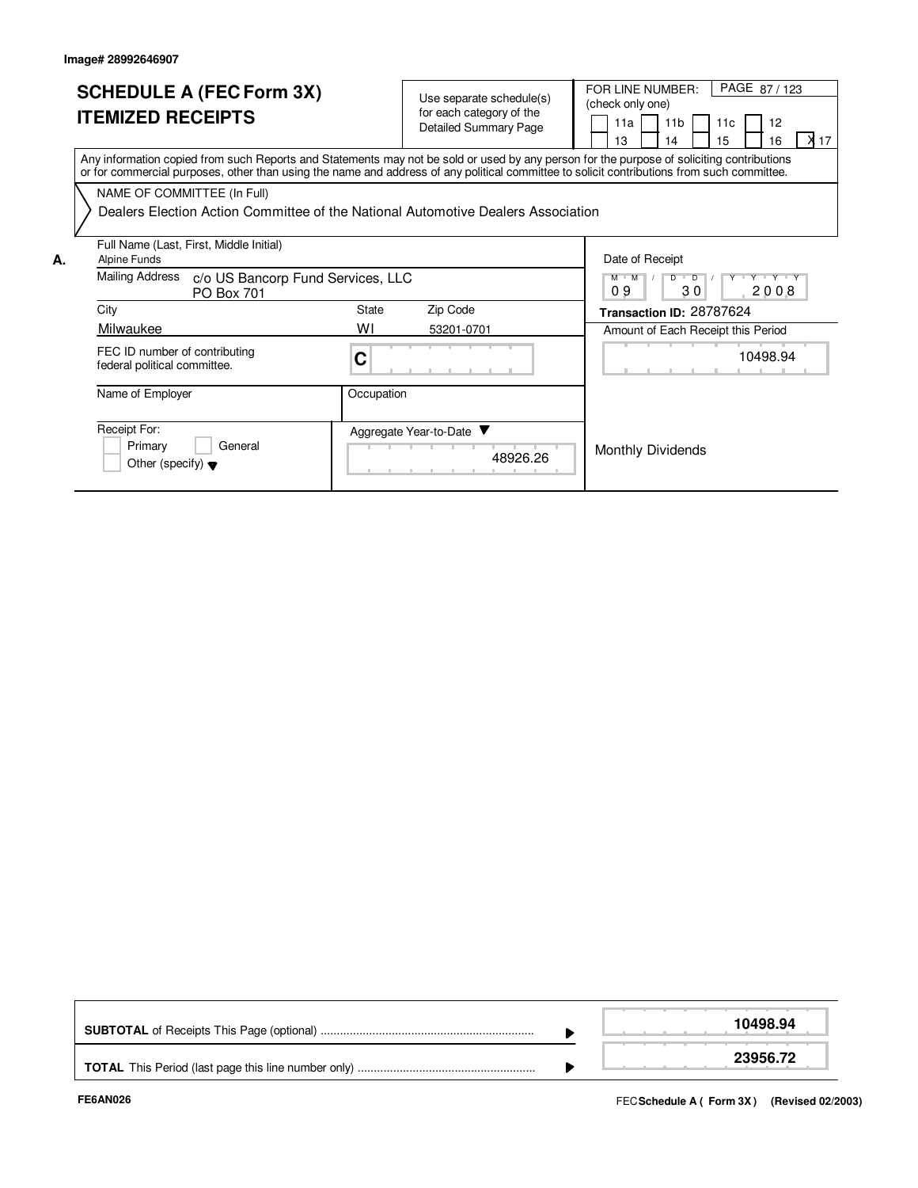Image# 28992646907

# SCHEDULE A (FEC Form 3X) ITEMIZED RECEIPTS

Use separate schedule(s) for each category of the Detailed Summary Page

FOR LINE NUMBER: (check only one)

11a | 11b | 11c | 12 | 13 | 14 | 15 | 16 | X 17

Any information copied from such Reports and Statements may not be sold or used by any person for the purpose of soliciting contributions or for commercial purposes, other than using the name and address of any political committee to solicit contributions from such committee.

NAME OF COMMITTEE (In Full)

Dealers Election Action Committee of the National Automotive Dealers Association

**A.** Full Name (Last, First, Middle Initial): Alpine Funds

Mailing Address: c/o US Bancorp Fund Services, LLC
PO Box 701

City: Milwaukee | State: WI | Zip Code: 53201-0701

FEC ID number of contributing federal political committee: C

Name of Employer:

Occupation:

Receipt For: Primary / General / Other (specify)

Aggregate Year-to-Date: 48926.26

Date of Receipt: 09 / 30 / 2008

Transaction ID: 28787624

Amount of Each Receipt this Period: 10498.94

Monthly Dividends

| | |
|---|---|
| **SUBTOTAL** of Receipts This Page (optional) | 10498.94 |
| **TOTAL** This Period (last page this line number only) | 23956.72 |

FE6AN026

FEC **Schedule A ( Form 3X )** (Revised 02/2003)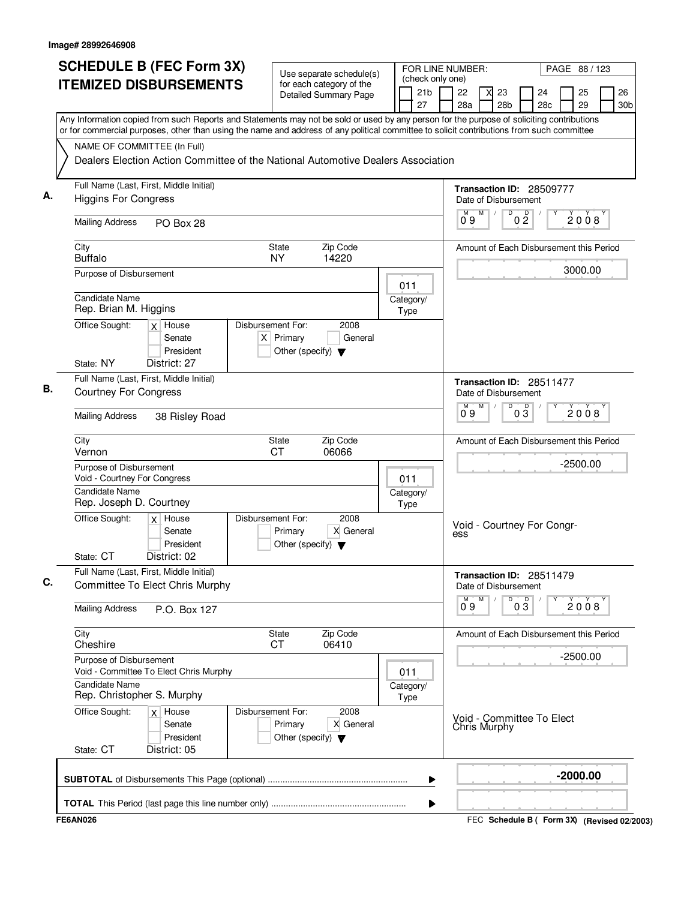Image# 28992646908

# SCHEDULE B (FEC Form 3X) ITEMIZED DISBURSEMENTS

Use separate schedule(s) for each category of the Detailed Summary Page

FOR LINE NUMBER: (check only one)
21b | 22 | X 23 | 24 | 25 | 26 | 27 | 28a | 28b | 28c | 29 | 30b

PAGE 88 / 123

Any Information copied from such Reports and Statements may not be sold or used by any person for the purpose of soliciting contributions or for commercial purposes, other than using the name and address of any political committee to solicit contributions from such committee

NAME OF COMMITTEE (In Full)
Dealers Election Action Committee of the National Automotive Dealers Association

## A.

Full Name (Last, First, Middle Initial): Higgins For Congress
Mailing Address: PO Box 28
City: Buffalo | State: NY | Zip Code: 14220
Purpose of Disbursement:
Category/Type: 011
Candidate Name: Rep. Brian M. Higgins
Office Sought: [X] House [ ] Senate [ ] President
State: NY District: 27
Disbursement For: 2008 [X] Primary [ ] General [ ] Other (specify)

Transaction ID: 28509777
Date of Disbursement: 09/02/2008
Amount of Each Disbursement this Period: 3000.00

## B.

Full Name (Last, First, Middle Initial): Courtney For Congress
Mailing Address: 38 Risley Road
City: Vernon | State: CT | Zip Code: 06066
Purpose of Disbursement: Void - Courtney For Congress
Category/Type: 011
Candidate Name: Rep. Joseph D. Courtney
Office Sought: [X] House [ ] Senate [ ] President
State: CT District: 02
Disbursement For: 2008 [ ] Primary [X] General [ ] Other (specify)

Transaction ID: 28511477
Date of Disbursement: 09/03/2008
Amount of Each Disbursement this Period: -2500.00

Void - Courtney For Congress

## C.

Full Name (Last, First, Middle Initial): Committee To Elect Chris Murphy
Mailing Address: P.O. Box 127
City: Cheshire | State: CT | Zip Code: 06410
Purpose of Disbursement: Void - Committee To Elect Chris Murphy
Category/Type: 011
Candidate Name: Rep. Christopher S. Murphy
Office Sought: [X] House [ ] Senate [ ] President
State: CT District: 05
Disbursement For: 2008 [ ] Primary [X] General [ ] Other (specify)

Transaction ID: 28511479
Date of Disbursement: 09/03/2008
Amount of Each Disbursement this Period: -2500.00

Void - Committee To Elect Chris Murphy

**SUBTOTAL** of Disbursements This Page (optional) ........ **-2000.00**

**TOTAL** This Period (last page this line number only) ........

FE6AN026 | FEC **Schedule B ( Form 3X)** (Revised 02/2003)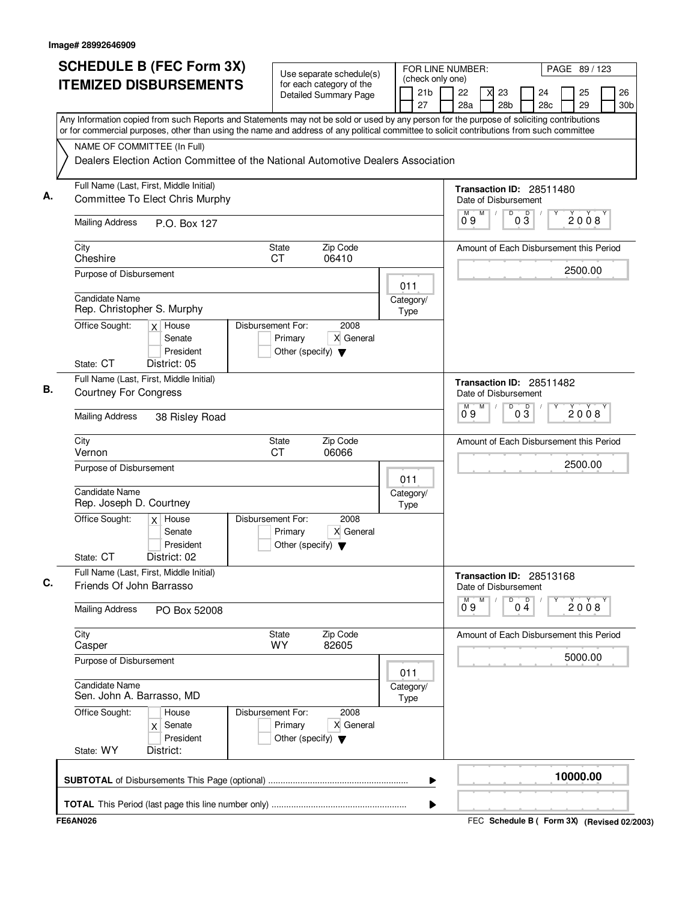Image# 28992646909

# SCHEDULE B (FEC Form 3X)
## ITEMIZED DISBURSEMENTS

Use separate schedule(s) for each category of the Detailed Summary Page

FOR LINE NUMBER: (check only one)
[ ] 21b [ ] 22 [X] 23 [ ] 24 [ ] 25 [ ] 26
[ ] 27 [ ] 28a [ ] 28b [ ] 28c [ ] 29 [ ] 30b

Any Information copied from such Reports and Statements may not be sold or used by any person for the purpose of soliciting contributions or for commercial purposes, other than using the name and address of any political committee to solicit contributions from such committee

NAME OF COMMITTEE (In Full)
Dealers Election Action Committee of the National Automotive Dealers Association

---

**A.** Full Name (Last, First, Middle Initial): Committee To Elect Chris Murphy

Mailing Address: P.O. Box 127

City: Cheshire | State: CT | Zip Code: 06410

Purpose of Disbursement:

Category/Type: 011

Candidate Name: Rep. Christopher S. Murphy

Office Sought: [X] House [ ] Senate [ ] President

State: CT District: 05

Disbursement For: 2008 [ ] Primary [X] General [ ] Other (specify)

Transaction ID: 28511480

Date of Disbursement: 09/03/2008

Amount of Each Disbursement this Period: 2500.00

---

**B.** Full Name (Last, First, Middle Initial): Courtney For Congress

Mailing Address: 38 Risley Road

City: Vernon | State: CT | Zip Code: 06066

Purpose of Disbursement:

Category/Type: 011

Candidate Name: Rep. Joseph D. Courtney

Office Sought: [X] House [ ] Senate [ ] President

State: CT District: 02

Disbursement For: 2008 [ ] Primary [X] General [ ] Other (specify)

Transaction ID: 28511482

Date of Disbursement: 09/03/2008

Amount of Each Disbursement this Period: 2500.00

---

**C.** Full Name (Last, First, Middle Initial): Friends Of John Barrasso

Mailing Address: PO Box 52008

City: Casper | State: WY | Zip Code: 82605

Purpose of Disbursement:

Category/Type: 011

Candidate Name: Sen. John A. Barrasso, MD

Office Sought: [ ] House [X] Senate [ ] President

State: WY District:

Disbursement For: 2008 [ ] Primary [X] General [ ] Other (specify)

Transaction ID: 28513168

Date of Disbursement: 09/04/2008

Amount of Each Disbursement this Period: 5000.00

---

**SUBTOTAL** of Disbursements This Page (optional) ........ 10000.00

**TOTAL** This Period (last page this line number only) ........

FE6AN026

FEC **Schedule B ( Form 3X)** (Revised 02/2003)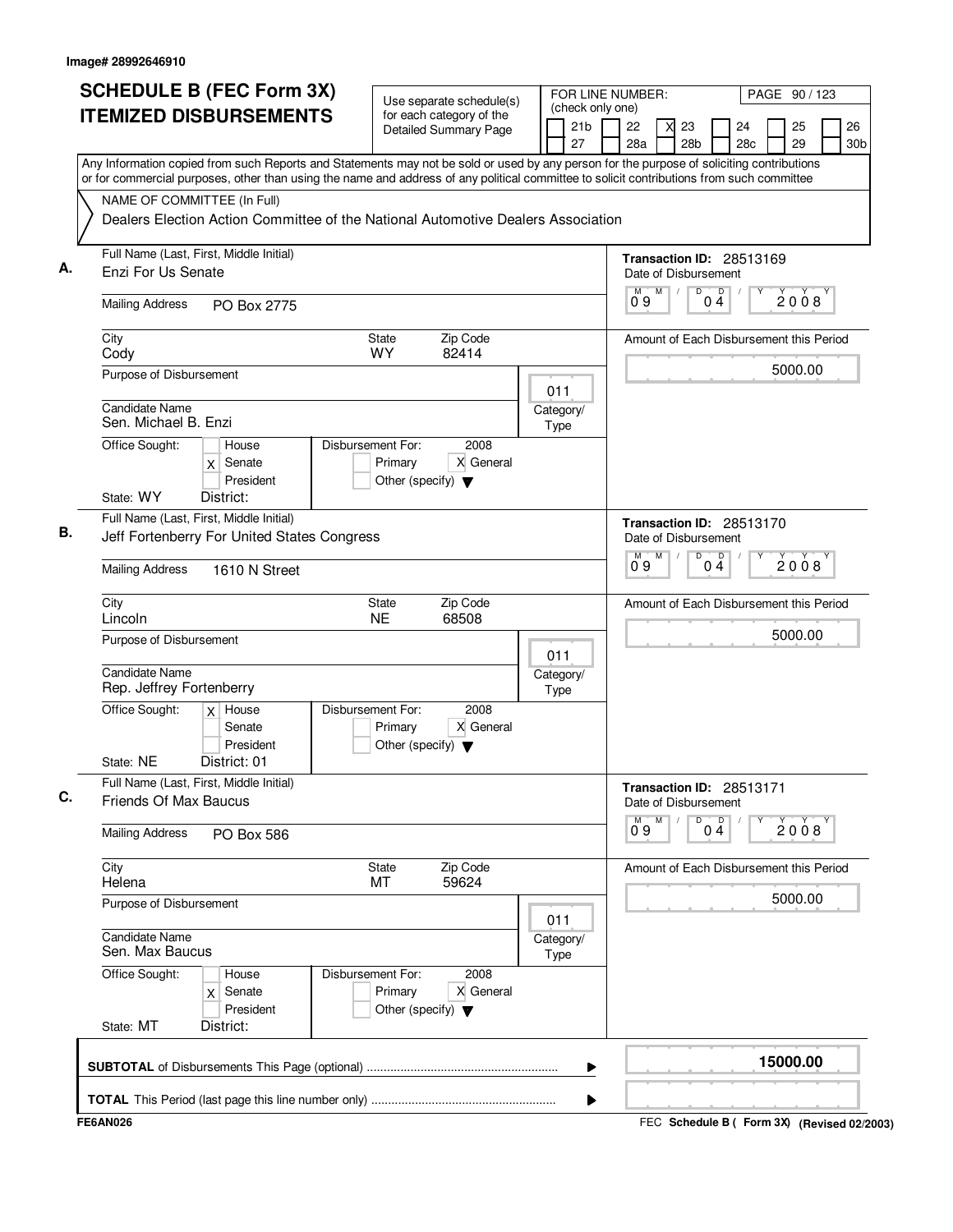Image# 28992646910

# SCHEDULE B (FEC Form 3X) ITEMIZED DISBURSEMENTS

Use separate schedule(s) for each category of the Detailed Summary Page

FOR LINE NUMBER: (check only one)

21b | 22 | X 23 | 24 | 25 | 26
27 | 28a | 28b | 28c | 29 | 30b

PAGE 90 / 123

Any Information copied from such Reports and Statements may not be sold or used by any person for the purpose of soliciting contributions or for commercial purposes, other than using the name and address of any political committee to solicit contributions from such committee

NAME OF COMMITTEE (In Full)
Dealers Election Action Committee of the National Automotive Dealers Association

## A.

Full Name (Last, First, Middle Initial): Enzi For Us Senate

Mailing Address: PO Box 2775

City: Cody | State: WY | Zip Code: 82414

Purpose of Disbursement:

Category/Type: 011

Candidate Name: Sen. Michael B. Enzi

Office Sought: X Senate

State: WY | District:

Disbursement For: 2008 X General

Transaction ID: 28513169

Date of Disbursement: 09/04/2008

Amount of Each Disbursement this Period: 5000.00

## B.

Full Name (Last, First, Middle Initial): Jeff Fortenberry For United States Congress

Mailing Address: 1610 N Street

City: Lincoln | State: NE | Zip Code: 68508

Purpose of Disbursement:

Category/Type: 011

Candidate Name: Rep. Jeffrey Fortenberry

Office Sought: X House

State: NE | District: 01

Disbursement For: 2008 X General

Transaction ID: 28513170

Date of Disbursement: 09/04/2008

Amount of Each Disbursement this Period: 5000.00

## C.

Full Name (Last, First, Middle Initial): Friends Of Max Baucus

Mailing Address: PO Box 586

City: Helena | State: MT | Zip Code: 59624

Purpose of Disbursement:

Category/Type: 011

Candidate Name: Sen. Max Baucus

Office Sought: X Senate

State: MT | District:

Disbursement For: 2008 X General

Transaction ID: 28513171

Date of Disbursement: 09/04/2008

Amount of Each Disbursement this Period: 5000.00

**SUBTOTAL** of Disbursements This Page (optional): 15000.00

**TOTAL** This Period (last page this line number only):

FE6AN026

FEC Schedule B ( Form 3X) (Revised 02/2003)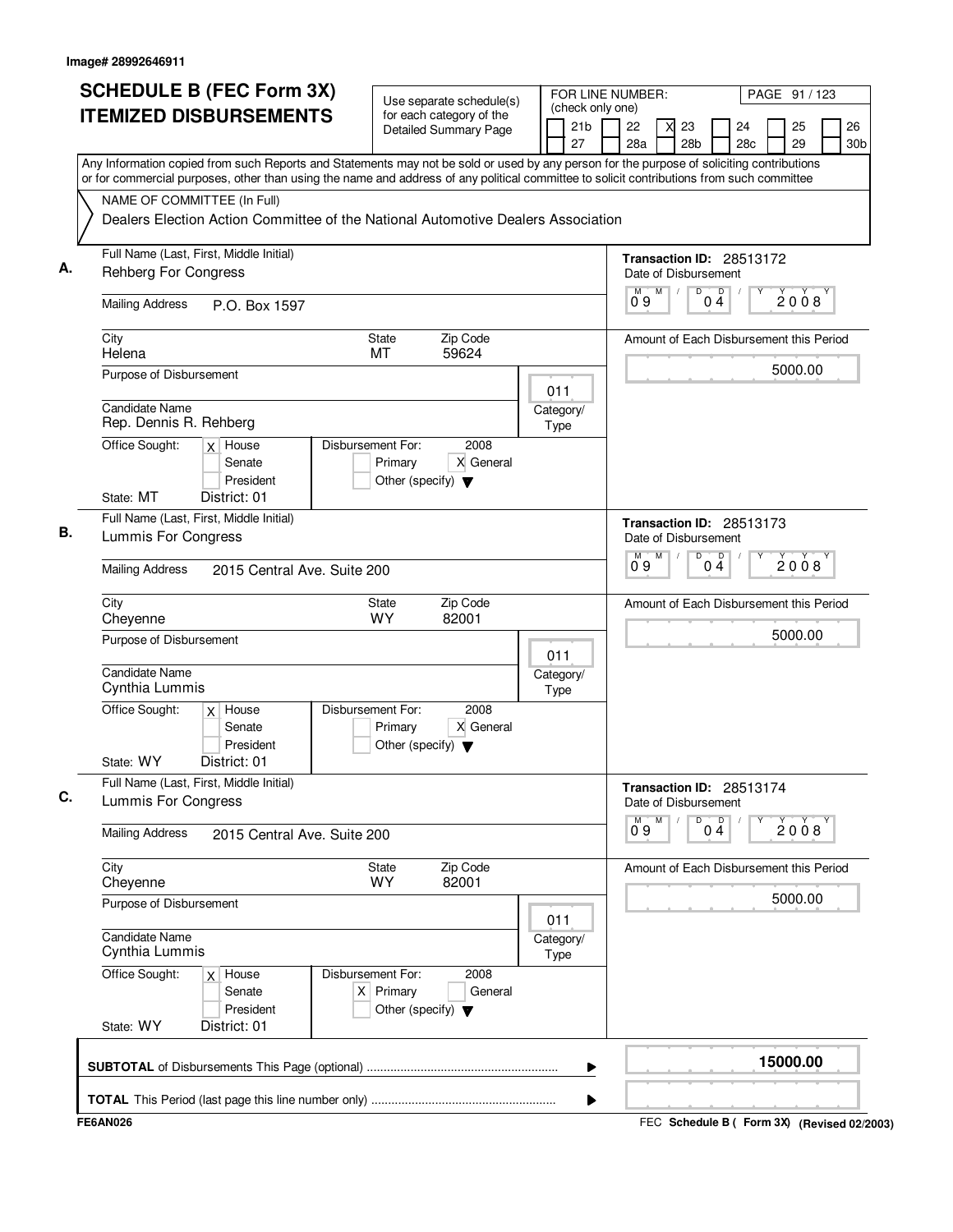Image# 28992646911

# SCHEDULE B (FEC Form 3X)
# ITEMIZED DISBURSEMENTS

Use separate schedule(s) for each category of the Detailed Summary Page

FOR LINE NUMBER: (check only one)

21b [ ] 22 [ ] 23 [X] 24 [ ] 25 [ ] 26 [ ]
27 [ ] 28a [ ] 28b [ ] 28c [ ] 29 [ ] 30b [ ]

Any Information copied from such Reports and Statements may not be sold or used by any person for the purpose of soliciting contributions or for commercial purposes, other than using the name and address of any political committee to solicit contributions from such committee

NAME OF COMMITTEE (In Full)

Dealers Election Action Committee of the National Automotive Dealers Association

---

**A.** Full Name (Last, First, Middle Initial): Rehberg For Congress

Mailing Address: P.O. Box 1597

City: Helena | State: MT | Zip Code: 59624

Transaction ID: 28513172

Date of Disbursement: 09/04/2008

Amount of Each Disbursement this Period: 5000.00

Purpose of Disbursement:

Category/Type: 011

Candidate Name: Rep. Dennis R. Rehberg

Office Sought: [X] House [ ] Senate [ ] President

State: MT District: 01

Disbursement For: 2008 [ ] Primary [X] General [ ] Other (specify)

---

**B.** Full Name (Last, First, Middle Initial): Lummis For Congress

Mailing Address: 2015 Central Ave. Suite 200

City: Cheyenne | State: WY | Zip Code: 82001

Transaction ID: 28513173

Date of Disbursement: 09/04/2008

Amount of Each Disbursement this Period: 5000.00

Purpose of Disbursement:

Category/Type: 011

Candidate Name: Cynthia Lummis

Office Sought: [X] House [ ] Senate [ ] President

State: WY District: 01

Disbursement For: 2008 [ ] Primary [X] General [ ] Other (specify)

---

**C.** Full Name (Last, First, Middle Initial): Lummis For Congress

Mailing Address: 2015 Central Ave. Suite 200

City: Cheyenne | State: WY | Zip Code: 82001

Transaction ID: 28513174

Date of Disbursement: 09/04/2008

Amount of Each Disbursement this Period: 5000.00

Purpose of Disbursement:

Category/Type: 011

Candidate Name: Cynthia Lummis

Office Sought: [X] House [ ] Senate [ ] President

State: WY District: 01

Disbursement For: 2008 [X] Primary [ ] General [ ] Other (specify)

---

**SUBTOTAL** of Disbursements This Page (optional): 15000.00

**TOTAL** This Period (last page this line number only):

FE6AN026

FEC Schedule B ( Form 3X) (Revised 02/2003)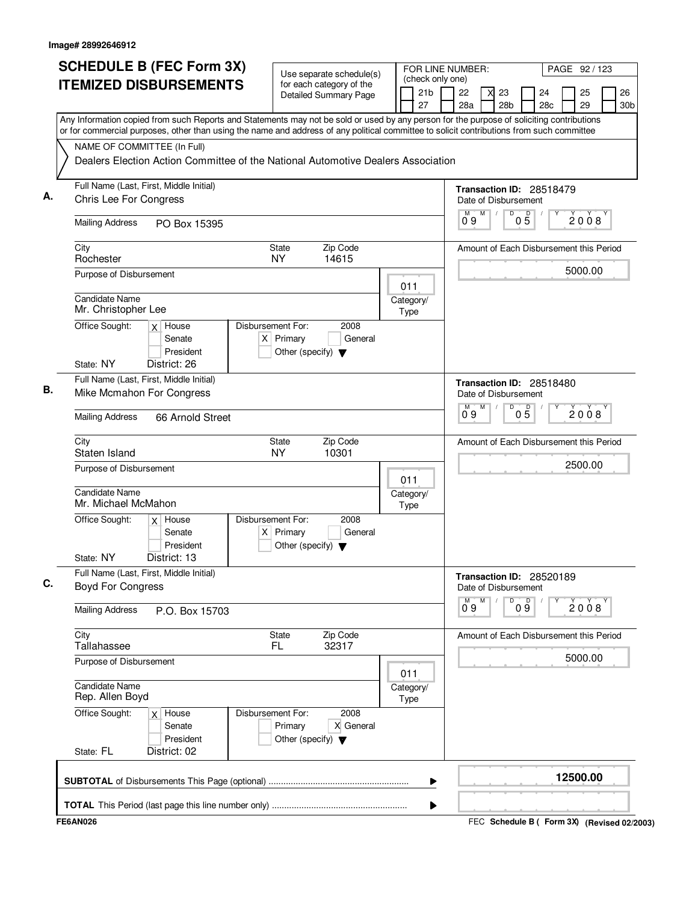Image# 28992646912

# SCHEDULE B (FEC Form 3X) ITEMIZED DISBURSEMENTS

Use separate schedule(s) for each category of the Detailed Summary Page

FOR LINE NUMBER: (check only one)

21b | 22 | X 23 | 24 | 25 | 26
27 | 28a | 28b | 28c | 29 | 30b

PAGE 92 / 123

Any Information copied from such Reports and Statements may not be sold or used by any person for the purpose of soliciting contributions or for commercial purposes, other than using the name and address of any political committee to solicit contributions from such committee

NAME OF COMMITTEE (In Full)
Dealers Election Action Committee of the National Automotive Dealers Association

**A.** Full Name (Last, First, Middle Initial): Chris Lee For Congress

Mailing Address: PO Box 15395

City: Rochester State: NY Zip Code: 14615

Purpose of Disbursement:

Candidate Name: Mr. Christopher Lee

Category/Type: 011

Office Sought: X House / Senate / President
State: NY District: 26

Disbursement For: 2008 X Primary / General / Other (specify)

Transaction ID: 28518479
Date of Disbursement: 09 / 05 / 2008
Amount of Each Disbursement this Period: 5000.00

**B.** Full Name (Last, First, Middle Initial): Mike Mcmahon For Congress

Mailing Address: 66 Arnold Street

City: Staten Island State: NY Zip Code: 10301

Purpose of Disbursement:

Candidate Name: Mr. Michael McMahon

Category/Type: 011

Office Sought: X House / Senate / President
State: NY District: 13

Disbursement For: 2008 X Primary / General / Other (specify)

Transaction ID: 28518480
Date of Disbursement: 09 / 05 / 2008
Amount of Each Disbursement this Period: 2500.00

**C.** Full Name (Last, First, Middle Initial): Boyd For Congress

Mailing Address: P.O. Box 15703

City: Tallahassee State: FL Zip Code: 32317

Purpose of Disbursement:

Candidate Name: Rep. Allen Boyd

Category/Type: 011

Office Sought: X House / Senate / President
State: FL District: 02

Disbursement For: 2008 Primary / X General / Other (specify)

Transaction ID: 28520189
Date of Disbursement: 09 / 09 / 2008
Amount of Each Disbursement this Period: 5000.00

**SUBTOTAL** of Disbursements This Page (optional): **12500.00**

**TOTAL** This Period (last page this line number only):

FE6AN026 — FEC **Schedule B ( Form 3X)** (Revised 02/2003)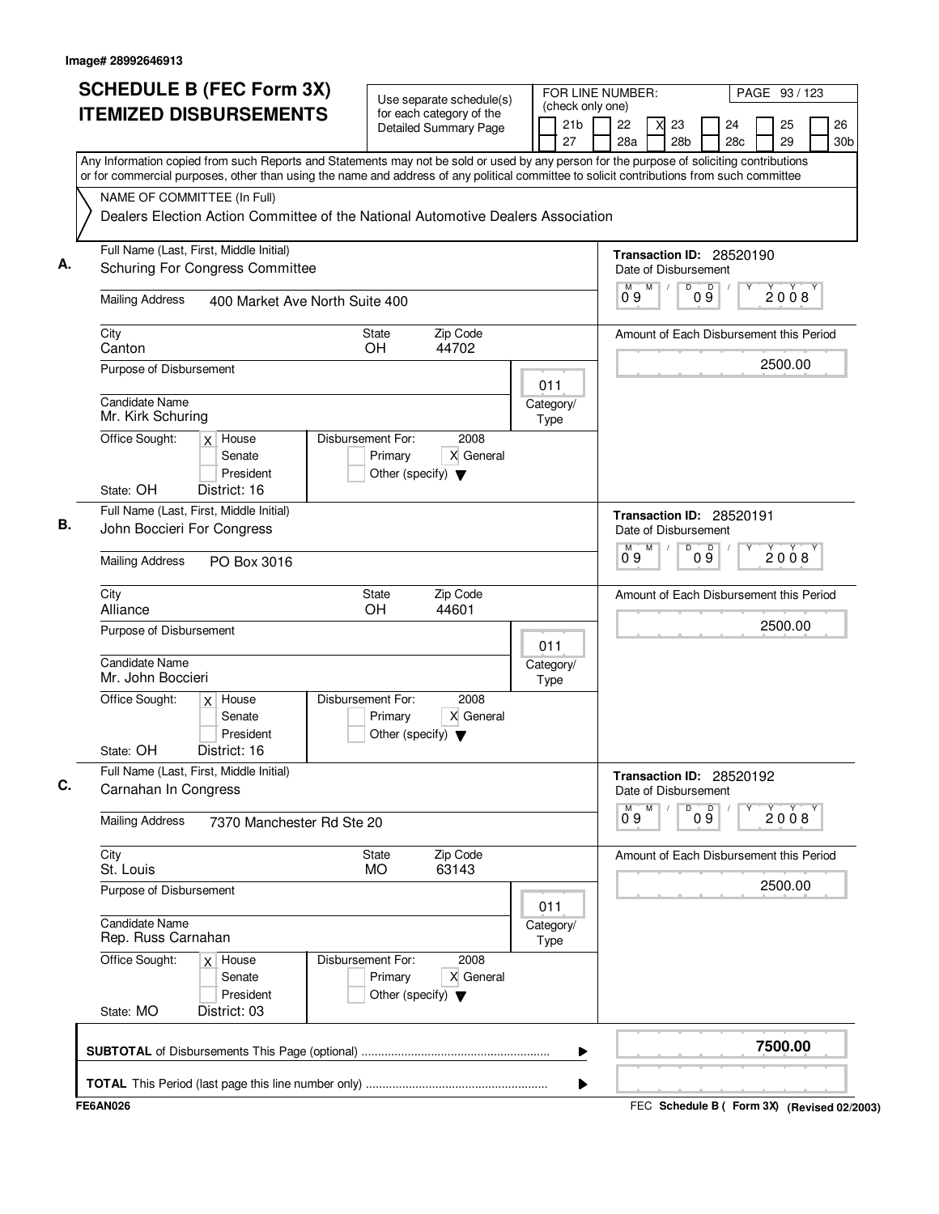Image# 28992646913

# SCHEDULE B (FEC Form 3X) ITEMIZED DISBURSEMENTS

Use separate schedule(s) for each category of the Detailed Summary Page

FOR LINE NUMBER: (check only one)
21b | 22 | X 23 | 24 | 25 | 26 | 27 | 28a | 28b | 28c | 29 | 30b

PAGE 93 / 123

Any Information copied from such Reports and Statements may not be sold or used by any person for the purpose of soliciting contributions or for commercial purposes, other than using the name and address of any political committee to solicit contributions from such committee

NAME OF COMMITTEE (In Full)
Dealers Election Action Committee of the National Automotive Dealers Association

---

**A.** Full Name (Last, First, Middle Initial): Schuring For Congress Committee

Mailing Address: 400 Market Ave North Suite 400
City: Canton | State: OH | Zip Code: 44702

Purpose of Disbursement:
Category/Type: 011

Candidate Name: Mr. Kirk Schuring
Office Sought: [X] House [ ] Senate [ ] President
State: OH District: 16
Disbursement For: 2008 [ ] Primary [X] General [ ] Other (specify)

Transaction ID: 28520190
Date of Disbursement: 09/09/2008
Amount of Each Disbursement this Period: 2500.00

---

**B.** Full Name (Last, First, Middle Initial): John Boccieri For Congress

Mailing Address: PO Box 3016
City: Alliance | State: OH | Zip Code: 44601

Purpose of Disbursement:
Category/Type: 011

Candidate Name: Mr. John Boccieri
Office Sought: [X] House [ ] Senate [ ] President
State: OH District: 16
Disbursement For: 2008 [ ] Primary [X] General [ ] Other (specify)

Transaction ID: 28520191
Date of Disbursement: 09/09/2008
Amount of Each Disbursement this Period: 2500.00

---

**C.** Full Name (Last, First, Middle Initial): Carnahan In Congress

Mailing Address: 7370 Manchester Rd Ste 20
City: St. Louis | State: MO | Zip Code: 63143

Purpose of Disbursement:
Category/Type: 011

Candidate Name: Rep. Russ Carnahan
Office Sought: [X] House [ ] Senate [ ] President
State: MO District: 03
Disbursement For: 2008 [ ] Primary [X] General [ ] Other (specify)

Transaction ID: 28520192
Date of Disbursement: 09/09/2008
Amount of Each Disbursement this Period: 2500.00

---

**SUBTOTAL** of Disbursements This Page (optional): 7500.00

**TOTAL** This Period (last page this line number only):

FE6AN026 — FEC Schedule B ( Form 3X) (Revised 02/2003)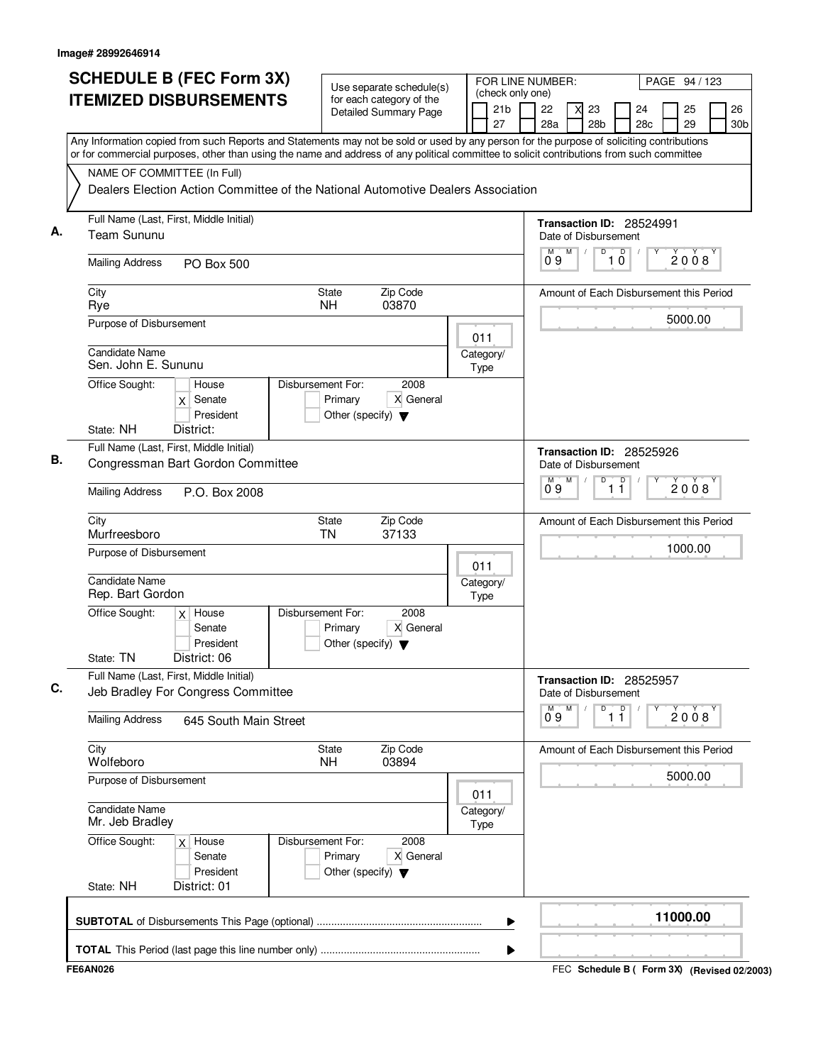Image# 28992646914

# SCHEDULE B (FEC Form 3X) ITEMIZED DISBURSEMENTS

Use separate schedule(s) for each category of the Detailed Summary Page

FOR LINE NUMBER: (check only one)

[ ] 21b [ ] 22 [X] 23 [ ] 24 [ ] 25 [ ] 26
[ ] 27 [ ] 28a [ ] 28b [ ] 28c [ ] 29 [ ] 30b

PAGE 94 / 123

Any Information copied from such Reports and Statements may not be sold or used by any person for the purpose of soliciting contributions or for commercial purposes, other than using the name and address of any political committee to solicit contributions from such committee

NAME OF COMMITTEE (In Full)

Dealers Election Action Committee of the National Automotive Dealers Association

---

**A.** Full Name (Last, First, Middle Initial): Team Sununu

Mailing Address: PO Box 500

City: Rye | State: NH | Zip Code: 03870

Purpose of Disbursement:

Category/Type: 011

Candidate Name: Sen. John E. Sununu

Office Sought: [ ] House [X] Senate [ ] President

State: NH District:

Disbursement For: 2008 [ ] Primary [X] General [ ] Other (specify)

Transaction ID: 28524991

Date of Disbursement: 09/10/2008

Amount of Each Disbursement this Period: 5000.00

---

**B.** Full Name (Last, First, Middle Initial): Congressman Bart Gordon Committee

Mailing Address: P.O. Box 2008

City: Murfreesboro | State: TN | Zip Code: 37133

Purpose of Disbursement:

Category/Type: 011

Candidate Name: Rep. Bart Gordon

Office Sought: [X] House [ ] Senate [ ] President

State: TN District: 06

Disbursement For: 2008 [ ] Primary [X] General [ ] Other (specify)

Transaction ID: 28525926

Date of Disbursement: 09/11/2008

Amount of Each Disbursement this Period: 1000.00

---

**C.** Full Name (Last, First, Middle Initial): Jeb Bradley For Congress Committee

Mailing Address: 645 South Main Street

City: Wolfeboro | State: NH | Zip Code: 03894

Purpose of Disbursement:

Category/Type: 011

Candidate Name: Mr. Jeb Bradley

Office Sought: [X] House [ ] Senate [ ] President

State: NH District: 01

Disbursement For: 2008 [ ] Primary [X] General [ ] Other (specify)

Transaction ID: 28525957

Date of Disbursement: 09/11/2008

Amount of Each Disbursement this Period: 5000.00

---

**SUBTOTAL** of Disbursements This Page (optional): 11000.00

**TOTAL** This Period (last page this line number only):

FE6AN026 — FEC Schedule B ( Form 3X) (Revised 02/2003)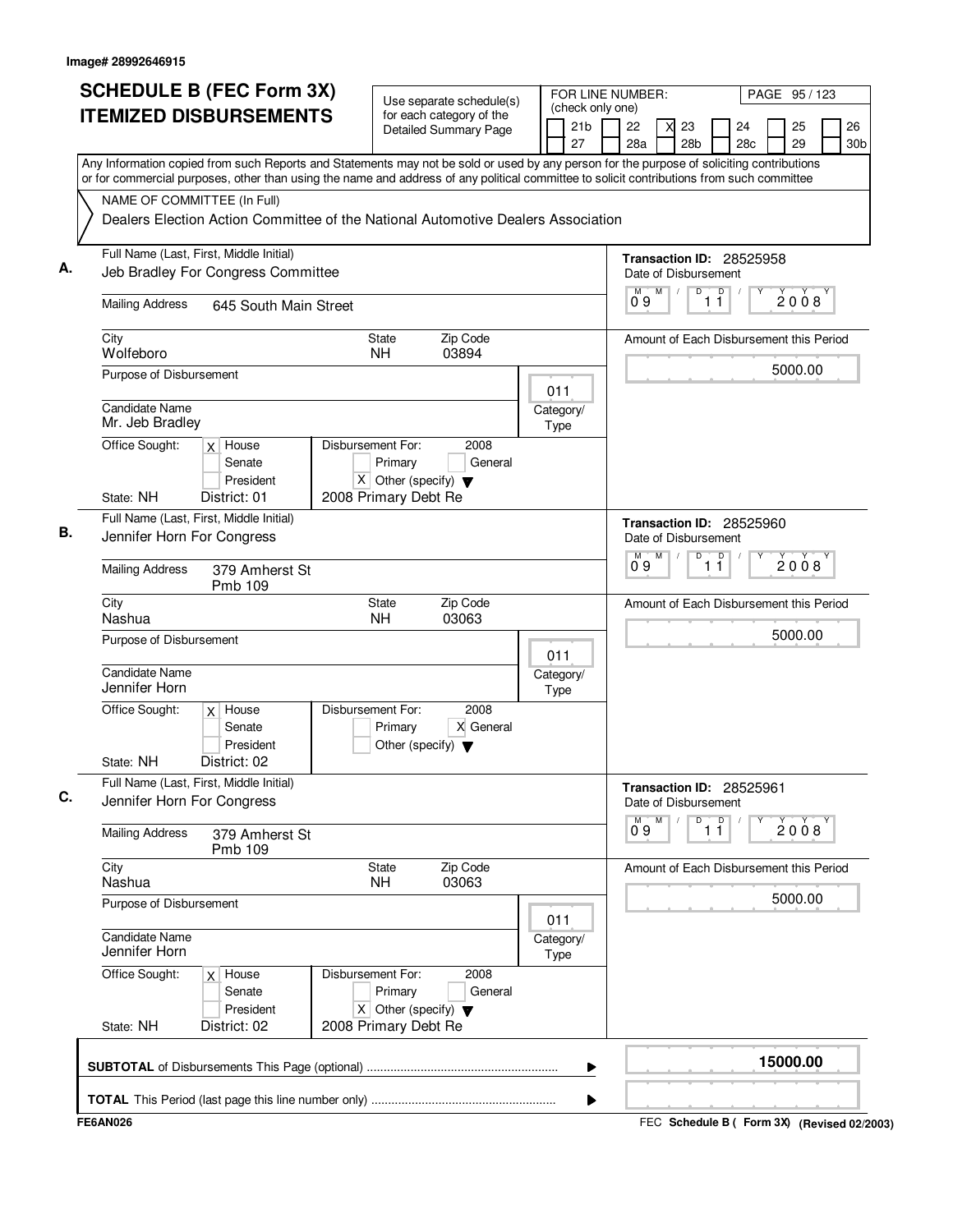Image# 28992646915

# SCHEDULE B (FEC Form 3X) ITEMIZED DISBURSEMENTS

Use separate schedule(s) for each category of the Detailed Summary Page

FOR LINE NUMBER: (check only one)

21b | 22 | X 23 | 24 | 25 | 26 | 27 | 28a | 28b | 28c | 29 | 30b

PAGE 95 / 123

Any Information copied from such Reports and Statements may not be sold or used by any person for the purpose of soliciting contributions or for commercial purposes, other than using the name and address of any political committee to solicit contributions from such committee

NAME OF COMMITTEE (In Full)

Dealers Election Action Committee of the National Automotive Dealers Association

---

**A.** Full Name (Last, First, Middle Initial): Jeb Bradley For Congress Committee

Transaction ID: 28525958

Mailing Address: 645 South Main Street

Date of Disbursement: 09 / 11 / 2008

City: Wolfeboro | State: NH | Zip Code: 03894

Amount of Each Disbursement this Period: 5000.00

Purpose of Disbursement:

Category/Type: 011

Candidate Name: Mr. Jeb Bradley

Office Sought: [X] House [ ] Senate [ ] President

Disbursement For: 2008 [ ] Primary [ ] General [X] Other (specify): 2008 Primary Debt Re

State: NH District: 01

---

**B.** Full Name (Last, First, Middle Initial): Jennifer Horn For Congress

Transaction ID: 28525960

Mailing Address: 379 Amherst St Pmb 109

Date of Disbursement: 09 / 11 / 2008

City: Nashua | State: NH | Zip Code: 03063

Amount of Each Disbursement this Period: 5000.00

Purpose of Disbursement:

Category/Type: 011

Candidate Name: Jennifer Horn

Office Sought: [X] House [ ] Senate [ ] President

Disbursement For: 2008 [ ] Primary [X] General [ ] Other (specify)

State: NH District: 02

---

**C.** Full Name (Last, First, Middle Initial): Jennifer Horn For Congress

Transaction ID: 28525961

Mailing Address: 379 Amherst St Pmb 109

Date of Disbursement: 09 / 11 / 2008

City: Nashua | State: NH | Zip Code: 03063

Amount of Each Disbursement this Period: 5000.00

Purpose of Disbursement:

Category/Type: 011

Candidate Name: Jennifer Horn

Office Sought: [X] House [ ] Senate [ ] President

Disbursement For: 2008 [ ] Primary [ ] General [X] Other (specify): 2008 Primary Debt Re

State: NH District: 02

---

**SUBTOTAL** of Disbursements This Page (optional) ........ 15000.00

**TOTAL** This Period (last page this line number only) ........

FE6AN026

FEC Schedule B ( Form 3X) (Revised 02/2003)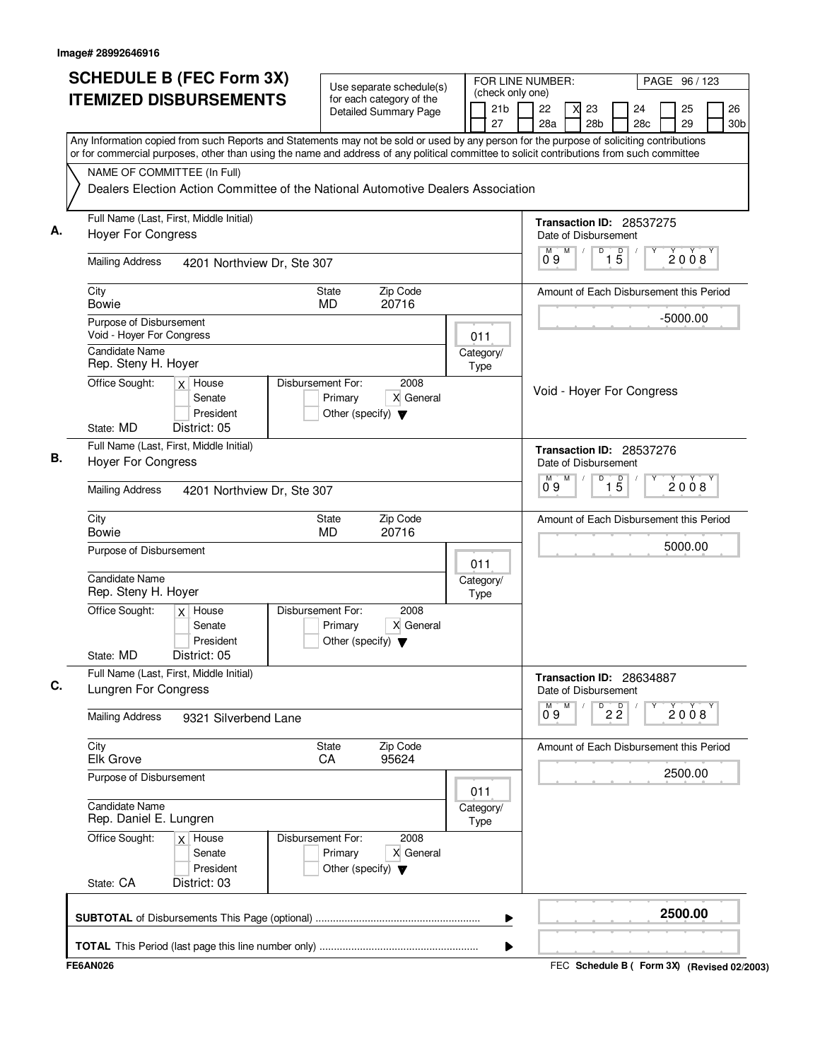Image# 28992646916

# SCHEDULE B (FEC Form 3X) ITEMIZED DISBURSEMENTS

Use separate schedule(s) for each category of the Detailed Summary Page

FOR LINE NUMBER: (check only one)
21b | 22 | X 23 | 24 | 25 | 26 | 27 | 28a | 28b | 28c | 29 | 30b

PAGE 96 / 123

Any Information copied from such Reports and Statements may not be sold or used by any person for the purpose of soliciting contributions or for commercial purposes, other than using the name and address of any political committee to solicit contributions from such committee

NAME OF COMMITTEE (In Full)
Dealers Election Action Committee of the National Automotive Dealers Association

---

**A.**

Full Name (Last, First, Middle Initial): Hoyer For Congress

Mailing Address: 4201 Northview Dr, Ste 307

City: Bowie | State: MD | Zip Code: 20716

Purpose of Disbursement: Void - Hoyer For Congress

Category/Type: 011

Candidate Name: Rep. Steny H. Hoyer

Office Sought: X House | Senate | President

State: MD | District: 05

Disbursement For: 2008 | Primary | X General | Other (specify)

Transaction ID: 28537275

Date of Disbursement: 09 / 15 / 2008

Amount of Each Disbursement this Period: -5000.00

Void - Hoyer For Congress

---

**B.**

Full Name (Last, First, Middle Initial): Hoyer For Congress

Mailing Address: 4201 Northview Dr, Ste 307

City: Bowie | State: MD | Zip Code: 20716

Purpose of Disbursement:

Category/Type: 011

Candidate Name: Rep. Steny H. Hoyer

Office Sought: X House | Senate | President

State: MD | District: 05

Disbursement For: 2008 | Primary | X General | Other (specify)

Transaction ID: 28537276

Date of Disbursement: 09 / 15 / 2008

Amount of Each Disbursement this Period: 5000.00

---

**C.**

Full Name (Last, First, Middle Initial): Lungren For Congress

Mailing Address: 9321 Silverbend Lane

City: Elk Grove | State: CA | Zip Code: 95624

Purpose of Disbursement:

Category/Type: 011

Candidate Name: Rep. Daniel E. Lungren

Office Sought: X House | Senate | President

State: CA | District: 03

Disbursement For: 2008 | Primary | X General | Other (specify)

Transaction ID: 28634887

Date of Disbursement: 09 / 22 / 2008

Amount of Each Disbursement this Period: 2500.00

---

**SUBTOTAL** of Disbursements This Page (optional): **2500.00**

**TOTAL** This Period (last page this line number only):

FE6AN026 — FEC Schedule B ( Form 3X) (Revised 02/2003)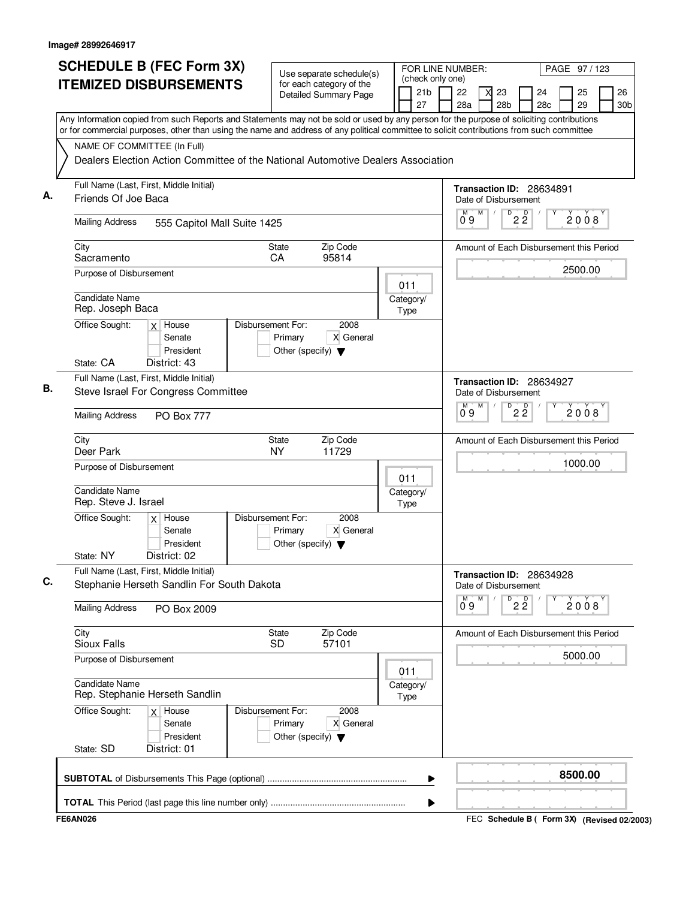Image# 28992646917

# SCHEDULE B (FEC Form 3X) ITEMIZED DISBURSEMENTS

Use separate schedule(s) for each category of the Detailed Summary Page

FOR LINE NUMBER: (check only one)

| 21b | 22 | X 23 | 24 | 25 | 26 |
|---|---|---|---|---|---|
| 27 | 28a | 28b | 28c | 29 | 30b |

PAGE 97 / 123

Any Information copied from such Reports and Statements may not be sold or used by any person for the purpose of soliciting contributions or for commercial purposes, other than using the name and address of any political committee to solicit contributions from such committee

NAME OF COMMITTEE (In Full)
Dealers Election Action Committee of the National Automotive Dealers Association

---

**A.** Full Name (Last, First, Middle Initial): Friends Of Joe Baca

Mailing Address: 555 Capitol Mall Suite 1425

City: Sacramento | State: CA | Zip Code: 95814

Purpose of Disbursement:

Category/Type: 011

Candidate Name: Rep. Joseph Baca

Office Sought: [X] House [ ] Senate [ ] President

State: CA | District: 43

Disbursement For: 2008 [ ] Primary [X] General [ ] Other (specify)

Transaction ID: 28634891

Date of Disbursement: 09/22/2008

Amount of Each Disbursement this Period: 2500.00

---

**B.** Full Name (Last, First, Middle Initial): Steve Israel For Congress Committee

Mailing Address: PO Box 777

City: Deer Park | State: NY | Zip Code: 11729

Purpose of Disbursement:

Category/Type: 011

Candidate Name: Rep. Steve J. Israel

Office Sought: [X] House [ ] Senate [ ] President

State: NY | District: 02

Disbursement For: 2008 [ ] Primary [X] General [ ] Other (specify)

Transaction ID: 28634927

Date of Disbursement: 09/22/2008

Amount of Each Disbursement this Period: 1000.00

---

**C.** Full Name (Last, First, Middle Initial): Stephanie Herseth Sandlin For South Dakota

Mailing Address: PO Box 2009

City: Sioux Falls | State: SD | Zip Code: 57101

Purpose of Disbursement:

Category/Type: 011

Candidate Name: Rep. Stephanie Herseth Sandlin

Office Sought: [X] House [ ] Senate [ ] President

State: SD | District: 01

Disbursement For: 2008 [ ] Primary [X] General [ ] Other (specify)

Transaction ID: 28634928

Date of Disbursement: 09/22/2008

Amount of Each Disbursement this Period: 5000.00

---

**SUBTOTAL** of Disbursements This Page (optional) ........ **8500.00**

**TOTAL** This Period (last page this line number only) ........

FE6AN026 FEC **Schedule B ( Form 3X)** (Revised 02/2003)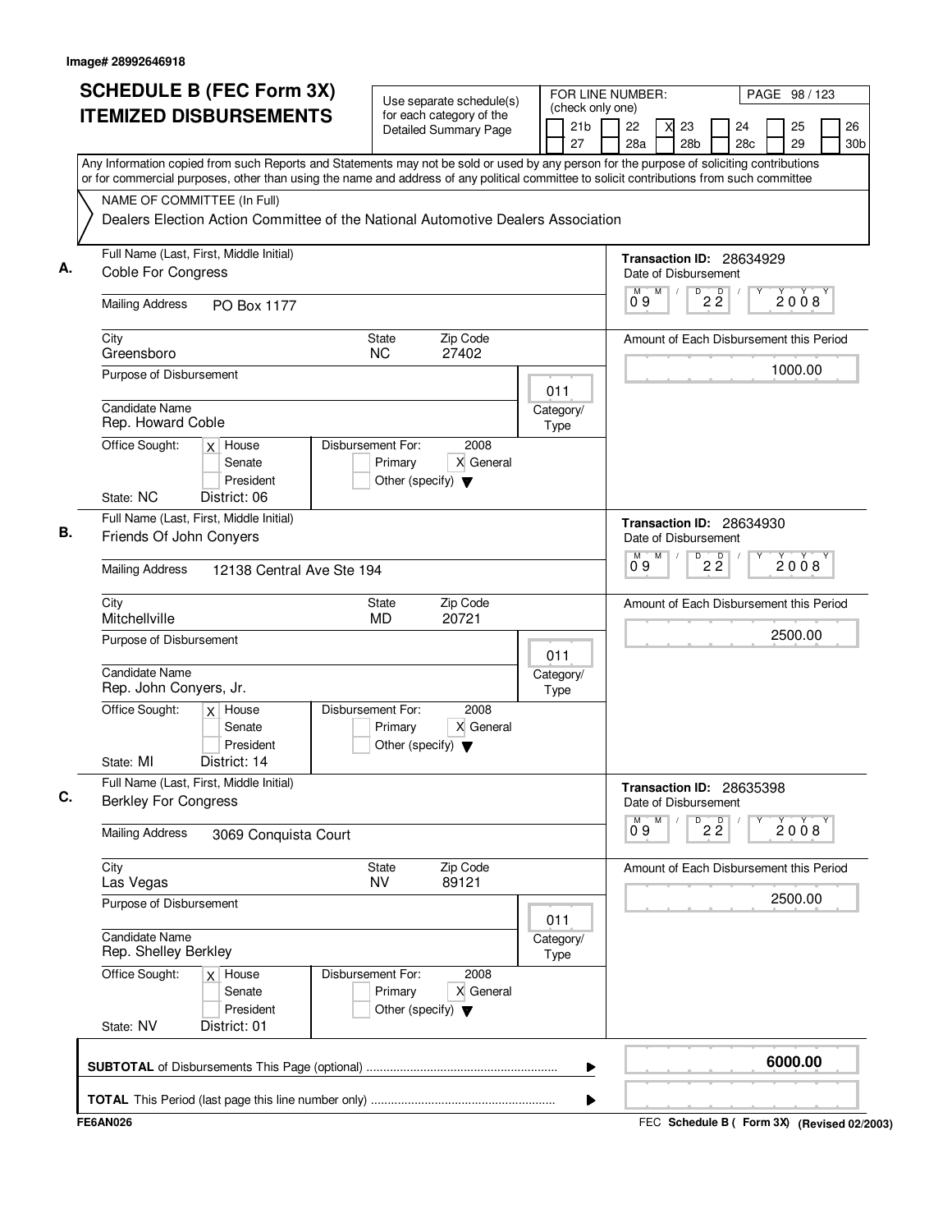Image# 28992646918

# SCHEDULE B (FEC Form 3X) ITEMIZED DISBURSEMENTS

Use separate schedule(s) for each category of the Detailed Summary Page

FOR LINE NUMBER: (check only one)

21b | 22 | X 23 | 24 | 25 | 26 | 27 | 28a | 28b | 28c | 29 | 30b

Any Information copied from such Reports and Statements may not be sold or used by any person for the purpose of soliciting contributions or for commercial purposes, other than using the name and address of any political committee to solicit contributions from such committee

NAME OF COMMITTEE (In Full)

Dealers Election Action Committee of the National Automotive Dealers Association

**A.** Full Name (Last, First, Middle Initial): Coble For Congress

Mailing Address: PO Box 1177

City: Greensboro | State: NC | Zip Code: 27402

Purpose of Disbursement:

Category/Type: 011

Candidate Name: Rep. Howard Coble

Office Sought: X House / Senate / President

State: NC District: 06

Disbursement For: 2008 — Primary / X General / Other (specify)

Transaction ID: 28634929

Date of Disbursement: 09/22/2008

Amount of Each Disbursement this Period: 1000.00

**B.** Full Name (Last, First, Middle Initial): Friends Of John Conyers

Mailing Address: 12138 Central Ave Ste 194

City: Mitchellville | State: MD | Zip Code: 20721

Purpose of Disbursement:

Category/Type: 011

Candidate Name: Rep. John Conyers, Jr.

Office Sought: X House / Senate / President

State: MI District: 14

Disbursement For: 2008 — Primary / X General / Other (specify)

Transaction ID: 28634930

Date of Disbursement: 09/22/2008

Amount of Each Disbursement this Period: 2500.00

**C.** Full Name (Last, First, Middle Initial): Berkley For Congress

Mailing Address: 3069 Conquista Court

City: Las Vegas | State: NV | Zip Code: 89121

Purpose of Disbursement:

Category/Type: 011

Candidate Name: Rep. Shelley Berkley

Office Sought: X House / Senate / President

State: NV District: 01

Disbursement For: 2008 — Primary / X General / Other (specify)

Transaction ID: 28635398

Date of Disbursement: 09/22/2008

Amount of Each Disbursement this Period: 2500.00

**SUBTOTAL** of Disbursements This Page (optional): **6000.00**

**TOTAL** This Period (last page this line number only):

FE6AN026 — FEC Schedule B ( Form 3X) (Revised 02/2003)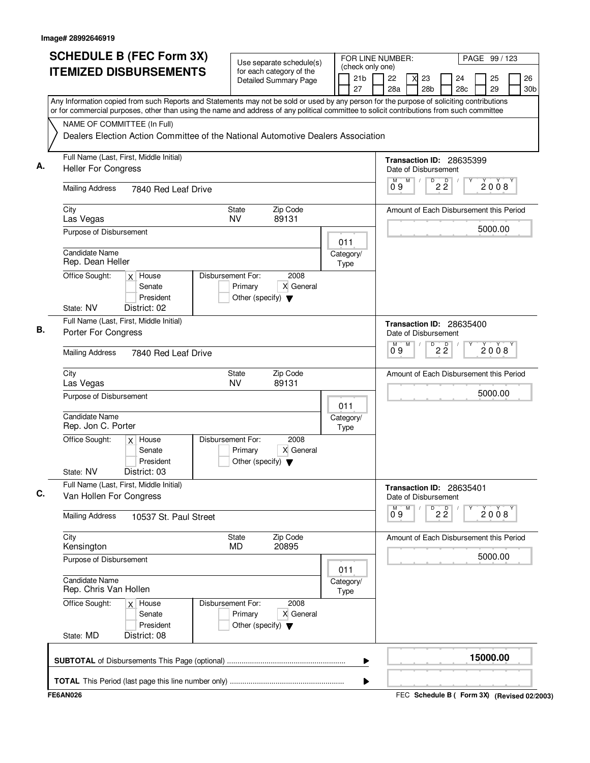Image# 28992646919

# SCHEDULE B (FEC Form 3X) ITEMIZED DISBURSEMENTS

Use separate schedule(s) for each category of the Detailed Summary Page

FOR LINE NUMBER: (check only one)
21b | 22 | X 23 | 24 | 25 | 26 | 27 | 28a | 28b | 28c | 29 | 30b

Any Information copied from such Reports and Statements may not be sold or used by any person for the purpose of soliciting contributions or for commercial purposes, other than using the name and address of any political committee to solicit contributions from such committee

NAME OF COMMITTEE (In Full)
Dealers Election Action Committee of the National Automotive Dealers Association

---

**A.** Full Name (Last, First, Middle Initial): Heller For Congress

Mailing Address: 7840 Red Leaf Drive

City: Las Vegas | State: NV | Zip Code: 89131

Purpose of Disbursement:

Category/Type: 011

Candidate Name: Rep. Dean Heller

Office Sought: X House | Senate | President

State: NV | District: 02

Disbursement For: 2008 | Primary | X General | Other (specify)

Transaction ID: 28635399

Date of Disbursement: 09/22/2008

Amount of Each Disbursement this Period: 5000.00

---

**B.** Full Name (Last, First, Middle Initial): Porter For Congress

Mailing Address: 7840 Red Leaf Drive

City: Las Vegas | State: NV | Zip Code: 89131

Purpose of Disbursement:

Category/Type: 011

Candidate Name: Rep. Jon C. Porter

Office Sought: X House | Senate | President

State: NV | District: 03

Disbursement For: 2008 | Primary | X General | Other (specify)

Transaction ID: 28635400

Date of Disbursement: 09/22/2008

Amount of Each Disbursement this Period: 5000.00

---

**C.** Full Name (Last, First, Middle Initial): Van Hollen For Congress

Mailing Address: 10537 St. Paul Street

City: Kensington | State: MD | Zip Code: 20895

Purpose of Disbursement:

Category/Type: 011

Candidate Name: Rep. Chris Van Hollen

Office Sought: X House | Senate | President

State: MD | District: 08

Disbursement For: 2008 | Primary | X General | Other (specify)

Transaction ID: 28635401

Date of Disbursement: 09/22/2008

Amount of Each Disbursement this Period: 5000.00

---

**SUBTOTAL** of Disbursements This Page (optional): 15000.00

**TOTAL** This Period (last page this line number only):

FE6AN026 — FEC Schedule B ( Form 3X) (Revised 02/2003)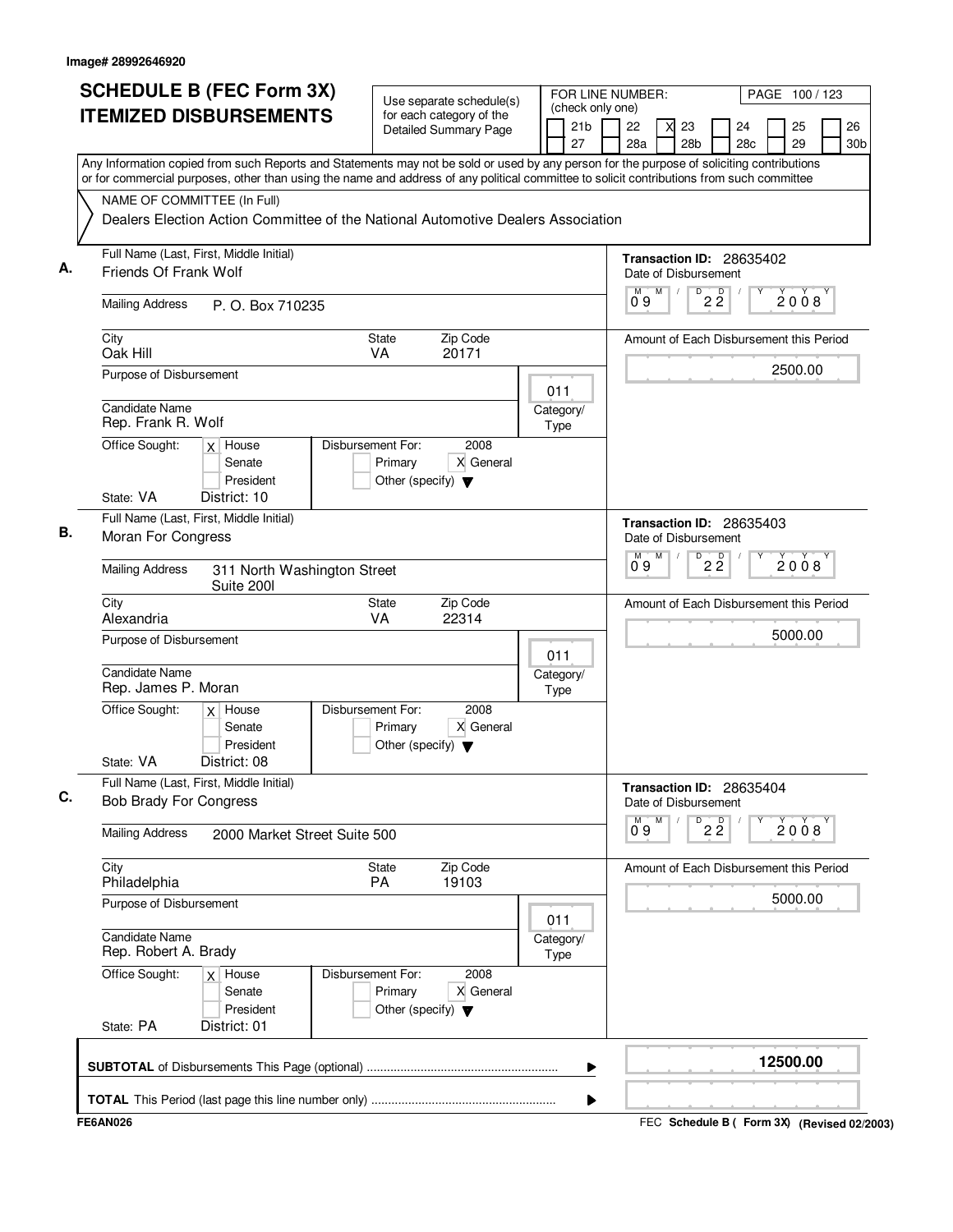Image# 28992646920

# SCHEDULE B (FEC Form 3X) ITEMIZED DISBURSEMENTS

Use separate schedule(s) for each category of the Detailed Summary Page

FOR LINE NUMBER: (check only one)
21b / 22 / [X] 23 / 24 / 25 / 26 / 27 / 28a / 28b / 28c / 29 / 30b

PAGE 100 / 123

Any Information copied from such Reports and Statements may not be sold or used by any person for the purpose of soliciting contributions or for commercial purposes, other than using the name and address of any political committee to solicit contributions from such committee

NAME OF COMMITTEE (In Full)
Dealers Election Action Committee of the National Automotive Dealers Association

**A.**
Full Name (Last, First, Middle Initial): Friends Of Frank Wolf
Mailing Address: P. O. Box 710235
City: Oak Hill State: VA Zip Code: 20171
Purpose of Disbursement:
Candidate Name: Rep. Frank R. Wolf
Category/Type: 011
Office Sought: [X] House [ ] Senate [ ] President
State: VA District: 10
Disbursement For: 2008 [ ] Primary [X] General [ ] Other (specify)
Transaction ID: 28635402
Date of Disbursement: 09 / 22 / 2008
Amount of Each Disbursement this Period: 2500.00

**B.**
Full Name (Last, First, Middle Initial): Moran For Congress
Mailing Address: 311 North Washington Street Suite 200l
City: Alexandria State: VA Zip Code: 22314
Purpose of Disbursement:
Candidate Name: Rep. James P. Moran
Category/Type: 011
Office Sought: [X] House [ ] Senate [ ] President
State: VA District: 08
Disbursement For: 2008 [ ] Primary [X] General [ ] Other (specify)
Transaction ID: 28635403
Date of Disbursement: 09 / 22 / 2008
Amount of Each Disbursement this Period: 5000.00

**C.**
Full Name (Last, First, Middle Initial): Bob Brady For Congress
Mailing Address: 2000 Market Street Suite 500
City: Philadelphia State: PA Zip Code: 19103
Purpose of Disbursement:
Candidate Name: Rep. Robert A. Brady
Category/Type: 011
Office Sought: [X] House [ ] Senate [ ] President
State: PA District: 01
Disbursement For: 2008 [ ] Primary [X] General [ ] Other (specify)
Transaction ID: 28635404
Date of Disbursement: 09 / 22 / 2008
Amount of Each Disbursement this Period: 5000.00

**SUBTOTAL** of Disbursements This Page (optional): **12500.00**

**TOTAL** This Period (last page this line number only):

FE6AN026 FEC **Schedule B ( Form 3X) (Revised 02/2003)**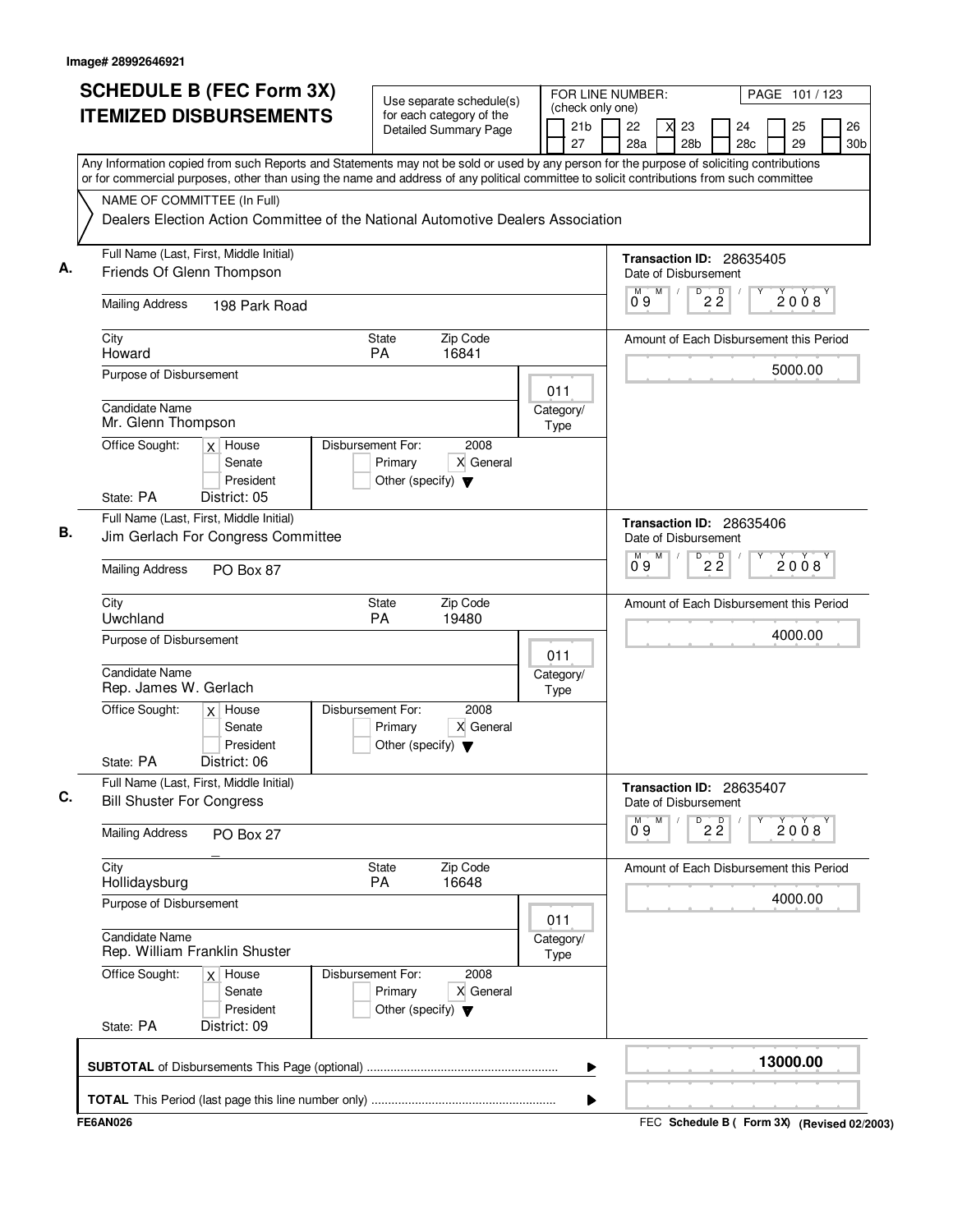Image# 28992646921

# SCHEDULE B (FEC Form 3X) ITEMIZED DISBURSEMENTS

Use separate schedule(s) for each category of the Detailed Summary Page

FOR LINE NUMBER: (check only one)

21b | 22 | X 23 | 24 | 25 | 26 | 27 | 28a | 28b | 28c | 29 | 30b

PAGE 101 / 123

Any Information copied from such Reports and Statements may not be sold or used by any person for the purpose of soliciting contributions or for commercial purposes, other than using the name and address of any political committee to solicit contributions from such committee

NAME OF COMMITTEE (In Full)

Dealers Election Action Committee of the National Automotive Dealers Association

---

**A.** Full Name (Last, First, Middle Initial): Friends Of Glenn Thompson

Transaction ID: 28635405

Date of Disbursement: 09/22/2008

Mailing Address: 198 Park Road

City: Howard | State: PA | Zip Code: 16841

Amount of Each Disbursement this Period: 5000.00

Purpose of Disbursement:

Category/Type: 011

Candidate Name: Mr. Glenn Thompson

Office Sought: [X] House [ ] Senate [ ] President

State: PA District: 05

Disbursement For: 2008 [ ] Primary [X] General [ ] Other (specify)

---

**B.** Full Name (Last, First, Middle Initial): Jim Gerlach For Congress Committee

Transaction ID: 28635406

Date of Disbursement: 09/22/2008

Mailing Address: PO Box 87

City: Uwchland | State: PA | Zip Code: 19480

Amount of Each Disbursement this Period: 4000.00

Purpose of Disbursement:

Category/Type: 011

Candidate Name: Rep. James W. Gerlach

Office Sought: [X] House [ ] Senate [ ] President

State: PA District: 06

Disbursement For: 2008 [ ] Primary [X] General [ ] Other (specify)

---

**C.** Full Name (Last, First, Middle Initial): Bill Shuster For Congress

Transaction ID: 28635407

Date of Disbursement: 09/22/2008

Mailing Address: PO Box 27

City: Hollidaysburg | State: PA | Zip Code: 16648

Amount of Each Disbursement this Period: 4000.00

Purpose of Disbursement:

Category/Type: 011

Candidate Name: Rep. William Franklin Shuster

Office Sought: [X] House [ ] Senate [ ] President

State: PA District: 09

Disbursement For: 2008 [ ] Primary [X] General [ ] Other (specify)

---

**SUBTOTAL** of Disbursements This Page (optional): 13000.00

**TOTAL** This Period (last page this line number only):

FE6AN026

FEC Schedule B ( Form 3X) (Revised 02/2003)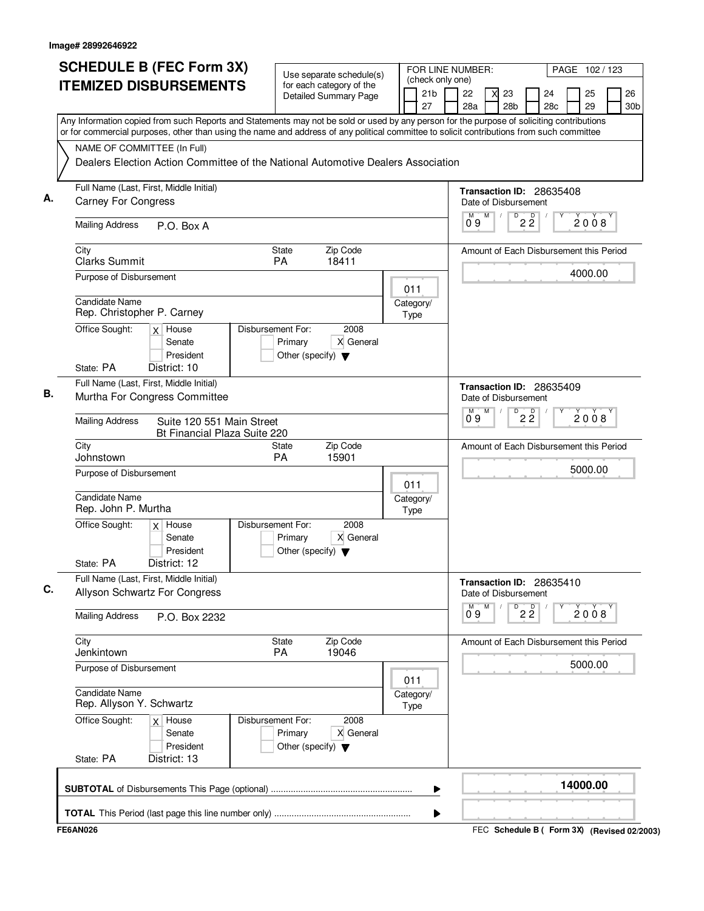Image# 28992646922

# SCHEDULE B (FEC Form 3X) ITEMIZED DISBURSEMENTS

Use separate schedule(s) for each category of the Detailed Summary Page

FOR LINE NUMBER: (check only one)
21b | 22 | X 23 | 24 | 25 | 26 | 27 | 28a | 28b | 28c | 29 | 30b

Any Information copied from such Reports and Statements may not be sold or used by any person for the purpose of soliciting contributions or for commercial purposes, other than using the name and address of any political committee to solicit contributions from such committee

NAME OF COMMITTEE (In Full)
Dealers Election Action Committee of the National Automotive Dealers Association

**A.**
Full Name (Last, First, Middle Initial): Carney For Congress
Mailing Address: P.O. Box A
City: Clarks Summit | State: PA | Zip Code: 18411
Purpose of Disbursement:
Category/Type: 011
Candidate Name: Rep. Christopher P. Carney
Office Sought: X House / Senate / President
State: PA District: 10
Disbursement For: 2008 — Primary / X General / Other (specify)
Transaction ID: 28635408
Date of Disbursement: 09/22/2008
Amount of Each Disbursement this Period: 4000.00

**B.**
Full Name (Last, First, Middle Initial): Murtha For Congress Committee
Mailing Address: Suite 120 551 Main Street, Bt Financial Plaza Suite 220
City: Johnstown | State: PA | Zip Code: 15901
Purpose of Disbursement:
Category/Type: 011
Candidate Name: Rep. John P. Murtha
Office Sought: X House / Senate / President
State: PA District: 12
Disbursement For: 2008 — Primary / X General / Other (specify)
Transaction ID: 28635409
Date of Disbursement: 09/22/2008
Amount of Each Disbursement this Period: 5000.00

**C.**
Full Name (Last, First, Middle Initial): Allyson Schwartz For Congress
Mailing Address: P.O. Box 2232
City: Jenkintown | State: PA | Zip Code: 19046
Purpose of Disbursement:
Category/Type: 011
Candidate Name: Rep. Allyson Y. Schwartz
Office Sought: X House / Senate / President
State: PA District: 13
Disbursement For: 2008 — Primary / X General / Other (specify)
Transaction ID: 28635410
Date of Disbursement: 09/22/2008
Amount of Each Disbursement this Period: 5000.00

**SUBTOTAL** of Disbursements This Page (optional): 14000.00

**TOTAL** This Period (last page this line number only):

FE6AN026 — FEC Schedule B ( Form 3X) (Revised 02/2003)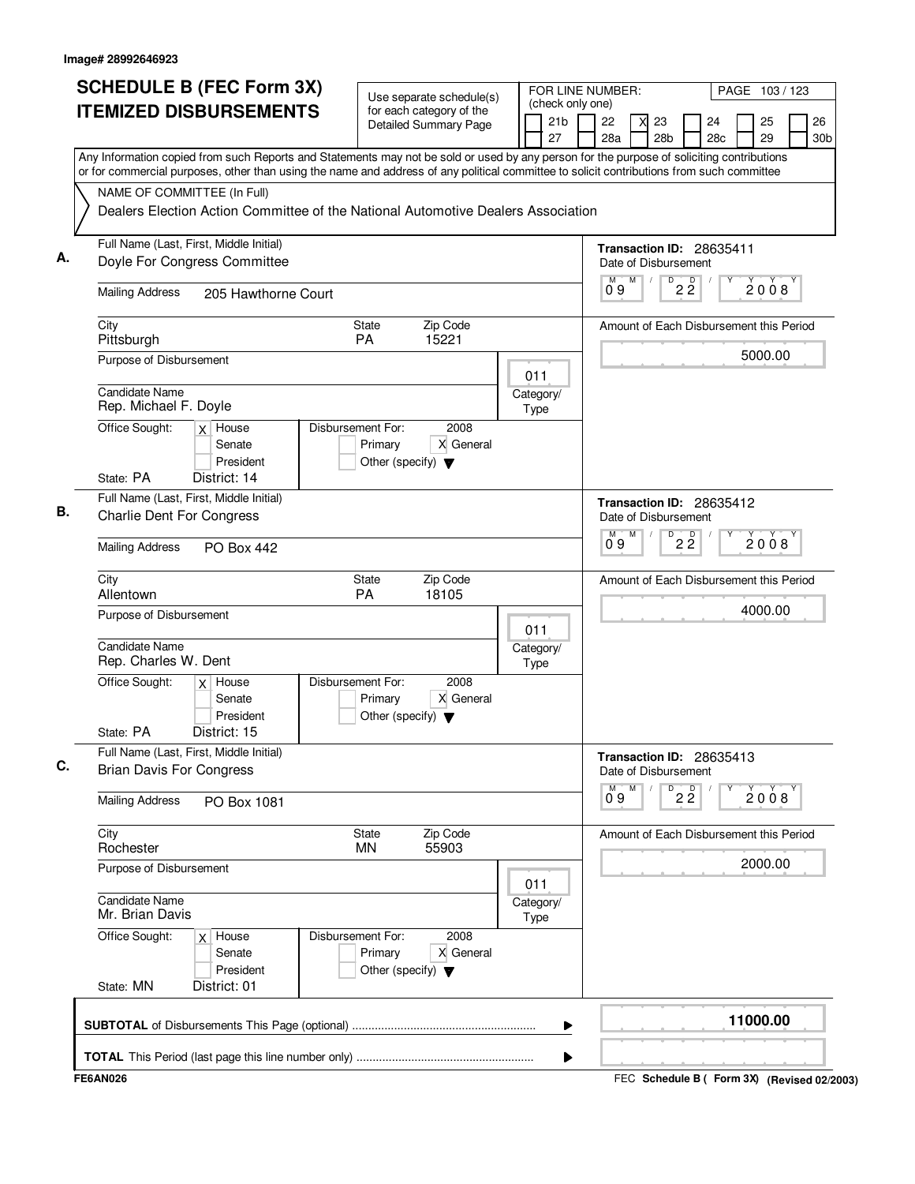Image# 28992646923

# SCHEDULE B (FEC Form 3X) ITEMIZED DISBURSEMENTS

Use separate schedule(s) for each category of the Detailed Summary Page

FOR LINE NUMBER: (check only one)
21b | 22 | X 23 | 24 | 25 | 26 | 27 | 28a | 28b | 28c | 29 | 30b

Any Information copied from such Reports and Statements may not be sold or used by any person for the purpose of soliciting contributions or for commercial purposes, other than using the name and address of any political committee to solicit contributions from such committee

NAME OF COMMITTEE (In Full)
Dealers Election Action Committee of the National Automotive Dealers Association

## A.

Full Name (Last, First, Middle Initial): Doyle For Congress Committee
Mailing Address: 205 Hawthorne Court
City: Pittsburgh | State: PA | Zip Code: 15221
Purpose of Disbursement:
Candidate Name: Rep. Michael F. Doyle
Category/Type: 011
Office Sought: X House | Senate | President
State: PA | District: 14
Disbursement For: 2008 | Primary | X General | Other (specify)

Transaction ID: 28635411
Date of Disbursement: 09 / 22 / 2008
Amount of Each Disbursement this Period: 5000.00

## B.

Full Name (Last, First, Middle Initial): Charlie Dent For Congress
Mailing Address: PO Box 442
City: Allentown | State: PA | Zip Code: 18105
Purpose of Disbursement:
Candidate Name: Rep. Charles W. Dent
Category/Type: 011
Office Sought: X House | Senate | President
State: PA | District: 15
Disbursement For: 2008 | Primary | X General | Other (specify)

Transaction ID: 28635412
Date of Disbursement: 09 / 22 / 2008
Amount of Each Disbursement this Period: 4000.00

## C.

Full Name (Last, First, Middle Initial): Brian Davis For Congress
Mailing Address: PO Box 1081
City: Rochester | State: MN | Zip Code: 55903
Purpose of Disbursement:
Candidate Name: Mr. Brian Davis
Category/Type: 011
Office Sought: X House | Senate | President
State: MN | District: 01
Disbursement For: 2008 | Primary | X General | Other (specify)

Transaction ID: 28635413
Date of Disbursement: 09 / 22 / 2008
Amount of Each Disbursement this Period: 2000.00

**SUBTOTAL** of Disbursements This Page (optional) ..... 11000.00

**TOTAL** This Period (last page this line number only) .....

FE6AN026 | FEC Schedule B ( Form 3X) (Revised 02/2003)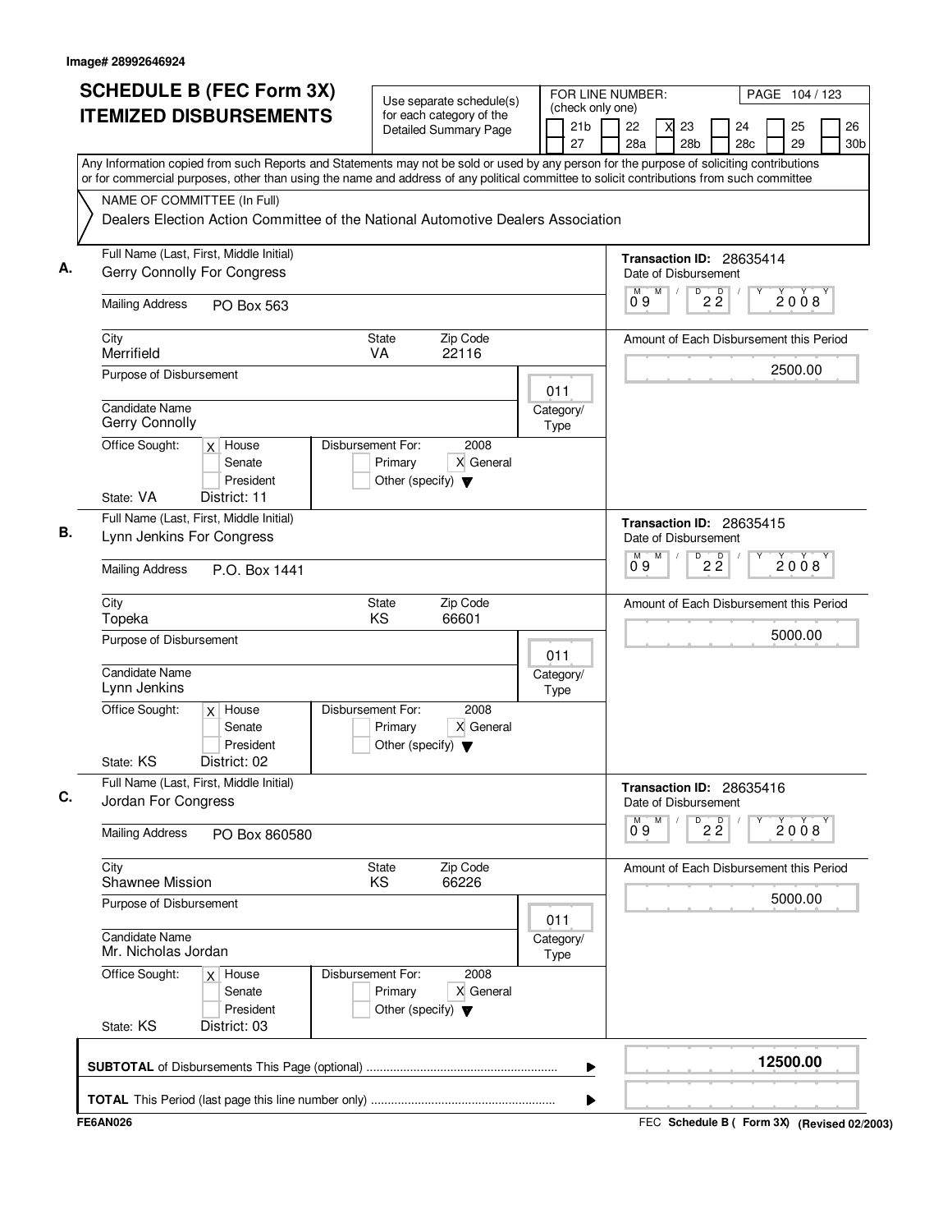Image# 28992646924

# SCHEDULE B (FEC Form 3X) ITEMIZED DISBURSEMENTS

Use separate schedule(s) for each category of the Detailed Summary Page

FOR LINE NUMBER: (check only one)

21b | 22 | [X] 23 | 24 | 25 | 26 | 27 | 28a | 28b | 28c | 29 | 30b

PAGE 104 / 123

Any Information copied from such Reports and Statements may not be sold or used by any person for the purpose of soliciting contributions or for commercial purposes, other than using the name and address of any political committee to solicit contributions from such committee

NAME OF COMMITTEE (In Full)

Dealers Election Action Committee of the National Automotive Dealers Association

---

**A.** Full Name (Last, First, Middle Initial): Gerry Connolly For Congress

Transaction ID: 28635414

Mailing Address: PO Box 563

Date of Disbursement: 09 / 22 / 2008

City: Merrifield | State: VA | Zip Code: 22116

Amount of Each Disbursement this Period: 2500.00

Purpose of Disbursement:

Category/Type: 011

Candidate Name: Gerry Connolly

Office Sought: [X] House [ ] Senate [ ] President

State: VA District: 11

Disbursement For: 2008 [ ] Primary [X] General [ ] Other (specify)

---

**B.** Full Name (Last, First, Middle Initial): Lynn Jenkins For Congress

Transaction ID: 28635415

Mailing Address: P.O. Box 1441

Date of Disbursement: 09 / 22 / 2008

City: Topeka | State: KS | Zip Code: 66601

Amount of Each Disbursement this Period: 5000.00

Purpose of Disbursement:

Category/Type: 011

Candidate Name: Lynn Jenkins

Office Sought: [X] House [ ] Senate [ ] President

State: KS District: 02

Disbursement For: 2008 [ ] Primary [X] General [ ] Other (specify)

---

**C.** Full Name (Last, First, Middle Initial): Jordan For Congress

Transaction ID: 28635416

Mailing Address: PO Box 860580

Date of Disbursement: 09 / 22 / 2008

City: Shawnee Mission | State: KS | Zip Code: 66226

Amount of Each Disbursement this Period: 5000.00

Purpose of Disbursement:

Category/Type: 011

Candidate Name: Mr. Nicholas Jordan

Office Sought: [X] House [ ] Senate [ ] President

State: KS District: 03

Disbursement For: 2008 [ ] Primary [X] General [ ] Other (specify)

---

**SUBTOTAL** of Disbursements This Page (optional): 12500.00

**TOTAL** This Period (last page this line number only):

FE6AN026

FEC Schedule B ( Form 3X) (Revised 02/2003)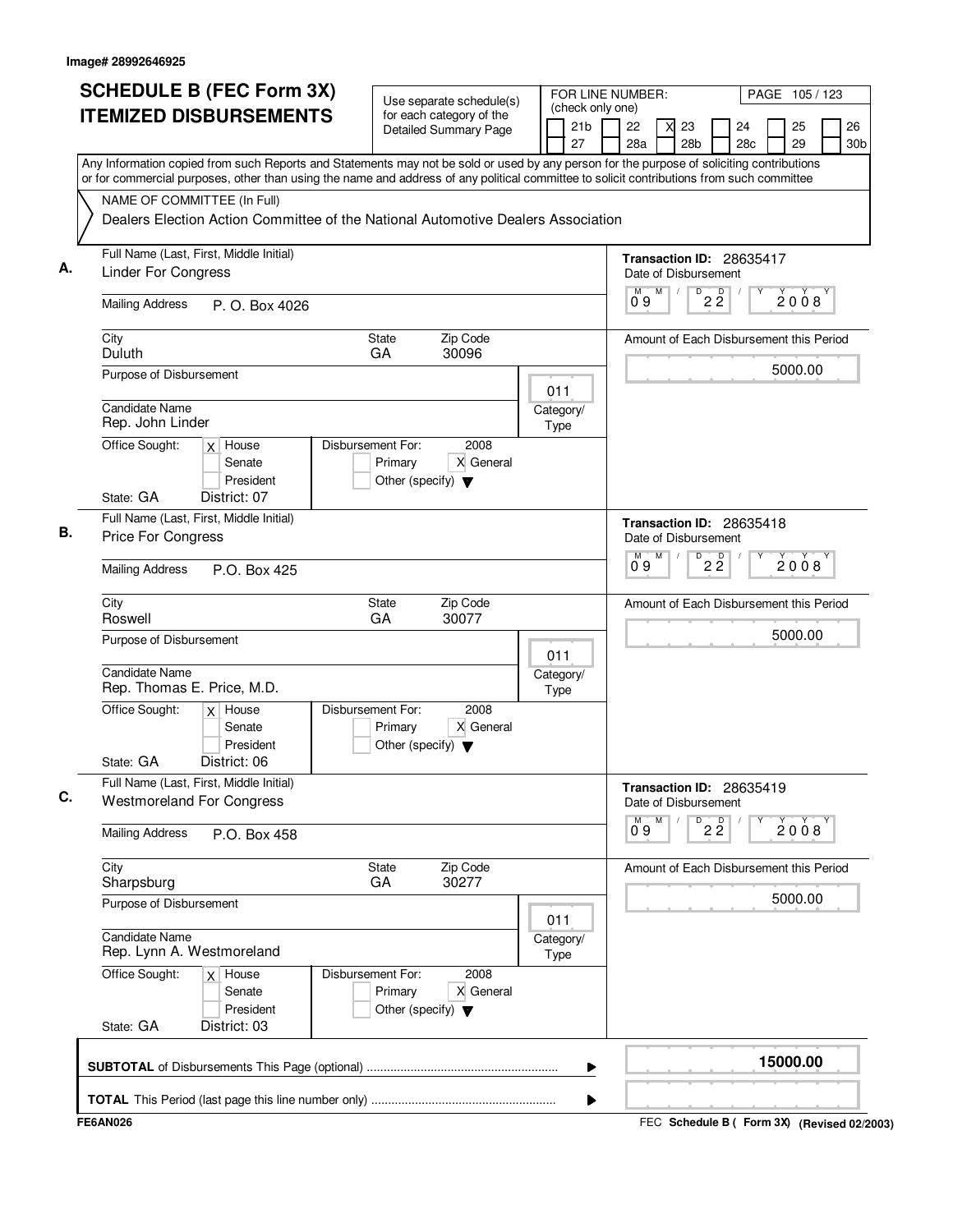Image# 28992646925

# SCHEDULE B (FEC Form 3X) ITEMIZED DISBURSEMENTS

Use separate schedule(s) for each category of the Detailed Summary Page

FOR LINE NUMBER: (check only one)

21b | 22 | X 23 | 24 | 25 | 26 | 27 | 28a | 28b | 28c | 29 | 30b

Any Information copied from such Reports and Statements may not be sold or used by any person for the purpose of soliciting contributions or for commercial purposes, other than using the name and address of any political committee to solicit contributions from such committee

NAME OF COMMITTEE (In Full)

Dealers Election Action Committee of the National Automotive Dealers Association

**A.** Full Name (Last, First, Middle Initial): Linder For Congress

Mailing Address: P. O. Box 4026

City: Duluth | State: GA | Zip Code: 30096

Purpose of Disbursement:

Category/Type: 011

Candidate Name: Rep. John Linder

Office Sought: X House | Senate | President

State: GA District: 07

Disbursement For: 2008 | Primary | X General | Other (specify)

Transaction ID: 28635417

Date of Disbursement: 09/22/2008

Amount of Each Disbursement this Period: 5000.00

**B.** Full Name (Last, First, Middle Initial): Price For Congress

Mailing Address: P.O. Box 425

City: Roswell | State: GA | Zip Code: 30077

Purpose of Disbursement:

Category/Type: 011

Candidate Name: Rep. Thomas E. Price, M.D.

Office Sought: X House | Senate | President

State: GA District: 06

Disbursement For: 2008 | Primary | X General | Other (specify)

Transaction ID: 28635418

Date of Disbursement: 09/22/2008

Amount of Each Disbursement this Period: 5000.00

**C.** Full Name (Last, First, Middle Initial): Westmoreland For Congress

Mailing Address: P.O. Box 458

City: Sharpsburg | State: GA | Zip Code: 30277

Purpose of Disbursement:

Category/Type: 011

Candidate Name: Rep. Lynn A. Westmoreland

Office Sought: X House | Senate | President

State: GA District: 03

Disbursement For: 2008 | Primary | X General | Other (specify)

Transaction ID: 28635419

Date of Disbursement: 09/22/2008

Amount of Each Disbursement this Period: 5000.00

**SUBTOTAL** of Disbursements This Page (optional): 15000.00

**TOTAL** This Period (last page this line number only):

FE6AN026

FEC Schedule B ( Form 3X) (Revised 02/2003)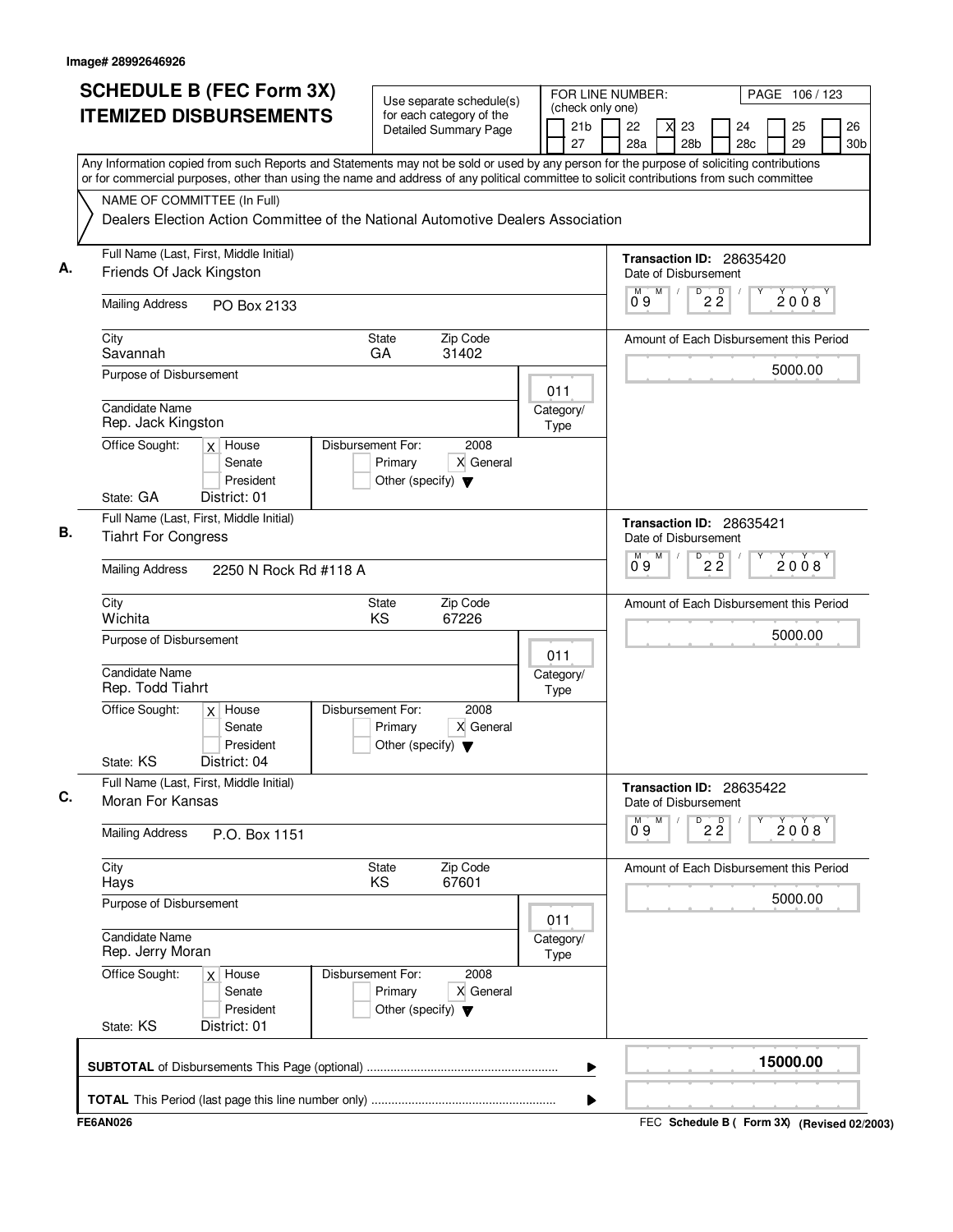Image# 28992646926

# SCHEDULE B (FEC Form 3X) ITEMIZED DISBURSEMENTS

Use separate schedule(s) for each category of the Detailed Summary Page

FOR LINE NUMBER: (check only one)

21b | 22 | X 23 | 24 | 25 | 26 | 27 | 28a | 28b | 28c | 29 | 30b

Any Information copied from such Reports and Statements may not be sold or used by any person for the purpose of soliciting contributions or for commercial purposes, other than using the name and address of any political committee to solicit contributions from such committee

NAME OF COMMITTEE (In Full)

Dealers Election Action Committee of the National Automotive Dealers Association

---

**A.** Full Name (Last, First, Middle Initial): Friends Of Jack Kingston

Mailing Address: PO Box 2133

City: Savannah | State: GA | Zip Code: 31402

Purpose of Disbursement:

Category/Type: 011

Candidate Name: Rep. Jack Kingston

Office Sought: [X] House [ ] Senate [ ] President

State: GA District: 01

Disbursement For: 2008 [ ] Primary [X] General [ ] Other (specify)

Transaction ID: 28635420

Date of Disbursement: 09/22/2008

Amount of Each Disbursement this Period: 5000.00

---

**B.** Full Name (Last, First, Middle Initial): Tiahrt For Congress

Mailing Address: 2250 N Rock Rd #118 A

City: Wichita | State: KS | Zip Code: 67226

Purpose of Disbursement:

Category/Type: 011

Candidate Name: Rep. Todd Tiahrt

Office Sought: [X] House [ ] Senate [ ] President

State: KS District: 04

Disbursement For: 2008 [ ] Primary [X] General [ ] Other (specify)

Transaction ID: 28635421

Date of Disbursement: 09/22/2008

Amount of Each Disbursement this Period: 5000.00

---

**C.** Full Name (Last, First, Middle Initial): Moran For Kansas

Mailing Address: P.O. Box 1151

City: Hays | State: KS | Zip Code: 67601

Purpose of Disbursement:

Category/Type: 011

Candidate Name: Rep. Jerry Moran

Office Sought: [X] House [ ] Senate [ ] President

State: KS District: 01

Disbursement For: 2008 [ ] Primary [X] General [ ] Other (specify)

Transaction ID: 28635422

Date of Disbursement: 09/22/2008

Amount of Each Disbursement this Period: 5000.00

---

**SUBTOTAL** of Disbursements This Page (optional): 15000.00

**TOTAL** This Period (last page this line number only):

FE6AN026

FEC **Schedule B ( Form 3X)** (Revised 02/2003)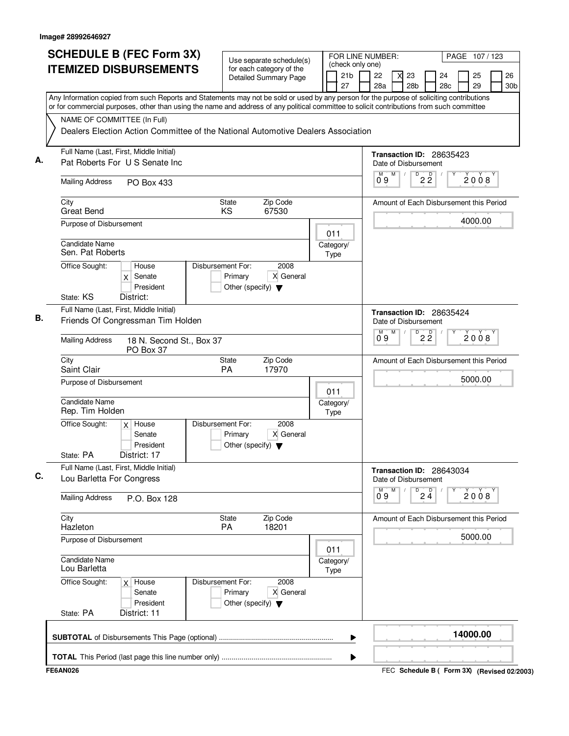Image# 28992646927

# SCHEDULE B (FEC Form 3X) ITEMIZED DISBURSEMENTS

Use separate schedule(s) for each category of the Detailed Summary Page

FOR LINE NUMBER: (check only one)
21b, 22, [X] 23, 24, 25, 26, 27, 28a, 28b, 28c, 29, 30b

PAGE 107 / 123

Any Information copied from such Reports and Statements may not be sold or used by any person for the purpose of soliciting contributions or for commercial purposes, other than using the name and address of any political committee to solicit contributions from such committee

NAME OF COMMITTEE (In Full)
Dealers Election Action Committee of the National Automotive Dealers Association

**A.**
Full Name (Last, First, Middle Initial): Pat Roberts For U S Senate Inc
Mailing Address: PO Box 433
City: Great Bend — State: KS — Zip Code: 67530
Purpose of Disbursement:
Candidate Name: Sen. Pat Roberts
Category/Type: 011
Office Sought: [X] Senate
State: KS — District:
Disbursement For: 2008 [X] General
Transaction ID: 28635423
Date of Disbursement: 09/22/2008
Amount of Each Disbursement this Period: 4000.00

**B.**
Full Name (Last, First, Middle Initial): Friends Of Congressman Tim Holden
Mailing Address: 18 N. Second St., Box 37, PO Box 37
City: Saint Clair — State: PA — Zip Code: 17970
Purpose of Disbursement:
Candidate Name: Rep. Tim Holden
Category/Type: 011
Office Sought: [X] House
State: PA — District: 17
Disbursement For: 2008 [X] General
Transaction ID: 28635424
Date of Disbursement: 09/22/2008
Amount of Each Disbursement this Period: 5000.00

**C.**
Full Name (Last, First, Middle Initial): Lou Barletta For Congress
Mailing Address: P.O. Box 128
City: Hazleton — State: PA — Zip Code: 18201
Purpose of Disbursement:
Candidate Name: Lou Barletta
Category/Type: 011
Office Sought: [X] House
State: PA — District: 11
Disbursement For: 2008 [X] General
Transaction ID: 28643034
Date of Disbursement: 09/24/2008
Amount of Each Disbursement this Period: 5000.00

**SUBTOTAL** of Disbursements This Page (optional): **14000.00**

**TOTAL** This Period (last page this line number only):

FE6AN026 — FEC **Schedule B ( Form 3X) (Revised 02/2003)**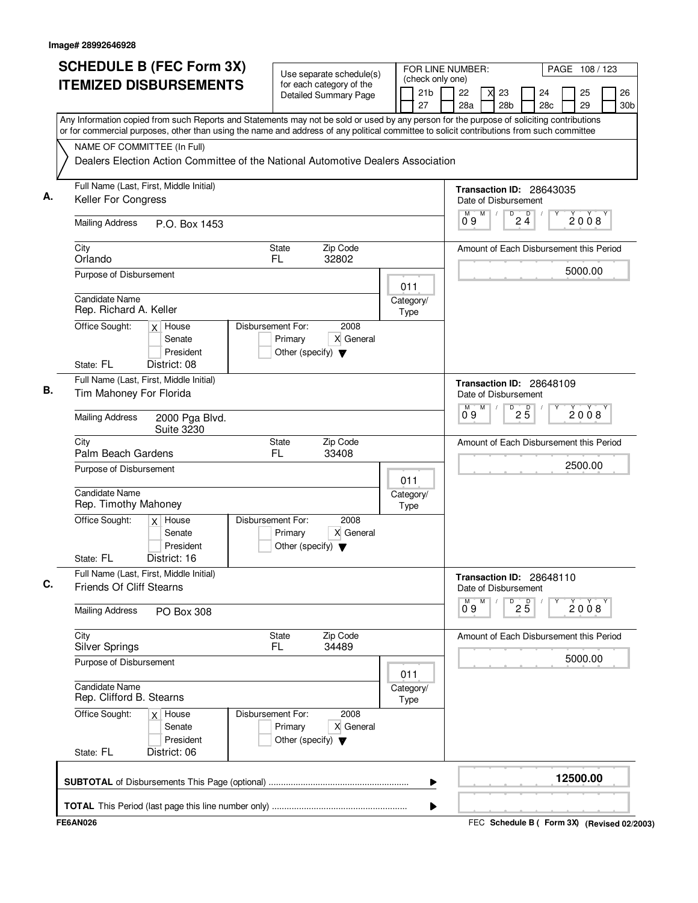Image# 28992646928

# SCHEDULE B (FEC Form 3X) ITEMIZED DISBURSEMENTS

Use separate schedule(s) for each category of the Detailed Summary Page

FOR LINE NUMBER: (check only one)
21b, 22, [X] 23, 24, 25, 26, 27, 28a, 28b, 28c, 29, 30b

Any Information copied from such Reports and Statements may not be sold or used by any person for the purpose of soliciting contributions or for commercial purposes, other than using the name and address of any political committee to solicit contributions from such committee

NAME OF COMMITTEE (In Full)
Dealers Election Action Committee of the National Automotive Dealers Association

**A.** Full Name (Last, First, Middle Initial): Keller For Congress
Mailing Address: P.O. Box 1453
City: Orlando State: FL Zip Code: 32802
Purpose of Disbursement:
Category/Type: 011
Candidate Name: Rep. Richard A. Keller
Office Sought: [X] House [ ] Senate [ ] President
State: FL District: 08
Disbursement For: 2008 [ ] Primary [X] General [ ] Other (specify)
Transaction ID: 28643035
Date of Disbursement: 09/24/2008
Amount of Each Disbursement this Period: 5000.00

**B.** Full Name (Last, First, Middle Initial): Tim Mahoney For Florida
Mailing Address: 2000 Pga Blvd. Suite 3230
City: Palm Beach Gardens State: FL Zip Code: 33408
Purpose of Disbursement:
Category/Type: 011
Candidate Name: Rep. Timothy Mahoney
Office Sought: [X] House [ ] Senate [ ] President
State: FL District: 16
Disbursement For: 2008 [ ] Primary [X] General [ ] Other (specify)
Transaction ID: 28648109
Date of Disbursement: 09/25/2008
Amount of Each Disbursement this Period: 2500.00

**C.** Full Name (Last, First, Middle Initial): Friends Of Cliff Stearns
Mailing Address: PO Box 308
City: Silver Springs State: FL Zip Code: 34489
Purpose of Disbursement:
Category/Type: 011
Candidate Name: Rep. Clifford B. Stearns
Office Sought: [X] House [ ] Senate [ ] President
State: FL District: 06
Disbursement For: 2008 [ ] Primary [X] General [ ] Other (specify)
Transaction ID: 28648110
Date of Disbursement: 09/25/2008
Amount of Each Disbursement this Period: 5000.00

**SUBTOTAL** of Disbursements This Page (optional): **12500.00**

**TOTAL** This Period (last page this line number only):

FE6AN026 FEC **Schedule B ( Form 3X)** (Revised 02/2003)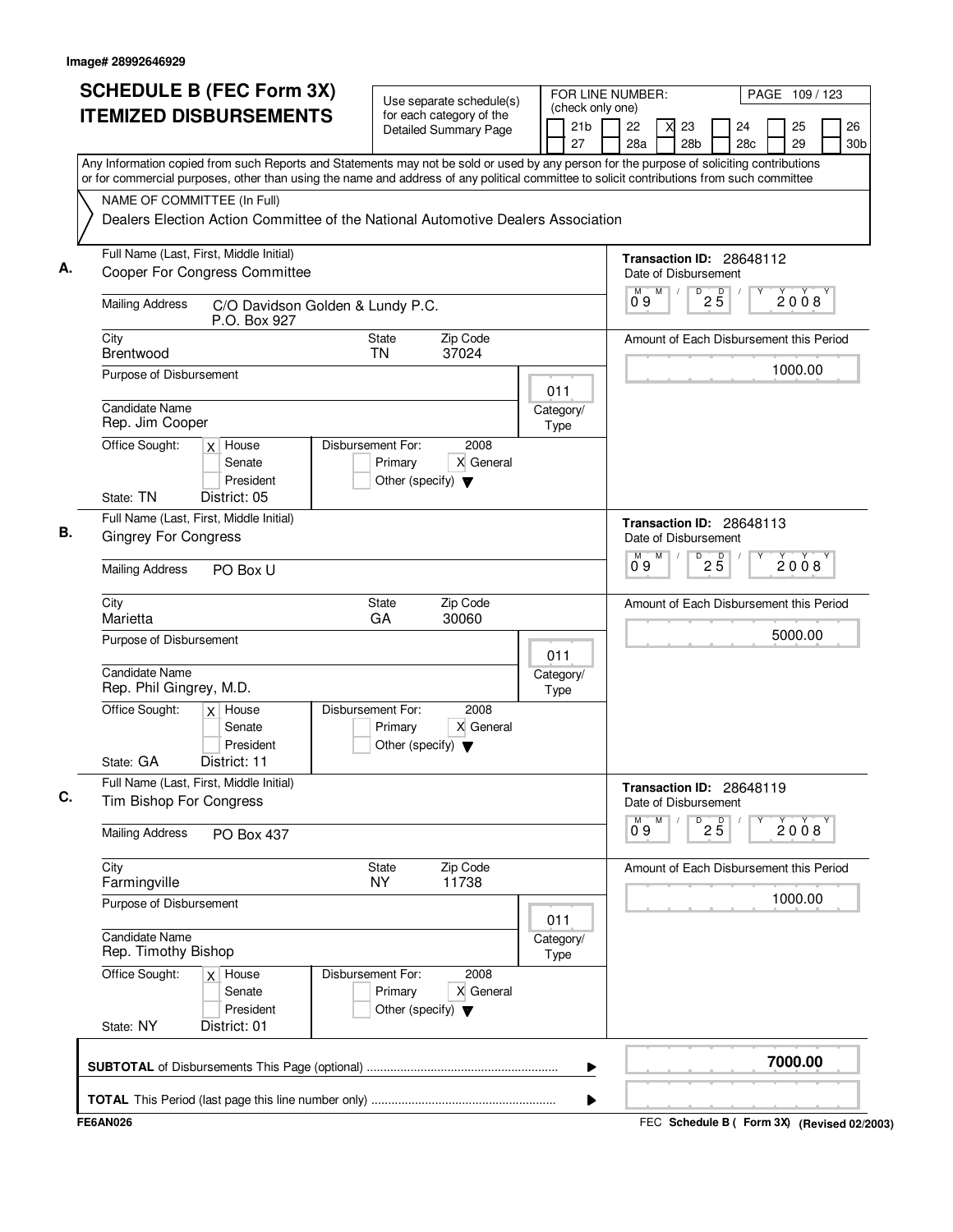Image# 28992646929

# SCHEDULE B (FEC Form 3X) ITEMIZED DISBURSEMENTS

Use separate schedule(s) for each category of the Detailed Summary Page

FOR LINE NUMBER: (check only one)
21b | 22 | X 23 | 24 | 25 | 26 | 27 | 28a | 28b | 28c | 29 | 30b

Any Information copied from such Reports and Statements may not be sold or used by any person for the purpose of soliciting contributions or for commercial purposes, other than using the name and address of any political committee to solicit contributions from such committee

NAME OF COMMITTEE (In Full)
Dealers Election Action Committee of the National Automotive Dealers Association

**A.**
Full Name (Last, First, Middle Initial): Cooper For Congress Committee
Mailing Address: C/O Davidson Golden & Lundy P.C., P.O. Box 927
City: Brentwood | State: TN | Zip Code: 37024
Purpose of Disbursement:
Category/Type: 011
Candidate Name: Rep. Jim Cooper
Office Sought: X House | Senate | President
State: TN | District: 05
Disbursement For: 2008 | Primary | X General | Other (specify)
Transaction ID: 28648112
Date of Disbursement: 09/25/2008
Amount of Each Disbursement this Period: 1000.00

**B.**
Full Name (Last, First, Middle Initial): Gingrey For Congress
Mailing Address: PO Box U
City: Marietta | State: GA | Zip Code: 30060
Purpose of Disbursement:
Category/Type: 011
Candidate Name: Rep. Phil Gingrey, M.D.
Office Sought: X House | Senate | President
State: GA | District: 11
Disbursement For: 2008 | Primary | X General | Other (specify)
Transaction ID: 28648113
Date of Disbursement: 09/25/2008
Amount of Each Disbursement this Period: 5000.00

**C.**
Full Name (Last, First, Middle Initial): Tim Bishop For Congress
Mailing Address: PO Box 437
City: Farmingville | State: NY | Zip Code: 11738
Purpose of Disbursement:
Category/Type: 011
Candidate Name: Rep. Timothy Bishop
Office Sought: X House | Senate | President
State: NY | District: 01
Disbursement For: 2008 | Primary | X General | Other (specify)
Transaction ID: 28648119
Date of Disbursement: 09/25/2008
Amount of Each Disbursement this Period: 1000.00

**SUBTOTAL** of Disbursements This Page (optional): **7000.00**

**TOTAL** This Period (last page this line number only):

FE6AN026 — FEC Schedule B ( Form 3X) (Revised 02/2003)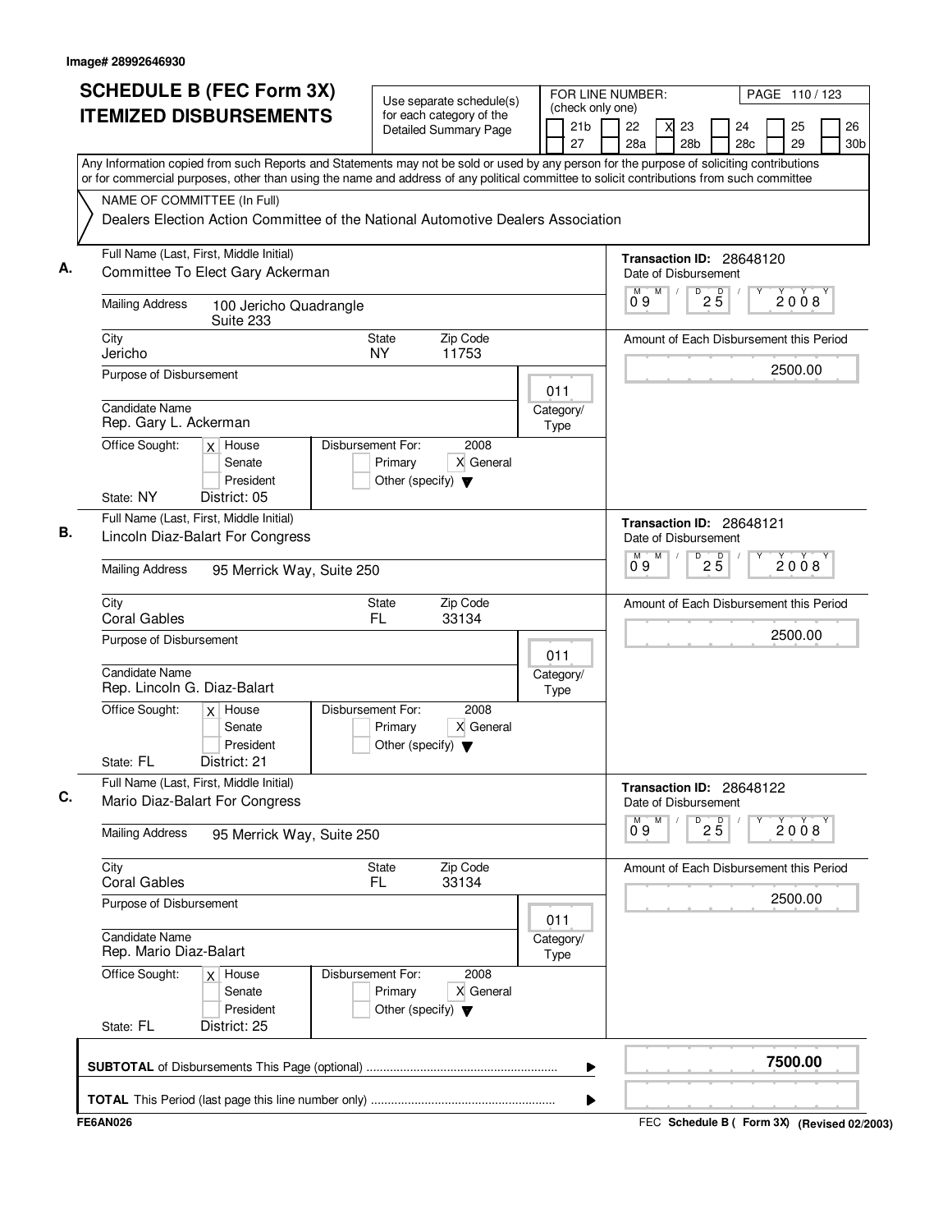Image# 28992646930

# SCHEDULE B (FEC Form 3X) ITEMIZED DISBURSEMENTS

Use separate schedule(s) for each category of the Detailed Summary Page

FOR LINE NUMBER: (check only one)

21b | 22 | X 23 | 24 | 25 | 26
27 | 28a | 28b | 28c | 29 | 30b

PAGE 110 / 123

Any Information copied from such Reports and Statements may not be sold or used by any person for the purpose of soliciting contributions or for commercial purposes, other than using the name and address of any political committee to solicit contributions from such committee

NAME OF COMMITTEE (In Full)

Dealers Election Action Committee of the National Automotive Dealers Association

**A.**

Full Name (Last, First, Middle Initial): Committee To Elect Gary Ackerman

Mailing Address: 100 Jericho Quadrangle, Suite 233

City: Jericho | State: NY | Zip Code: 11753

Purpose of Disbursement:

Category/Type: 011

Candidate Name: Rep. Gary L. Ackerman

Office Sought: X House | Senate | President

State: NY | District: 05

Disbursement For: 2008 | Primary | X General | Other (specify)

Transaction ID: 28648120

Date of Disbursement: 09/25/2008

Amount of Each Disbursement this Period: 2500.00

**B.**

Full Name (Last, First, Middle Initial): Lincoln Diaz-Balart For Congress

Mailing Address: 95 Merrick Way, Suite 250

City: Coral Gables | State: FL | Zip Code: 33134

Purpose of Disbursement:

Category/Type: 011

Candidate Name: Rep. Lincoln G. Diaz-Balart

Office Sought: X House | Senate | President

State: FL | District: 21

Disbursement For: 2008 | Primary | X General | Other (specify)

Transaction ID: 28648121

Date of Disbursement: 09/25/2008

Amount of Each Disbursement this Period: 2500.00

**C.**

Full Name (Last, First, Middle Initial): Mario Diaz-Balart For Congress

Mailing Address: 95 Merrick Way, Suite 250

City: Coral Gables | State: FL | Zip Code: 33134

Purpose of Disbursement:

Category/Type: 011

Candidate Name: Rep. Mario Diaz-Balart

Office Sought: X House | Senate | President

State: FL | District: 25

Disbursement For: 2008 | Primary | X General | Other (specify)

Transaction ID: 28648122

Date of Disbursement: 09/25/2008

Amount of Each Disbursement this Period: 2500.00

**SUBTOTAL** of Disbursements This Page (optional): 7500.00

**TOTAL** This Period (last page this line number only):

FE6AN026

FEC **Schedule B ( Form 3X)** (Revised 02/2003)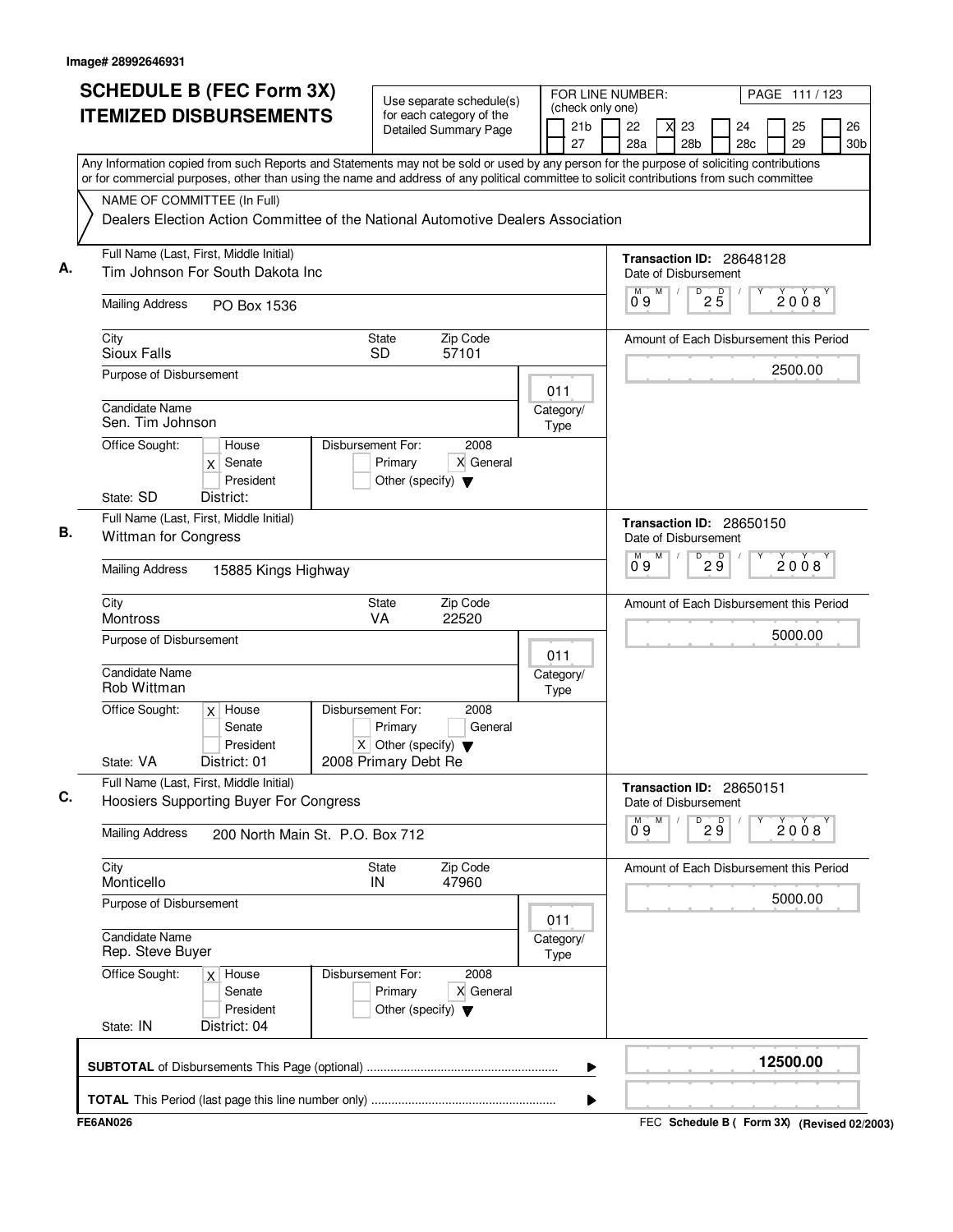Image# 28992646931

# SCHEDULE B (FEC Form 3X) ITEMIZED DISBURSEMENTS

Use separate schedule(s) for each category of the Detailed Summary Page

FOR LINE NUMBER: (check only one)

21b | 22 | X 23 | 24 | 25 | 26 | 27 | 28a | 28b | 28c | 29 | 30b

PAGE 111 / 123

Any Information copied from such Reports and Statements may not be sold or used by any person for the purpose of soliciting contributions or for commercial purposes, other than using the name and address of any political committee to solicit contributions from such committee

NAME OF COMMITTEE (In Full)

Dealers Election Action Committee of the National Automotive Dealers Association

## A.

Full Name (Last, First, Middle Initial): Tim Johnson For South Dakota Inc

Mailing Address: PO Box 1536

City: Sioux Falls | State: SD | Zip Code: 57101

Purpose of Disbursement:

Category/Type: 011

Candidate Name: Sen. Tim Johnson

Office Sought: [ ] House [X] Senate [ ] President

State: SD District:

Disbursement For: 2008 [ ] Primary [X] General [ ] Other (specify)

Transaction ID: 28648128

Date of Disbursement: 09/25/2008

Amount of Each Disbursement this Period: 2500.00

## B.

Full Name (Last, First, Middle Initial): Wittman for Congress

Mailing Address: 15885 Kings Highway

City: Montross | State: VA | Zip Code: 22520

Purpose of Disbursement:

Category/Type: 011

Candidate Name: Rob Wittman

Office Sought: [X] House [ ] Senate [ ] President

State: VA District: 01

Disbursement For: 2008 [ ] Primary [ ] General [X] Other (specify): 2008 Primary Debt Re

Transaction ID: 28650150

Date of Disbursement: 09/29/2008

Amount of Each Disbursement this Period: 5000.00

## C.

Full Name (Last, First, Middle Initial): Hoosiers Supporting Buyer For Congress

Mailing Address: 200 North Main St. P.O. Box 712

City: Monticello | State: IN | Zip Code: 47960

Purpose of Disbursement:

Category/Type: 011

Candidate Name: Rep. Steve Buyer

Office Sought: [X] House [ ] Senate [ ] President

State: IN District: 04

Disbursement For: 2008 [ ] Primary [X] General [ ] Other (specify)

Transaction ID: 28650151

Date of Disbursement: 09/29/2008

Amount of Each Disbursement this Period: 5000.00

**SUBTOTAL** of Disbursements This Page (optional): **12500.00**

**TOTAL** This Period (last page this line number only):

FE6AN026

FEC **Schedule B ( Form 3X)** (Revised 02/2003)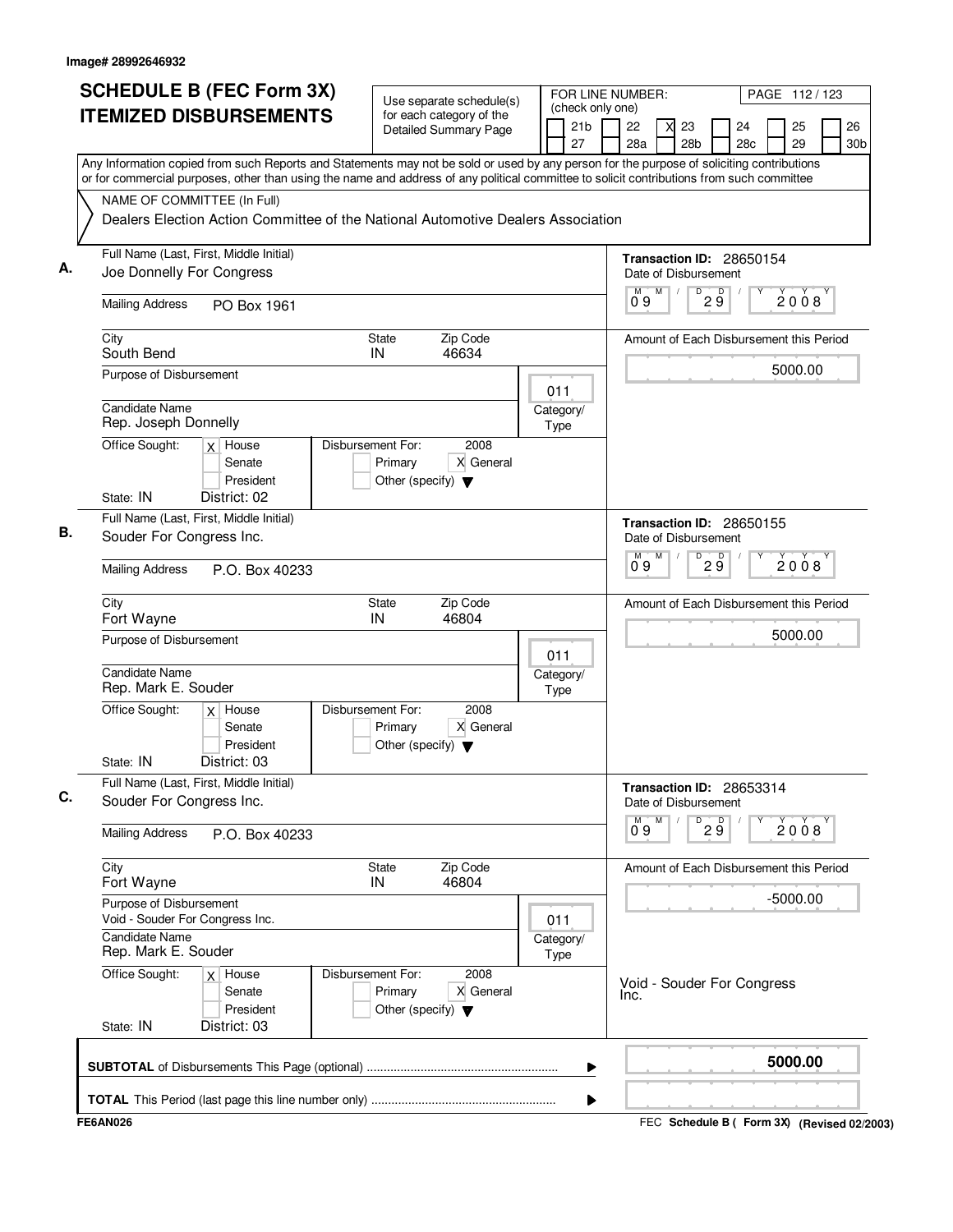Image# 28992646932

# SCHEDULE B (FEC Form 3X) ITEMIZED DISBURSEMENTS

Use separate schedule(s) for each category of the Detailed Summary Page

FOR LINE NUMBER: (check only one)
21b | 22 | X 23 | 24 | 25 | 26 | 27 | 28a | 28b | 28c | 29 | 30b

PAGE 112 / 123

Any Information copied from such Reports and Statements may not be sold or used by any person for the purpose of soliciting contributions or for commercial purposes, other than using the name and address of any political committee to solicit contributions from such committee

NAME OF COMMITTEE (In Full)
Dealers Election Action Committee of the National Automotive Dealers Association

## A.

Full Name (Last, First, Middle Initial): Joe Donnelly For Congress

Transaction ID: 28650154

Date of Disbursement: 09 / 29 / 2008

Mailing Address: PO Box 1961

City: South Bend | State: IN | Zip Code: 46634

Amount of Each Disbursement this Period: 5000.00

Purpose of Disbursement:

Category/Type: 011

Candidate Name: Rep. Joseph Donnelly

Office Sought: X House / Senate / President

Disbursement For: 2008 — Primary / X General / Other (specify)

State: IN | District: 02

## B.

Full Name (Last, First, Middle Initial): Souder For Congress Inc.

Transaction ID: 28650155

Date of Disbursement: 09 / 29 / 2008

Mailing Address: P.O. Box 40233

City: Fort Wayne | State: IN | Zip Code: 46804

Amount of Each Disbursement this Period: 5000.00

Purpose of Disbursement:

Category/Type: 011

Candidate Name: Rep. Mark E. Souder

Office Sought: X House / Senate / President

Disbursement For: 2008 — Primary / X General / Other (specify)

State: IN | District: 03

## C.

Full Name (Last, First, Middle Initial): Souder For Congress Inc.

Transaction ID: 28653314

Date of Disbursement: 09 / 29 / 2008

Mailing Address: P.O. Box 40233

City: Fort Wayne | State: IN | Zip Code: 46804

Amount of Each Disbursement this Period: -5000.00

Purpose of Disbursement: Void - Souder For Congress Inc.

Category/Type: 011

Candidate Name: Rep. Mark E. Souder

Office Sought: X House / Senate / President

Disbursement For: 2008 — Primary / X General / Other (specify)

Void - Souder For Congress Inc.

State: IN | District: 03

**SUBTOTAL** of Disbursements This Page (optional): **5000.00**

**TOTAL** This Period (last page this line number only):

FE6AN026

FEC **Schedule B ( Form 3X)** **(Revised 02/2003)**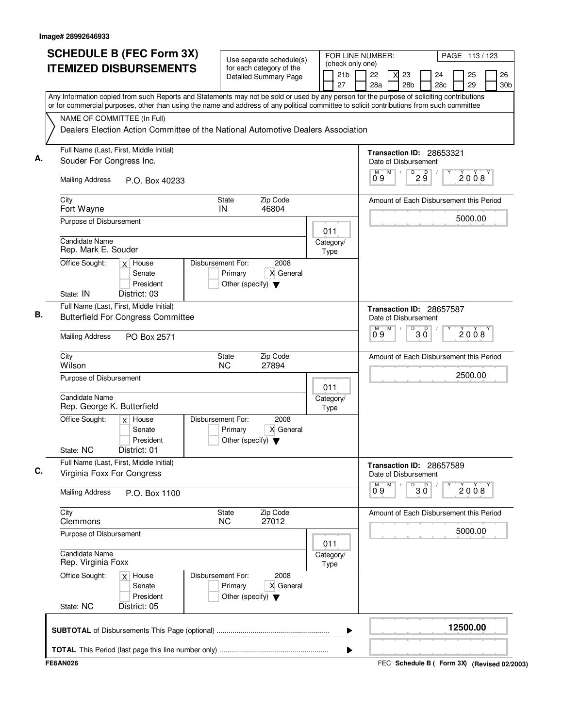Image# 28992646933

# SCHEDULE B (FEC Form 3X) ITEMIZED DISBURSEMENTS

Use separate schedule(s) for each category of the Detailed Summary Page

FOR LINE NUMBER: (check only one)

21b | 22 | X 23 | 24 | 25 | 26 | 27 | 28a | 28b | 28c | 29 | 30b

Any Information copied from such Reports and Statements may not be sold or used by any person for the purpose of soliciting contributions or for commercial purposes, other than using the name and address of any political committee to solicit contributions from such committee

NAME OF COMMITTEE (In Full)

Dealers Election Action Committee of the National Automotive Dealers Association

---

**A.** Full Name (Last, First, Middle Initial): Souder For Congress Inc.

Mailing Address: P.O. Box 40233

City: Fort Wayne | State: IN | Zip Code: 46804

Purpose of Disbursement:

Category/Type: 011

Candidate Name: Rep. Mark E. Souder

Office Sought: X House | Senate | President

State: IN | District: 03

Disbursement For: 2008 | Primary | X General | Other (specify)

Transaction ID: 28653321

Date of Disbursement: 09/29/2008

Amount of Each Disbursement this Period: 5000.00

---

**B.** Full Name (Last, First, Middle Initial): Butterfield For Congress Committee

Mailing Address: PO Box 2571

City: Wilson | State: NC | Zip Code: 27894

Purpose of Disbursement:

Category/Type: 011

Candidate Name: Rep. George K. Butterfield

Office Sought: X House | Senate | President

State: NC | District: 01

Disbursement For: 2008 | Primary | X General | Other (specify)

Transaction ID: 28657587

Date of Disbursement: 09/30/2008

Amount of Each Disbursement this Period: 2500.00

---

**C.** Full Name (Last, First, Middle Initial): Virginia Foxx For Congress

Mailing Address: P.O. Box 1100

City: Clemmons | State: NC | Zip Code: 27012

Purpose of Disbursement:

Category/Type: 011

Candidate Name: Rep. Virginia Foxx

Office Sought: X House | Senate | President

State: NC | District: 05

Disbursement For: 2008 | Primary | X General | Other (specify)

Transaction ID: 28657589

Date of Disbursement: 09/30/2008

Amount of Each Disbursement this Period: 5000.00

---

**SUBTOTAL** of Disbursements This Page (optional): **12500.00**

**TOTAL** This Period (last page this line number only):

FE6AN026

FEC Schedule B ( Form 3X) (Revised 02/2003)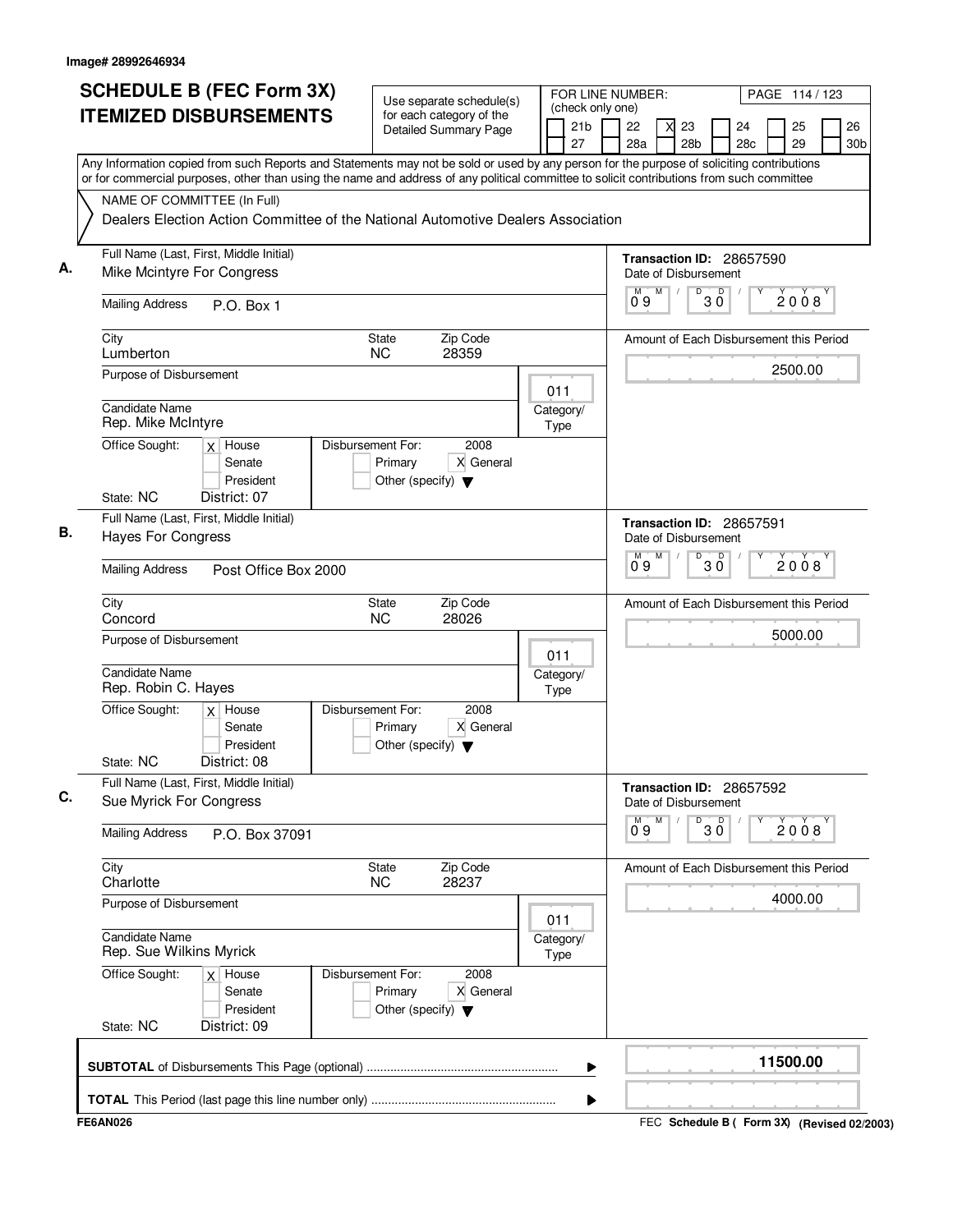Image# 28992646934

# SCHEDULE B (FEC Form 3X) ITEMIZED DISBURSEMENTS

Use separate schedule(s) for each category of the Detailed Summary Page

FOR LINE NUMBER: (check only one)

21b | 22 | X 23 | 24 | 25 | 26
27 | 28a | 28b | 28c | 29 | 30b

PAGE 114 / 123

Any Information copied from such Reports and Statements may not be sold or used by any person for the purpose of soliciting contributions or for commercial purposes, other than using the name and address of any political committee to solicit contributions from such committee

NAME OF COMMITTEE (In Full)
Dealers Election Action Committee of the National Automotive Dealers Association

**A.** Full Name (Last, First, Middle Initial): Mike Mcintyre For Congress
Transaction ID: 28657590
Date of Disbursement: 09 / 30 / 2008
Mailing Address: P.O. Box 1
City: Lumberton  State: NC  Zip Code: 28359
Amount of Each Disbursement this Period: 2500.00
Purpose of Disbursement:
Category/Type: 011
Candidate Name: Rep. Mike McIntyre
Office Sought: X House / Senate / President
Disbursement For: 2008 — Primary / X General / Other (specify)
State: NC  District: 07

**B.** Full Name (Last, First, Middle Initial): Hayes For Congress
Transaction ID: 28657591
Date of Disbursement: 09 / 30 / 2008
Mailing Address: Post Office Box 2000
City: Concord  State: NC  Zip Code: 28026
Amount of Each Disbursement this Period: 5000.00
Purpose of Disbursement:
Category/Type: 011
Candidate Name: Rep. Robin C. Hayes
Office Sought: X House / Senate / President
Disbursement For: 2008 — Primary / X General / Other (specify)
State: NC  District: 08

**C.** Full Name (Last, First, Middle Initial): Sue Myrick For Congress
Transaction ID: 28657592
Date of Disbursement: 09 / 30 / 2008
Mailing Address: P.O. Box 37091
City: Charlotte  State: NC  Zip Code: 28237
Amount of Each Disbursement this Period: 4000.00
Purpose of Disbursement:
Category/Type: 011
Candidate Name: Rep. Sue Wilkins Myrick
Office Sought: X House / Senate / President
Disbursement For: 2008 — Primary / X General / Other (specify)
State: NC  District: 09

**SUBTOTAL** of Disbursements This Page (optional) ........ 11500.00

**TOTAL** This Period (last page this line number only) ........

FE6AN026 — FEC Schedule B ( Form 3X) (Revised 02/2003)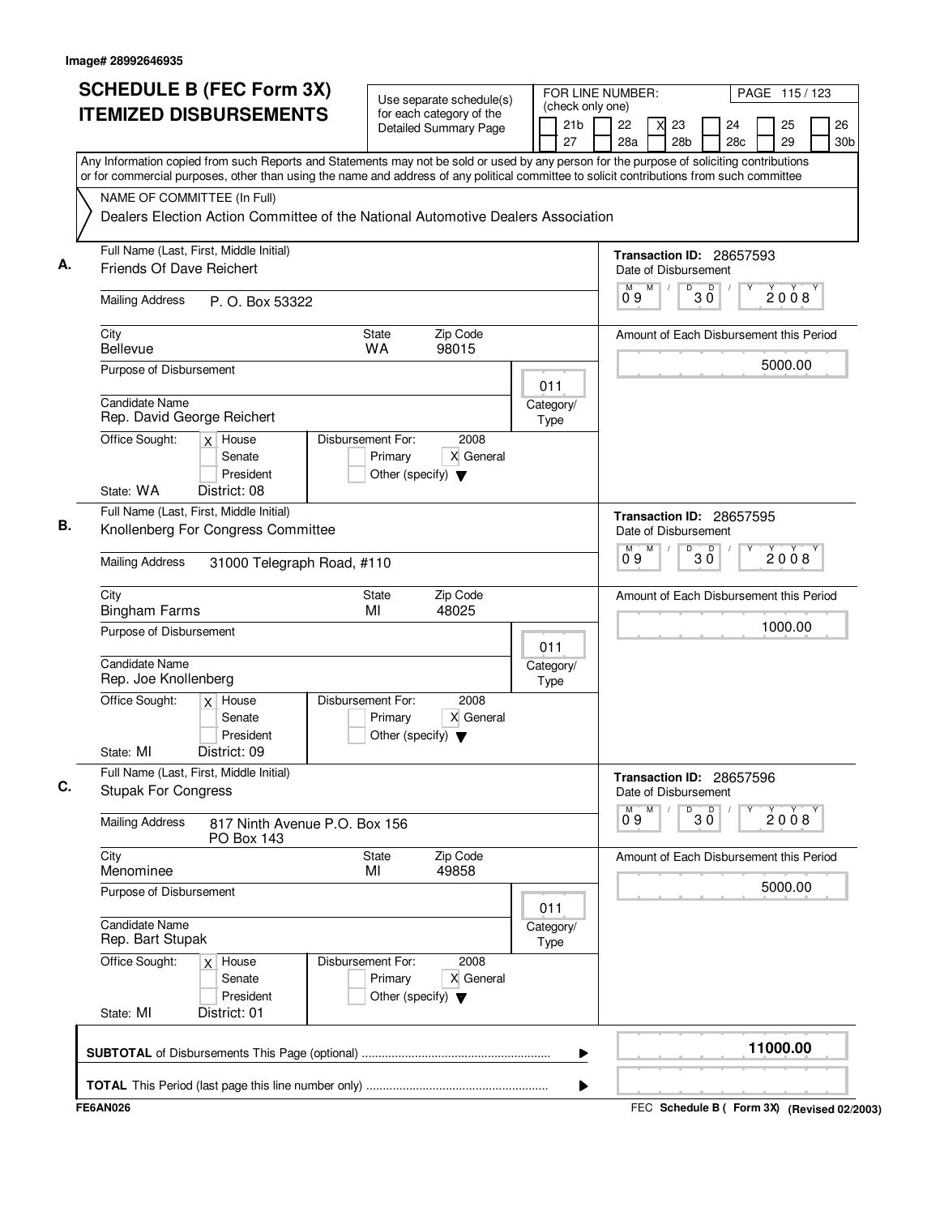Image# 28992646935

# SCHEDULE B (FEC Form 3X) ITEMIZED DISBURSEMENTS

Use separate schedule(s) for each category of the Detailed Summary Page

FOR LINE NUMBER: (check only one)

21b | 22 | X 23 | 24 | 25 | 26
27 | 28a | 28b | 28c | 29 | 30b

PAGE 115 / 123

Any Information copied from such Reports and Statements may not be sold or used by any person for the purpose of soliciting contributions or for commercial purposes, other than using the name and address of any political committee to solicit contributions from such committee

NAME OF COMMITTEE (In Full)
Dealers Election Action Committee of the National Automotive Dealers Association

## A.

Full Name (Last, First, Middle Initial): Friends Of Dave Reichert

Transaction ID: 28657593

Date of Disbursement: 09 / 30 / 2008

Mailing Address: P. O. Box 53322

City: Bellevue | State: WA | Zip Code: 98015

Amount of Each Disbursement this Period: 5000.00

Purpose of Disbursement:

Category/Type: 011

Candidate Name: Rep. David George Reichert

Office Sought: [X] House [ ] Senate [ ] President

Disbursement For: 2008 [ ] Primary [X] General [ ] Other (specify)

State: WA District: 08

## B.

Full Name (Last, First, Middle Initial): Knollenberg For Congress Committee

Transaction ID: 28657595

Date of Disbursement: 09 / 30 / 2008

Mailing Address: 31000 Telegraph Road, #110

City: Bingham Farms | State: MI | Zip Code: 48025

Amount of Each Disbursement this Period: 1000.00

Purpose of Disbursement:

Category/Type: 011

Candidate Name: Rep. Joe Knollenberg

Office Sought: [X] House [ ] Senate [ ] President

Disbursement For: 2008 [ ] Primary [X] General [ ] Other (specify)

State: MI District: 09

## C.

Full Name (Last, First, Middle Initial): Stupak For Congress

Transaction ID: 28657596

Date of Disbursement: 09 / 30 / 2008

Mailing Address: 817 Ninth Avenue P.O. Box 156
PO Box 143

City: Menominee | State: MI | Zip Code: 49858

Amount of Each Disbursement this Period: 5000.00

Purpose of Disbursement:

Category/Type: 011

Candidate Name: Rep. Bart Stupak

Office Sought: [X] House [ ] Senate [ ] President

Disbursement For: 2008 [ ] Primary [X] General [ ] Other (specify)

State: MI District: 01

**SUBTOTAL** of Disbursements This Page (optional) ........ 11000.00

**TOTAL** This Period (last page this line number only) ........

FE6AN026

FEC **Schedule B ( Form 3X)** **(Revised 02/2003)**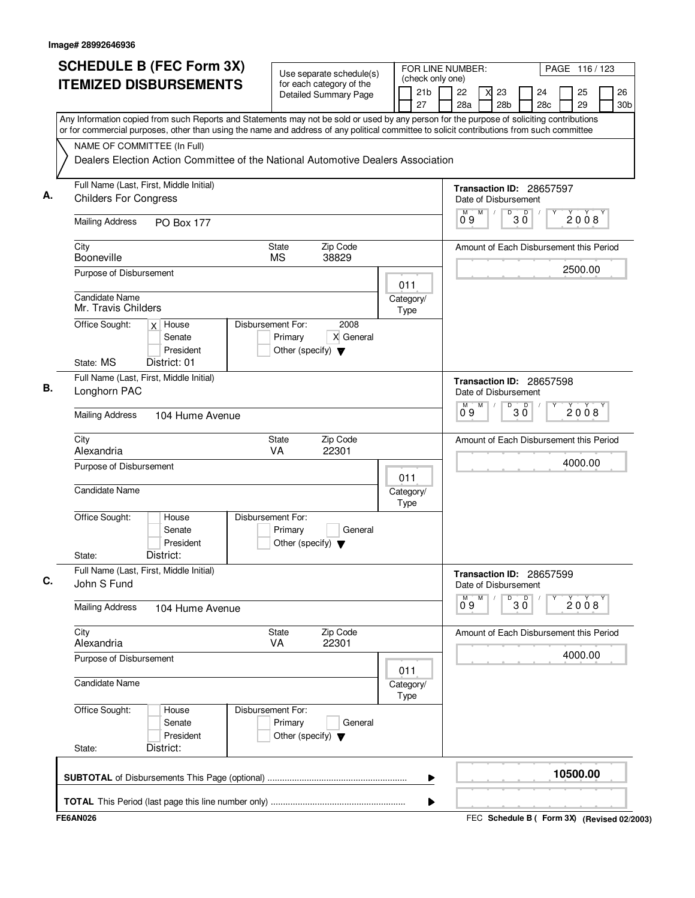Image# 28992646936

# SCHEDULE B (FEC Form 3X) ITEMIZED DISBURSEMENTS

Use separate schedule(s) for each category of the Detailed Summary Page

FOR LINE NUMBER: (check only one)

- [ ] 21b
- [ ] 22
- [X] 23
- [ ] 24
- [ ] 25
- [ ] 26
- [ ] 27
- [ ] 28a
- [ ] 28b
- [ ] 28c
- [ ] 29
- [ ] 30b

PAGE 116 / 123

Any Information copied from such Reports and Statements may not be sold or used by any person for the purpose of soliciting contributions or for commercial purposes, other than using the name and address of any political committee to solicit contributions from such committee

NAME OF COMMITTEE (In Full)
Dealers Election Action Committee of the National Automotive Dealers Association

---

**A.** Full Name (Last, First, Middle Initial): Childers For Congress

Mailing Address: PO Box 177

City: Booneville | State: MS | Zip Code: 38829

Purpose of Disbursement:

Category/Type: 011

Candidate Name: Mr. Travis Childers

Office Sought: [X] House [ ] Senate [ ] President

State: MS District: 01

Disbursement For: 2008 [ ] Primary [X] General [ ] Other (specify)

Transaction ID: 28657597

Date of Disbursement: 09/30/2008

Amount of Each Disbursement this Period: 2500.00

---

**B.** Full Name (Last, First, Middle Initial): Longhorn PAC

Mailing Address: 104 Hume Avenue

City: Alexandria | State: VA | Zip Code: 22301

Purpose of Disbursement:

Category/Type: 011

Candidate Name:

Office Sought: [ ] House [ ] Senate [ ] President

State: District:

Disbursement For: [ ] Primary [ ] General [ ] Other (specify)

Transaction ID: 28657598

Date of Disbursement: 09/30/2008

Amount of Each Disbursement this Period: 4000.00

---

**C.** Full Name (Last, First, Middle Initial): John S Fund

Mailing Address: 104 Hume Avenue

City: Alexandria | State: VA | Zip Code: 22301

Purpose of Disbursement:

Category/Type: 011

Candidate Name:

Office Sought: [ ] House [ ] Senate [ ] President

State: District:

Disbursement For: [ ] Primary [ ] General [ ] Other (specify)

Transaction ID: 28657599

Date of Disbursement: 09/30/2008

Amount of Each Disbursement this Period: 4000.00

---

**SUBTOTAL** of Disbursements This Page (optional): 10500.00

**TOTAL** This Period (last page this line number only):

FE6AN026

FEC Schedule B ( Form 3X) (Revised 02/2003)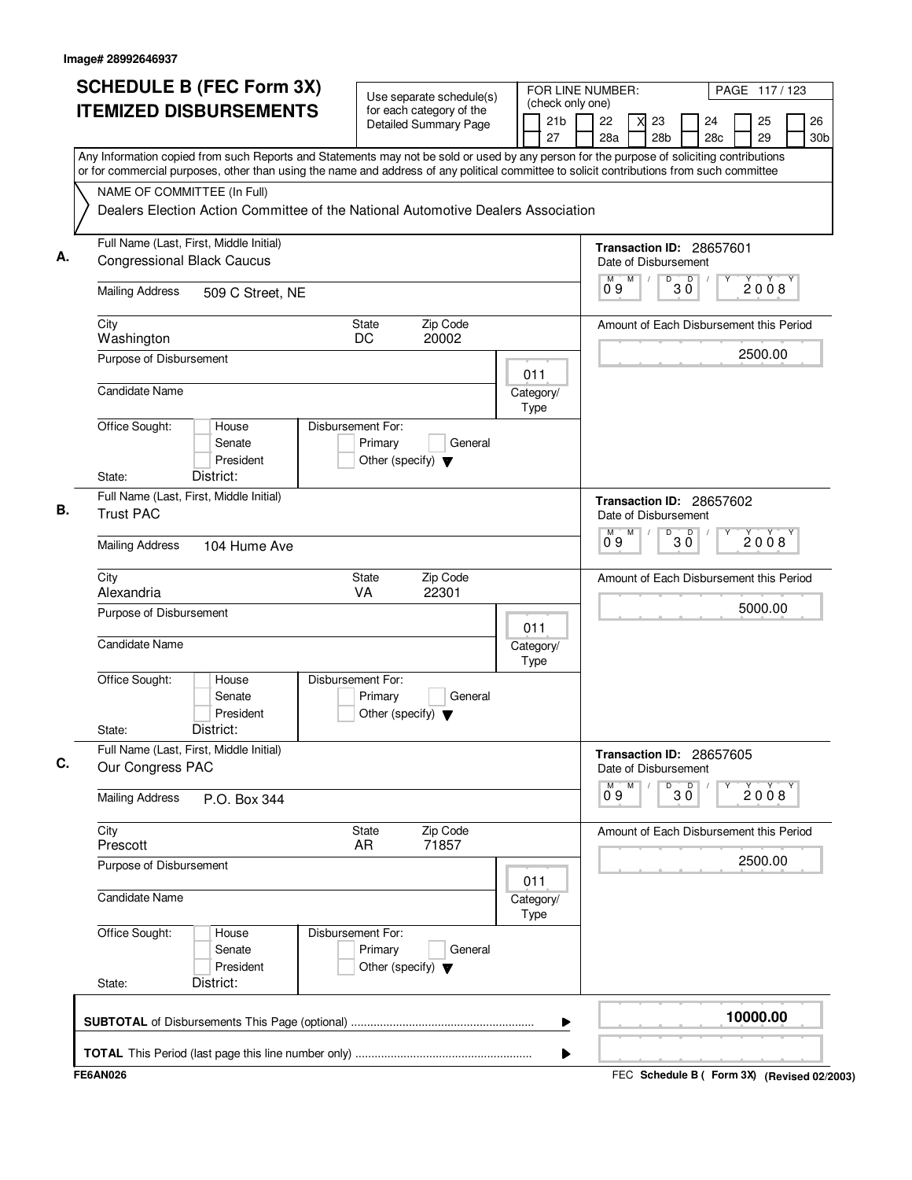Image# 28992646937

# SCHEDULE B (FEC Form 3X) ITEMIZED DISBURSEMENTS

Use separate schedule(s) for each category of the Detailed Summary Page

FOR LINE NUMBER: (check only one)
21b | 22 | X 23 | 24 | 25 | 26 | 27 | 28a | 28b | 28c | 29 | 30b

PAGE 117 / 123

Any Information copied from such Reports and Statements may not be sold or used by any person for the purpose of soliciting contributions or for commercial purposes, other than using the name and address of any political committee to solicit contributions from such committee

NAME OF COMMITTEE (In Full)
Dealers Election Action Committee of the National Automotive Dealers Association

## A.

Full Name (Last, First, Middle Initial): Congressional Black Caucus
Transaction ID: 28657601
Date of Disbursement: 09 / 30 / 2008
Mailing Address: 509 C Street, NE
City: Washington | State: DC | Zip Code: 20002
Amount of Each Disbursement this Period: 2500.00
Purpose of Disbursement:
Category/Type: 011
Candidate Name:
Office Sought: House / Senate / President
Disbursement For: Primary / General / Other (specify)
State: District:

## B.

Full Name (Last, First, Middle Initial): Trust PAC
Transaction ID: 28657602
Date of Disbursement: 09 / 30 / 2008
Mailing Address: 104 Hume Ave
City: Alexandria | State: VA | Zip Code: 22301
Amount of Each Disbursement this Period: 5000.00
Purpose of Disbursement:
Category/Type: 011
Candidate Name:
Office Sought: House / Senate / President
Disbursement For: Primary / General / Other (specify)
State: District:

## C.

Full Name (Last, First, Middle Initial): Our Congress PAC
Transaction ID: 28657605
Date of Disbursement: 09 / 30 / 2008
Mailing Address: P.O. Box 344
City: Prescott | State: AR | Zip Code: 71857
Amount of Each Disbursement this Period: 2500.00
Purpose of Disbursement:
Category/Type: 011
Candidate Name:
Office Sought: House / Senate / President
Disbursement For: Primary / General / Other (specify)
State: District:

**SUBTOTAL** of Disbursements This Page (optional) ........ **10000.00**

**TOTAL** This Period (last page this line number only) ........

FE6AN026 | FEC **Schedule B ( Form 3X)** (Revised 02/2003)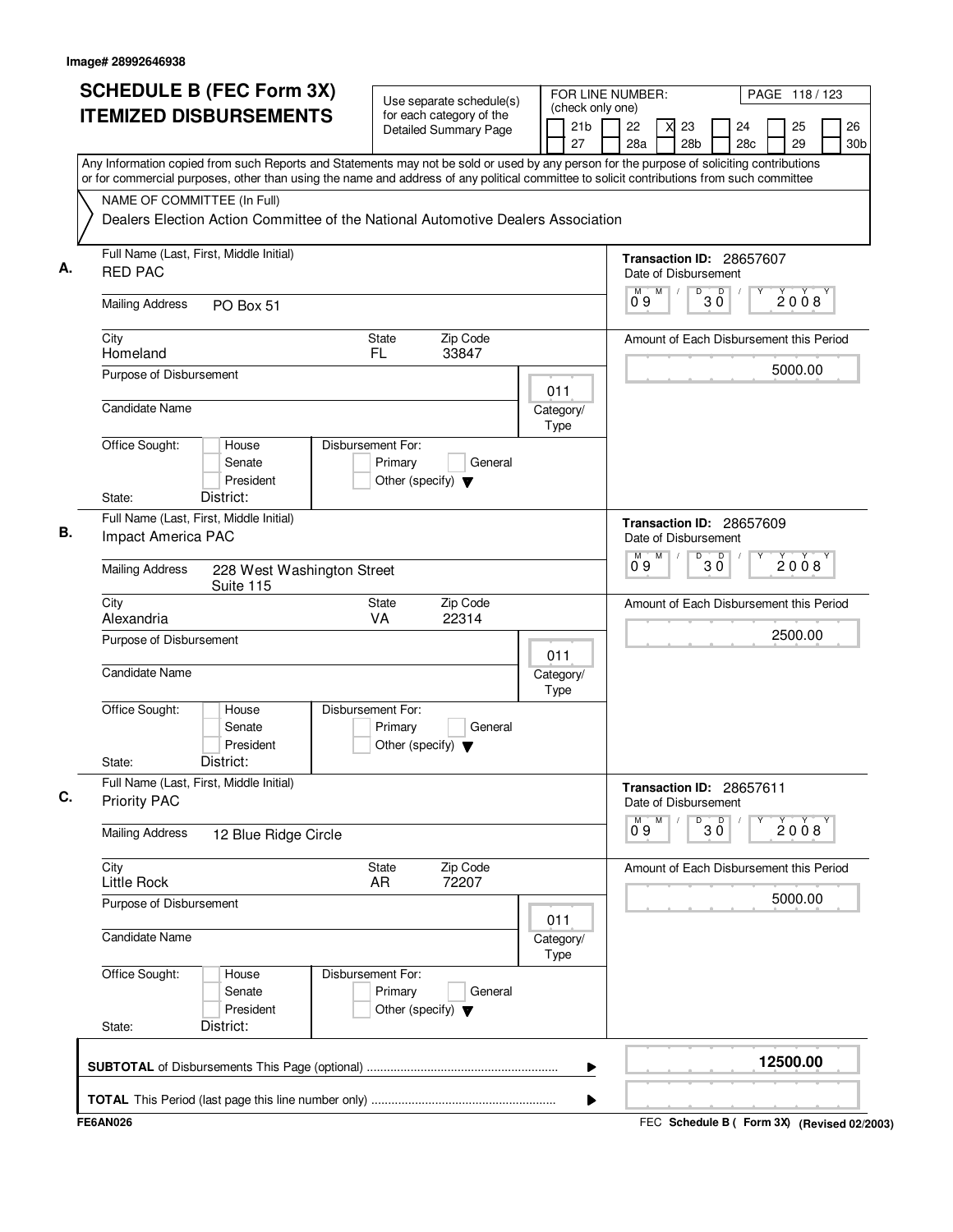Image# 28992646938

# SCHEDULE B (FEC Form 3X) ITEMIZED DISBURSEMENTS

Use separate schedule(s) for each category of the Detailed Summary Page

FOR LINE NUMBER: (check only one)

21b | 22 | X 23 | 24 | 25 | 26 | 27 | 28a | 28b | 28c | 29 | 30b

Any Information copied from such Reports and Statements may not be sold or used by any person for the purpose of soliciting contributions or for commercial purposes, other than using the name and address of any political committee to solicit contributions from such committee

NAME OF COMMITTEE (In Full)

Dealers Election Action Committee of the National Automotive Dealers Association

---

**A.** Full Name (Last, First, Middle Initial): RED PAC

Mailing Address: PO Box 51

City: Homeland | State: FL | Zip Code: 33847

Purpose of Disbursement:

Candidate Name:

Category/Type: 011

Office Sought: House / Senate / President

Disbursement For: Primary / General / Other (specify)

State: District:

Transaction ID: 28657607

Date of Disbursement: 09/30/2008

Amount of Each Disbursement this Period: 5000.00

---

**B.** Full Name (Last, First, Middle Initial): Impact America PAC

Mailing Address: 228 West Washington Street, Suite 115

City: Alexandria | State: VA | Zip Code: 22314

Purpose of Disbursement:

Candidate Name:

Category/Type: 011

Office Sought: House / Senate / President

Disbursement For: Primary / General / Other (specify)

State: District:

Transaction ID: 28657609

Date of Disbursement: 09/30/2008

Amount of Each Disbursement this Period: 2500.00

---

**C.** Full Name (Last, First, Middle Initial): Priority PAC

Mailing Address: 12 Blue Ridge Circle

City: Little Rock | State: AR | Zip Code: 72207

Purpose of Disbursement:

Candidate Name:

Category/Type: 011

Office Sought: House / Senate / President

Disbursement For: Primary / General / Other (specify)

State: District:

Transaction ID: 28657611

Date of Disbursement: 09/30/2008

Amount of Each Disbursement this Period: 5000.00

---

**SUBTOTAL** of Disbursements This Page (optional): **12500.00**

**TOTAL** This Period (last page this line number only):

FE6AN026

FEC Schedule B ( Form 3X) (Revised 02/2003)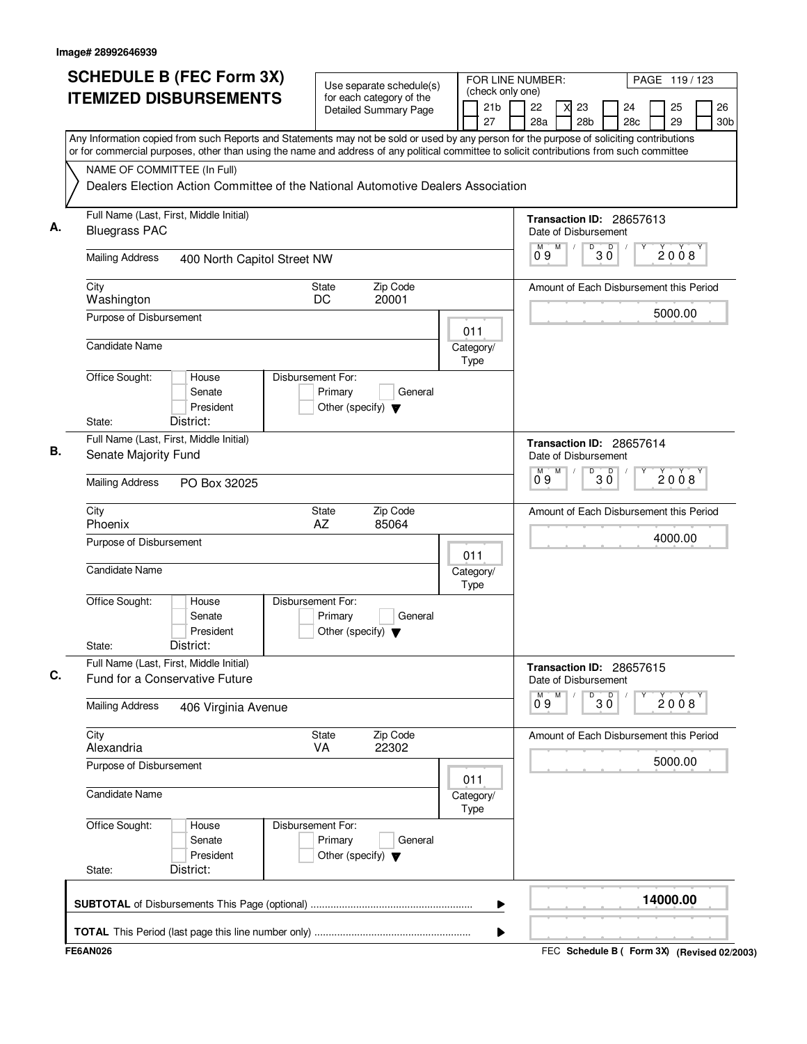Image# 28992646939

# SCHEDULE B (FEC Form 3X) ITEMIZED DISBURSEMENTS

Use separate schedule(s) for each category of the Detailed Summary Page

FOR LINE NUMBER: (check only one)

[ ] 21b [ ] 22 [X] 23 [ ] 24 [ ] 25 [ ] 26 [ ] 27 [ ] 28a [ ] 28b [ ] 28c [ ] 29 [ ] 30b

PAGE 119 / 123

Any Information copied from such Reports and Statements may not be sold or used by any person for the purpose of soliciting contributions or for commercial purposes, other than using the name and address of any political committee to solicit contributions from such committee

NAME OF COMMITTEE (In Full)
Dealers Election Action Committee of the National Automotive Dealers Association

**A.** Full Name (Last, First, Middle Initial): Bluegrass PAC
Mailing Address: 400 North Capitol Street NW
City: Washington | State: DC | Zip Code: 20001
Purpose of Disbursement:
Candidate Name:
Category/Type: 011
Office Sought: [ ] House [ ] Senate [ ] President
State: District:
Disbursement For: [ ] Primary [ ] General [ ] Other (specify)
Transaction ID: 28657613
Date of Disbursement: 09/30/2008
Amount of Each Disbursement this Period: 5000.00

**B.** Full Name (Last, First, Middle Initial): Senate Majority Fund
Mailing Address: PO Box 32025
City: Phoenix | State: AZ | Zip Code: 85064
Purpose of Disbursement:
Candidate Name:
Category/Type: 011
Office Sought: [ ] House [ ] Senate [ ] President
State: District:
Disbursement For: [ ] Primary [ ] General [ ] Other (specify)
Transaction ID: 28657614
Date of Disbursement: 09/30/2008
Amount of Each Disbursement this Period: 4000.00

**C.** Full Name (Last, First, Middle Initial): Fund for a Conservative Future
Mailing Address: 406 Virginia Avenue
City: Alexandria | State: VA | Zip Code: 22302
Purpose of Disbursement:
Candidate Name:
Category/Type: 011
Office Sought: [ ] House [ ] Senate [ ] President
State: District:
Disbursement For: [ ] Primary [ ] General [ ] Other (specify)
Transaction ID: 28657615
Date of Disbursement: 09/30/2008
Amount of Each Disbursement this Period: 5000.00

**SUBTOTAL** of Disbursements This Page (optional) ........ 14000.00

**TOTAL** This Period (last page this line number only) ........

FE6AN026 — FEC Schedule B ( Form 3X) (Revised 02/2003)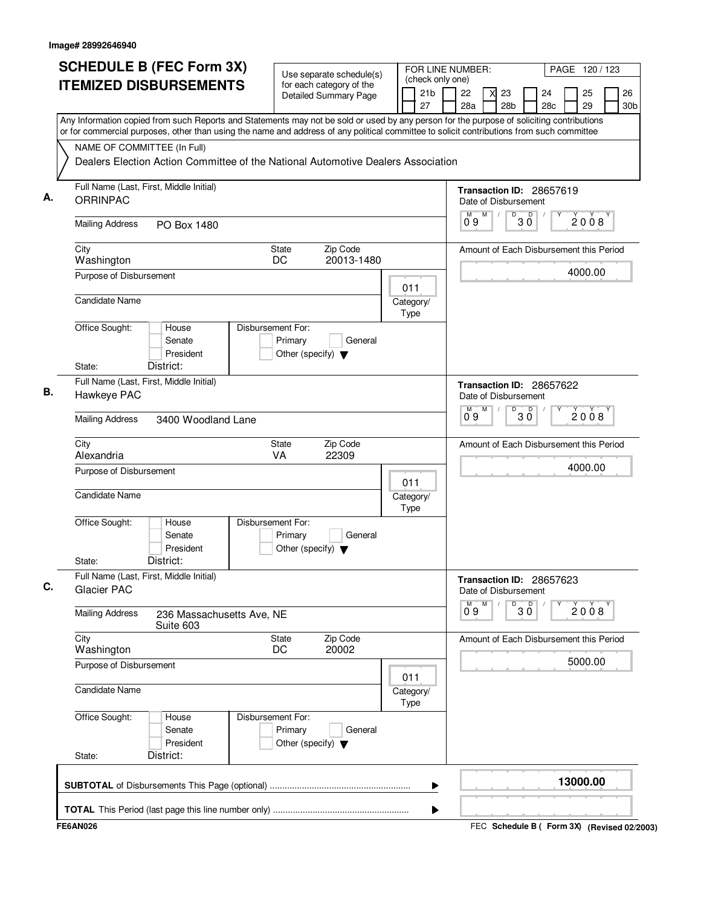Image# 28992646940

# SCHEDULE B (FEC Form 3X) ITEMIZED DISBURSEMENTS

Use separate schedule(s) for each category of the Detailed Summary Page

FOR LINE NUMBER: (check only one)
21b, 22, [X] 23, 24, 25, 26, 27, 28a, 28b, 28c, 29, 30b

PAGE 120 / 123

Any Information copied from such Reports and Statements may not be sold or used by any person for the purpose of soliciting contributions or for commercial purposes, other than using the name and address of any political committee to solicit contributions from such committee

NAME OF COMMITTEE (In Full)
Dealers Election Action Committee of the National Automotive Dealers Association

**A.** Full Name (Last, First, Middle Initial): ORRINPAC
Mailing Address: PO Box 1480
City: Washington | State: DC | Zip Code: 20013-1480
Purpose of Disbursement:
Candidate Name:
Category/Type: 011
Office Sought: House / Senate / President
State: | District:
Disbursement For: Primary / General / Other (specify)
Transaction ID: 28657619
Date of Disbursement: 09/30/2008
Amount of Each Disbursement this Period: 4000.00

**B.** Full Name (Last, First, Middle Initial): Hawkeye PAC
Mailing Address: 3400 Woodland Lane
City: Alexandria | State: VA | Zip Code: 22309
Purpose of Disbursement:
Candidate Name:
Category/Type: 011
Office Sought: House / Senate / President
State: | District:
Disbursement For: Primary / General / Other (specify)
Transaction ID: 28657622
Date of Disbursement: 09/30/2008
Amount of Each Disbursement this Period: 4000.00

**C.** Full Name (Last, First, Middle Initial): Glacier PAC
Mailing Address: 236 Massachusetts Ave, NE Suite 603
City: Washington | State: DC | Zip Code: 20002
Purpose of Disbursement:
Candidate Name:
Category/Type: 011
Office Sought: House / Senate / President
State: | District:
Disbursement For: Primary / General / Other (specify)
Transaction ID: 28657623
Date of Disbursement: 09/30/2008
Amount of Each Disbursement this Period: 5000.00

**SUBTOTAL** of Disbursements This Page (optional): 13000.00

**TOTAL** This Period (last page this line number only):

FE6AN026

FEC **Schedule B ( Form 3X)** (Revised 02/2003)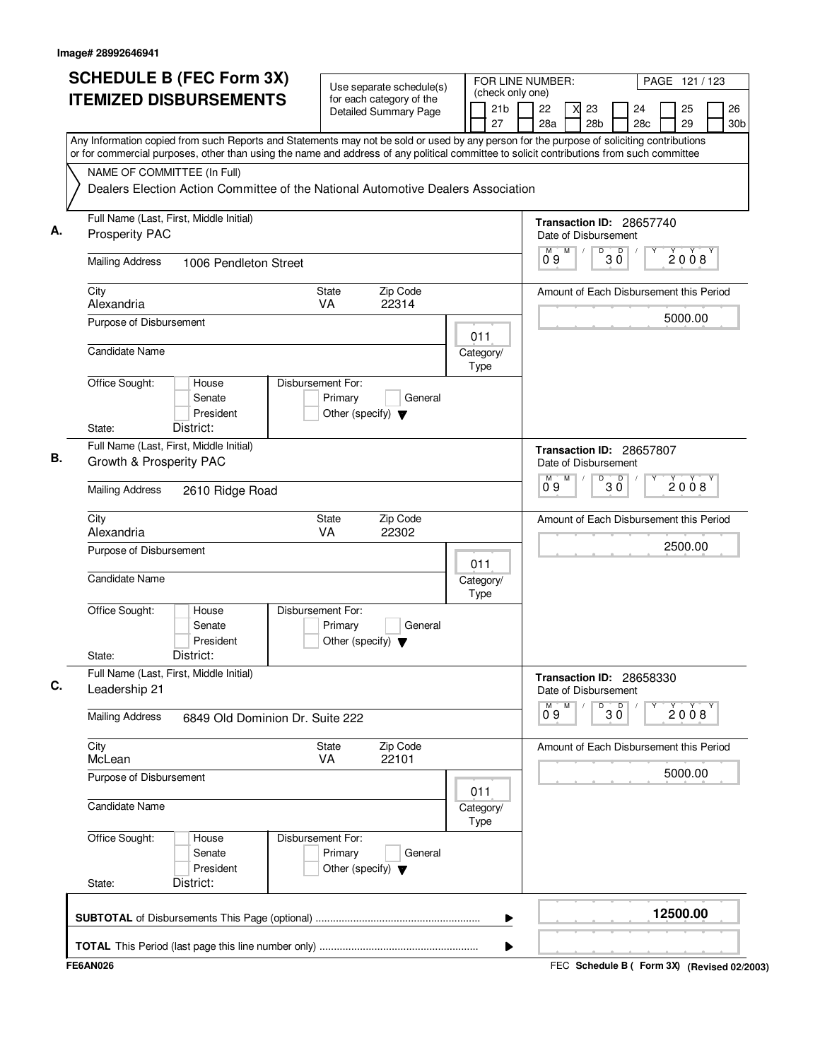Image# 28992646941

# SCHEDULE B (FEC Form 3X) ITEMIZED DISBURSEMENTS

Use separate schedule(s) for each category of the Detailed Summary Page

FOR LINE NUMBER: (check only one)
21b | 22 | [X] 23 | 24 | 25 | 26 | 27 | 28a | 28b | 28c | 29 | 30b

Any Information copied from such Reports and Statements may not be sold or used by any person for the purpose of soliciting contributions or for commercial purposes, other than using the name and address of any political committee to solicit contributions from such committee

NAME OF COMMITTEE (In Full)
Dealers Election Action Committee of the National Automotive Dealers Association

---

**A.** Full Name (Last, First, Middle Initial): Prosperity PAC

Mailing Address: 1006 Pendleton Street

City: Alexandria | State: VA | Zip Code: 22314

Purpose of Disbursement:

Candidate Name:

Category/Type: 011

Office Sought: House / Senate / President — State: — District:

Disbursement For: Primary / General / Other (specify)

Transaction ID: 28657740

Date of Disbursement: 09/30/2008

Amount of Each Disbursement this Period: 5000.00

---

**B.** Full Name (Last, First, Middle Initial): Growth & Prosperity PAC

Mailing Address: 2610 Ridge Road

City: Alexandria | State: VA | Zip Code: 22302

Purpose of Disbursement:

Candidate Name:

Category/Type: 011

Office Sought: House / Senate / President — State: — District:

Disbursement For: Primary / General / Other (specify)

Transaction ID: 28657807

Date of Disbursement: 09/30/2008

Amount of Each Disbursement this Period: 2500.00

---

**C.** Full Name (Last, First, Middle Initial): Leadership 21

Mailing Address: 6849 Old Dominion Dr. Suite 222

City: McLean | State: VA | Zip Code: 22101

Purpose of Disbursement:

Candidate Name:

Category/Type: 011

Office Sought: House / Senate / President — State: — District:

Disbursement For: Primary / General / Other (specify)

Transaction ID: 28658330

Date of Disbursement: 09/30/2008

Amount of Each Disbursement this Period: 5000.00

---

**SUBTOTAL** of Disbursements This Page (optional): **12500.00**

**TOTAL** This Period (last page this line number only):

FE6AN026

FEC **Schedule B ( Form 3X)** (Revised 02/2003)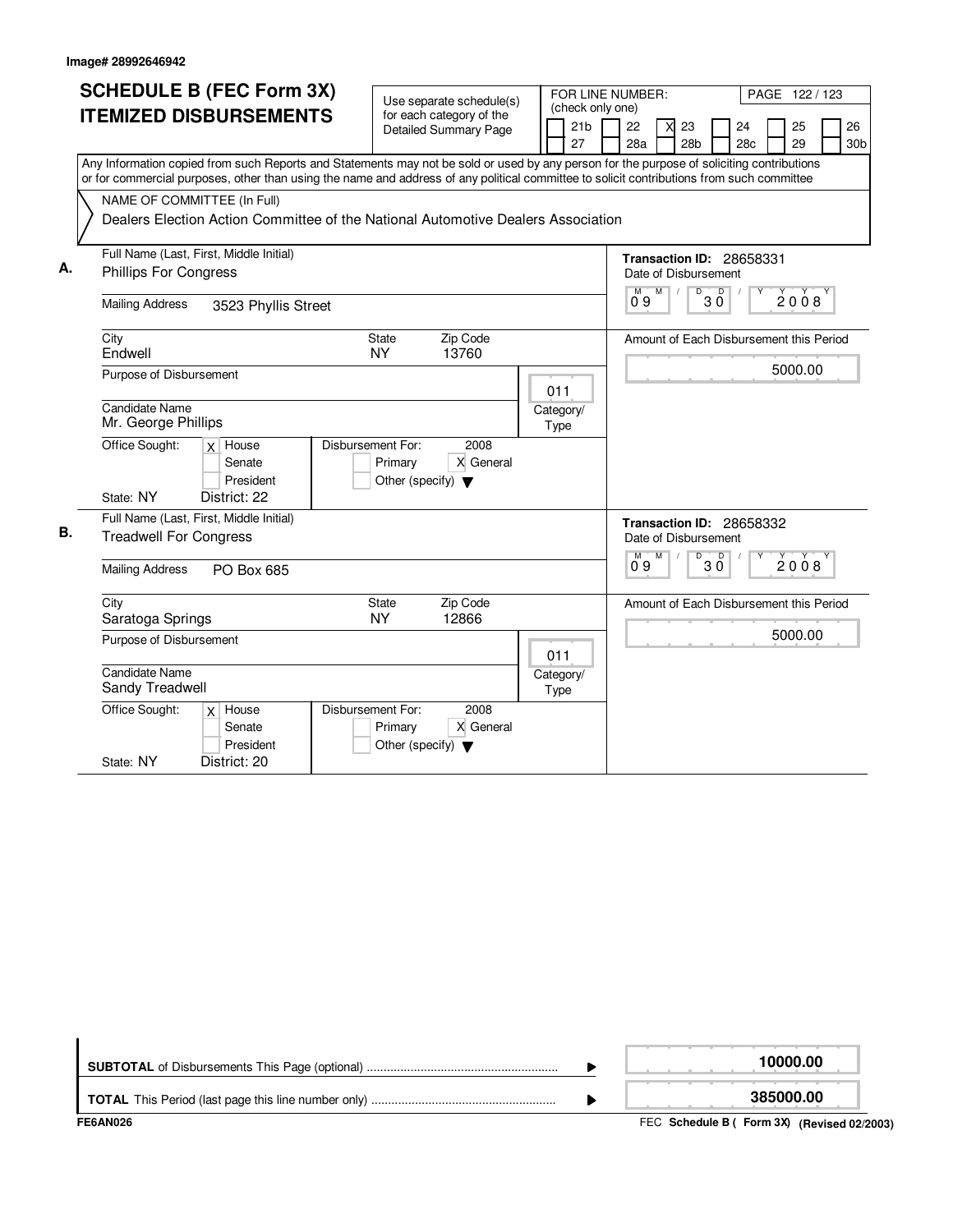Image# 28992646942

# SCHEDULE B (FEC Form 3X) ITEMIZED DISBURSEMENTS

Use separate schedule(s) for each category of the Detailed Summary Page

FOR LINE NUMBER: (check only one)

| | 21b | | 22 | X | 23 | | 24 | | 25 | | 26 |
|---|---|---|---|---|---|---|---|---|---|---|---|
| | 27 | | 28a | | 28b | | 28c | | 29 | | 30b |

PAGE 122 / 123

Any Information copied from such Reports and Statements may not be sold or used by any person for the purpose of soliciting contributions or for commercial purposes, other than using the name and address of any political committee to solicit contributions from such committee

NAME OF COMMITTEE (In Full)
Dealers Election Action Committee of the National Automotive Dealers Association

**A.** Full Name (Last, First, Middle Initial): Phillips For Congress

Mailing Address: 3523 Phyllis Street

City: Endwell — State: NY — Zip Code: 13760

Purpose of Disbursement:

Category/Type: 011

Candidate Name: Mr. George Phillips

Office Sought: [X] House [ ] Senate [ ] President

State: NY District: 22

Disbursement For: 2008 [ ] Primary [X] General [ ] Other (specify)

Transaction ID: 28658331

Date of Disbursement: 09 / 30 / 2008

Amount of Each Disbursement this Period: 5000.00

**B.** Full Name (Last, First, Middle Initial): Treadwell For Congress

Mailing Address: PO Box 685

City: Saratoga Springs — State: NY — Zip Code: 12866

Purpose of Disbursement:

Category/Type: 011

Candidate Name: Sandy Treadwell

Office Sought: [X] House [ ] Senate [ ] President

State: NY District: 20

Disbursement For: 2008 [ ] Primary [X] General [ ] Other (specify)

Transaction ID: 28658332

Date of Disbursement: 09 / 30 / 2008

Amount of Each Disbursement this Period: 5000.00

| | |
|---|---|
| **SUBTOTAL** of Disbursements This Page (optional) | 10000.00 |
| **TOTAL** This Period (last page this line number only) | 385000.00 |

FE6AN026 — FEC **Schedule B ( Form 3X) (Revised 02/2003)**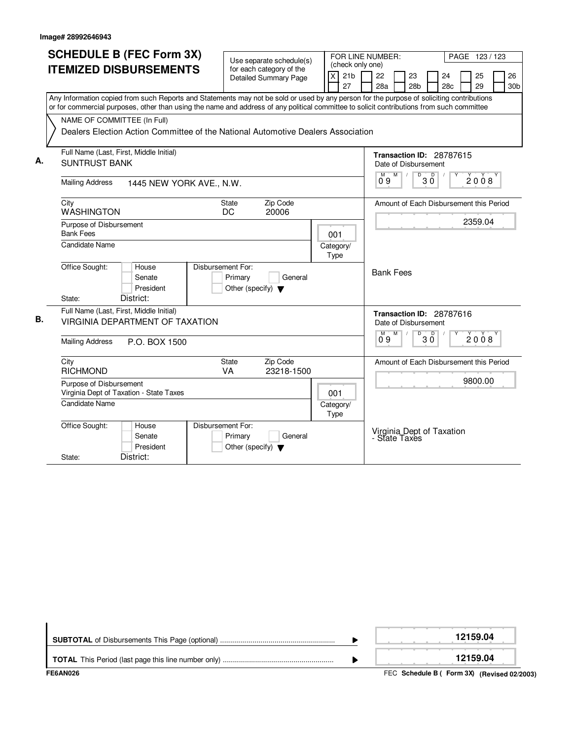Image# 28992646943

# SCHEDULE B (FEC Form 3X)
# ITEMIZED DISBURSEMENTS

Use separate schedule(s) for each category of the Detailed Summary Page

FOR LINE NUMBER: (check only one)

[X] 21b [ ] 22 [ ] 23 [ ] 24 [ ] 25 [ ] 26
[ ] 27 [ ] 28a [ ] 28b [ ] 28c [ ] 29 [ ] 30b

Any Information copied from such Reports and Statements may not be sold or used by any person for the purpose of soliciting contributions or for commercial purposes, other than using the name and address of any political committee to solicit contributions from such committee

NAME OF COMMITTEE (In Full)

Dealers Election Action Committee of the National Automotive Dealers Association

---

**A.** Full Name (Last, First, Middle Initial): SUNTRUST BANK

Mailing Address: 1445 NEW YORK AVE., N.W.

City: WASHINGTON | State: DC | Zip Code: 20006

Purpose of Disbursement: Bank Fees

Category/Type: 001

Candidate Name:

Office Sought: [ ] House [ ] Senate [ ] President

State: District:

Disbursement For: [ ] Primary [ ] General [ ] Other (specify)

Transaction ID: 28787615

Date of Disbursement: 09 / 30 / 2008

Amount of Each Disbursement this Period: 2359.04

Bank Fees

---

**B.** Full Name (Last, First, Middle Initial): VIRGINIA DEPARTMENT OF TAXATION

Mailing Address: P.O. BOX 1500

City: RICHMOND | State: VA | Zip Code: 23218-1500

Purpose of Disbursement: Virginia Dept of Taxation - State Taxes

Category/Type: 001

Candidate Name:

Office Sought: [ ] House [ ] Senate [ ] President

State: District:

Disbursement For: [ ] Primary [ ] General [ ] Other (specify)

Transaction ID: 28787616

Date of Disbursement: 09 / 30 / 2008

Amount of Each Disbursement this Period: 9800.00

Virginia Dept of Taxation - State Taxes

---

| | |
|---|---|
| **SUBTOTAL** of Disbursements This Page (optional) | 12159.04 |
| **TOTAL** This Period (last page this line number only) | 12159.04 |

FE6AN026

FEC **Schedule B ( Form 3X) (Revised 02/2003)**